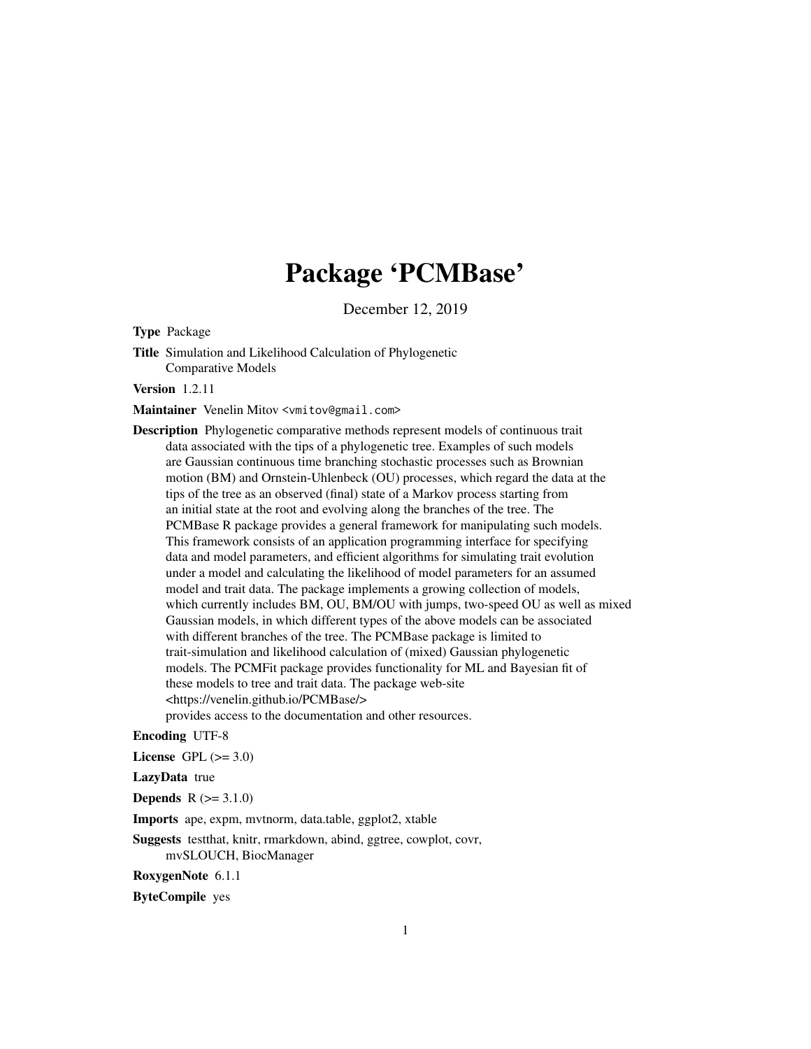# Package 'PCMBase'

December 12, 2019

**Type** Package

**Title** Simulation and Likelihood Calculation of Phylogenetic Comparative Models

**Version** 1.2.11

**Maintainer** Venelin Mitov <vmitov@gmail.com>

**Description** Phylogenetic comparative methods represent models of continuous trait data associated with the tips of a phylogenetic tree. Examples of such models are Gaussian continuous time branching stochastic processes such as Brownian motion (BM) and Ornstein-Uhlenbeck (OU) processes, which regard the data at the tips of the tree as an observed (final) state of a Markov process starting from an initial state at the root and evolving along the branches of the tree. The PCMBase R package provides a general framework for manipulating such models. This framework consists of an application programming interface for specifying data and model parameters, and efficient algorithms for simulating trait evolution under a model and calculating the likelihood of model parameters for an assumed model and trait data. The package implements a growing collection of models, which currently includes BM, OU, BM/OU with jumps, two-speed OU as well as mixed Gaussian models, in which different types of the above models can be associated with different branches of the tree. The PCMBase package is limited to trait-simulation and likelihood calculation of (mixed) Gaussian phylogenetic models. The PCMFit package provides functionality for ML and Bayesian fit of these models to tree and trait data. The package web-site <https://venelin.github.io/PCMBase/> provides access to the documentation and other resources.

**Encoding** UTF-8

**License** GPL (>= 3.0)

**LazyData** true

**Depends** R (>= 3.1.0)

**Imports** ape, expm, mvtnorm, data.table, ggplot2, xtable

**Suggests** testthat, knitr, rmarkdown, abind, ggtree, cowplot, covr, mvSLOUCH, BiocManager

**RoxygenNote** 6.1.1

**ByteCompile** yes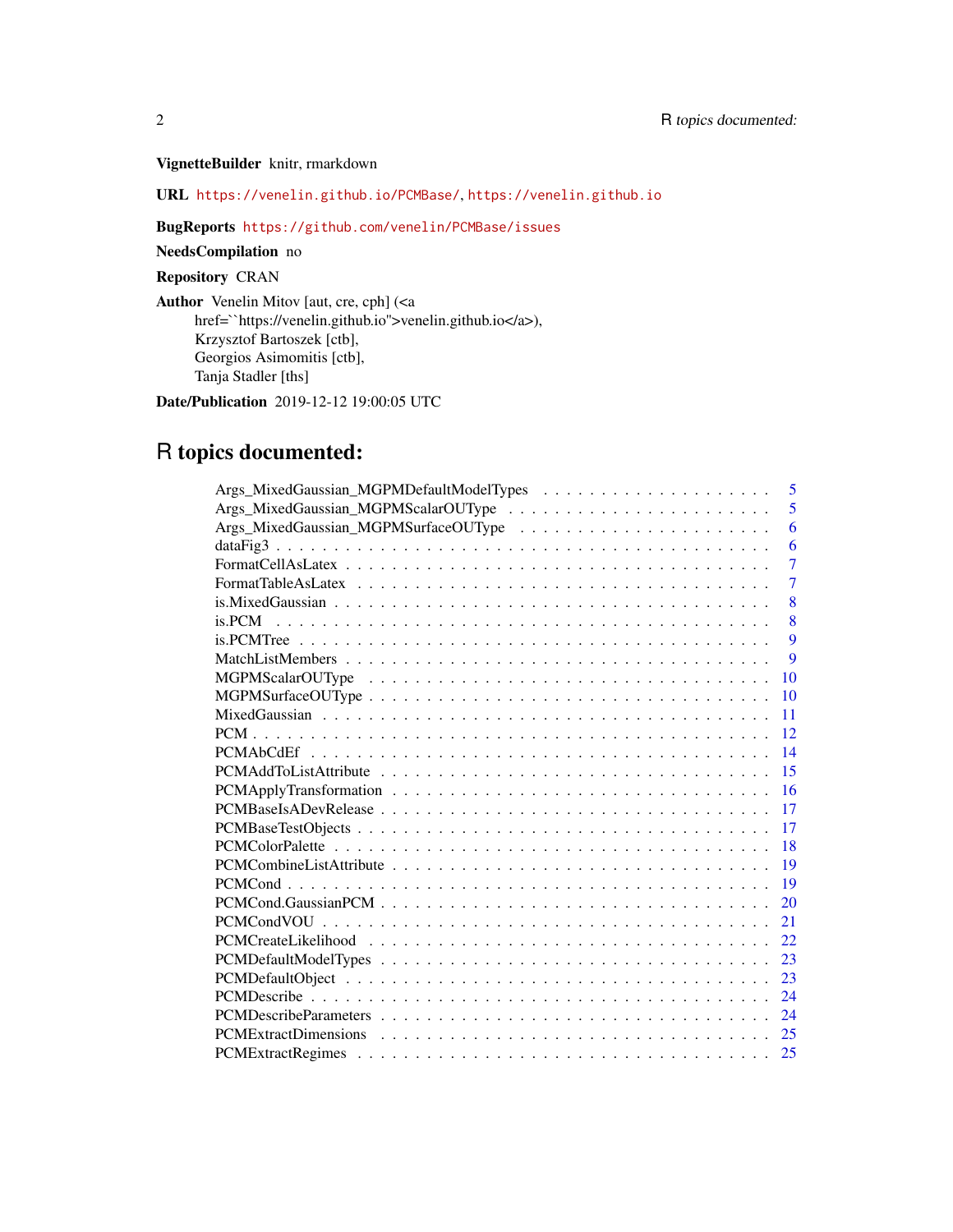**VignetteBuilder** knitr, rmarkdown

**URL** https://venelin.github.io/PCMBase/, https://venelin.github.io

**BugReports** https://github.com/venelin/PCMBase/issues

**NeedsCompilation** no

**Repository** CRAN

**Author** Venelin Mitov [aut, cre, cph] (<a href=``https://venelin.github.io''>venelin.github.io</a>),
Krzysztof Bartoszek [ctb],
Georgios Asimomitis [ctb],
Tanja Stadler [ths]

**Date/Publication** 2019-12-12 19:00:05 UTC

# R topics documented:

| | |
|---|---|
| Args_MixedGaussian_MGPMDefaultModelTypes | 5 |
| Args_MixedGaussian_MGPMScalarOUType | 5 |
| Args_MixedGaussian_MGPMSurfaceOUType | 6 |
| dataFig3 | 6 |
| FormatCellAsLatex | 7 |
| FormatTableAsLatex | 7 |
| is.MixedGaussian | 8 |
| is.PCM | 8 |
| is.PCMTree | 9 |
| MatchListMembers | 9 |
| MGPMScalarOUType | 10 |
| MGPMSurfaceOUType | 10 |
| MixedGaussian | 11 |
| PCM | 12 |
| PCMAbCdEf | 14 |
| PCMAddToListAttribute | 15 |
| PCMApplyTransformation | 16 |
| PCMBaseIsADevRelease | 17 |
| PCMBaseTestObjects | 17 |
| PCMColorPalette | 18 |
| PCMCombineListAttribute | 19 |
| PCMCond | 19 |
| PCMCond.GaussianPCM | 20 |
| PCMCondVOU | 21 |
| PCMCreateLikelihood | 22 |
| PCMDefaultModelTypes | 23 |
| PCMDefaultObject | 23 |
| PCMDescribe | 24 |
| PCMDescribeParameters | 24 |
| PCMExtractDimensions | 25 |
| PCMExtractRegimes | 25 |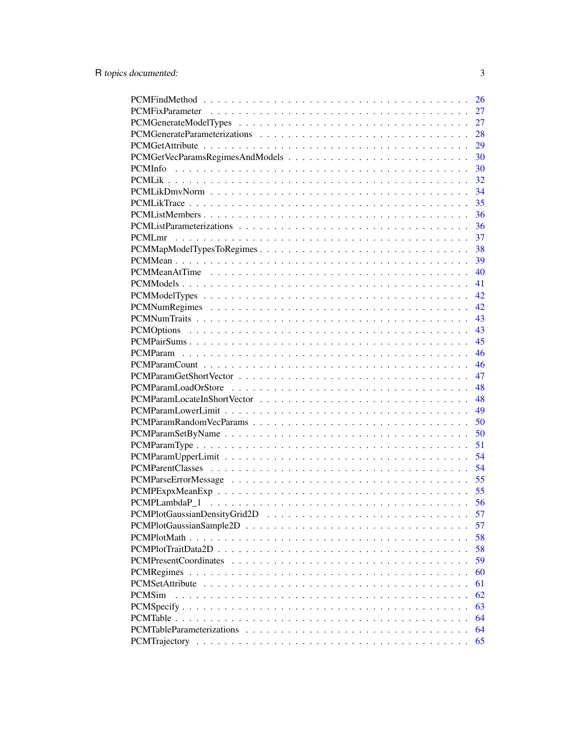PCMFindMethod . . . . . . . . . . . . . . . . . . . . . . . . . . . . . . . . . . . . . 26
PCMFixParameter . . . . . . . . . . . . . . . . . . . . . . . . . . . . . . . . . . . . . 27
PCMGenerateModelTypes . . . . . . . . . . . . . . . . . . . . . . . . . . . . . . . . . 27
PCMGenerateParameterizations . . . . . . . . . . . . . . . . . . . . . . . . . . . . . . 28
PCMGetAttribute . . . . . . . . . . . . . . . . . . . . . . . . . . . . . . . . . . . . . 29
PCMGetVecParamsRegimesAndModels . . . . . . . . . . . . . . . . . . . . . . . . . . . 30
PCMInfo . . . . . . . . . . . . . . . . . . . . . . . . . . . . . . . . . . . . . . . . . 30
PCMLik . . . . . . . . . . . . . . . . . . . . . . . . . . . . . . . . . . . . . . . . . 32
PCMLikDmvNorm . . . . . . . . . . . . . . . . . . . . . . . . . . . . . . . . . . . . . 34
PCMLikTrace . . . . . . . . . . . . . . . . . . . . . . . . . . . . . . . . . . . . . . 35
PCMListMembers . . . . . . . . . . . . . . . . . . . . . . . . . . . . . . . . . . . . . 36
PCMListParameterizations . . . . . . . . . . . . . . . . . . . . . . . . . . . . . . . . 36
PCMLmr . . . . . . . . . . . . . . . . . . . . . . . . . . . . . . . . . . . . . . . . . 37
PCMMapModelTypesToRegimes . . . . . . . . . . . . . . . . . . . . . . . . . . . . . . 38
PCMMean . . . . . . . . . . . . . . . . . . . . . . . . . . . . . . . . . . . . . . . . . 39
PCMMeanAtTime . . . . . . . . . . . . . . . . . . . . . . . . . . . . . . . . . . . . . 40
PCMModels . . . . . . . . . . . . . . . . . . . . . . . . . . . . . . . . . . . . . . . . 41
PCMModelTypes . . . . . . . . . . . . . . . . . . . . . . . . . . . . . . . . . . . . . 42
PCMNumRegimes . . . . . . . . . . . . . . . . . . . . . . . . . . . . . . . . . . . . . 42
PCMNumTraits . . . . . . . . . . . . . . . . . . . . . . . . . . . . . . . . . . . . . . 43
PCMOptions . . . . . . . . . . . . . . . . . . . . . . . . . . . . . . . . . . . . . . . 43
PCMPairSums . . . . . . . . . . . . . . . . . . . . . . . . . . . . . . . . . . . . . . . 45
PCMParam . . . . . . . . . . . . . . . . . . . . . . . . . . . . . . . . . . . . . . . . 46
PCMParamCount . . . . . . . . . . . . . . . . . . . . . . . . . . . . . . . . . . . . . 46
PCMParamGetShortVector . . . . . . . . . . . . . . . . . . . . . . . . . . . . . . . . 47
PCMParamLoadOrStore . . . . . . . . . . . . . . . . . . . . . . . . . . . . . . . . . . 48
PCMParamLocateInShortVector . . . . . . . . . . . . . . . . . . . . . . . . . . . . . . 48
PCMParamLowerLimit . . . . . . . . . . . . . . . . . . . . . . . . . . . . . . . . . . . 49
PCMParamRandomVecParams . . . . . . . . . . . . . . . . . . . . . . . . . . . . . . . 50
PCMParamSetByName . . . . . . . . . . . . . . . . . . . . . . . . . . . . . . . . . . . 50
PCMParamType . . . . . . . . . . . . . . . . . . . . . . . . . . . . . . . . . . . . . . 51
PCMParamUpperLimit . . . . . . . . . . . . . . . . . . . . . . . . . . . . . . . . . . . 54
PCMParentClasses . . . . . . . . . . . . . . . . . . . . . . . . . . . . . . . . . . . . 54
PCMParseErrorMessage . . . . . . . . . . . . . . . . . . . . . . . . . . . . . . . . . . 55
PCMPExpxMeanExp . . . . . . . . . . . . . . . . . . . . . . . . . . . . . . . . . . . . 55
PCMPLambdaP_1 . . . . . . . . . . . . . . . . . . . . . . . . . . . . . . . . . . . . . 56
PCMPlotGaussianDensityGrid2D . . . . . . . . . . . . . . . . . . . . . . . . . . . . . 57
PCMPlotGaussianSample2D . . . . . . . . . . . . . . . . . . . . . . . . . . . . . . . . 57
PCMPlotMath . . . . . . . . . . . . . . . . . . . . . . . . . . . . . . . . . . . . . . . 58
PCMPlotTraitData2D . . . . . . . . . . . . . . . . . . . . . . . . . . . . . . . . . . . 58
PCMPresentCoordinates . . . . . . . . . . . . . . . . . . . . . . . . . . . . . . . . . 59
PCMRegimes . . . . . . . . . . . . . . . . . . . . . . . . . . . . . . . . . . . . . . . 60
PCMSetAttribute . . . . . . . . . . . . . . . . . . . . . . . . . . . . . . . . . . . . . 61
PCMSim . . . . . . . . . . . . . . . . . . . . . . . . . . . . . . . . . . . . . . . . . 62
PCMSpecify . . . . . . . . . . . . . . . . . . . . . . . . . . . . . . . . . . . . . . . . 63
PCMTable . . . . . . . . . . . . . . . . . . . . . . . . . . . . . . . . . . . . . . . . . 64
PCMTableParameterizations . . . . . . . . . . . . . . . . . . . . . . . . . . . . . . . . 64
PCMTrajectory . . . . . . . . . . . . . . . . . . . . . . . . . . . . . . . . . . . . . . 65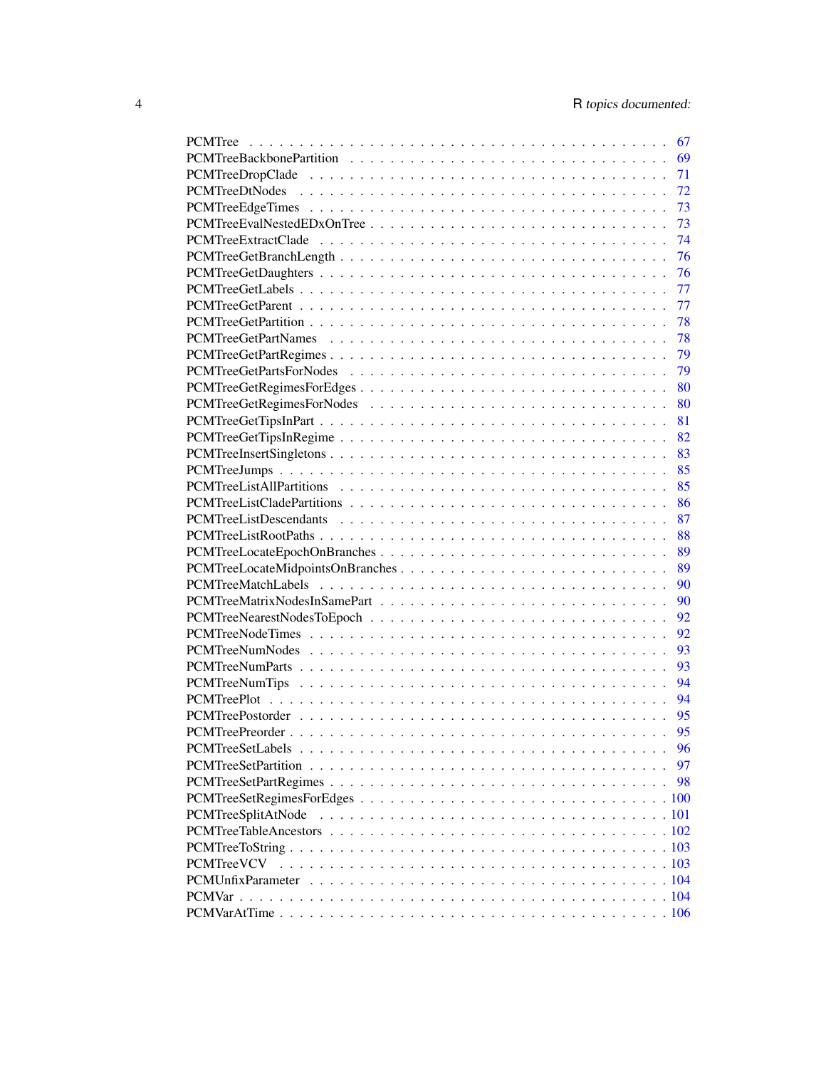PCMTree . . . . . . . . . . . . . . . . . . . . . . . . . . . . . . . . . . . . . . . 67
PCMTreeBackbonePartition . . . . . . . . . . . . . . . . . . . . . . . . . . . . . . 69
PCMTreeDropClade . . . . . . . . . . . . . . . . . . . . . . . . . . . . . . . . . . 71
PCMTreeDtNodes . . . . . . . . . . . . . . . . . . . . . . . . . . . . . . . . . . 72
PCMTreeEdgeTimes . . . . . . . . . . . . . . . . . . . . . . . . . . . . . . . . . 73
PCMTreeEvalNestedEDxOnTree . . . . . . . . . . . . . . . . . . . . . . . . . . . . 73
PCMTreeExtractClade . . . . . . . . . . . . . . . . . . . . . . . . . . . . . . . . 74
PCMTreeGetBranchLength . . . . . . . . . . . . . . . . . . . . . . . . . . . . . . 76
PCMTreeGetDaughters . . . . . . . . . . . . . . . . . . . . . . . . . . . . . . . . 76
PCMTreeGetLabels . . . . . . . . . . . . . . . . . . . . . . . . . . . . . . . . . 77
PCMTreeGetParent . . . . . . . . . . . . . . . . . . . . . . . . . . . . . . . . . 77
PCMTreeGetPartition . . . . . . . . . . . . . . . . . . . . . . . . . . . . . . . . 78
PCMTreeGetPartNames . . . . . . . . . . . . . . . . . . . . . . . . . . . . . . . . 78
PCMTreeGetPartRegimes . . . . . . . . . . . . . . . . . . . . . . . . . . . . . . . 79
PCMTreeGetPartsForNodes . . . . . . . . . . . . . . . . . . . . . . . . . . . . . . 79
PCMTreeGetRegimesForEdges . . . . . . . . . . . . . . . . . . . . . . . . . . . . . 80
PCMTreeGetRegimesForNodes . . . . . . . . . . . . . . . . . . . . . . . . . . . . . 80
PCMTreeGetTipsInPart . . . . . . . . . . . . . . . . . . . . . . . . . . . . . . . . 81
PCMTreeGetTipsInRegime . . . . . . . . . . . . . . . . . . . . . . . . . . . . . . . 82
PCMTreeInsertSingletons . . . . . . . . . . . . . . . . . . . . . . . . . . . . . . . 83
PCMTreeJumps . . . . . . . . . . . . . . . . . . . . . . . . . . . . . . . . . . . . 85
PCMTreeListAllPartitions . . . . . . . . . . . . . . . . . . . . . . . . . . . . . . 85
PCMTreeListCladePartitions . . . . . . . . . . . . . . . . . . . . . . . . . . . . . 86
PCMTreeListDescendants . . . . . . . . . . . . . . . . . . . . . . . . . . . . . . . 87
PCMTreeListRootPaths . . . . . . . . . . . . . . . . . . . . . . . . . . . . . . . . 88
PCMTreeLocateEpochOnBranches . . . . . . . . . . . . . . . . . . . . . . . . . . . . 89
PCMTreeLocateMidpointsOnBranches . . . . . . . . . . . . . . . . . . . . . . . . . . 89
PCMTreeMatchLabels . . . . . . . . . . . . . . . . . . . . . . . . . . . . . . . . . 90
PCMTreeMatrixNodesInSamePart . . . . . . . . . . . . . . . . . . . . . . . . . . . . 90
PCMTreeNearestNodesToEpoch . . . . . . . . . . . . . . . . . . . . . . . . . . . . . 92
PCMTreeNodeTimes . . . . . . . . . . . . . . . . . . . . . . . . . . . . . . . . . . 92
PCMTreeNumNodes . . . . . . . . . . . . . . . . . . . . . . . . . . . . . . . . . . 93
PCMTreeNumParts . . . . . . . . . . . . . . . . . . . . . . . . . . . . . . . . . . 93
PCMTreeNumTips . . . . . . . . . . . . . . . . . . . . . . . . . . . . . . . . . . 94
PCMTreePlot . . . . . . . . . . . . . . . . . . . . . . . . . . . . . . . . . . . . 94
PCMTreePostorder . . . . . . . . . . . . . . . . . . . . . . . . . . . . . . . . . 95
PCMTreePreorder . . . . . . . . . . . . . . . . . . . . . . . . . . . . . . . . . . 95
PCMTreeSetLabels . . . . . . . . . . . . . . . . . . . . . . . . . . . . . . . . . 96
PCMTreeSetPartition . . . . . . . . . . . . . . . . . . . . . . . . . . . . . . . . 97
PCMTreeSetPartRegimes . . . . . . . . . . . . . . . . . . . . . . . . . . . . . . . 98
PCMTreeSetRegimesForEdges . . . . . . . . . . . . . . . . . . . . . . . . . . . . . 100
PCMTreeSplitAtNode . . . . . . . . . . . . . . . . . . . . . . . . . . . . . . . . 101
PCMTreeTableAncestors . . . . . . . . . . . . . . . . . . . . . . . . . . . . . . . 102
PCMTreeToString . . . . . . . . . . . . . . . . . . . . . . . . . . . . . . . . . . 103
PCMTreeVCV . . . . . . . . . . . . . . . . . . . . . . . . . . . . . . . . . . . . 103
PCMUnfixParameter . . . . . . . . . . . . . . . . . . . . . . . . . . . . . . . . . 104
PCMVar . . . . . . . . . . . . . . . . . . . . . . . . . . . . . . . . . . . . . . . 104
PCMVarAtTime . . . . . . . . . . . . . . . . . . . . . . . . . . . . . . . . . . . 106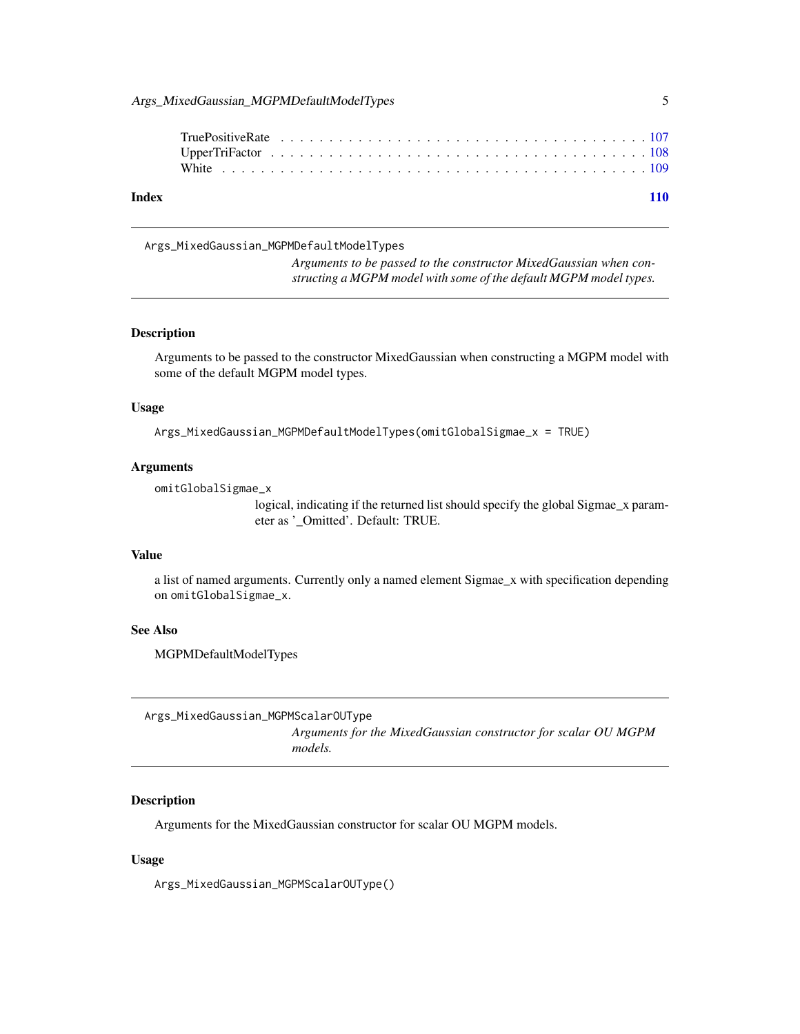TruePositiveRate . . . . . . . . . . . . . . . . . . . . . . . . . . . . . . . . . . . 107
UpperTriFactor . . . . . . . . . . . . . . . . . . . . . . . . . . . . . . . . . . . 108
White . . . . . . . . . . . . . . . . . . . . . . . . . . . . . . . . . . . 109

**Index** **110**

---

## Args_MixedGaussian_MGPMDefaultModelTypes

*Arguments to be passed to the constructor MixedGaussian when constructing a MGPM model with some of the default MGPM model types.*

### Description

Arguments to be passed to the constructor MixedGaussian when constructing a MGPM model with some of the default MGPM model types.

### Usage

```
Args_MixedGaussian_MGPMDefaultModelTypes(omitGlobalSigmae_x = TRUE)
```

### Arguments

`omitGlobalSigmae_x`
: logical, indicating if the returned list should specify the global Sigmae_x parameter as '_Omitted'. Default: TRUE.

### Value

a list of named arguments. Currently only a named element Sigmae_x with specification depending on `omitGlobalSigmae_x`.

### See Also

MGPMDefaultModelTypes

---

## Args_MixedGaussian_MGPMScalarOUType

*Arguments for the MixedGaussian constructor for scalar OU MGPM models.*

### Description

Arguments for the MixedGaussian constructor for scalar OU MGPM models.

### Usage

```
Args_MixedGaussian_MGPMScalarOUType()
```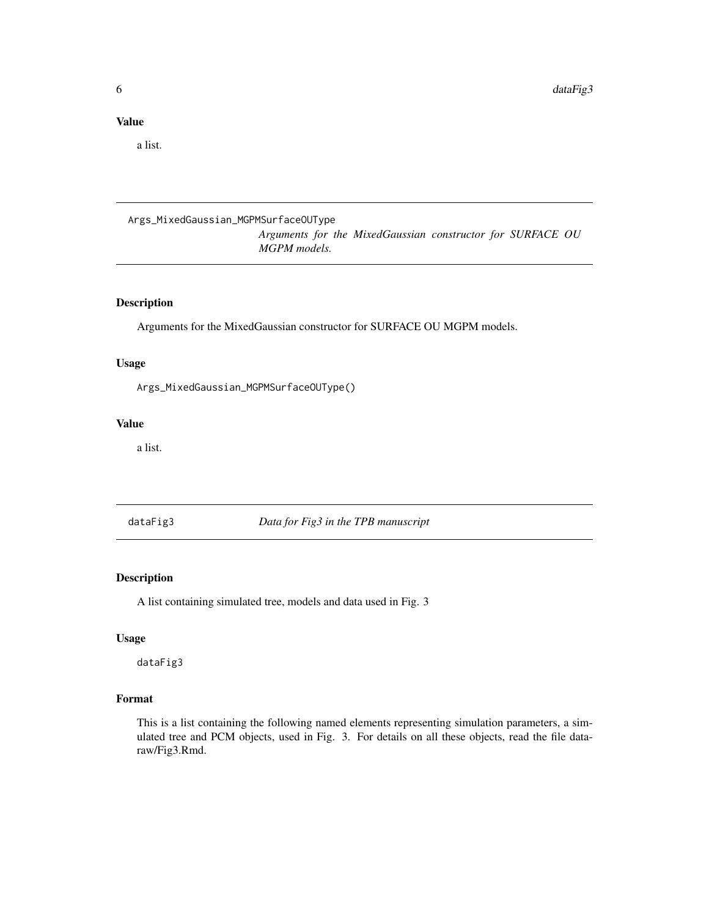## Value

a list.

---

## Args_MixedGaussian_MGPMSurfaceOUType

*Arguments for the MixedGaussian constructor for SURFACE OU MGPM models.*

### Description

Arguments for the MixedGaussian constructor for SURFACE OU MGPM models.

### Usage

```
Args_MixedGaussian_MGPMSurfaceOUType()
```

### Value

a list.

---

## dataFig3

*Data for Fig3 in the TPB manuscript*

### Description

A list containing simulated tree, models and data used in Fig. 3

### Usage

```
dataFig3
```

### Format

This is a list containing the following named elements representing simulation parameters, a simulated tree and PCM objects, used in Fig. 3. For details on all these objects, read the file data-raw/Fig3.Rmd.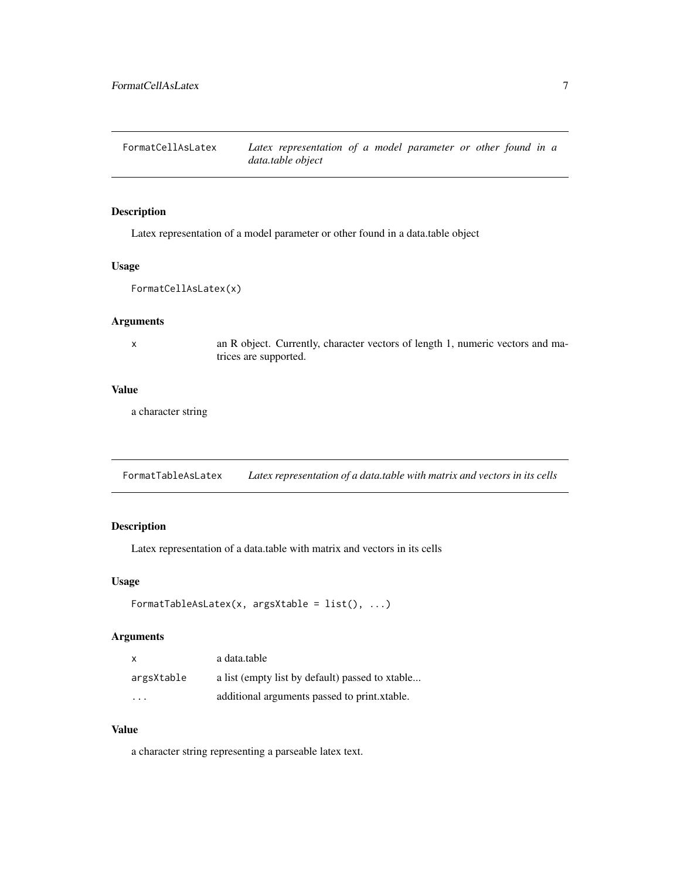## FormatCellAsLatex — *Latex representation of a model parameter or other found in a data.table object*

### Description

Latex representation of a model parameter or other found in a data.table object

### Usage

```
FormatCellAsLatex(x)
```

### Arguments

| | |
|---|---|
| x | an R object. Currently, character vectors of length 1, numeric vectors and matrices are supported. |

### Value

a character string

## FormatTableAsLatex — *Latex representation of a data.table with matrix and vectors in its cells*

### Description

Latex representation of a data.table with matrix and vectors in its cells

### Usage

```
FormatTableAsLatex(x, argsXtable = list(), ...)
```

### Arguments

| | |
|---|---|
| x | a data.table |
| argsXtable | a list (empty list by default) passed to xtable... |
| ... | additional arguments passed to print.xtable. |

### Value

a character string representing a parseable latex text.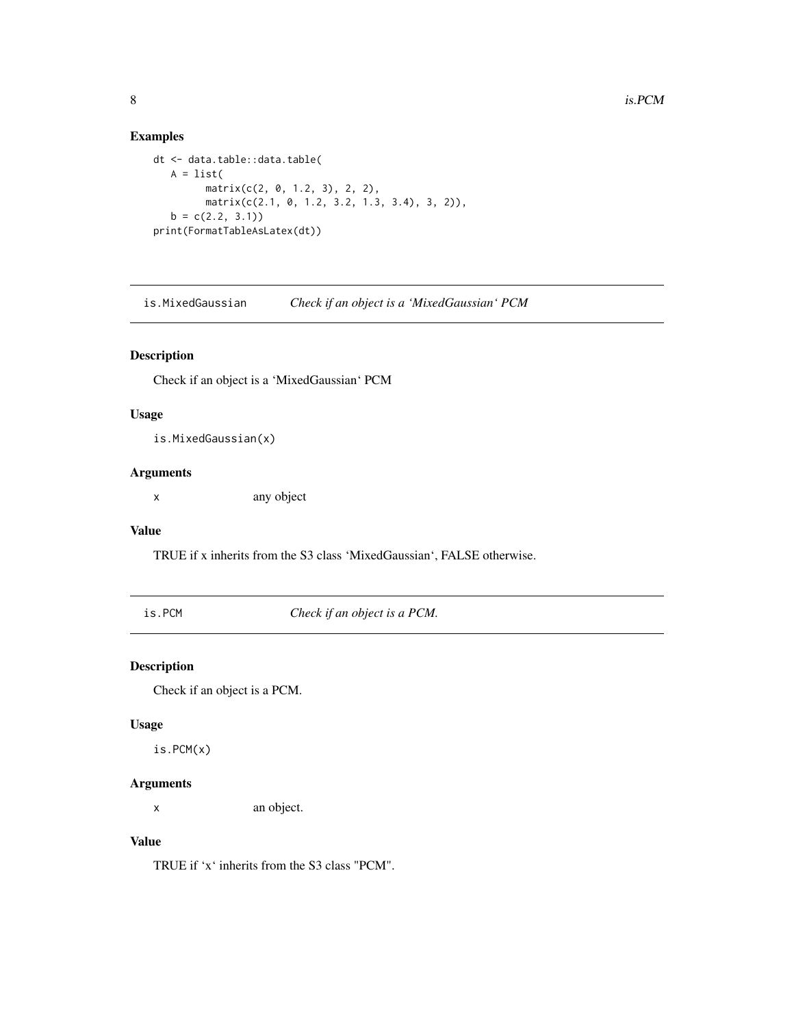## Examples

```
dt <- data.table::data.table(
   A = list(
         matrix(c(2, 0, 1.2, 3), 2, 2),
         matrix(c(2.1, 0, 1.2, 3.2, 1.3, 3.4), 3, 2)),
   b = c(2.2, 3.1))
print(FormatTableAsLatex(dt))
```

---

# is.MixedGaussian *Check if an object is a 'MixedGaussian' PCM*

## Description

Check if an object is a 'MixedGaussian' PCM

## Usage

```
is.MixedGaussian(x)
```

## Arguments

| | |
|---|---|
| x | any object |

## Value

TRUE if x inherits from the S3 class 'MixedGaussian', FALSE otherwise.

---

# is.PCM *Check if an object is a PCM.*

## Description

Check if an object is a PCM.

## Usage

```
is.PCM(x)
```

## Arguments

| | |
|---|---|
| x | an object. |

## Value

TRUE if 'x' inherits from the S3 class "PCM".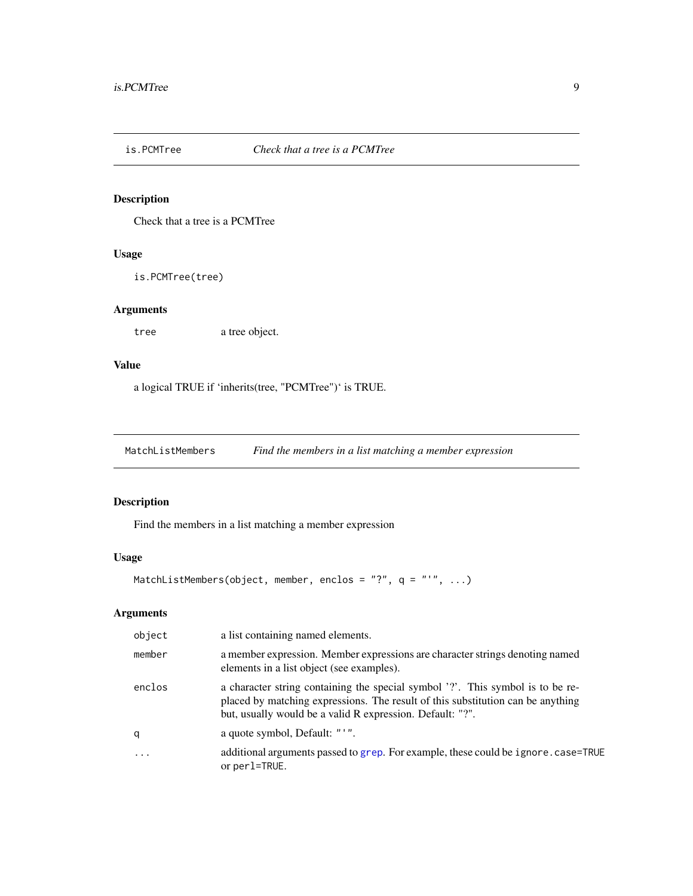## is.PCMTree — *Check that a tree is a PCMTree*

### Description

Check that a tree is a PCMTree

### Usage

```
is.PCMTree(tree)
```

### Arguments

| | |
|---|---|
| `tree` | a tree object. |

### Value

a logical TRUE if 'inherits(tree, "PCMTree")' is TRUE.

## MatchListMembers — *Find the members in a list matching a member expression*

### Description

Find the members in a list matching a member expression

### Usage

```
MatchListMembers(object, member, enclos = "?", q = "'", ...)
```

### Arguments

| | |
|---|---|
| `object` | a list containing named elements. |
| `member` | a member expression. Member expressions are character strings denoting named elements in a list object (see examples). |
| `enclos` | a character string containing the special symbol '?'. This symbol is to be replaced by matching expressions. The result of this substitution can be anything but, usually would be a valid R expression. Default: "?". |
| `q` | a quote symbol, Default: "'". |
| `...` | additional arguments passed to grep. For example, these could be `ignore.case=TRUE` or `perl=TRUE`. |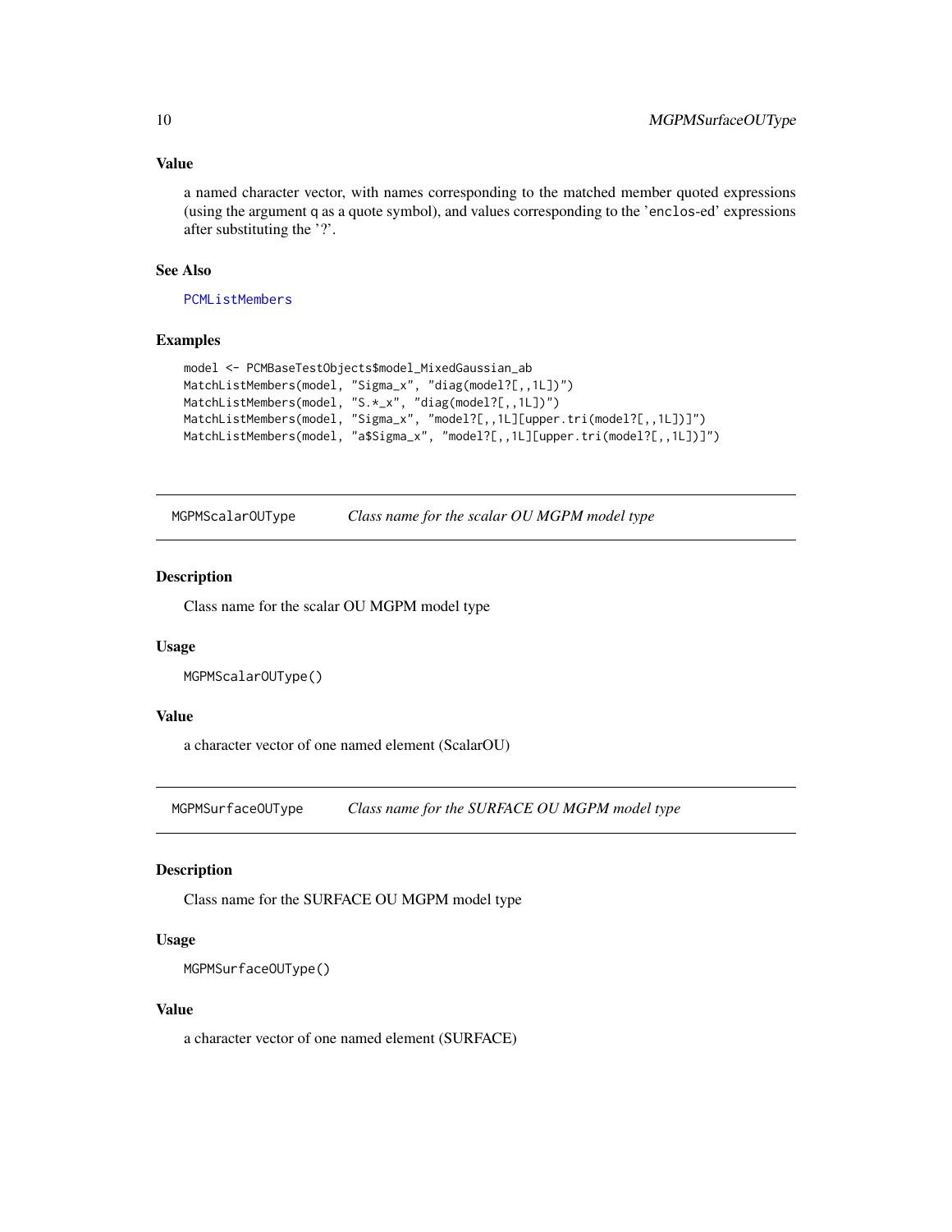### Value

a named character vector, with names corresponding to the matched member quoted expressions (using the argument q as a quote symbol), and values corresponding to the 'enclos-ed' expressions after substituting the '?'.

### See Also

PCMListMembers

### Examples

```
model <- PCMBaseTestObjects$model_MixedGaussian_ab
MatchListMembers(model, "Sigma_x", "diag(model?[,,1L])")
MatchListMembers(model, "S.*_x", "diag(model?[,,1L])")
MatchListMembers(model, "Sigma_x", "model?[,,1L][upper.tri(model?[,,1L])]")
MatchListMembers(model, "a$Sigma_x", "model?[,,1L][upper.tri(model?[,,1L])]")
```

## MGPMScalarOUType — *Class name for the scalar OU MGPM model type*

### Description

Class name for the scalar OU MGPM model type

### Usage

```
MGPMScalarOUType()
```

### Value

a character vector of one named element (ScalarOU)

## MGPMSurfaceOUType — *Class name for the SURFACE OU MGPM model type*

### Description

Class name for the SURFACE OU MGPM model type

### Usage

```
MGPMSurfaceOUType()
```

### Value

a character vector of one named element (SURFACE)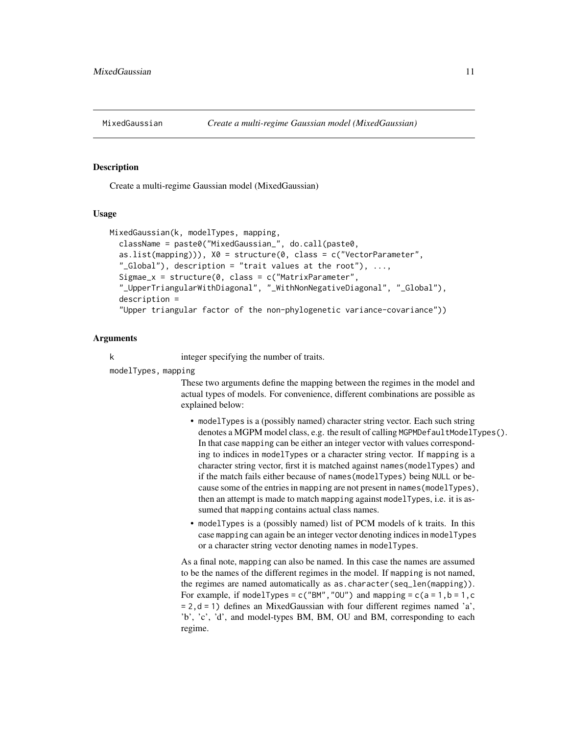# MixedGaussian — *Create a multi-regime Gaussian model (MixedGaussian)*

## Description

Create a multi-regime Gaussian model (MixedGaussian)

## Usage

```
MixedGaussian(k, modelTypes, mapping,
  className = paste0("MixedGaussian_", do.call(paste0,
  as.list(mapping))), X0 = structure(0, class = c("VectorParameter",
  "_Global"), description = "trait values at the root"), ...,
  Sigmae_x = structure(0, class = c("MatrixParameter",
  "_UpperTriangularWithDiagonal", "_WithNonNegativeDiagonal", "_Global"),
  description =
  "Upper triangular factor of the non-phylogenetic variance-covariance"))
```

## Arguments

**k** integer specifying the number of traits.

**modelTypes, mapping**

These two arguments define the mapping between the regimes in the model and actual types of models. For convenience, different combinations are possible as explained below:

- `modelTypes` is a (possibly named) character string vector. Each such string denotes a MGPM model class, e.g. the result of calling `MGPMDefaultModelTypes()`. In that case `mapping` can be either an integer vector with values corresponding to indices in `modelTypes` or a character string vector. If `mapping` is a character string vector, first it is matched against `names(modelTypes)` and if the match fails either because of `names(modelTypes)` being `NULL` or because some of the entries in `mapping` are not present in `names(modelTypes)`, then an attempt is made to match `mapping` against `modelTypes`, i.e. it is assumed that `mapping` contains actual class names.
- `modelTypes` is a (possibly named) list of PCM models of `k` traits. In this case `mapping` can again be an integer vector denoting indices in `modelTypes` or a character string vector denoting names in `modelTypes`.

As a final note, `mapping` can also be named. In this case the names are assumed to be the names of the different regimes in the model. If `mapping` is not named, the regimes are named automatically as `as.character(seq_len(mapping))`. For example, if `modelTypes = c("BM","OU")` and `mapping = c(a = 1,b = 1,c = 2,d = 1)` defines an MixedGaussian with four different regimes named 'a', 'b', 'c', 'd', and model-types BM, BM, OU and BM, corresponding to each regime.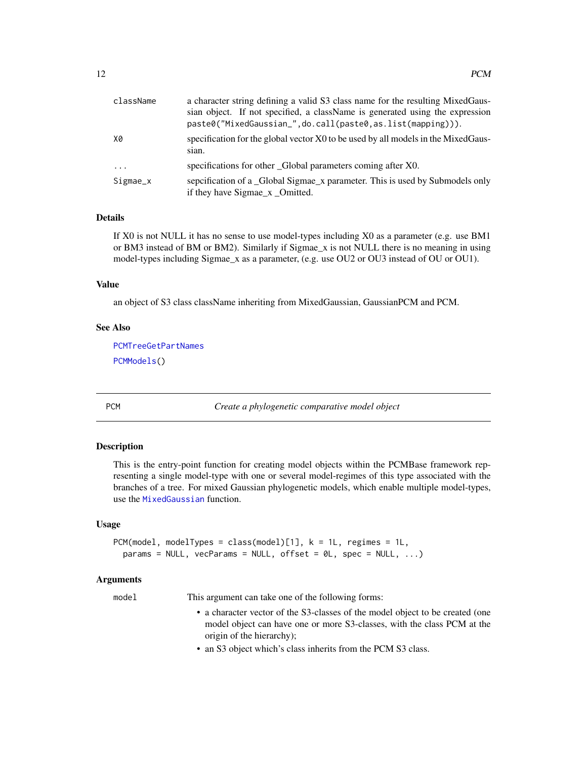| | |
|---|---|
| `className` | a character string defining a valid S3 class name for the resulting MixedGaussian object. If not specified, a className is generated using the expression `paste0("MixedGaussian_",do.call(paste0,as.list(mapping)))`. |
| `X0` | specification for the global vector X0 to be used by all models in the MixedGaussian. |
| `...` | specifications for other _Global parameters coming after X0. |
| `Sigmae_x` | sepcification of a _Global Sigmae_x parameter. This is used by Submodels only if they have Sigmae_x _Omitted. |

### Details

If X0 is not NULL it has no sense to use model-types including X0 as a parameter (e.g. use BM1 or BM3 instead of BM or BM2). Similarly if Sigmae_x is not NULL there is no meaning in using model-types including Sigmae_x as a parameter, (e.g. use OU2 or OU3 instead of OU or OU1).

### Value

an object of S3 class className inheriting from MixedGaussian, GaussianPCM and PCM.

### See Also

PCMTreeGetPartNames

PCMModels()

---

## PCM — *Create a phylogenetic comparative model object*

### Description

This is the entry-point function for creating model objects within the PCMBase framework representing a single model-type with one or several model-regimes of this type associated with the branches of a tree. For mixed Gaussian phylogenetic models, which enable multiple model-types, use the MixedGaussian function.

### Usage

```
PCM(model, modelTypes = class(model)[1], k = 1L, regimes = 1L,
  params = NULL, vecParams = NULL, offset = 0L, spec = NULL, ...)
```

### Arguments

`model` — This argument can take one of the following forms:

- a character vector of the S3-classes of the model object to be created (one model object can have one or more S3-classes, with the class PCM at the origin of the hierarchy);
- an S3 object which's class inherits from the PCM S3 class.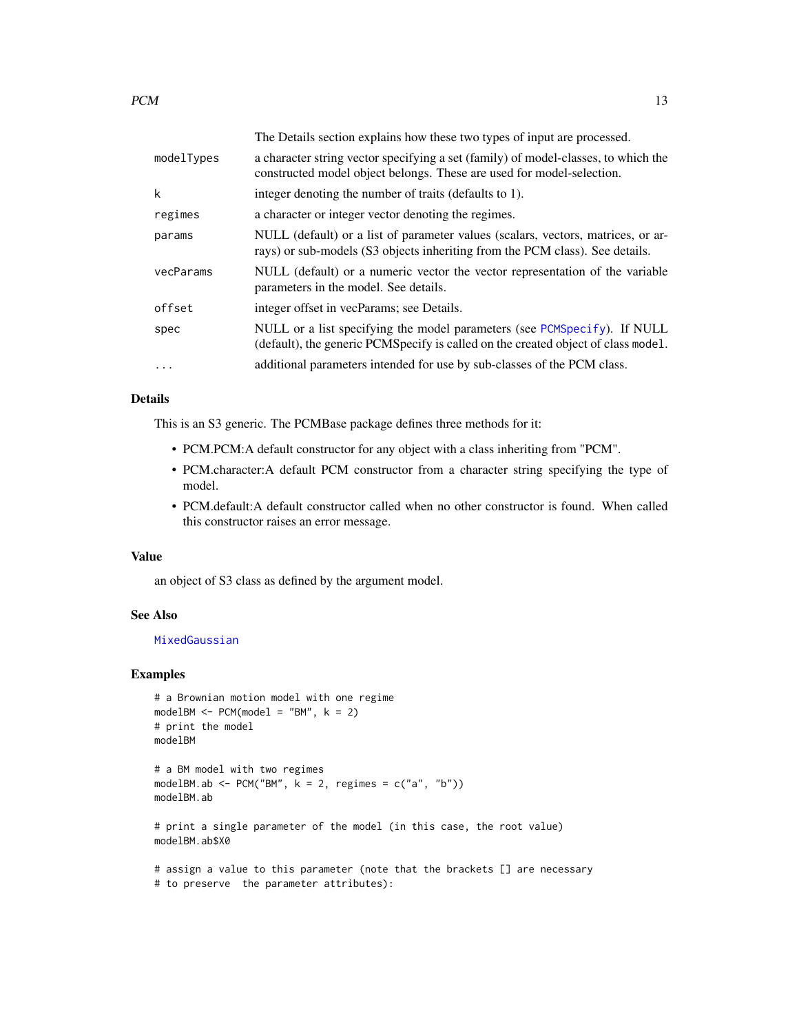| | |
|---|---|
| | The Details section explains how these two types of input are processed. |
| modelTypes | a character string vector specifying a set (family) of model-classes, to which the constructed model object belongs. These are used for model-selection. |
| k | integer denoting the number of traits (defaults to 1). |
| regimes | a character or integer vector denoting the regimes. |
| params | NULL (default) or a list of parameter values (scalars, vectors, matrices, or arrays) or sub-models (S3 objects inheriting from the PCM class). See details. |
| vecParams | NULL (default) or a numeric vector the vector representation of the variable parameters in the model. See details. |
| offset | integer offset in vecParams; see Details. |
| spec | NULL or a list specifying the model parameters (see PCMSpecify). If NULL (default), the generic PCMSpecify is called on the created object of class model. |
| ... | additional parameters intended for use by sub-classes of the PCM class. |

### Details

This is an S3 generic. The PCMBase package defines three methods for it:

- PCM.PCM:A default constructor for any object with a class inheriting from "PCM".
- PCM.character:A default PCM constructor from a character string specifying the type of model.
- PCM.default:A default constructor called when no other constructor is found. When called this constructor raises an error message.

### Value

an object of S3 class as defined by the argument model.

### See Also

MixedGaussian

### Examples

```
# a Brownian motion model with one regime
modelBM <- PCM(model = "BM", k = 2)
# print the model
modelBM

# a BM model with two regimes
modelBM.ab <- PCM("BM", k = 2, regimes = c("a", "b"))
modelBM.ab

# print a single parameter of the model (in this case, the root value)
modelBM.ab$X0

# assign a value to this parameter (note that the brackets [] are necessary
# to preserve  the parameter attributes):
```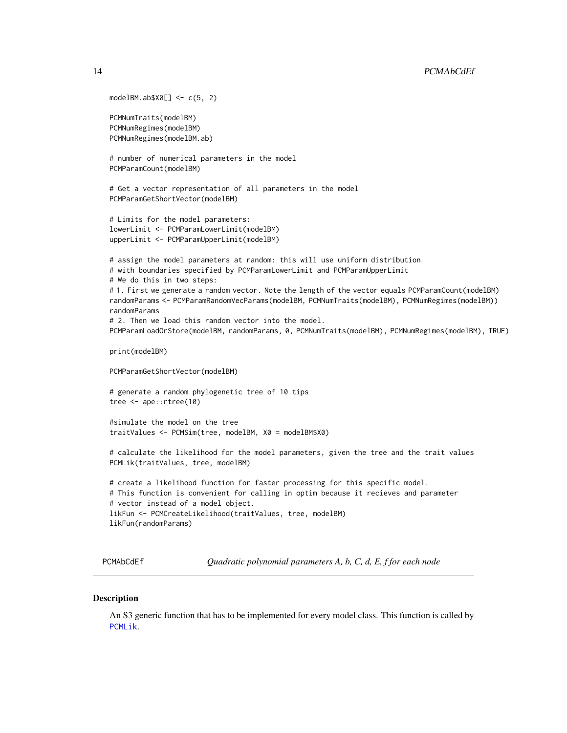```
modelBM.ab$X0[] <- c(5, 2)

PCMNumTraits(modelBM)
PCMNumRegimes(modelBM)
PCMNumRegimes(modelBM.ab)

# number of numerical parameters in the model
PCMParamCount(modelBM)

# Get a vector representation of all parameters in the model
PCMParamGetShortVector(modelBM)

# Limits for the model parameters:
lowerLimit <- PCMParamLowerLimit(modelBM)
upperLimit <- PCMParamUpperLimit(modelBM)

# assign the model parameters at random: this will use uniform distribution
# with boundaries specified by PCMParamLowerLimit and PCMParamUpperLimit
# We do this in two steps:
# 1. First we generate a random vector. Note the length of the vector equals PCMParamCount(modelBM)
randomParams <- PCMParamRandomVecParams(modelBM, PCMNumTraits(modelBM), PCMNumRegimes(modelBM))
randomParams
# 2. Then we load this random vector into the model.
PCMParamLoadOrStore(modelBM, randomParams, 0, PCMNumTraits(modelBM), PCMNumRegimes(modelBM), TRUE)

print(modelBM)

PCMParamGetShortVector(modelBM)

# generate a random phylogenetic tree of 10 tips
tree <- ape::rtree(10)

#simulate the model on the tree
traitValues <- PCMSim(tree, modelBM, X0 = modelBM$X0)

# calculate the likelihood for the model parameters, given the tree and the trait values
PCMLik(traitValues, tree, modelBM)

# create a likelihood function for faster processing for this specific model.
# This function is convenient for calling in optim because it recieves and parameter
# vector instead of a model object.
likFun <- PCMCreateLikelihood(traitValues, tree, modelBM)
likFun(randomParams)
```

## PCMAbCdEf — *Quadratic polynomial parameters A, b, C, d, E, f for each node*

### Description

An S3 generic function that has to be implemented for every model class. This function is called by PCMLik.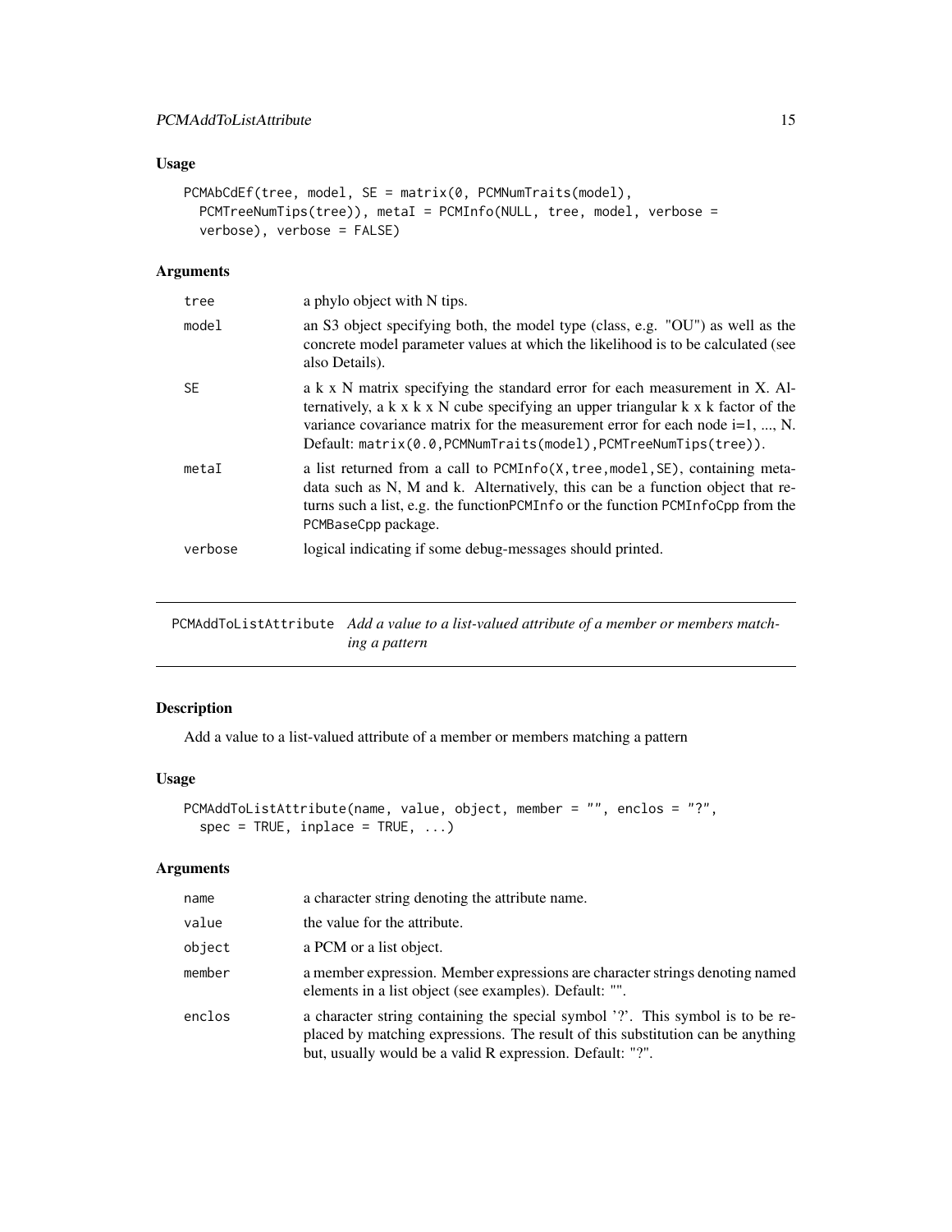### Usage

```
PCMAbCdEf(tree, model, SE = matrix(0, PCMNumTraits(model),
  PCMTreeNumTips(tree)), metaI = PCMInfo(NULL, tree, model, verbose =
  verbose), verbose = FALSE)
```

### Arguments

| | |
|---|---|
| tree | a phylo object with N tips. |
| model | an S3 object specifying both, the model type (class, e.g. "OU") as well as the concrete model parameter values at which the likelihood is to be calculated (see also Details). |
| SE | a k x N matrix specifying the standard error for each measurement in X. Alternatively, a k x k x N cube specifying an upper triangular k x k factor of the variance covariance matrix for the measurement error for each node i=1, ..., N. Default: `matrix(0.0,PCMNumTraits(model),PCMTreeNumTips(tree))`. |
| metaI | a list returned from a call to `PCMInfo(X,tree,model,SE)`, containing meta-data such as N, M and k. Alternatively, this can be a function object that returns such a list, e.g. the function`PCMInfo` or the function `PCMInfoCpp` from the `PCMBaseCpp` package. |
| verbose | logical indicating if some debug-messages should printed. |

---

## PCMAddToListAttribute — *Add a value to a list-valued attribute of a member or members matching a pattern*

### Description

Add a value to a list-valued attribute of a member or members matching a pattern

### Usage

```
PCMAddToListAttribute(name, value, object, member = "", enclos = "?",
  spec = TRUE, inplace = TRUE, ...)
```

### Arguments

| | |
|---|---|
| name | a character string denoting the attribute name. |
| value | the value for the attribute. |
| object | a PCM or a list object. |
| member | a member expression. Member expressions are character strings denoting named elements in a list object (see examples). Default: "". |
| enclos | a character string containing the special symbol '?'. This symbol is to be replaced by matching expressions. The result of this substitution can be anything but, usually would be a valid R expression. Default: "?". |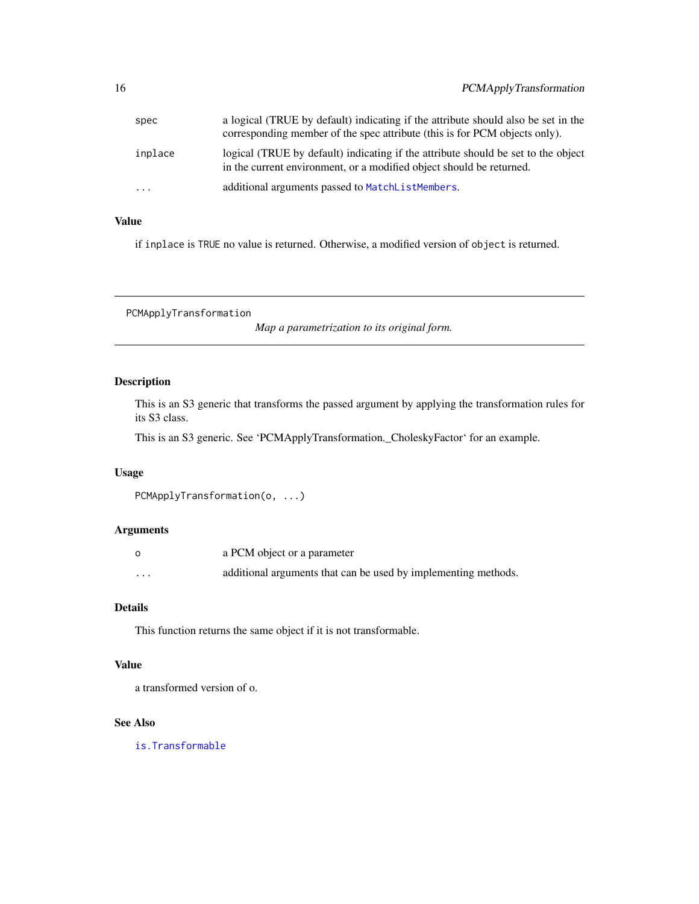| | |
|---|---|
| spec | a logical (TRUE by default) indicating if the attribute should also be set in the corresponding member of the spec attribute (this is for PCM objects only). |
| inplace | logical (TRUE by default) indicating if the attribute should be set to the object in the current environment, or a modified object should be returned. |
| ... | additional arguments passed to MatchListMembers. |

### Value

if `inplace` is `TRUE` no value is returned. Otherwise, a modified version of `object` is returned.

---

## PCMApplyTransformation

*Map a parametrization to its original form.*

---

### Description

This is an S3 generic that transforms the passed argument by applying the transformation rules for its S3 class.

This is an S3 generic. See 'PCMApplyTransformation._CholeskyFactor' for an example.

### Usage

```
PCMApplyTransformation(o, ...)
```

### Arguments

| | |
|---|---|
| o | a PCM object or a parameter |
| ... | additional arguments that can be used by implementing methods. |

### Details

This function returns the same object if it is not transformable.

### Value

a transformed version of o.

### See Also

is.Transformable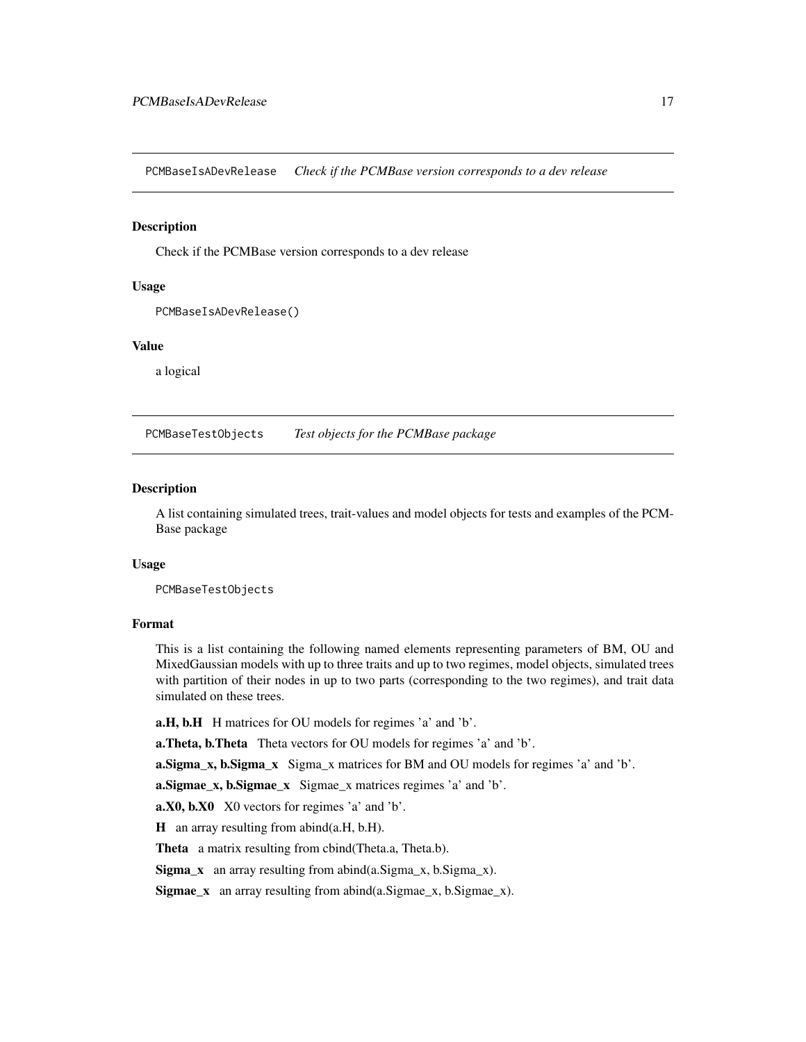## PCMBaseIsADevRelease *Check if the PCMBase version corresponds to a dev release*

### Description

Check if the PCMBase version corresponds to a dev release

### Usage

```
PCMBaseIsADevRelease()
```

### Value

a logical

## PCMBaseTestObjects *Test objects for the PCMBase package*

### Description

A list containing simulated trees, trait-values and model objects for tests and examples of the PCMBase package

### Usage

```
PCMBaseTestObjects
```

### Format

This is a list containing the following named elements representing parameters of BM, OU and MixedGaussian models with up to three traits and up to two regimes, model objects, simulated trees with partition of their nodes in up to two parts (corresponding to the two regimes), and trait data simulated on these trees.

**a.H, b.H** H matrices for OU models for regimes 'a' and 'b'.

**a.Theta, b.Theta** Theta vectors for OU models for regimes 'a' and 'b'.

**a.Sigma_x, b.Sigma_x** Sigma_x matrices for BM and OU models for regimes 'a' and 'b'.

**a.Sigmae_x, b.Sigmae_x** Sigmae_x matrices regimes 'a' and 'b'.

**a.X0, b.X0** X0 vectors for regimes 'a' and 'b'.

**H** an array resulting from abind(a.H, b.H).

**Theta** a matrix resulting from cbind(Theta.a, Theta.b).

**Sigma_x** an array resulting from abind(a.Sigma_x, b.Sigma_x).

**Sigmae_x** an array resulting from abind(a.Sigmae_x, b.Sigmae_x).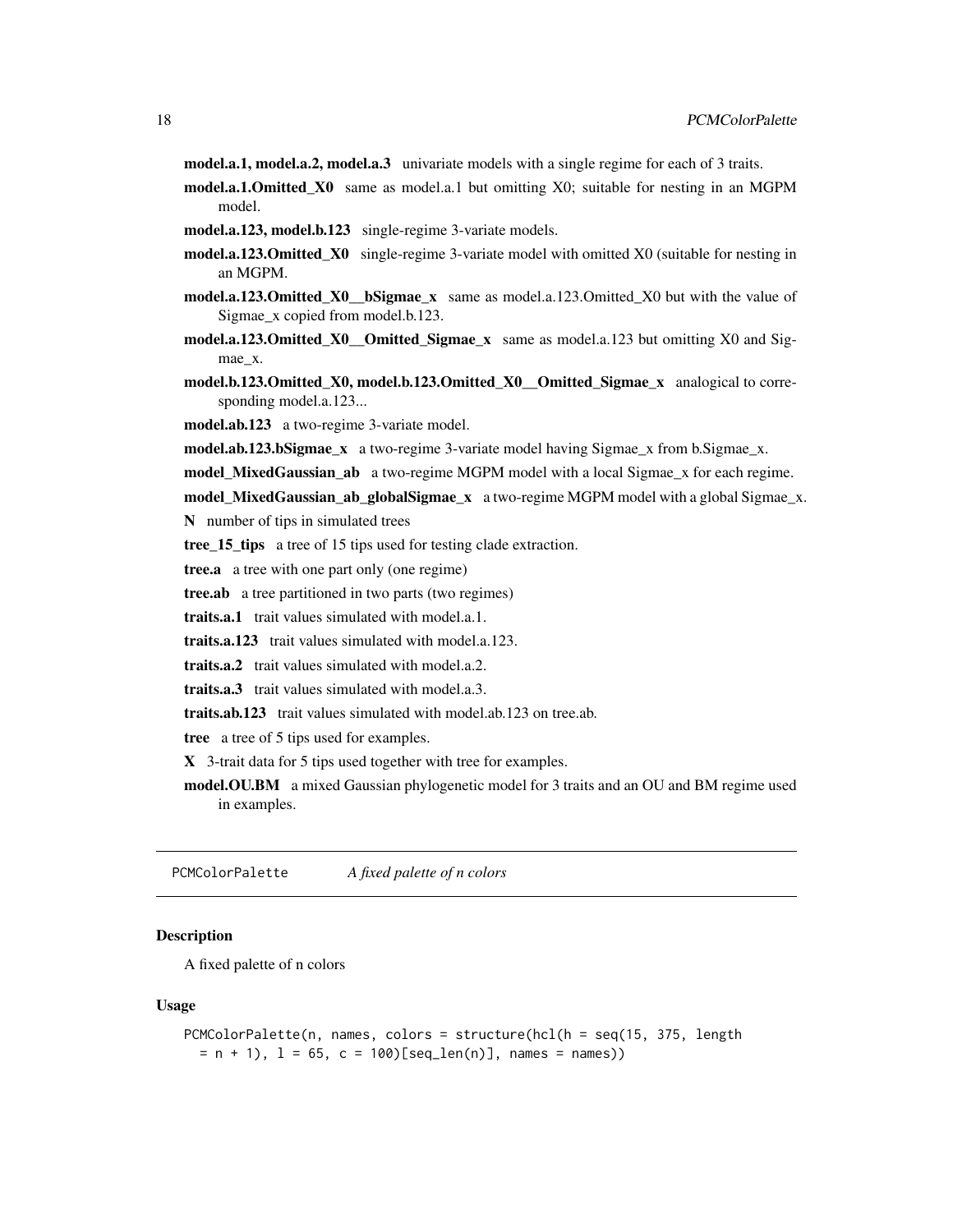**model.a.1, model.a.2, model.a.3** univariate models with a single regime for each of 3 traits.

**model.a.1.Omitted_X0** same as model.a.1 but omitting X0; suitable for nesting in an MGPM model.

**model.a.123, model.b.123** single-regime 3-variate models.

**model.a.123.Omitted_X0** single-regime 3-variate model with omitted X0 (suitable for nesting in an MGPM.

**model.a.123.Omitted_X0__bSigmae_x** same as model.a.123.Omitted_X0 but with the value of Sigmae_x copied from model.b.123.

**model.a.123.Omitted_X0__Omitted_Sigmae_x** same as model.a.123 but omitting X0 and Sigmae_x.

**model.b.123.Omitted_X0, model.b.123.Omitted_X0__Omitted_Sigmae_x** analogical to corresponding model.a.123...

**model.ab.123** a two-regime 3-variate model.

**model.ab.123.bSigmae_x** a two-regime 3-variate model having Sigmae_x from b.Sigmae_x.

**model_MixedGaussian_ab** a two-regime MGPM model with a local Sigmae_x for each regime.

**model_MixedGaussian_ab_globalSigmae_x** a two-regime MGPM model with a global Sigmae_x.

**N** number of tips in simulated trees

**tree_15_tips** a tree of 15 tips used for testing clade extraction.

**tree.a** a tree with one part only (one regime)

**tree.ab** a tree partitioned in two parts (two regimes)

**traits.a.1** trait values simulated with model.a.1.

**traits.a.123** trait values simulated with model.a.123.

**traits.a.2** trait values simulated with model.a.2.

**traits.a.3** trait values simulated with model.a.3.

**traits.ab.123** trait values simulated with model.ab.123 on tree.ab.

**tree** a tree of 5 tips used for examples.

**X** 3-trait data for 5 tips used together with tree for examples.

**model.OU.BM** a mixed Gaussian phylogenetic model for 3 traits and an OU and BM regime used in examples.

---

## PCMColorPalette — *A fixed palette of n colors*

### Description

A fixed palette of n colors

### Usage

```
PCMColorPalette(n, names, colors = structure(hcl(h = seq(15, 375, length
  = n + 1), l = 65, c = 100)[seq_len(n)], names = names))
```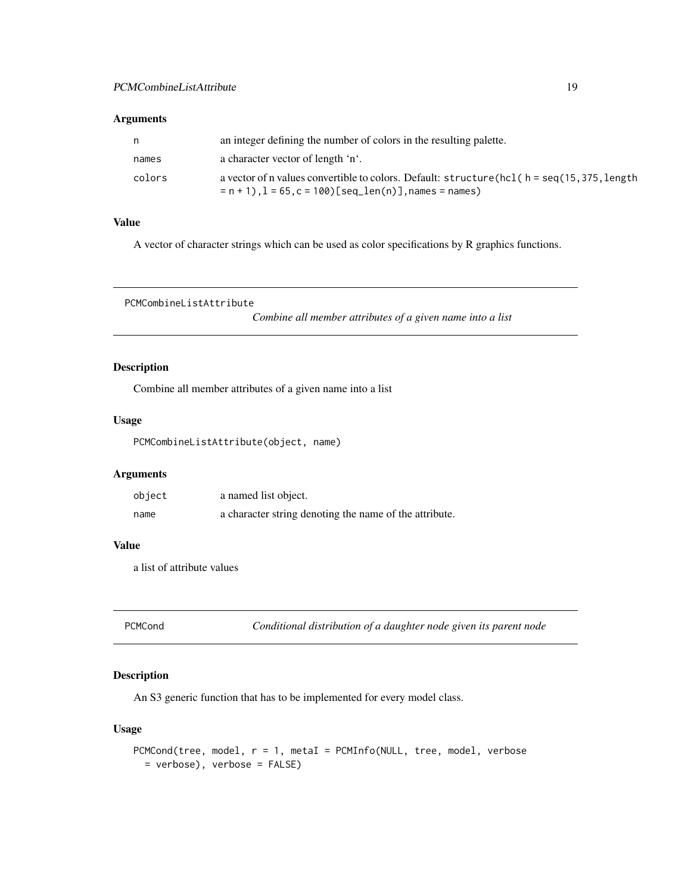### Arguments

| | |
|---|---|
| n | an integer defining the number of colors in the resulting palette. |
| names | a character vector of length 'n'. |
| colors | a vector of n values convertible to colors. Default: `structure(hcl( h = seq(15,375,length = n + 1),l = 65,c = 100)[seq_len(n)],names = names)` |

### Value

A vector of character strings which can be used as color specifications by R graphics functions.

---

## PCMCombineListAttribute *Combine all member attributes of a given name into a list*

### Description

Combine all member attributes of a given name into a list

### Usage

```
PCMCombineListAttribute(object, name)
```

### Arguments

| | |
|---|---|
| object | a named list object. |
| name | a character string denoting the name of the attribute. |

### Value

a list of attribute values

---

## PCMCond *Conditional distribution of a daughter node given its parent node*

### Description

An S3 generic function that has to be implemented for every model class.

### Usage

```
PCMCond(tree, model, r = 1, metaI = PCMInfo(NULL, tree, model, verbose
  = verbose), verbose = FALSE)
```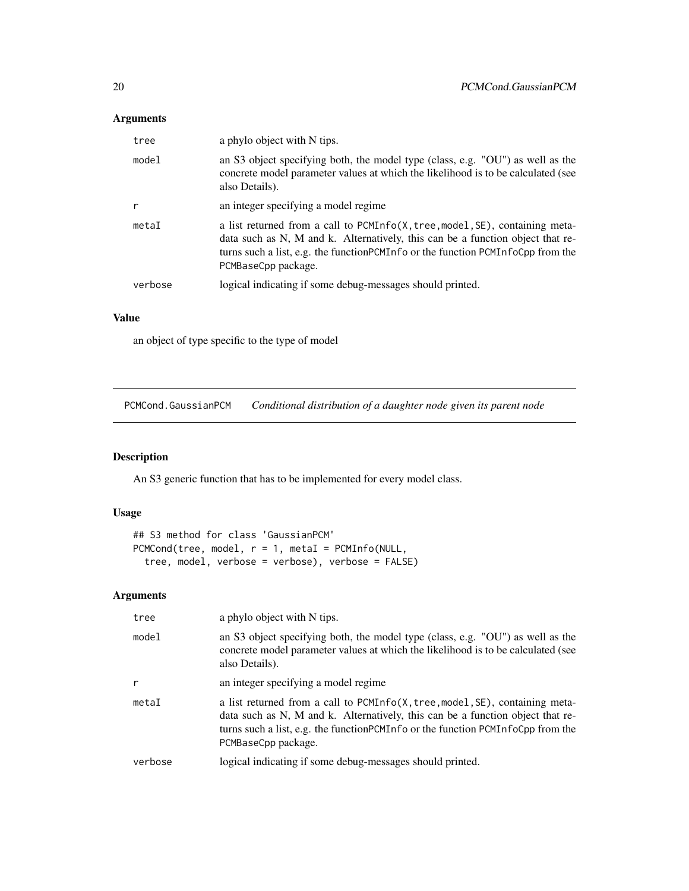## Arguments

| | |
|---|---|
| tree | a phylo object with N tips. |
| model | an S3 object specifying both, the model type (class, e.g. "OU") as well as the concrete model parameter values at which the likelihood is to be calculated (see also Details). |
| r | an integer specifying a model regime |
| metaI | a list returned from a call to PCMInfo(X,tree,model,SE), containing meta-data such as N, M and k. Alternatively, this can be a function object that returns such a list, e.g. the functionPCMInfo or the function PCMInfoCpp from the PCMBaseCpp package. |
| verbose | logical indicating if some debug-messages should printed. |

## Value

an object of type specific to the type of model

---

# PCMCond.GaussianPCM *Conditional distribution of a daughter node given its parent node*

## Description

An S3 generic function that has to be implemented for every model class.

## Usage

```
## S3 method for class 'GaussianPCM'
PCMCond(tree, model, r = 1, metaI = PCMInfo(NULL,
  tree, model, verbose = verbose), verbose = FALSE)
```

## Arguments

| | |
|---|---|
| tree | a phylo object with N tips. |
| model | an S3 object specifying both, the model type (class, e.g. "OU") as well as the concrete model parameter values at which the likelihood is to be calculated (see also Details). |
| r | an integer specifying a model regime |
| metaI | a list returned from a call to PCMInfo(X,tree,model,SE), containing meta-data such as N, M and k. Alternatively, this can be a function object that returns such a list, e.g. the functionPCMInfo or the function PCMInfoCpp from the PCMBaseCpp package. |
| verbose | logical indicating if some debug-messages should printed. |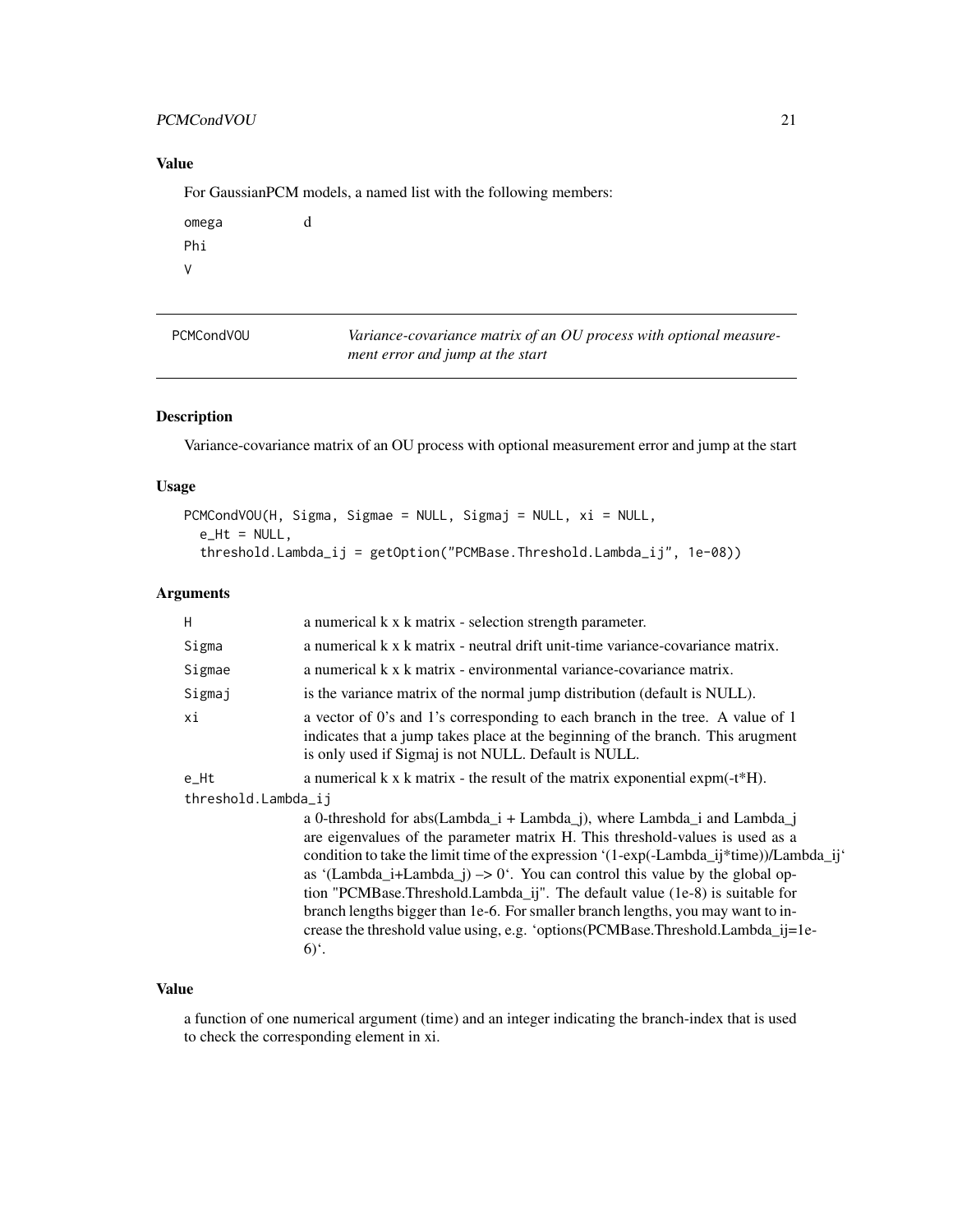### Value

For GaussianPCM models, a named list with the following members:

| | |
|---|---|
| omega | d |
| Phi | |
| V | |

---

## PCMCondVOU — *Variance-covariance matrix of an OU process with optional measurement error and jump at the start*

### Description

Variance-covariance matrix of an OU process with optional measurement error and jump at the start

### Usage

```
PCMCondVOU(H, Sigma, Sigmae = NULL, Sigmaj = NULL, xi = NULL,
  e_Ht = NULL,
  threshold.Lambda_ij = getOption("PCMBase.Threshold.Lambda_ij", 1e-08))
```

### Arguments

| | |
|---|---|
| H | a numerical k x k matrix - selection strength parameter. |
| Sigma | a numerical k x k matrix - neutral drift unit-time variance-covariance matrix. |
| Sigmae | a numerical k x k matrix - environmental variance-covariance matrix. |
| Sigmaj | is the variance matrix of the normal jump distribution (default is NULL). |
| xi | a vector of 0's and 1's corresponding to each branch in the tree. A value of 1 indicates that a jump takes place at the beginning of the branch. This arugment is only used if Sigmaj is not NULL. Default is NULL. |
| e_Ht | a numerical k x k matrix - the result of the matrix exponential expm(-t*H). |
| threshold.Lambda_ij | a 0-threshold for abs(Lambda_i + Lambda_j), where Lambda_i and Lambda_j are eigenvalues of the parameter matrix H. This threshold-values is used as a condition to take the limit time of the expression '(1-exp(-Lambda_ij*time))/Lambda_ij' as '(Lambda_i+Lambda_j) –> 0'. You can control this value by the global option "PCMBase.Threshold.Lambda_ij". The default value (1e-8) is suitable for branch lengths bigger than 1e-6. For smaller branch lengths, you may want to increase the threshold value using, e.g. 'options(PCMBase.Threshold.Lambda_ij=1e-6)'. |

### Value

a function of one numerical argument (time) and an integer indicating the branch-index that is used to check the corresponding element in xi.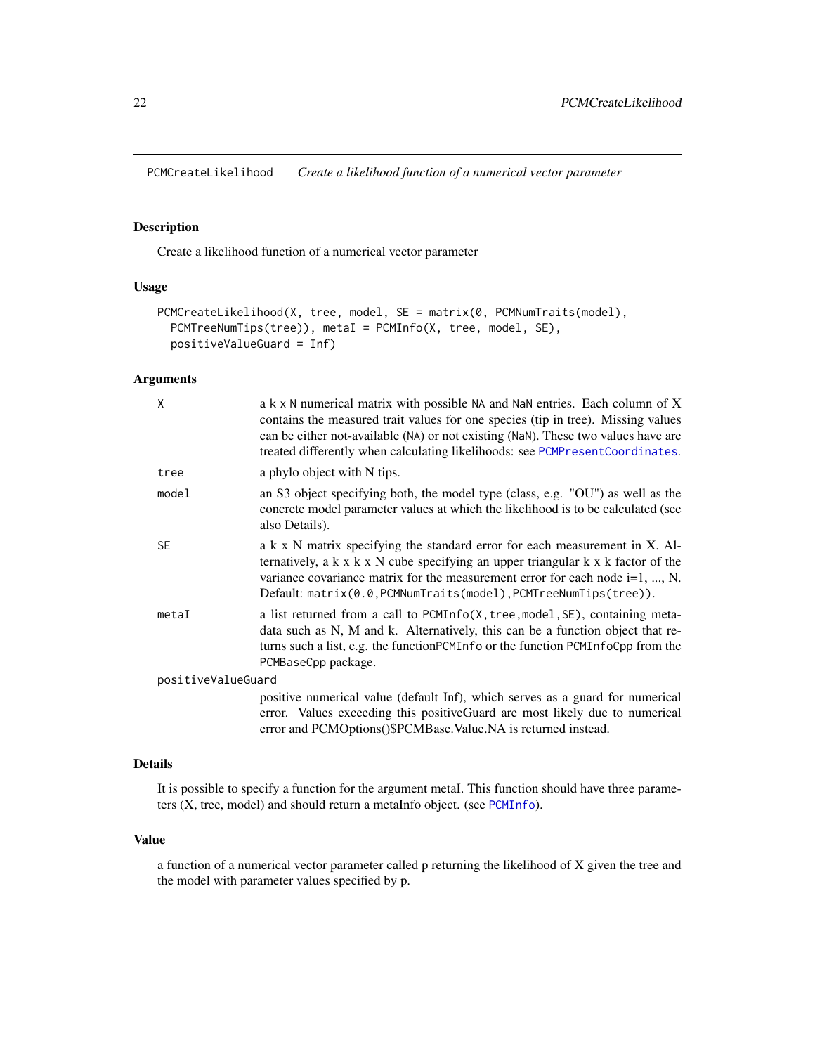## PCMCreateLikelihood &nbsp;&nbsp;&nbsp; *Create a likelihood function of a numerical vector parameter*

### Description

Create a likelihood function of a numerical vector parameter

### Usage

```
PCMCreateLikelihood(X, tree, model, SE = matrix(0, PCMNumTraits(model),
  PCMTreeNumTips(tree)), metaI = PCMInfo(X, tree, model, SE),
  positiveValueGuard = Inf)
```

### Arguments

| | |
|---|---|
| `X` | a k x N numerical matrix with possible `NA` and `NaN` entries. Each column of X contains the measured trait values for one species (tip in tree). Missing values can be either not-available (`NA`) or not existing (`NaN`). These two values have are treated differently when calculating likelihoods: see `PCMPresentCoordinates`. |
| `tree` | a phylo object with N tips. |
| `model` | an S3 object specifying both, the model type (class, e.g. "OU") as well as the concrete model parameter values at which the likelihood is to be calculated (see also Details). |
| `SE` | a k x N matrix specifying the standard error for each measurement in X. Alternatively, a k x k x N cube specifying an upper triangular k x k factor of the variance covariance matrix for the measurement error for each node i=1, ..., N. Default: `matrix(0.0,PCMNumTraits(model),PCMTreeNumTips(tree))`. |
| `metaI` | a list returned from a call to `PCMInfo(X,tree,model,SE)`, containing meta-data such as N, M and k. Alternatively, this can be a function object that returns such a list, e.g. the function`PCMInfo` or the function `PCMInfoCpp` from the `PCMBaseCpp` package. |
| `positiveValueGuard` | positive numerical value (default Inf), which serves as a guard for numerical error. Values exceeding this positiveGuard are most likely due to numerical error and PCMOptions()$PCMBase.Value.NA is returned instead. |

### Details

It is possible to specify a function for the argument metaI. This function should have three parameters (X, tree, model) and should return a metaInfo object. (see `PCMInfo`).

### Value

a function of a numerical vector parameter called p returning the likelihood of X given the tree and the model with parameter values specified by p.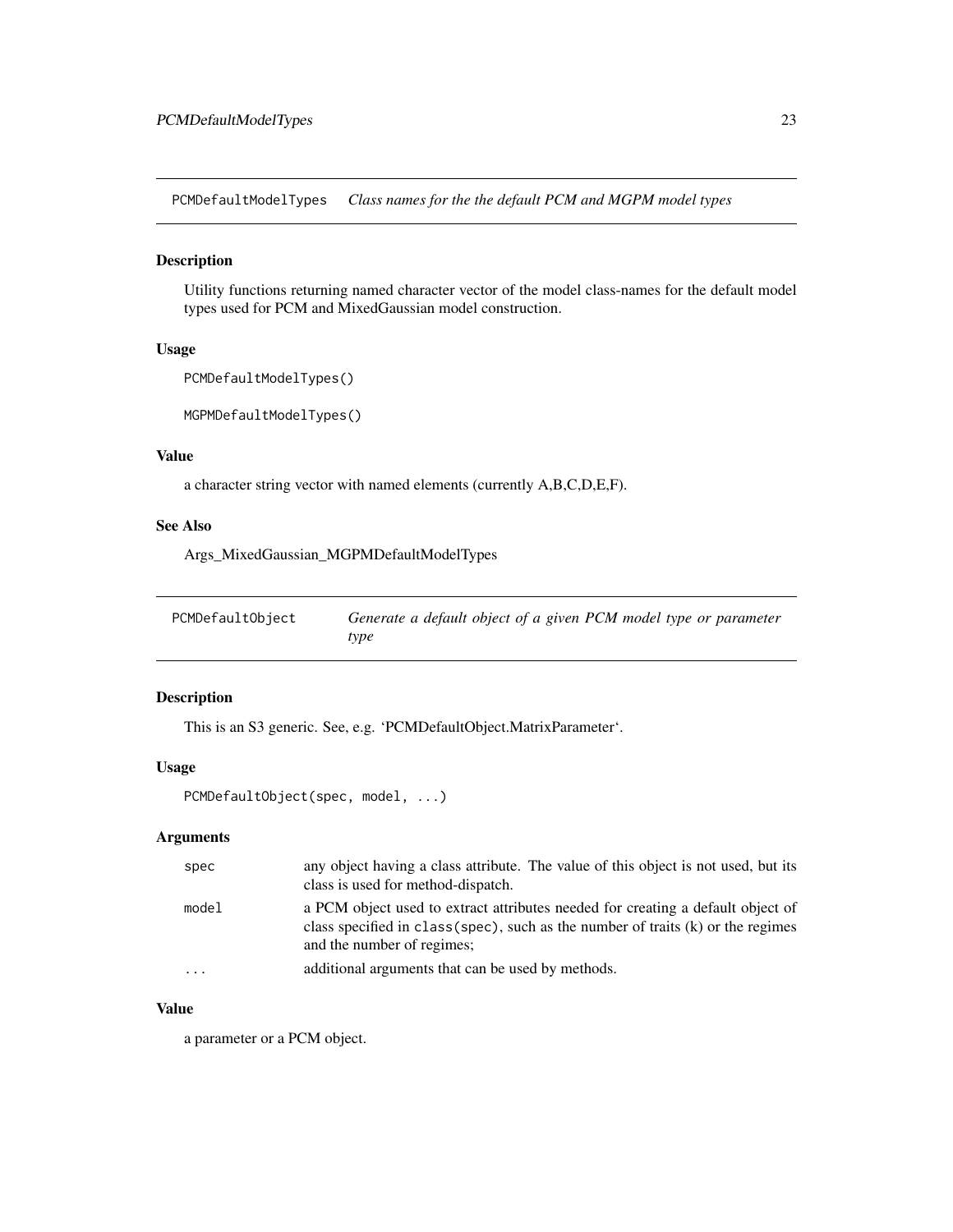## PCMDefaultModelTypes *Class names for the the default PCM and MGPM model types*

### Description

Utility functions returning named character vector of the model class-names for the default model types used for PCM and MixedGaussian model construction.

### Usage

```
PCMDefaultModelTypes()

MGPMDefaultModelTypes()
```

### Value

a character string vector with named elements (currently A,B,C,D,E,F).

### See Also

Args_MixedGaussian_MGPMDefaultModelTypes

## PCMDefaultObject *Generate a default object of a given PCM model type or parameter type*

### Description

This is an S3 generic. See, e.g. 'PCMDefaultObject.MatrixParameter'.

### Usage

```
PCMDefaultObject(spec, model, ...)
```

### Arguments

| | |
|---|---|
| spec | any object having a class attribute. The value of this object is not used, but its class is used for method-dispatch. |
| model | a PCM object used to extract attributes needed for creating a default object of class specified in `class(spec)`, such as the number of traits (k) or the regimes and the number of regimes; |
| ... | additional arguments that can be used by methods. |

### Value

a parameter or a PCM object.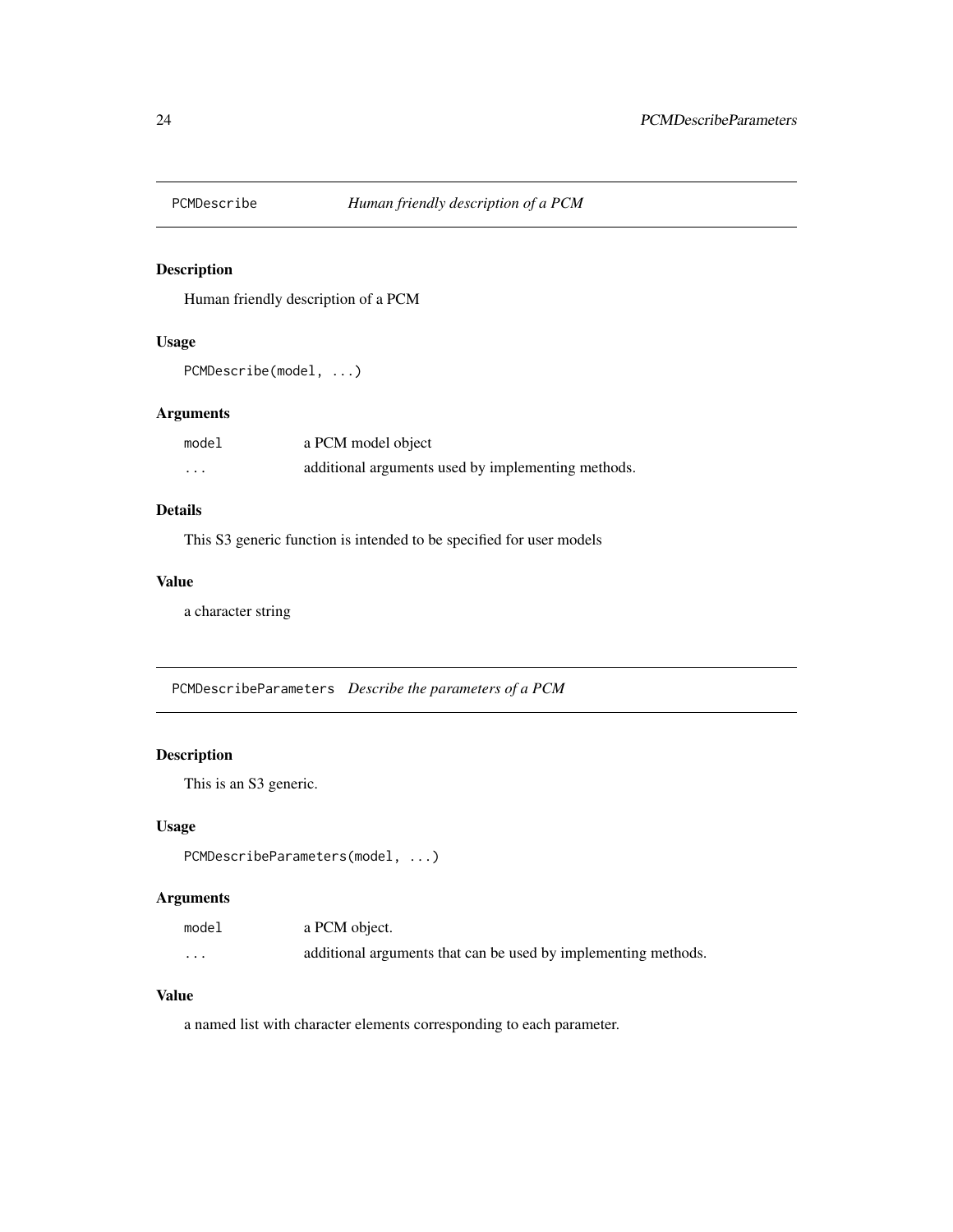## PCMDescribe *Human friendly description of a PCM*

### Description

Human friendly description of a PCM

### Usage

```
PCMDescribe(model, ...)
```

### Arguments

| | |
|---|---|
| `model` | a PCM model object |
| `...` | additional arguments used by implementing methods. |

### Details

This S3 generic function is intended to be specified for user models

### Value

a character string

## PCMDescribeParameters *Describe the parameters of a PCM*

### Description

This is an S3 generic.

### Usage

```
PCMDescribeParameters(model, ...)
```

### Arguments

| | |
|---|---|
| `model` | a PCM object. |
| `...` | additional arguments that can be used by implementing methods. |

### Value

a named list with character elements corresponding to each parameter.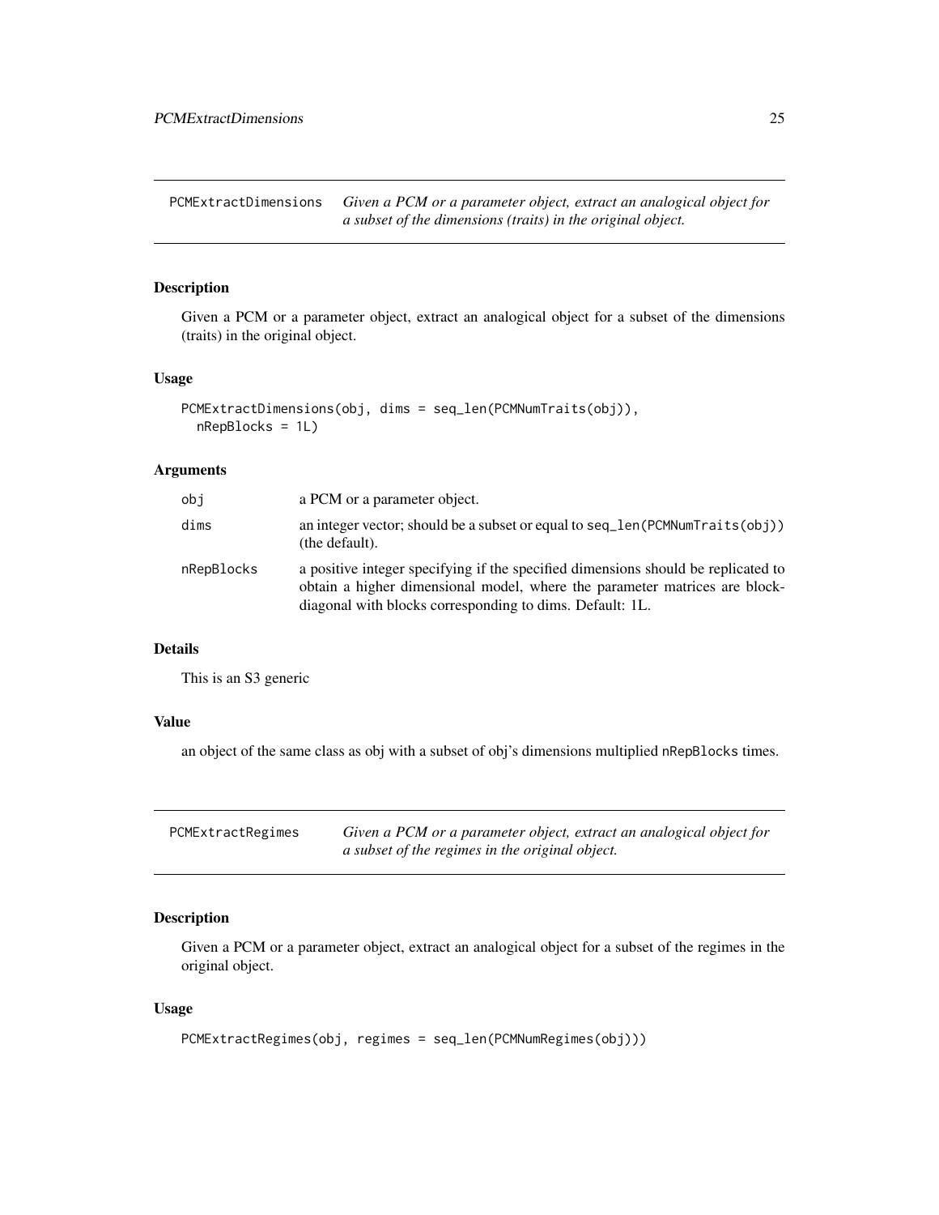## PCMExtractDimensions

*Given a PCM or a parameter object, extract an analogical object for a subset of the dimensions (traits) in the original object.*

### Description

Given a PCM or a parameter object, extract an analogical object for a subset of the dimensions (traits) in the original object.

### Usage

```
PCMExtractDimensions(obj, dims = seq_len(PCMNumTraits(obj)),
  nRepBlocks = 1L)
```

### Arguments

| | |
|---|---|
| obj | a PCM or a parameter object. |
| dims | an integer vector; should be a subset or equal to seq_len(PCMNumTraits(obj)) (the default). |
| nRepBlocks | a positive integer specifying if the specified dimensions should be replicated to obtain a higher dimensional model, where the parameter matrices are block-diagonal with blocks corresponding to dims. Default: 1L. |

### Details

This is an S3 generic

### Value

an object of the same class as obj with a subset of obj's dimensions multiplied nRepBlocks times.

## PCMExtractRegimes

*Given a PCM or a parameter object, extract an analogical object for a subset of the regimes in the original object.*

### Description

Given a PCM or a parameter object, extract an analogical object for a subset of the regimes in the original object.

### Usage

```
PCMExtractRegimes(obj, regimes = seq_len(PCMNumRegimes(obj)))
```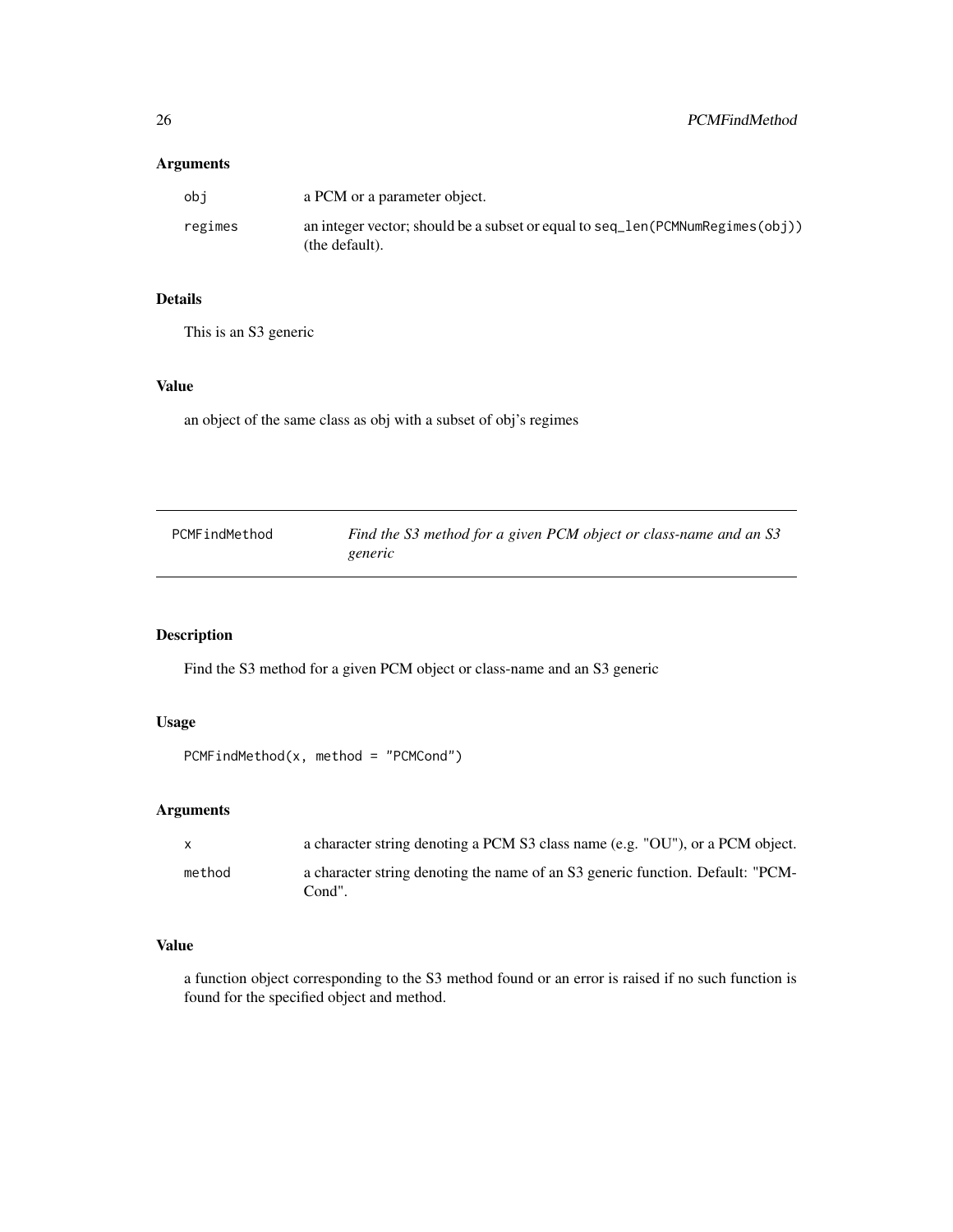### Arguments

| | |
|---|---|
| obj | a PCM or a parameter object. |
| regimes | an integer vector; should be a subset or equal to `seq_len(PCMNumRegimes(obj))` (the default). |

### Details

This is an S3 generic

### Value

an object of the same class as obj with a subset of obj's regimes

---

## PCMFindMethod — *Find the S3 method for a given PCM object or class-name and an S3 generic*

---

### Description

Find the S3 method for a given PCM object or class-name and an S3 generic

### Usage

```
PCMFindMethod(x, method = "PCMCond")
```

### Arguments

| | |
|---|---|
| x | a character string denoting a PCM S3 class name (e.g. "OU"), or a PCM object. |
| method | a character string denoting the name of an S3 generic function. Default: "PCMCond". |

### Value

a function object corresponding to the S3 method found or an error is raised if no such function is found for the specified object and method.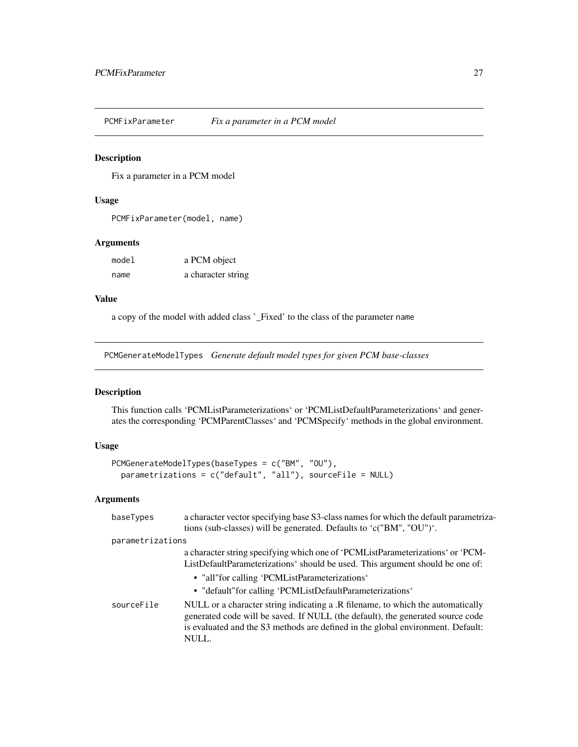## PCMFixParameter *Fix a parameter in a PCM model*

### Description

Fix a parameter in a PCM model

### Usage

```
PCMFixParameter(model, name)
```

### Arguments

| | |
|---|---|
| model | a PCM object |
| name | a character string |

### Value

a copy of the model with added class '_Fixed' to the class of the parameter name

## PCMGenerateModelTypes *Generate default model types for given PCM base-classes*

### Description

This function calls 'PCMListParameterizations' or 'PCMListDefaultParameterizations' and generates the corresponding 'PCMParentClasses' and 'PCMSpecify' methods in the global environment.

### Usage

```
PCMGenerateModelTypes(baseTypes = c("BM", "OU"),
  parametrizations = c("default", "all"), sourceFile = NULL)
```

### Arguments

| | |
|---|---|
| baseTypes | a character vector specifying base S3-class names for which the default parametrizations (sub-classes) will be generated. Defaults to 'c("BM", "OU")'. |
| parametrizations | a character string specifying which one of 'PCMListParameterizations' or 'PCMListDefaultParameterizations' should be used. This argument should be one of:<br>• "all"for calling 'PCMListParameterizations'<br>• "default"for calling 'PCMListDefaultParameterizations' |
| sourceFile | NULL or a character string indicating a .R filename, to which the automatically generated code will be saved. If NULL (the default), the generated source code is evaluated and the S3 methods are defined in the global environment. Default: NULL. |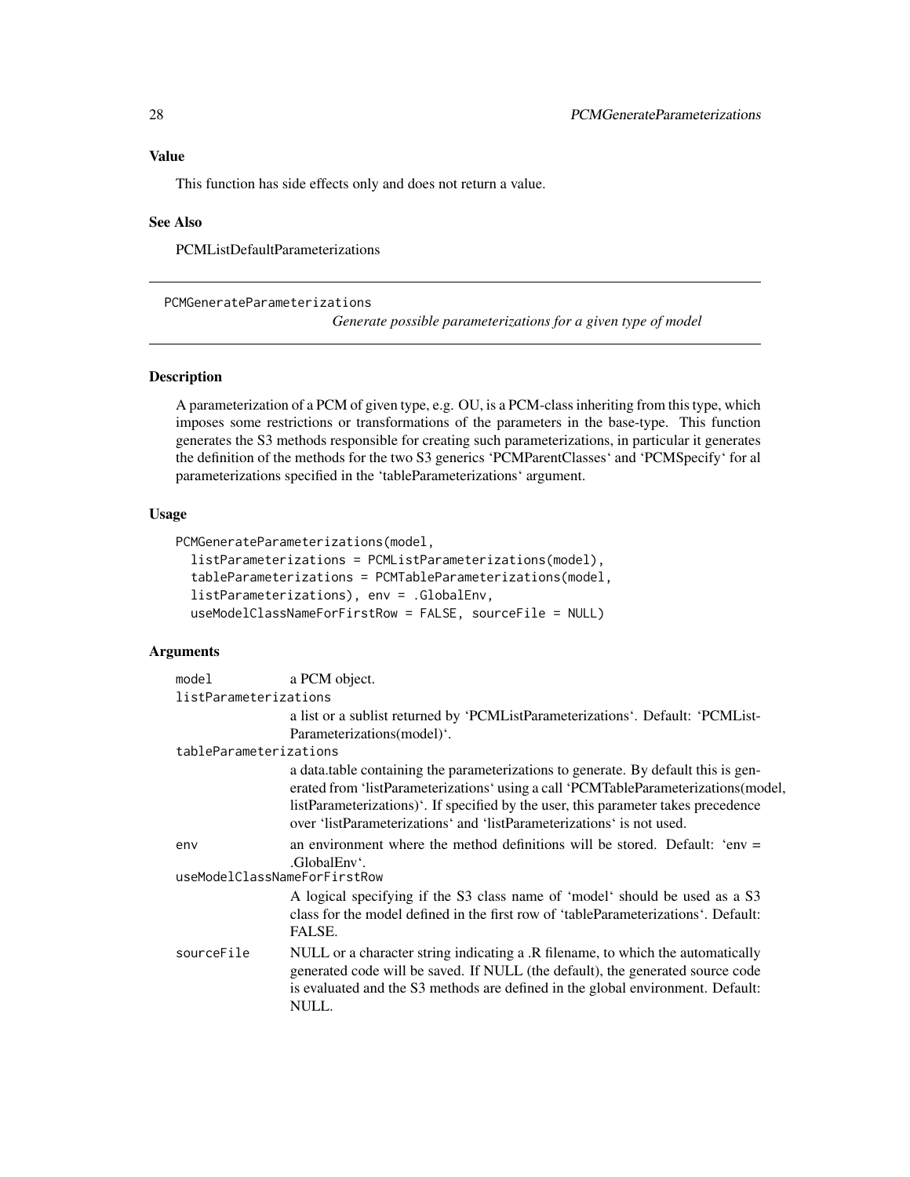## Value

This function has side effects only and does not return a value.

## See Also

PCMListDefaultParameterizations

---

`PCMGenerateParameterizations` *Generate possible parameterizations for a given type of model*

---

## Description

A parameterization of a PCM of given type, e.g. OU, is a PCM-class inheriting from this type, which imposes some restrictions or transformations of the parameters in the base-type. This function generates the S3 methods responsible for creating such parameterizations, in particular it generates the definition of the methods for the two S3 generics 'PCMParentClasses' and 'PCMSpecify' for al parameterizations specified in the 'tableParameterizations' argument.

## Usage

```
PCMGenerateParameterizations(model,
  listParameterizations = PCMListParameterizations(model),
  tableParameterizations = PCMTableParameterizations(model,
  listParameterizations), env = .GlobalEnv,
  useModelClassNameForFirstRow = FALSE, sourceFile = NULL)
```

## Arguments

| | |
|---|---|
| `model` | a PCM object. |
| `listParameterizations` | a list or a sublist returned by 'PCMListParameterizations'. Default: 'PCMListParameterizations(model)'. |
| `tableParameterizations` | a data.table containing the parameterizations to generate. By default this is generated from 'listParameterizations' using a call 'PCMTableParameterizations(model, listParameterizations)'. If specified by the user, this parameter takes precedence over 'listParameterizations' and 'listParameterizations' is not used. |
| `env` | an environment where the method definitions will be stored. Default: 'env = .GlobalEnv'. |
| `useModelClassNameForFirstRow` | A logical specifying if the S3 class name of 'model' should be used as a S3 class for the model defined in the first row of 'tableParameterizations'. Default: FALSE. |
| `sourceFile` | NULL or a character string indicating a .R filename, to which the automatically generated code will be saved. If NULL (the default), the generated source code is evaluated and the S3 methods are defined in the global environment. Default: NULL. |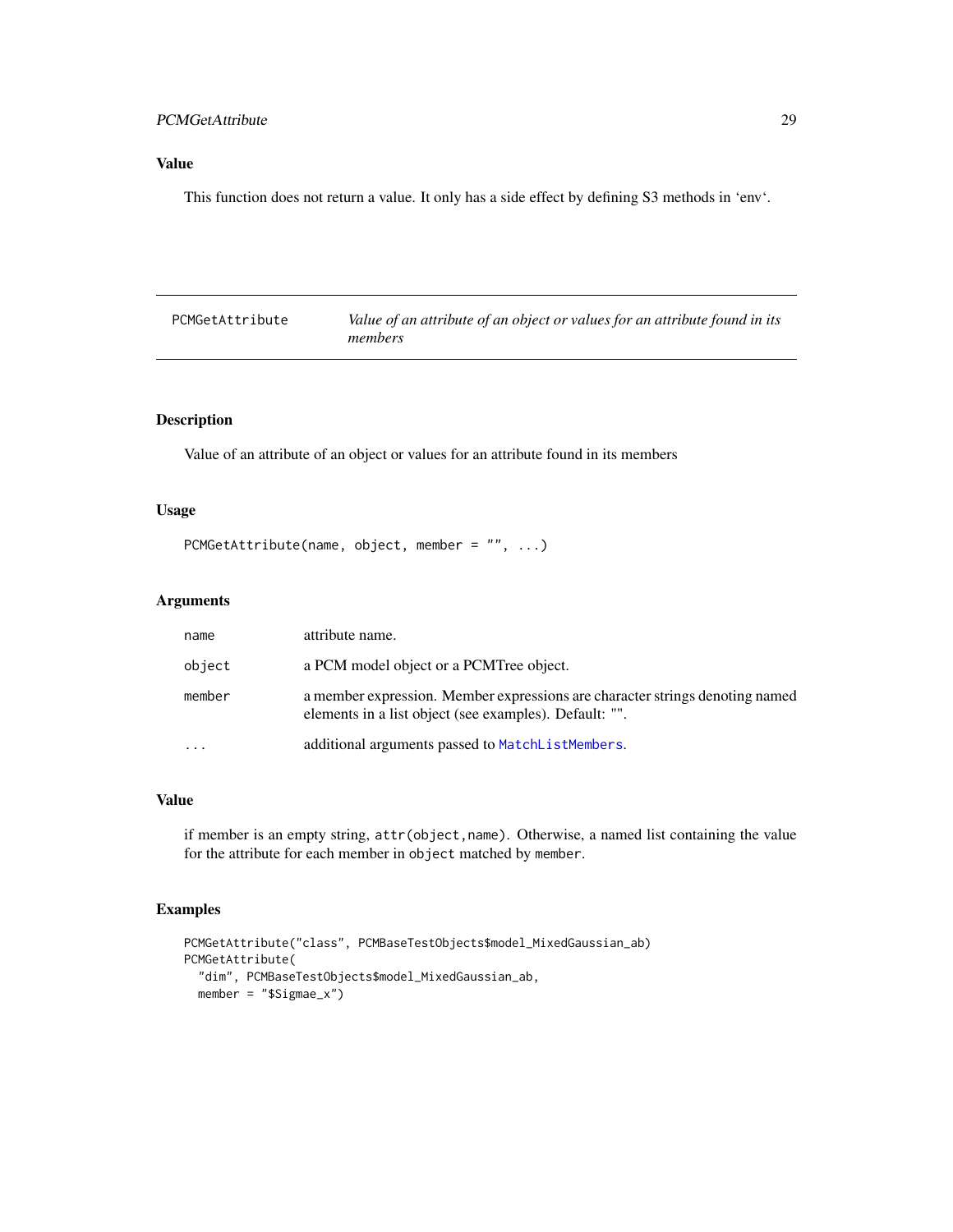## Value

This function does not return a value. It only has a side effect by defining S3 methods in 'env'.

---

# PCMGetAttribute — *Value of an attribute of an object or values for an attribute found in its members*

---

## Description

Value of an attribute of an object or values for an attribute found in its members

## Usage

```
PCMGetAttribute(name, object, member = "", ...)
```

## Arguments

| | |
|---|---|
| `name` | attribute name. |
| `object` | a PCM model object or a PCMTree object. |
| `member` | a member expression. Member expressions are character strings denoting named elements in a list object (see examples). Default: "". |
| `...` | additional arguments passed to `MatchListMembers`. |

## Value

if member is an empty string, `attr(object,name)`. Otherwise, a named list containing the value for the attribute for each member in `object` matched by `member`.

## Examples

```
PCMGetAttribute("class", PCMBaseTestObjects$model_MixedGaussian_ab)
PCMGetAttribute(
  "dim", PCMBaseTestObjects$model_MixedGaussian_ab,
  member = "$Sigmae_x")
```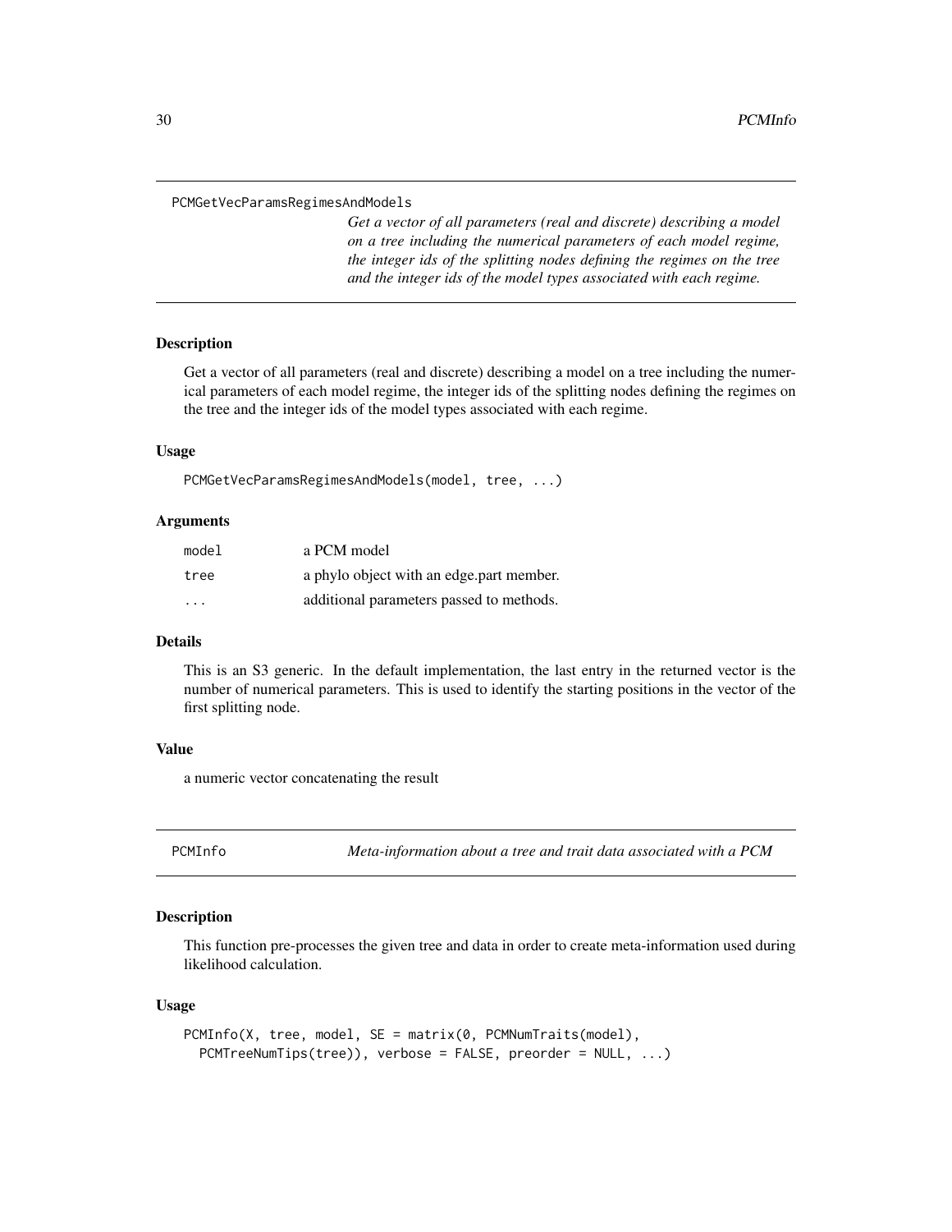## PCMGetVecParamsRegimesAndModels

*Get a vector of all parameters (real and discrete) describing a model on a tree including the numerical parameters of each model regime, the integer ids of the splitting nodes defining the regimes on the tree and the integer ids of the model types associated with each regime.*

### Description

Get a vector of all parameters (real and discrete) describing a model on a tree including the numerical parameters of each model regime, the integer ids of the splitting nodes defining the regimes on the tree and the integer ids of the model types associated with each regime.

### Usage

```
PCMGetVecParamsRegimesAndModels(model, tree, ...)
```

### Arguments

| | |
|---|---|
| model | a PCM model |
| tree | a phylo object with an edge.part member. |
| ... | additional parameters passed to methods. |

### Details

This is an S3 generic. In the default implementation, the last entry in the returned vector is the number of numerical parameters. This is used to identify the starting positions in the vector of the first splitting node.

### Value

a numeric vector concatenating the result

## PCMInfo

*Meta-information about a tree and trait data associated with a PCM*

### Description

This function pre-processes the given tree and data in order to create meta-information used during likelihood calculation.

### Usage

```
PCMInfo(X, tree, model, SE = matrix(0, PCMNumTraits(model),
  PCMTreeNumTips(tree)), verbose = FALSE, preorder = NULL, ...)
```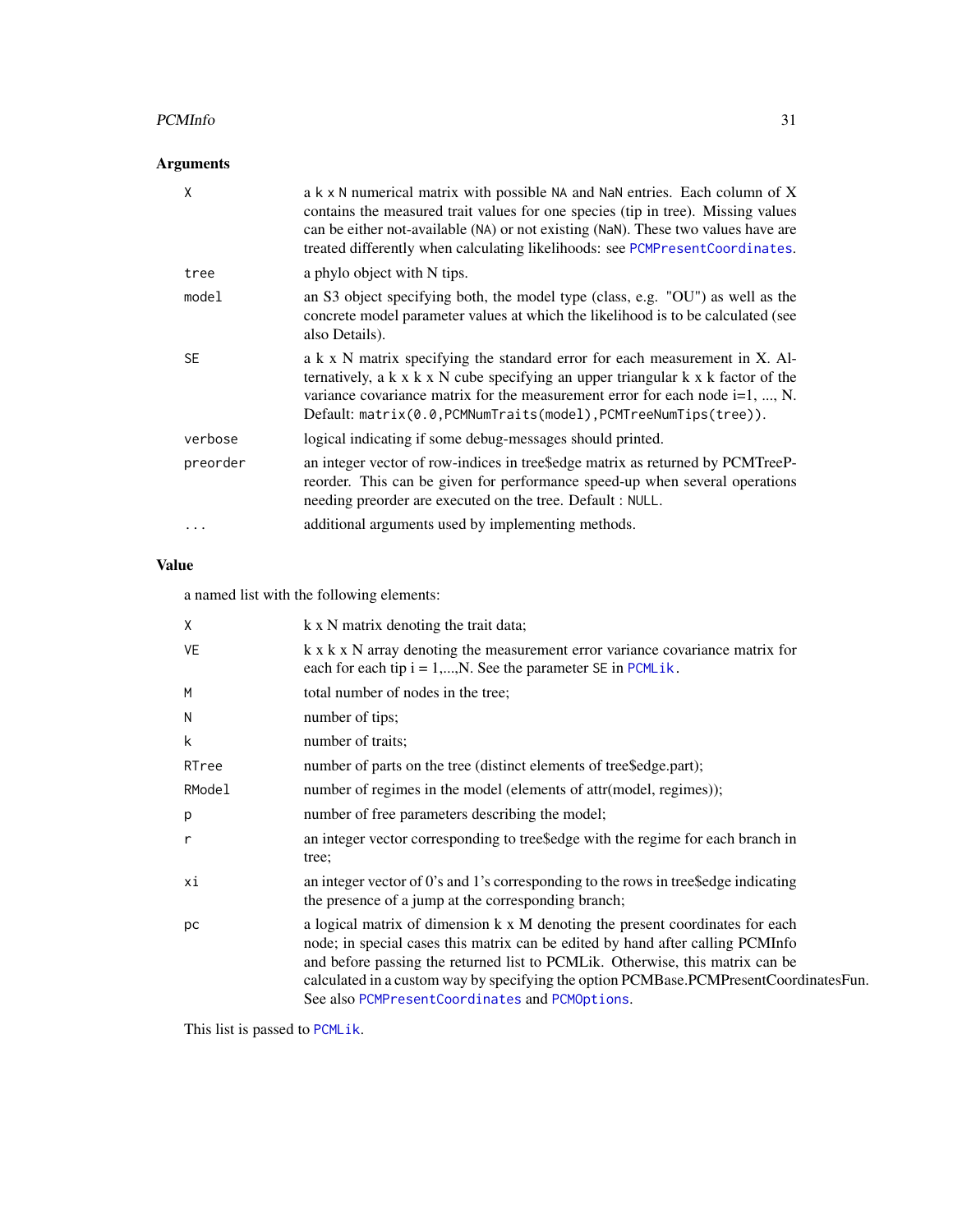## Arguments

| | |
|---|---|
| `X` | a `k x N` numerical matrix with possible `NA` and `NaN` entries. Each column of X contains the measured trait values for one species (tip in tree). Missing values can be either not-available (`NA`) or not existing (`NaN`). These two values have are treated differently when calculating likelihoods: see `PCMPresentCoordinates`. |
| `tree` | a phylo object with N tips. |
| `model` | an S3 object specifying both, the model type (class, e.g. "OU") as well as the concrete model parameter values at which the likelihood is to be calculated (see also Details). |
| `SE` | a k x N matrix specifying the standard error for each measurement in X. Alternatively, a k x k x N cube specifying an upper triangular k x k factor of the variance covariance matrix for the measurement error for each node i=1, ..., N. Default: `matrix(0.0,PCMNumTraits(model),PCMTreeNumTips(tree))`. |
| `verbose` | logical indicating if some debug-messages should printed. |
| `preorder` | an integer vector of row-indices in tree$edge matrix as returned by PCMTreePreorder. This can be given for performance speed-up when several operations needing preorder are executed on the tree. Default : `NULL`. |
| `...` | additional arguments used by implementing methods. |

## Value

a named list with the following elements:

| | |
|---|---|
| `X` | k x N matrix denoting the trait data; |
| `VE` | k x k x N array denoting the measurement error variance covariance matrix for each for each tip i = 1,...,N. See the parameter `SE` in `PCMLik`. |
| `M` | total number of nodes in the tree; |
| `N` | number of tips; |
| `k` | number of traits; |
| `RTree` | number of parts on the tree (distinct elements of tree$edge.part); |
| `RModel` | number of regimes in the model (elements of attr(model, regimes)); |
| `p` | number of free parameters describing the model; |
| `r` | an integer vector corresponding to tree$edge with the regime for each branch in tree; |
| `xi` | an integer vector of 0's and 1's corresponding to the rows in tree$edge indicating the presence of a jump at the corresponding branch; |
| `pc` | a logical matrix of dimension k x M denoting the present coordinates for each node; in special cases this matrix can be edited by hand after calling PCMInfo and before passing the returned list to PCMLik. Otherwise, this matrix can be calculated in a custom way by specifying the option PCMBase.PCMPresentCoordinatesFun. See also `PCMPresentCoordinates` and `PCMOptions`. |

This list is passed to `PCMLik`.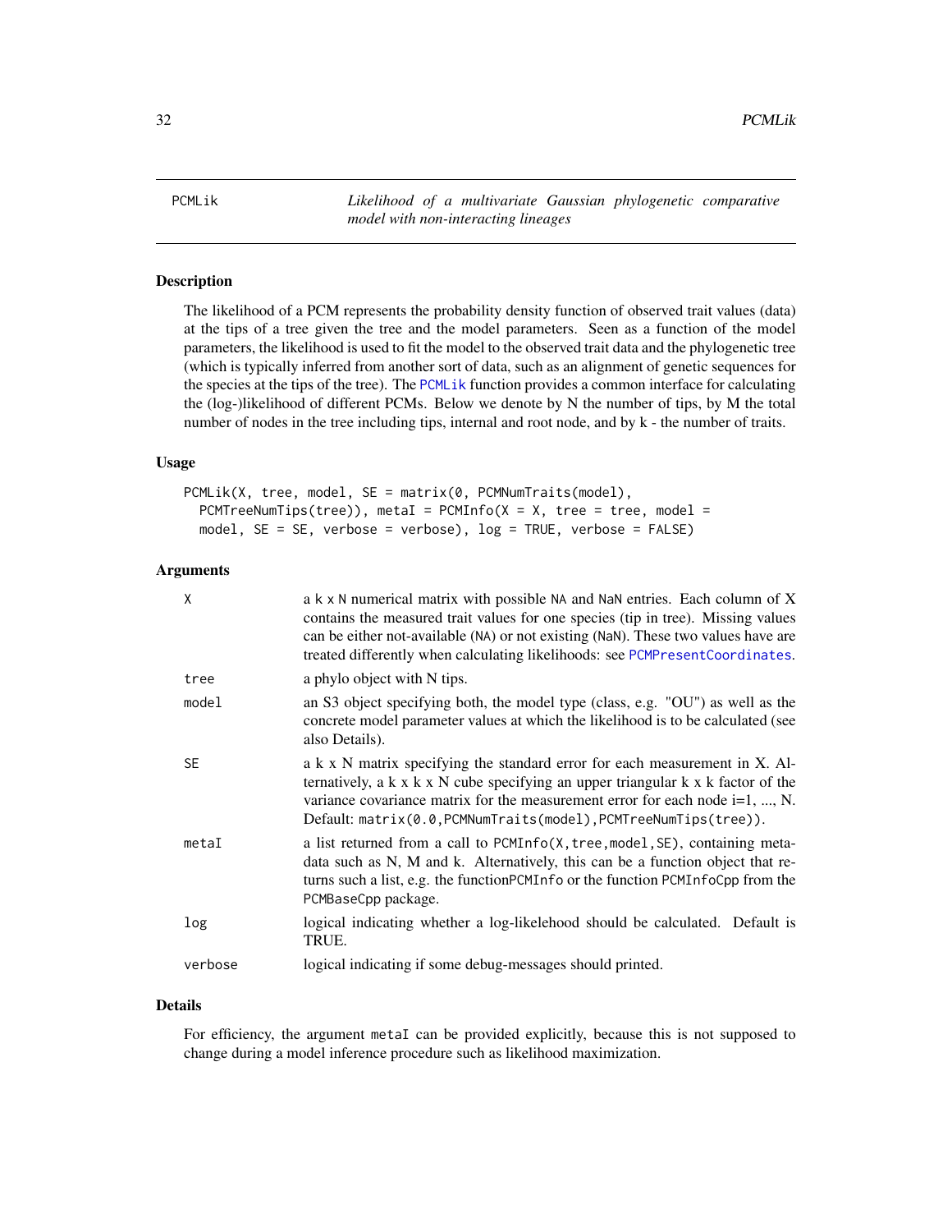# PCMLik

*Likelihood of a multivariate Gaussian phylogenetic comparative model with non-interacting lineages*

## Description

The likelihood of a PCM represents the probability density function of observed trait values (data) at the tips of a tree given the tree and the model parameters. Seen as a function of the model parameters, the likelihood is used to fit the model to the observed trait data and the phylogenetic tree (which is typically inferred from another sort of data, such as an alignment of genetic sequences for the species at the tips of the tree). The PCMLik function provides a common interface for calculating the (log-)likelihood of different PCMs. Below we denote by N the number of tips, by M the total number of nodes in the tree including tips, internal and root node, and by k - the number of traits.

## Usage

```
PCMLik(X, tree, model, SE = matrix(0, PCMNumTraits(model),
  PCMTreeNumTips(tree)), metaI = PCMInfo(X = X, tree = tree, model =
  model, SE = SE, verbose = verbose), log = TRUE, verbose = FALSE)
```

## Arguments

| | |
|---|---|
| X | a k x N numerical matrix with possible NA and NaN entries. Each column of X contains the measured trait values for one species (tip in tree). Missing values can be either not-available (NA) or not existing (NaN). These two values have are treated differently when calculating likelihoods: see PCMPresentCoordinates. |
| tree | a phylo object with N tips. |
| model | an S3 object specifying both, the model type (class, e.g. "OU") as well as the concrete model parameter values at which the likelihood is to be calculated (see also Details). |
| SE | a k x N matrix specifying the standard error for each measurement in X. Alternatively, a k x k x N cube specifying an upper triangular k x k factor of the variance covariance matrix for the measurement error for each node i=1, ..., N. Default: `matrix(0.0,PCMNumTraits(model),PCMTreeNumTips(tree))`. |
| metaI | a list returned from a call to `PCMInfo(X,tree,model,SE)`, containing meta-data such as N, M and k. Alternatively, this can be a function object that returns such a list, e.g. the functionPCMInfo or the function PCMInfoCpp from the PCMBaseCpp package. |
| log | logical indicating whether a log-likelehood should be calculated. Default is TRUE. |
| verbose | logical indicating if some debug-messages should printed. |

## Details

For efficiency, the argument metaI can be provided explicitly, because this is not supposed to change during a model inference procedure such as likelihood maximization.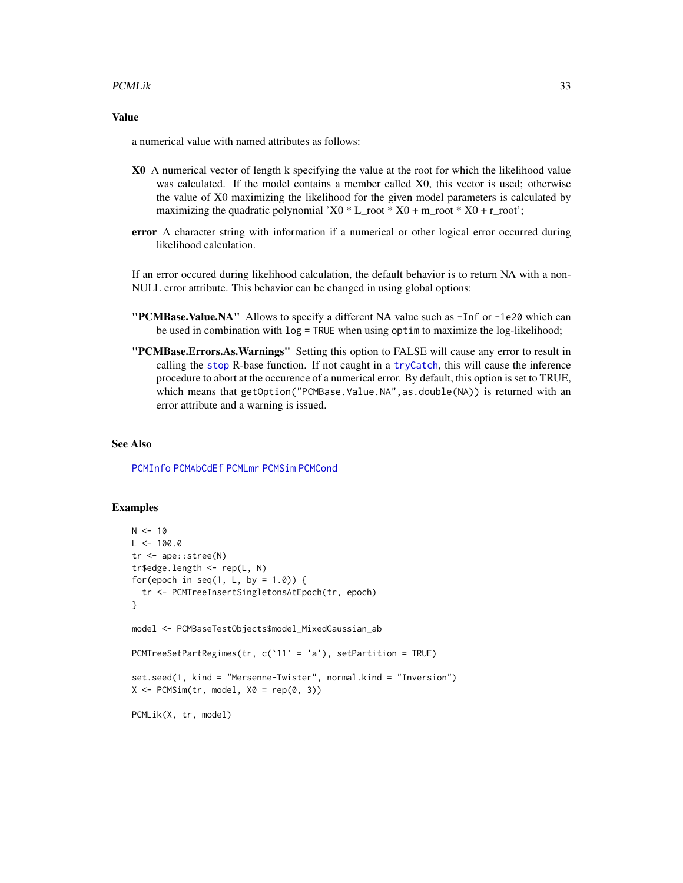### Value

a numerical value with named attributes as follows:

**X0** A numerical vector of length k specifying the value at the root for which the likelihood value was calculated. If the model contains a member called X0, this vector is used; otherwise the value of X0 maximizing the likelihood for the given model parameters is calculated by maximizing the quadratic polynomial 'X0 * L_root * X0 + m_root * X0 + r_root';

**error** A character string with information if a numerical or other logical error occurred during likelihood calculation.

If an error occured during likelihood calculation, the default behavior is to return NA with a non-NULL error attribute. This behavior can be changed in using global options:

**"PCMBase.Value.NA"** Allows to specify a different NA value such as `-Inf` or `-1e20` which can be used in combination with `log = TRUE` when using `optim` to maximize the log-likelihood;

**"PCMBase.Errors.As.Warnings"** Setting this option to FALSE will cause any error to result in calling the `stop` R-base function. If not caught in a `tryCatch`, this will cause the inference procedure to abort at the occurence of a numerical error. By default, this option is set to TRUE, which means that `getOption("PCMBase.Value.NA",as.double(NA))` is returned with an error attribute and a warning is issued.

### See Also

`PCMInfo` `PCMAbCdEf` `PCMLmr` `PCMSim` `PCMCond`

### Examples

```
N <- 10
L <- 100.0
tr <- ape::stree(N)
tr$edge.length <- rep(L, N)
for(epoch in seq(1, L, by = 1.0)) {
  tr <- PCMTreeInsertSingletonsAtEpoch(tr, epoch)
}

model <- PCMBaseTestObjects$model_MixedGaussian_ab

PCMTreeSetPartRegimes(tr, c(`11` = 'a'), setPartition = TRUE)

set.seed(1, kind = "Mersenne-Twister", normal.kind = "Inversion")
X <- PCMSim(tr, model, X0 = rep(0, 3))

PCMLik(X, tr, model)
```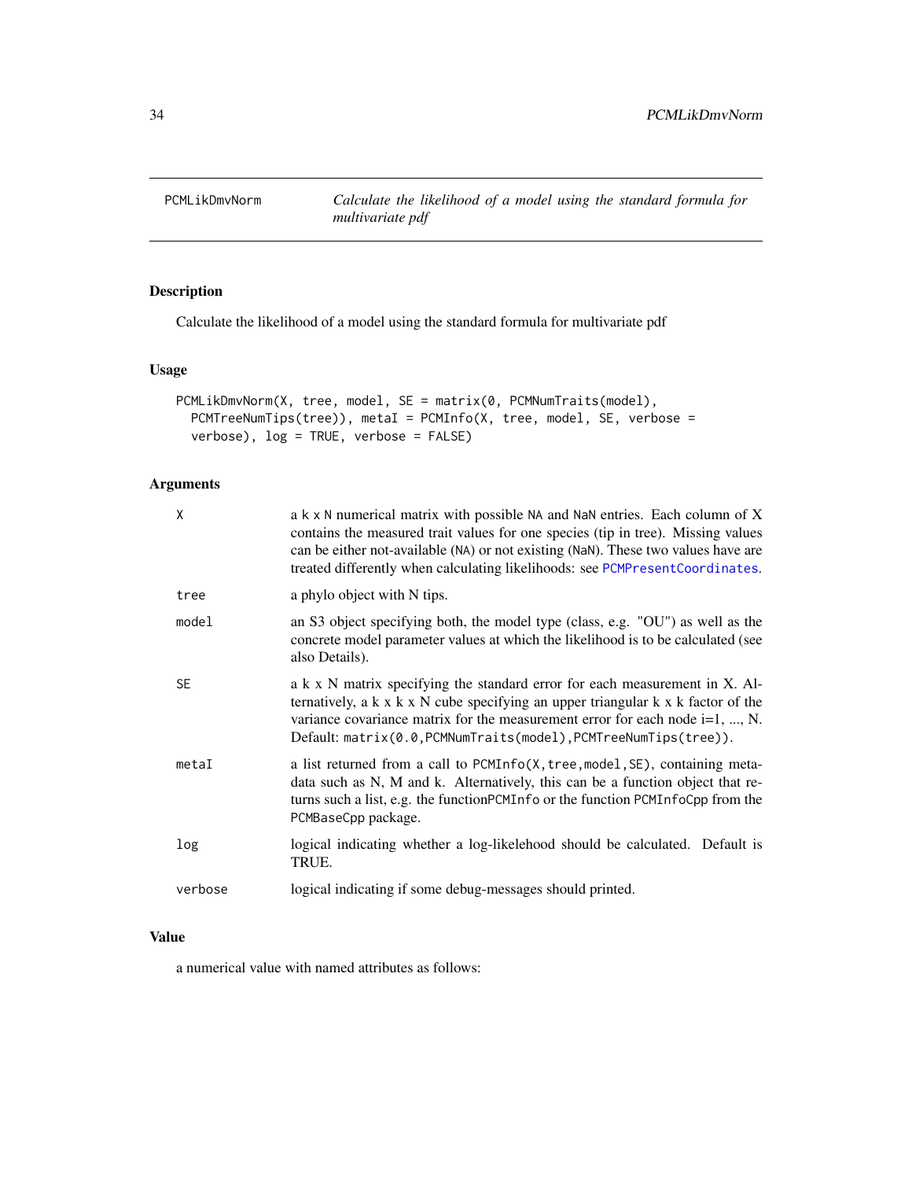## PCMLikDmvNorm

*Calculate the likelihood of a model using the standard formula for multivariate pdf*

### Description

Calculate the likelihood of a model using the standard formula for multivariate pdf

### Usage

```
PCMLikDmvNorm(X, tree, model, SE = matrix(0, PCMNumTraits(model),
  PCMTreeNumTips(tree)), metaI = PCMInfo(X, tree, model, SE, verbose =
  verbose), log = TRUE, verbose = FALSE)
```

### Arguments

| | |
|---|---|
| X | a k x N numerical matrix with possible NA and NaN entries. Each column of X contains the measured trait values for one species (tip in tree). Missing values can be either not-available (NA) or not existing (NaN). These two values have are treated differently when calculating likelihoods: see PCMPresentCoordinates. |
| tree | a phylo object with N tips. |
| model | an S3 object specifying both, the model type (class, e.g. "OU") as well as the concrete model parameter values at which the likelihood is to be calculated (see also Details). |
| SE | a k x N matrix specifying the standard error for each measurement in X. Alternatively, a k x k x N cube specifying an upper triangular k x k factor of the variance covariance matrix for the measurement error for each node i=1, ..., N. Default: `matrix(0.0,PCMNumTraits(model),PCMTreeNumTips(tree))`. |
| metaI | a list returned from a call to `PCMInfo(X,tree,model,SE)`, containing meta-data such as N, M and k. Alternatively, this can be a function object that returns such a list, e.g. the function`PCMInfo` or the function `PCMInfoCpp` from the `PCMBaseCpp` package. |
| log | logical indicating whether a log-likelehood should be calculated. Default is TRUE. |
| verbose | logical indicating if some debug-messages should printed. |

### Value

a numerical value with named attributes as follows: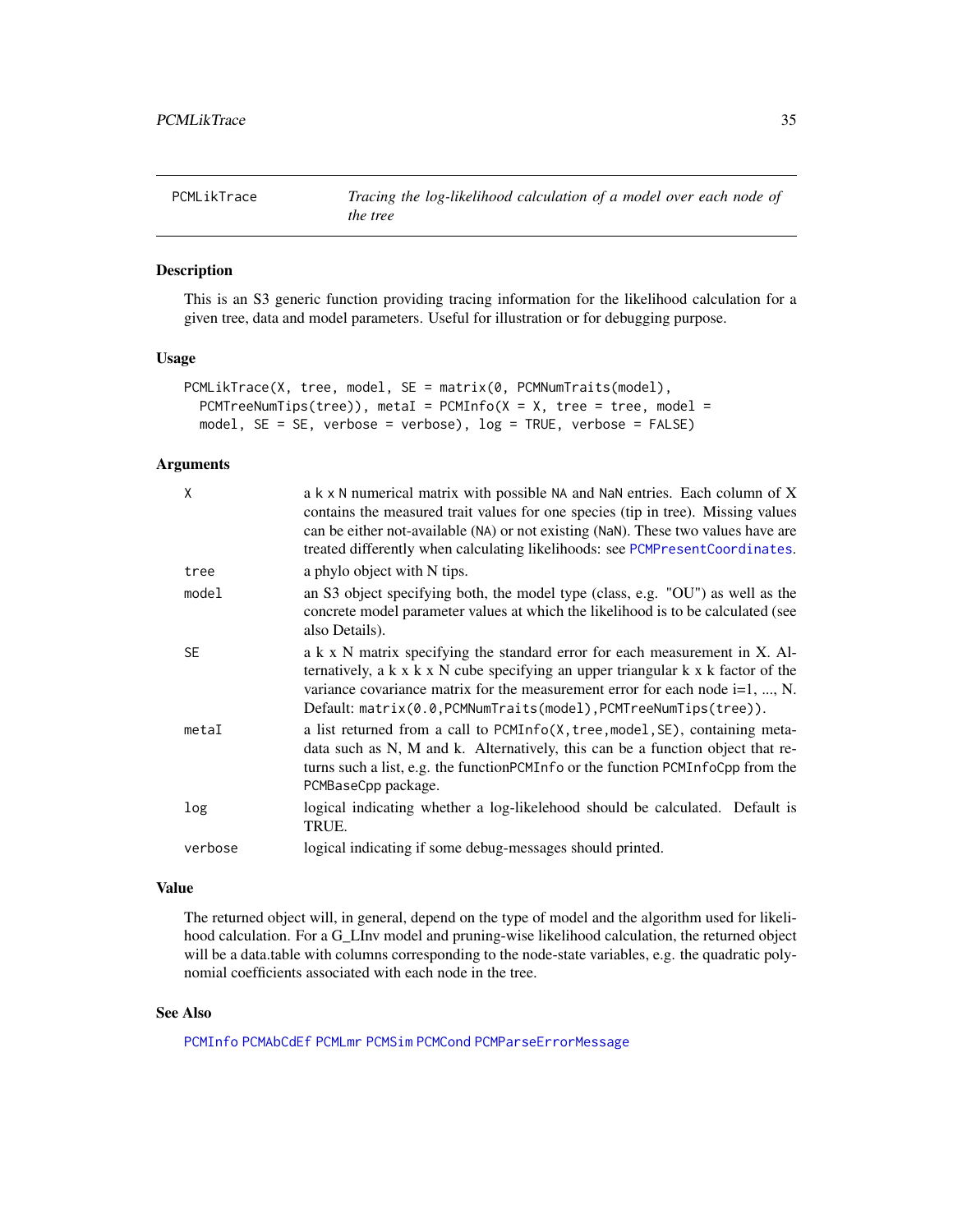## PCMLikTrace — *Tracing the log-likelihood calculation of a model over each node of the tree*

### Description

This is an S3 generic function providing tracing information for the likelihood calculation for a given tree, data and model parameters. Useful for illustration or for debugging purpose.

### Usage

```
PCMLikTrace(X, tree, model, SE = matrix(0, PCMNumTraits(model),
  PCMTreeNumTips(tree)), metaI = PCMInfo(X = X, tree = tree, model =
  model, SE = SE, verbose = verbose), log = TRUE, verbose = FALSE)
```

### Arguments

| | |
|---|---|
| `X` | a k x N numerical matrix with possible `NA` and `NaN` entries. Each column of X contains the measured trait values for one species (tip in tree). Missing values can be either not-available (`NA`) or not existing (`NaN`). These two values have are treated differently when calculating likelihoods: see `PCMPresentCoordinates`. |
| `tree` | a phylo object with N tips. |
| `model` | an S3 object specifying both, the model type (class, e.g. "OU") as well as the concrete model parameter values at which the likelihood is to be calculated (see also Details). |
| `SE` | a k x N matrix specifying the standard error for each measurement in X. Alternatively, a k x k x N cube specifying an upper triangular k x k factor of the variance covariance matrix for the measurement error for each node i=1, ..., N. Default: `matrix(0.0,PCMNumTraits(model),PCMTreeNumTips(tree))`. |
| `metaI` | a list returned from a call to `PCMInfo(X,tree,model,SE)`, containing meta-data such as N, M and k. Alternatively, this can be a function object that returns such a list, e.g. the function`PCMInfo` or the function `PCMInfoCpp` from the `PCMBaseCpp` package. |
| `log` | logical indicating whether a log-likelihood should be calculated. Default is TRUE. |
| `verbose` | logical indicating if some debug-messages should printed. |

### Value

The returned object will, in general, depend on the type of model and the algorithm used for likelihood calculation. For a G_LInv model and pruning-wise likelihood calculation, the returned object will be a data.table with columns corresponding to the node-state variables, e.g. the quadratic polynomial coefficients associated with each node in the tree.

### See Also

`PCMInfo` `PCMAbCdEf` `PCMLmr` `PCMSim` `PCMCond` `PCMParseErrorMessage`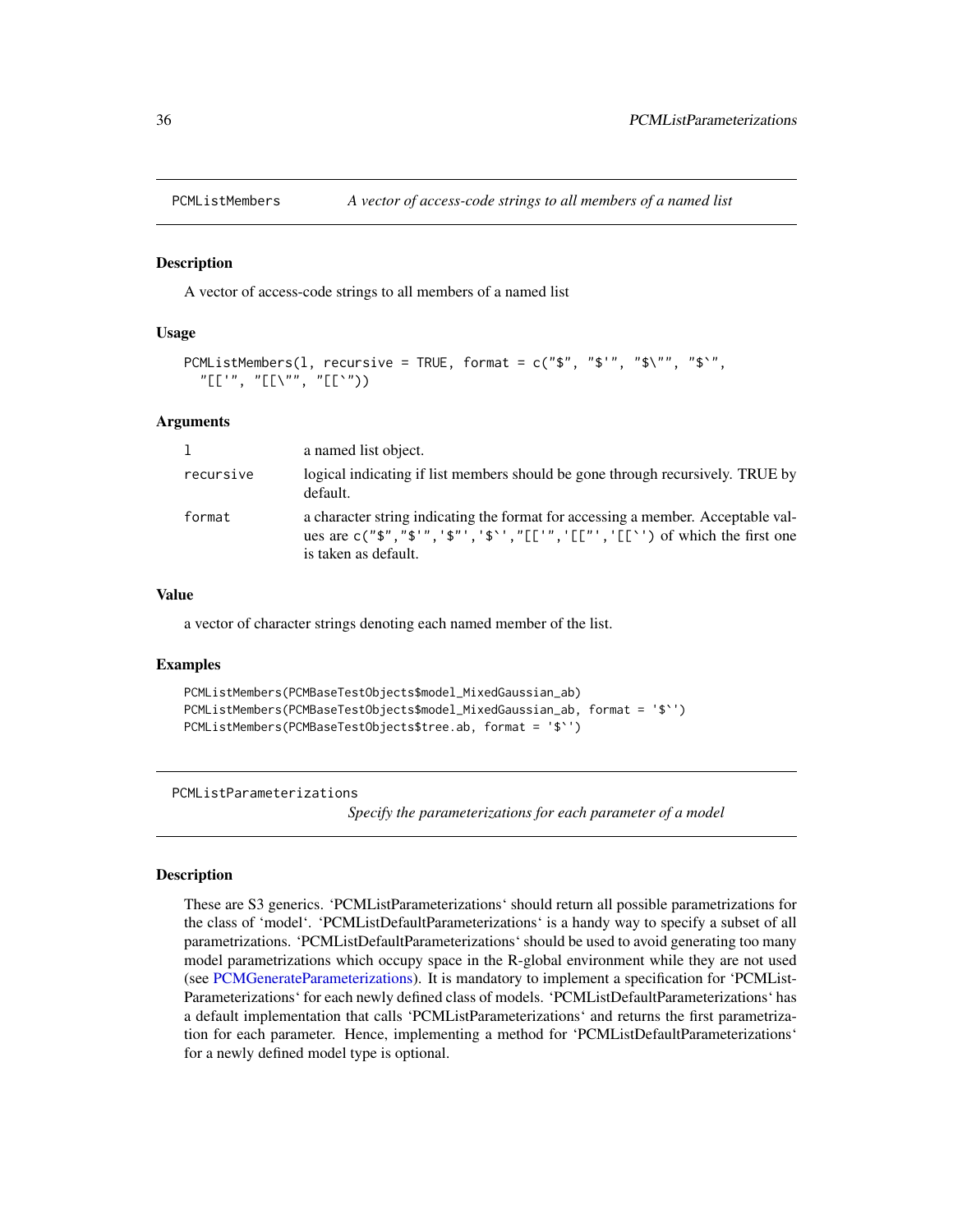## PCMListMembers — *A vector of access-code strings to all members of a named list*

### Description

A vector of access-code strings to all members of a named list

### Usage

```
PCMListMembers(l, recursive = TRUE, format = c("$", "$'", "$\"", "$`",
  "[['", "[[\"", "[[`"))
```

### Arguments

| | |
|---|---|
| l | a named list object. |
| recursive | logical indicating if list members should be gone through recursively. TRUE by default. |
| format | a character string indicating the format for accessing a member. Acceptable values are `c("$","$'",'$"','$`',"[['",'[["','[[`')` of which the first one is taken as default. |

### Value

a vector of character strings denoting each named member of the list.

### Examples

```
PCMListMembers(PCMBaseTestObjects$model_MixedGaussian_ab)
PCMListMembers(PCMBaseTestObjects$model_MixedGaussian_ab, format = '$`')
PCMListMembers(PCMBaseTestObjects$tree.ab, format = '$`')
```

## PCMListParameterizations — *Specify the parameterizations for each parameter of a model*

### Description

These are S3 generics. 'PCMListParameterizations' should return all possible parametrizations for the class of 'model'. 'PCMListDefaultParameterizations' is a handy way to specify a subset of all parametrizations. 'PCMListDefaultParameterizations' should be used to avoid generating too many model parametrizations which occupy space in the R-global environment while they are not used (see PCMGenerateParameterizations). It is mandatory to implement a specification for 'PCMListParameterizations' for each newly defined class of models. 'PCMListDefaultParameterizations' has a default implementation that calls 'PCMListParameterizations' and returns the first parametrization for each parameter. Hence, implementing a method for 'PCMListDefaultParameterizations' for a newly defined model type is optional.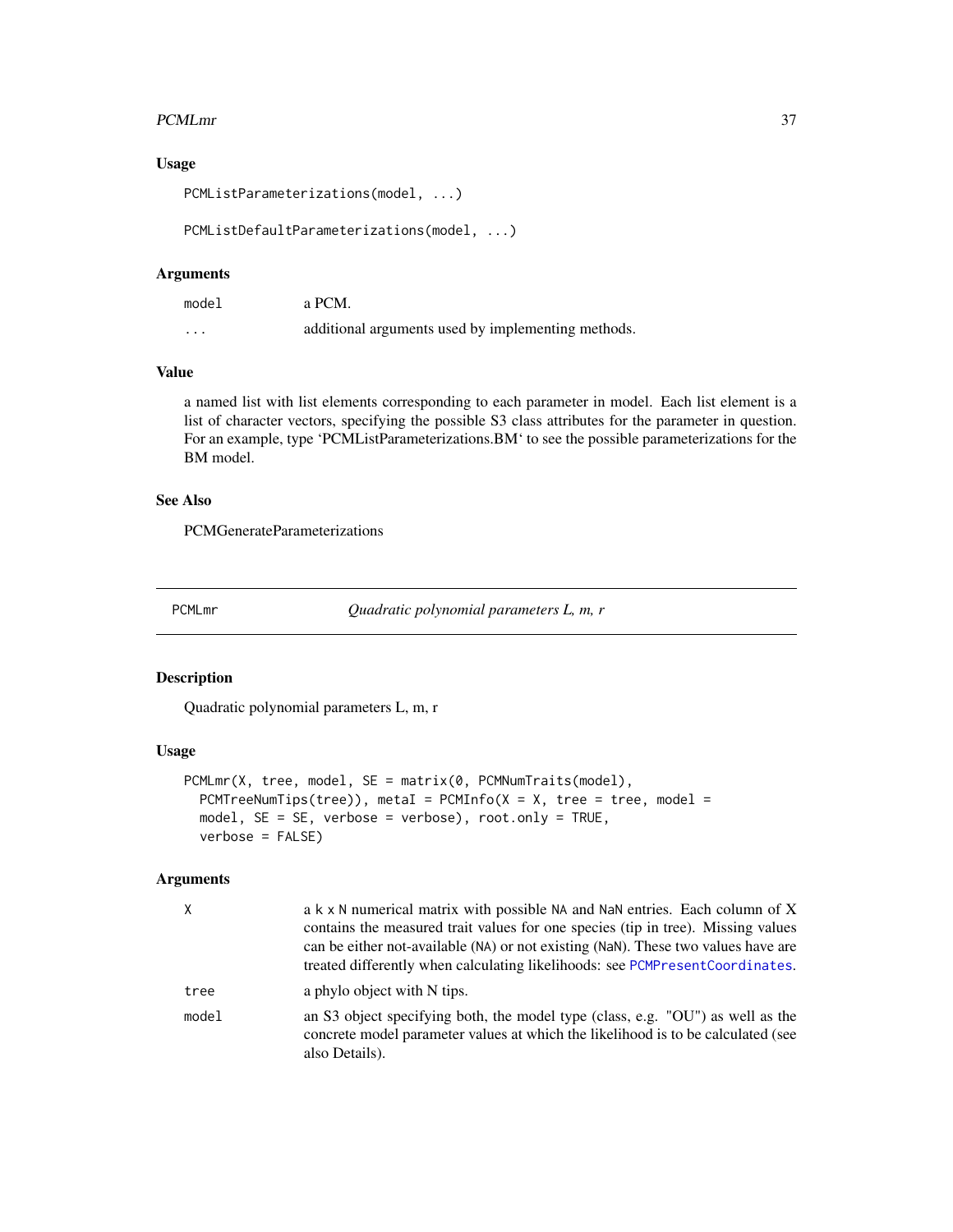### Usage

```
PCMListParameterizations(model, ...)

PCMListDefaultParameterizations(model, ...)
```

### Arguments

| | |
|---|---|
| model | a PCM. |
| ... | additional arguments used by implementing methods. |

### Value

a named list with list elements corresponding to each parameter in model. Each list element is a list of character vectors, specifying the possible S3 class attributes for the parameter in question. For an example, type 'PCMListParameterizations.BM' to see the possible parameterizations for the BM model.

### See Also

PCMGenerateParameterizations

---

## PCMLmr — *Quadratic polynomial parameters L, m, r*

### Description

Quadratic polynomial parameters L, m, r

### Usage

```
PCMLmr(X, tree, model, SE = matrix(0, PCMNumTraits(model),
  PCMTreeNumTips(tree)), metaI = PCMInfo(X = X, tree = tree, model =
  model, SE = SE, verbose = verbose), root.only = TRUE,
  verbose = FALSE)
```

### Arguments

| | |
|---|---|
| X | a k x N numerical matrix with possible NA and NaN entries. Each column of X contains the measured trait values for one species (tip in tree). Missing values can be either not-available (NA) or not existing (NaN). These two values have are treated differently when calculating likelihoods: see PCMPresentCoordinates. |
| tree | a phylo object with N tips. |
| model | an S3 object specifying both, the model type (class, e.g. "OU") as well as the concrete model parameter values at which the likelihood is to be calculated (see also Details). |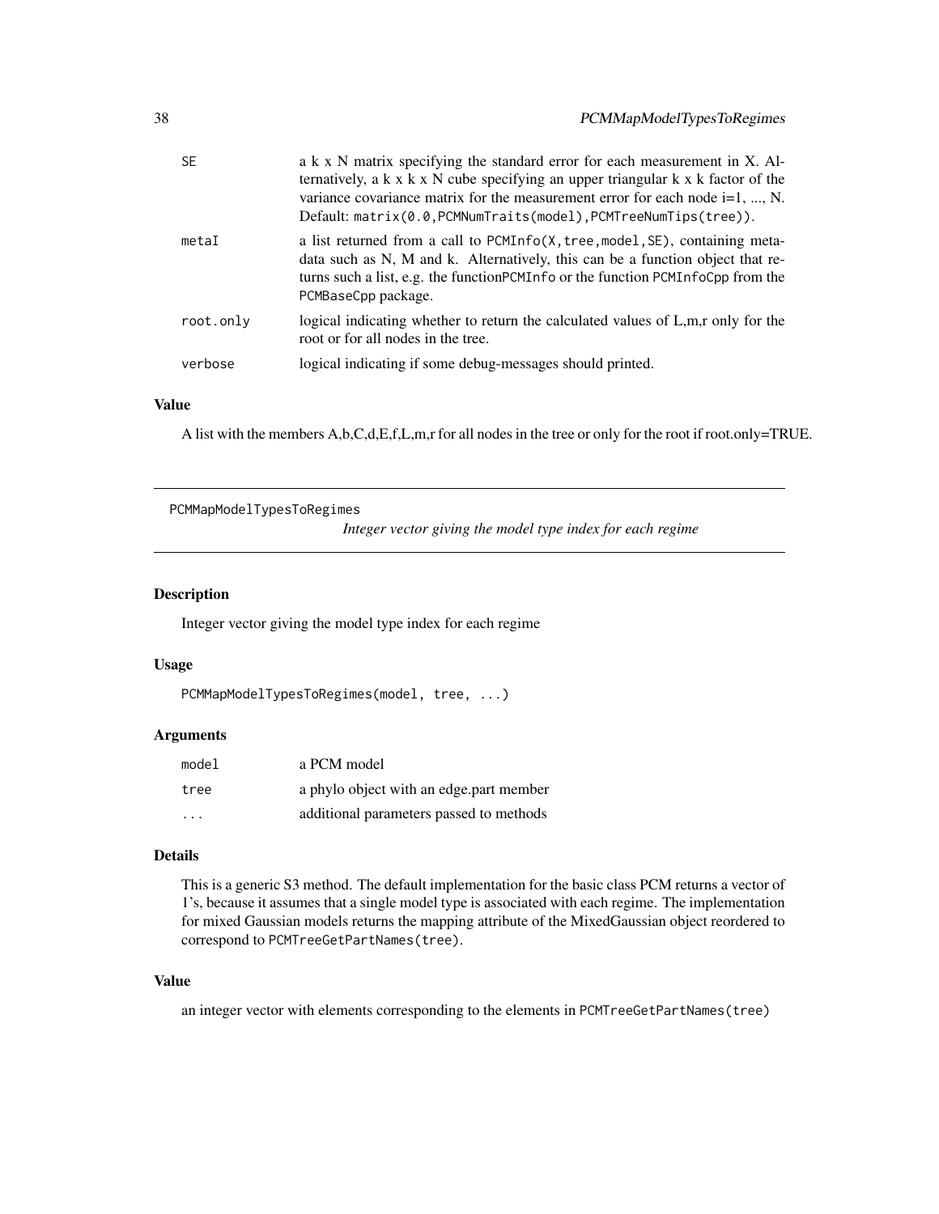| | |
|---|---|
| SE | a k x N matrix specifying the standard error for each measurement in X. Alternatively, a k x k x N cube specifying an upper triangular k x k factor of the variance covariance matrix for the measurement error for each node i=1, ..., N. Default: `matrix(0.0,PCMNumTraits(model),PCMTreeNumTips(tree))`. |
| metaI | a list returned from a call to `PCMInfo(X,tree,model,SE)`, containing meta-data such as N, M and k. Alternatively, this can be a function object that returns such a list, e.g. the function`PCMInfo` or the function `PCMInfoCpp` from the `PCMBaseCpp` package. |
| root.only | logical indicating whether to return the calculated values of L,m,r only for the root or for all nodes in the tree. |
| verbose | logical indicating if some debug-messages should printed. |

### Value

A list with the members A,b,C,d,E,f,L,m,r for all nodes in the tree or only for the root if root.only=TRUE.

---

## PCMMapModelTypesToRegimes

*Integer vector giving the model type index for each regime*

### Description

Integer vector giving the model type index for each regime

### Usage

```
PCMMapModelTypesToRegimes(model, tree, ...)
```

### Arguments

| | |
|---|---|
| model | a PCM model |
| tree | a phylo object with an edge.part member |
| ... | additional parameters passed to methods |

### Details

This is a generic S3 method. The default implementation for the basic class PCM returns a vector of 1's, because it assumes that a single model type is associated with each regime. The implementation for mixed Gaussian models returns the mapping attribute of the MixedGaussian object reordered to correspond to `PCMTreeGetPartNames(tree)`.

### Value

an integer vector with elements corresponding to the elements in `PCMTreeGetPartNames(tree)`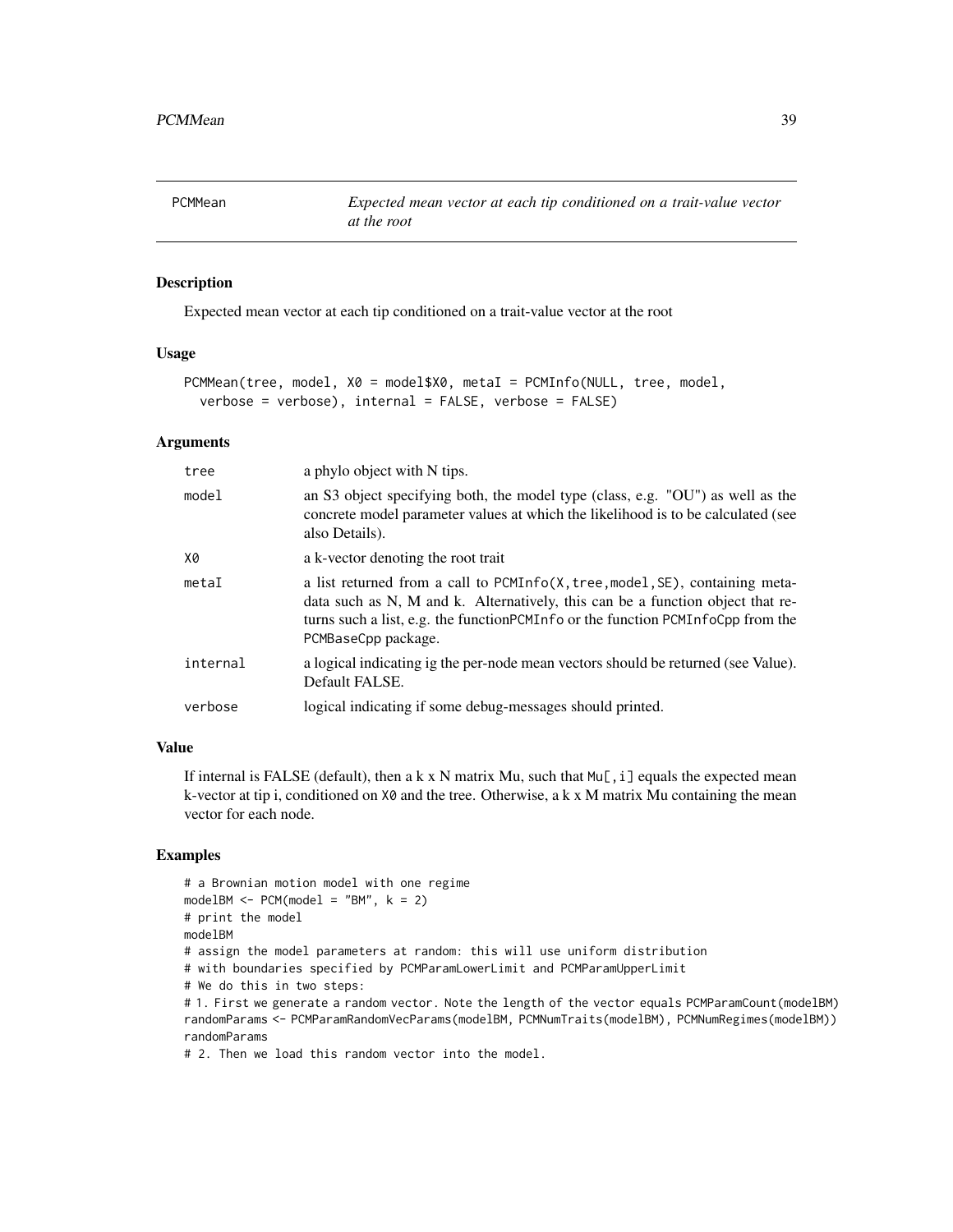## PCMMean

*Expected mean vector at each tip conditioned on a trait-value vector at the root*

### Description

Expected mean vector at each tip conditioned on a trait-value vector at the root

### Usage

```
PCMMean(tree, model, X0 = model$X0, metaI = PCMInfo(NULL, tree, model,
  verbose = verbose), internal = FALSE, verbose = FALSE)
```

### Arguments

| | |
|---|---|
| tree | a phylo object with N tips. |
| model | an S3 object specifying both, the model type (class, e.g. "OU") as well as the concrete model parameter values at which the likelihood is to be calculated (see also Details). |
| X0 | a k-vector denoting the root trait |
| metaI | a list returned from a call to `PCMInfo(X,tree,model,SE)`, containing meta-data such as N, M and k. Alternatively, this can be a function object that returns such a list, e.g. the function`PCMInfo` or the function `PCMInfoCpp` from the `PCMBaseCpp` package. |
| internal | a logical indicating ig the per-node mean vectors should be returned (see Value). Default FALSE. |
| verbose | logical indicating if some debug-messages should printed. |

### Value

If internal is FALSE (default), then a k x N matrix Mu, such that `Mu[,i]` equals the expected mean k-vector at tip i, conditioned on `X0` and the tree. Otherwise, a k x M matrix Mu containing the mean vector for each node.

### Examples

```
# a Brownian motion model with one regime
modelBM <- PCM(model = "BM", k = 2)
# print the model
modelBM
# assign the model parameters at random: this will use uniform distribution
# with boundaries specified by PCMParamLowerLimit and PCMParamUpperLimit
# We do this in two steps:
# 1. First we generate a random vector. Note the length of the vector equals PCMParamCount(modelBM)
randomParams <- PCMParamRandomVecParams(modelBM, PCMNumTraits(modelBM), PCMNumRegimes(modelBM))
randomParams
# 2. Then we load this random vector into the model.
```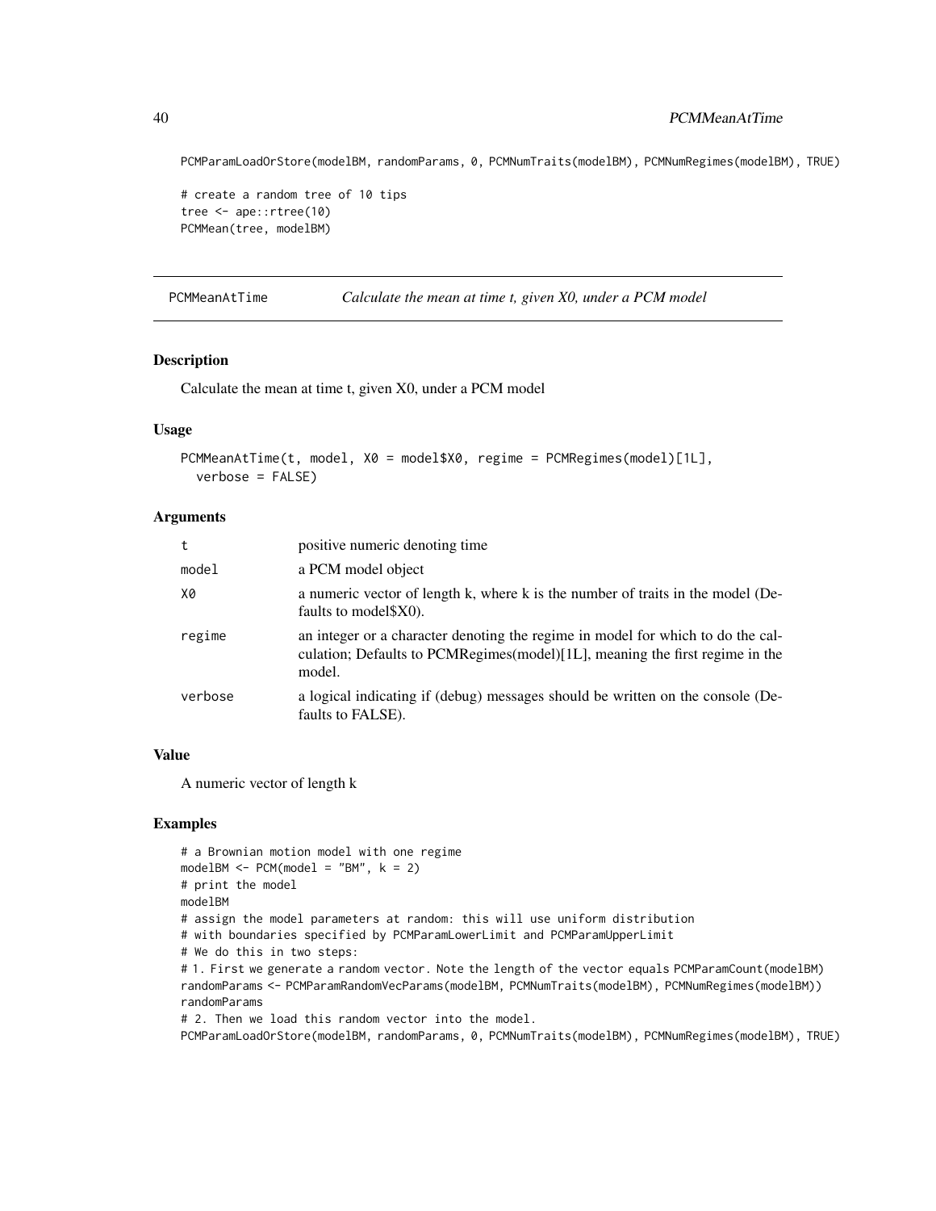```
PCMParamLoadOrStore(modelBM, randomParams, 0, PCMNumTraits(modelBM), PCMNumRegimes(modelBM), TRUE)

# create a random tree of 10 tips
tree <- ape::rtree(10)
PCMMean(tree, modelBM)
```

## PCMMeanAtTime — *Calculate the mean at time t, given X0, under a PCM model*

### Description

Calculate the mean at time t, given X0, under a PCM model

### Usage

```
PCMMeanAtTime(t, model, X0 = model$X0, regime = PCMRegimes(model)[1L],
  verbose = FALSE)
```

### Arguments

| | |
|---|---|
| t | positive numeric denoting time |
| model | a PCM model object |
| X0 | a numeric vector of length k, where k is the number of traits in the model (Defaults to model$X0). |
| regime | an integer or a character denoting the regime in model for which to do the calculation; Defaults to PCMRegimes(model)[1L], meaning the first regime in the model. |
| verbose | a logical indicating if (debug) messages should be written on the console (Defaults to FALSE). |

### Value

A numeric vector of length k

### Examples

```
# a Brownian motion model with one regime
modelBM <- PCM(model = "BM", k = 2)
# print the model
modelBM
# assign the model parameters at random: this will use uniform distribution
# with boundaries specified by PCMParamLowerLimit and PCMParamUpperLimit
# We do this in two steps:
# 1. First we generate a random vector. Note the length of the vector equals PCMParamCount(modelBM)
randomParams <- PCMParamRandomVecParams(modelBM, PCMNumTraits(modelBM), PCMNumRegimes(modelBM))
randomParams
# 2. Then we load this random vector into the model.
PCMParamLoadOrStore(modelBM, randomParams, 0, PCMNumTraits(modelBM), PCMNumRegimes(modelBM), TRUE)
```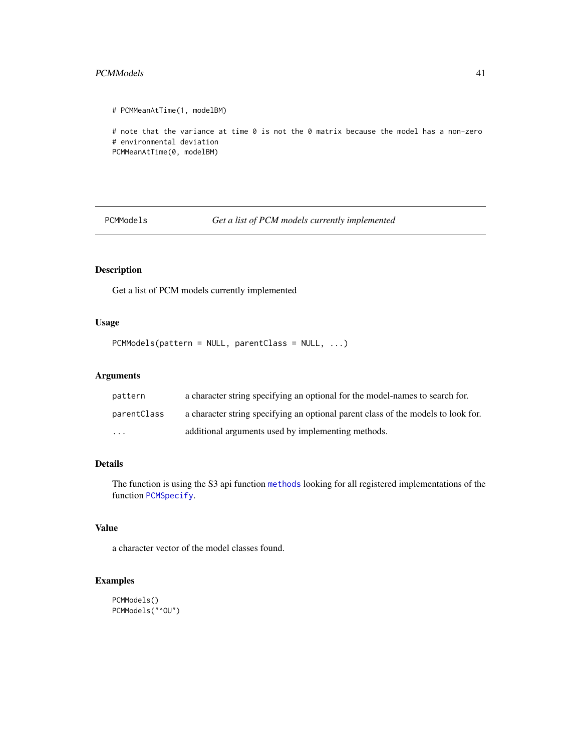```
# PCMMeanAtTime(1, modelBM)

# note that the variance at time 0 is not the 0 matrix because the model has a non-zero
# environmental deviation
PCMMeanAtTime(0, modelBM)
```

---

`PCMModels` *Get a list of PCM models currently implemented*

---

### Description

Get a list of PCM models currently implemented

### Usage

```
PCMModels(pattern = NULL, parentClass = NULL, ...)
```

### Arguments

| | |
|---|---|
| `pattern` | a character string specifying an optional for the model-names to search for. |
| `parentClass` | a character string specifying an optional parent class of the models to look for. |
| `...` | additional arguments used by implementing methods. |

### Details

The function is using the S3 api function `methods` looking for all registered implementations of the function `PCMSpecify`.

### Value

a character vector of the model classes found.

### Examples

```
PCMModels()
PCMModels("^OU")
```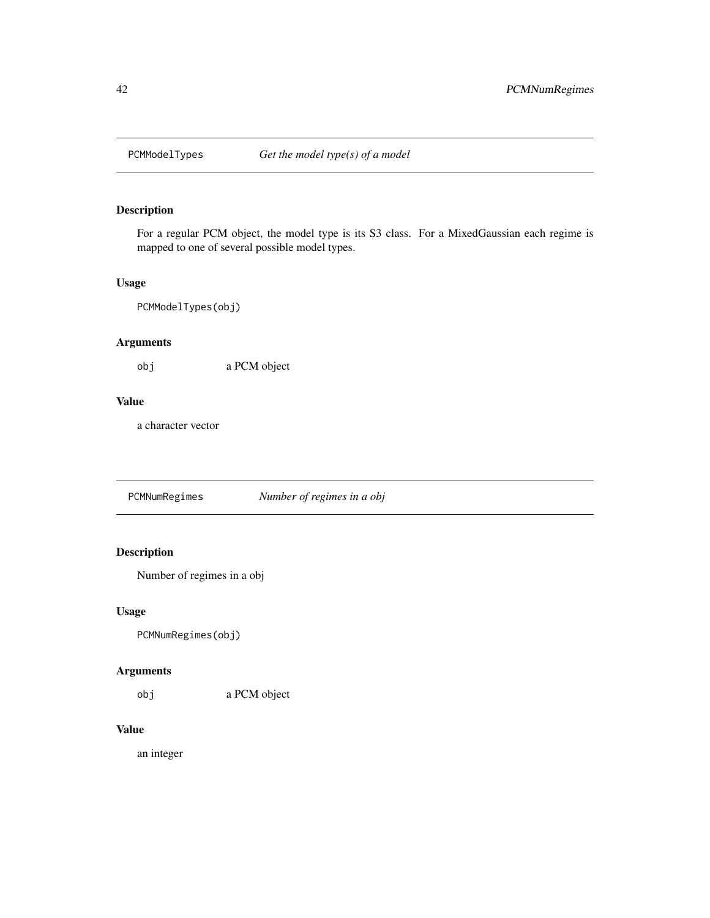## PCMModelTypes *Get the model type(s) of a model*

### Description

For a regular PCM object, the model type is its S3 class. For a MixedGaussian each regime is mapped to one of several possible model types.

### Usage

```
PCMModelTypes(obj)
```

### Arguments

| | |
|---|---|
| obj | a PCM object |

### Value

a character vector

## PCMNumRegimes *Number of regimes in a obj*

### Description

Number of regimes in a obj

### Usage

```
PCMNumRegimes(obj)
```

### Arguments

| | |
|---|---|
| obj | a PCM object |

### Value

an integer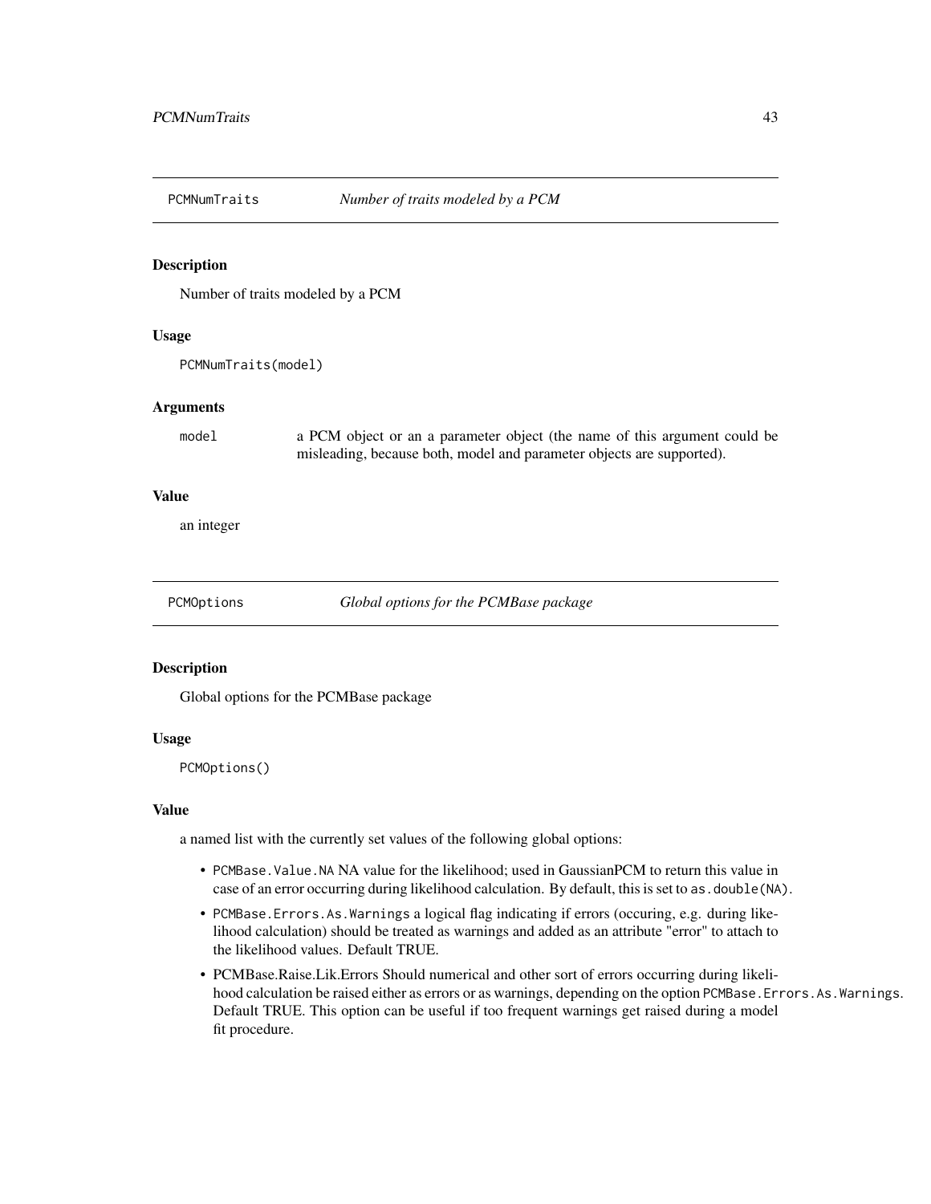## PCMNumTraits *Number of traits modeled by a PCM*

### Description

Number of traits modeled by a PCM

### Usage

```
PCMNumTraits(model)
```

### Arguments

| | |
|---|---|
| `model` | a PCM object or an a parameter object (the name of this argument could be misleading, because both, model and parameter objects are supported). |

### Value

an integer

## PCMOptions *Global options for the PCMBase package*

### Description

Global options for the PCMBase package

### Usage

```
PCMOptions()
```

### Value

a named list with the currently set values of the following global options:

- `PCMBase.Value.NA` NA value for the likelihood; used in GaussianPCM to return this value in case of an error occurring during likelihood calculation. By default, this is set to `as.double(NA)`.
- `PCMBase.Errors.As.Warnings` a logical flag indicating if errors (occuring, e.g. during likelihood calculation) should be treated as warnings and added as an attribute "error" to attach to the likelihood values. Default TRUE.
- PCMBase.Raise.Lik.Errors Should numerical and other sort of errors occurring during likelihood calculation be raised either as errors or as warnings, depending on the option `PCMBase.Errors.As.Warnings`. Default TRUE. This option can be useful if too frequent warnings get raised during a model fit procedure.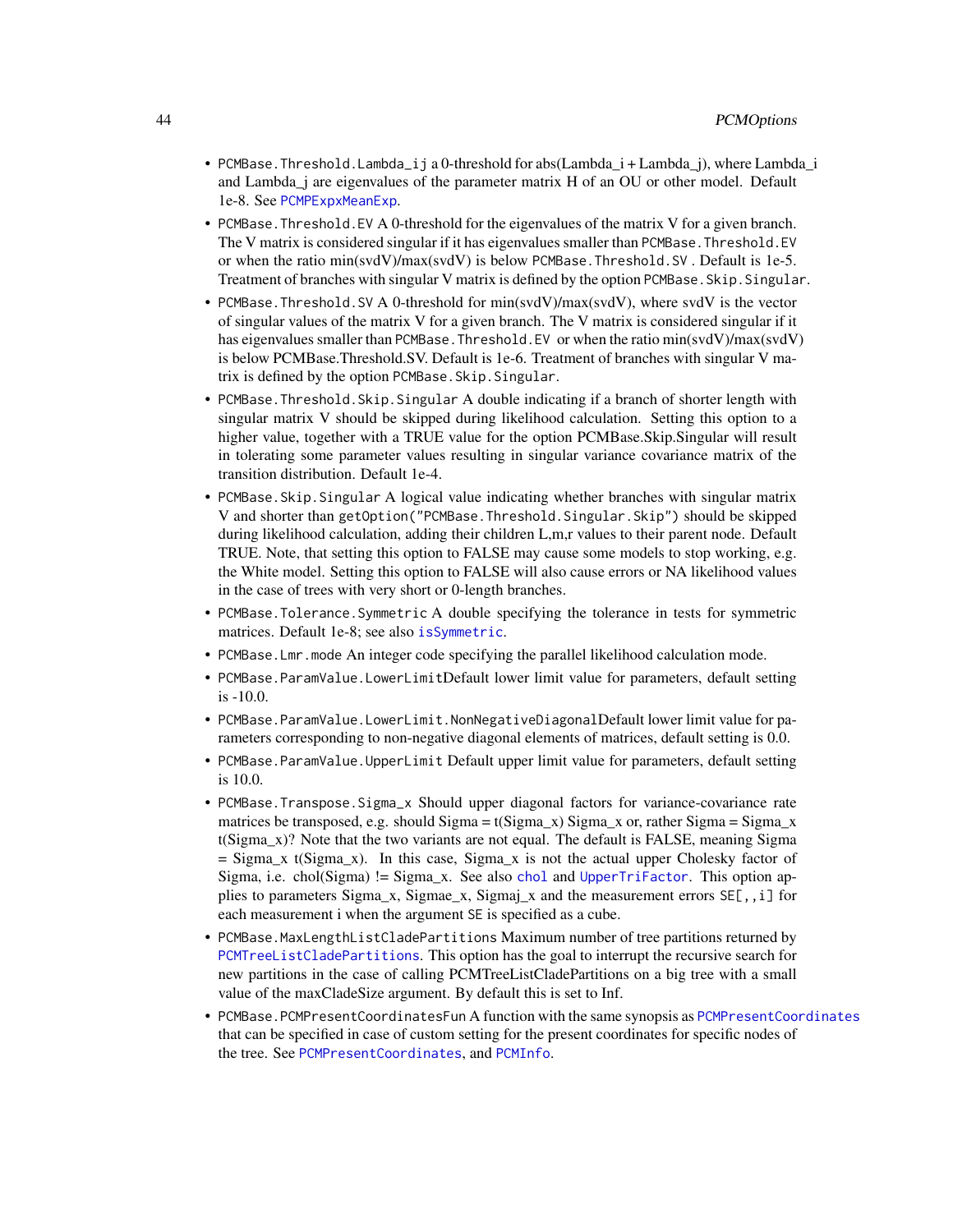- `PCMBase.Threshold.Lambda_ij` a 0-threshold for abs(Lambda_i + Lambda_j), where Lambda_i and Lambda_j are eigenvalues of the parameter matrix H of an OU or other model. Default 1e-8. See `PCMPExpxMeanExp`.
- `PCMBase.Threshold.EV` A 0-threshold for the eigenvalues of the matrix V for a given branch. The V matrix is considered singular if it has eigenvalues smaller than `PCMBase.Threshold.EV` or when the ratio min(svdV)/max(svdV) is below `PCMBase.Threshold.SV` . Default is 1e-5. Treatment of branches with singular V matrix is defined by the option `PCMBase.Skip.Singular`.
- `PCMBase.Threshold.SV` A 0-threshold for min(svdV)/max(svdV), where svdV is the vector of singular values of the matrix V for a given branch. The V matrix is considered singular if it has eigenvalues smaller than `PCMBase.Threshold.EV` or when the ratio min(svdV)/max(svdV) is below PCMBase.Threshold.SV. Default is 1e-6. Treatment of branches with singular V matrix is defined by the option `PCMBase.Skip.Singular`.
- `PCMBase.Threshold.Skip.Singular` A double indicating if a branch of shorter length with singular matrix V should be skipped during likelihood calculation. Setting this option to a higher value, together with a TRUE value for the option PCMBase.Skip.Singular will result in tolerating some parameter values resulting in singular variance covariance matrix of the transition distribution. Default 1e-4.
- `PCMBase.Skip.Singular` A logical value indicating whether branches with singular matrix V and shorter than `getOption("PCMBase.Threshold.Singular.Skip")` should be skipped during likelihood calculation, adding their children L,m,r values to their parent node. Default TRUE. Note, that setting this option to FALSE may cause some models to stop working, e.g. the White model. Setting this option to FALSE will also cause errors or NA likelihood values in the case of trees with very short or 0-length branches.
- `PCMBase.Tolerance.Symmetric` A double specifying the tolerance in tests for symmetric matrices. Default 1e-8; see also `isSymmetric`.
- `PCMBase.Lmr.mode` An integer code specifying the parallel likelihood calculation mode.
- `PCMBase.ParamValue.LowerLimit`Default lower limit value for parameters, default setting is -10.0.
- `PCMBase.ParamValue.LowerLimit.NonNegativeDiagonal`Default lower limit value for parameters corresponding to non-negative diagonal elements of matrices, default setting is 0.0.
- `PCMBase.ParamValue.UpperLimit` Default upper limit value for parameters, default setting is 10.0.
- `PCMBase.Transpose.Sigma_x` Should upper diagonal factors for variance-covariance rate matrices be transposed, e.g. should Sigma = t(Sigma_x) Sigma_x or, rather Sigma = Sigma_x t(Sigma_x)? Note that the two variants are not equal. The default is FALSE, meaning Sigma = Sigma_x t(Sigma_x). In this case, Sigma_x is not the actual upper Cholesky factor of Sigma, i.e. chol(Sigma) != Sigma_x. See also `chol` and `UpperTriFactor`. This option applies to parameters Sigma_x, Sigmae_x, Sigmaj_x and the measurement errors `SE[,,i]` for each measurement i when the argument `SE` is specified as a cube.
- `PCMBase.MaxLengthListCladePartitions` Maximum number of tree partitions returned by `PCMTreeListCladePartitions`. This option has the goal to interrupt the recursive search for new partitions in the case of calling PCMTreeListCladePartitions on a big tree with a small value of the maxCladeSize argument. By default this is set to Inf.
- `PCMBase.PCMPresentCoordinatesFun` A function with the same synopsis as `PCMPresentCoordinates` that can be specified in case of custom setting for the present coordinates for specific nodes of the tree. See `PCMPresentCoordinates`, and `PCMInfo`.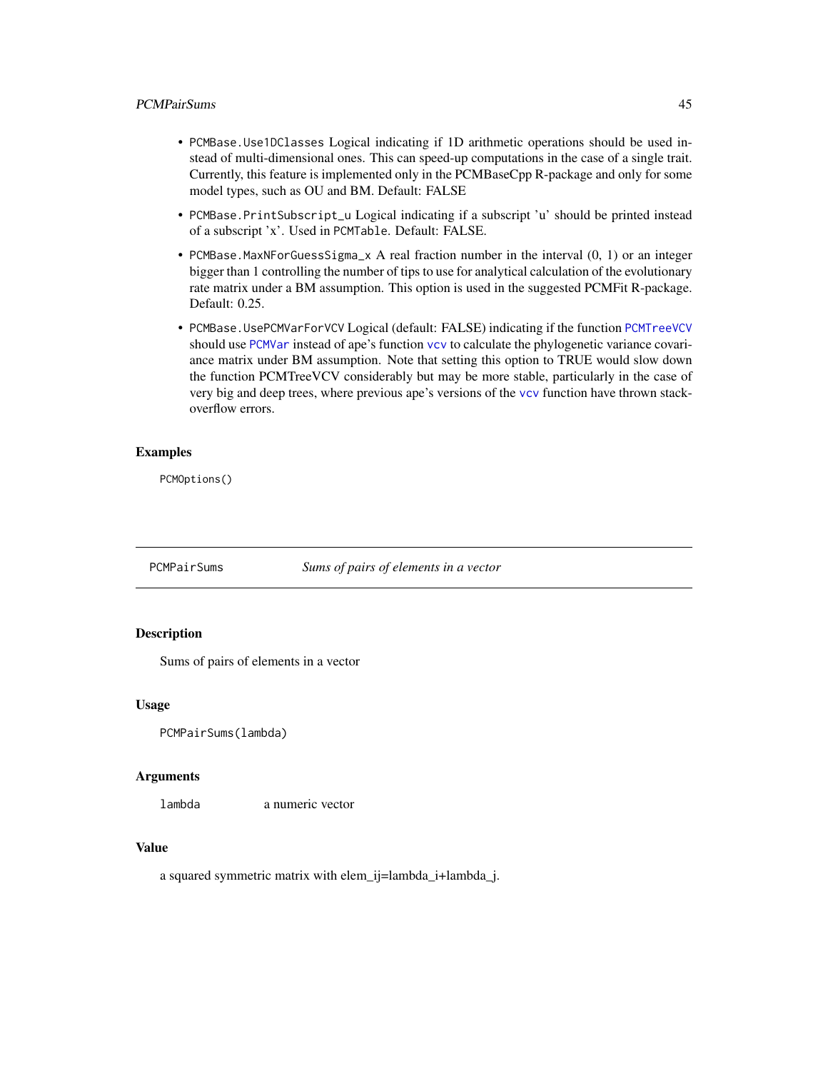- `PCMBase.Use1DClasses` Logical indicating if 1D arithmetic operations should be used instead of multi-dimensional ones. This can speed-up computations in the case of a single trait. Currently, this feature is implemented only in the PCMBaseCpp R-package and only for some model types, such as OU and BM. Default: FALSE
- `PCMBase.PrintSubscript_u` Logical indicating if a subscript 'u' should be printed instead of a subscript 'x'. Used in `PCMTable`. Default: FALSE.
- `PCMBase.MaxNForGuessSigma_x` A real fraction number in the interval (0, 1) or an integer bigger than 1 controlling the number of tips to use for analytical calculation of the evolutionary rate matrix under a BM assumption. This option is used in the suggested PCMFit R-package. Default: 0.25.
- `PCMBase.UsePCMVarForVCV` Logical (default: FALSE) indicating if the function `PCMTreeVCV` should use `PCMVar` instead of ape's function `vcv` to calculate the phylogenetic variance covariance matrix under BM assumption. Note that setting this option to TRUE would slow down the function PCMTreeVCV considerably but may be more stable, particularly in the case of very big and deep trees, where previous ape's versions of the `vcv` function have thrown stack-overflow errors.

### Examples

```
PCMOptions()
```

---

## PCMPairSums — *Sums of pairs of elements in a vector*

---

### Description

Sums of pairs of elements in a vector

### Usage

```
PCMPairSums(lambda)
```

### Arguments

| | |
|---|---|
| `lambda` | a numeric vector |

### Value

a squared symmetric matrix with elem_ij=lambda_i+lambda_j.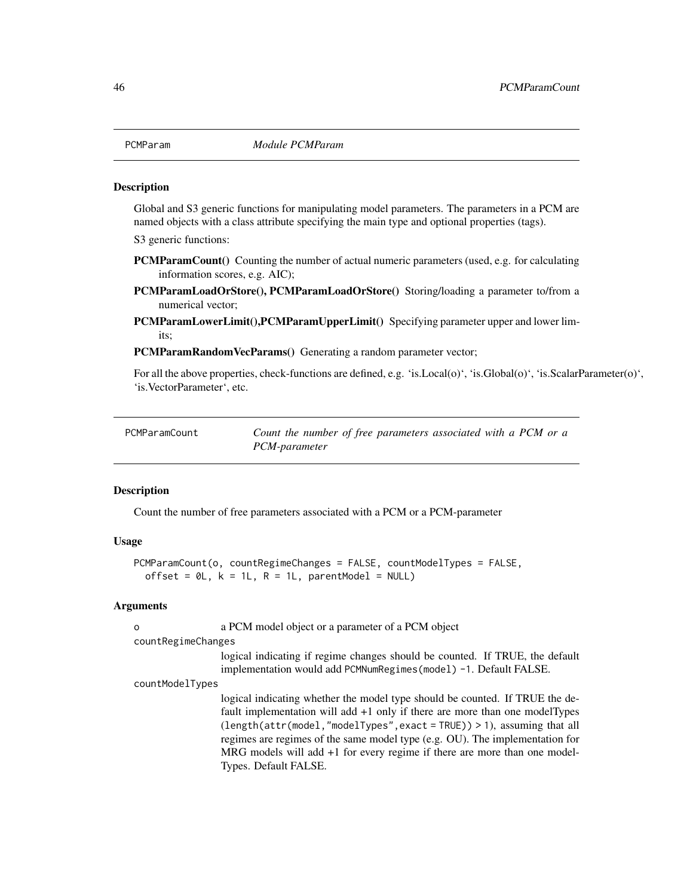## PCMParam — *Module PCMParam*

### Description

Global and S3 generic functions for manipulating model parameters. The parameters in a PCM are named objects with a class attribute specifying the main type and optional properties (tags).

S3 generic functions:

**PCMParamCount()** Counting the number of actual numeric parameters (used, e.g. for calculating information scores, e.g. AIC);

**PCMParamLoadOrStore(), PCMParamLoadOrStore()** Storing/loading a parameter to/from a numerical vector;

**PCMParamLowerLimit(),PCMParamUpperLimit()** Specifying parameter upper and lower limits;

**PCMParamRandomVecParams()** Generating a random parameter vector;

For all the above properties, check-functions are defined, e.g. 'is.Local(o)', 'is.Global(o)', 'is.ScalarParameter(o)', 'is.VectorParameter', etc.

## PCMParamCount — *Count the number of free parameters associated with a PCM or a PCM-parameter*

### Description

Count the number of free parameters associated with a PCM or a PCM-parameter

### Usage

```
PCMParamCount(o, countRegimeChanges = FALSE, countModelTypes = FALSE,
  offset = 0L, k = 1L, R = 1L, parentModel = NULL)
```

### Arguments

o — a PCM model object or a parameter of a PCM object

countRegimeChanges — logical indicating if regime changes should be counted. If TRUE, the default implementation would add `PCMNumRegimes(model) -1`. Default FALSE.

countModelTypes — logical indicating whether the model type should be counted. If TRUE the default implementation will add +1 only if there are more than one modelTypes (`length(attr(model,"modelTypes",exact = TRUE)) > 1`), assuming that all regimes are regimes of the same model type (e.g. OU). The implementation for MRG models will add +1 for every regime if there are more than one modelTypes. Default FALSE.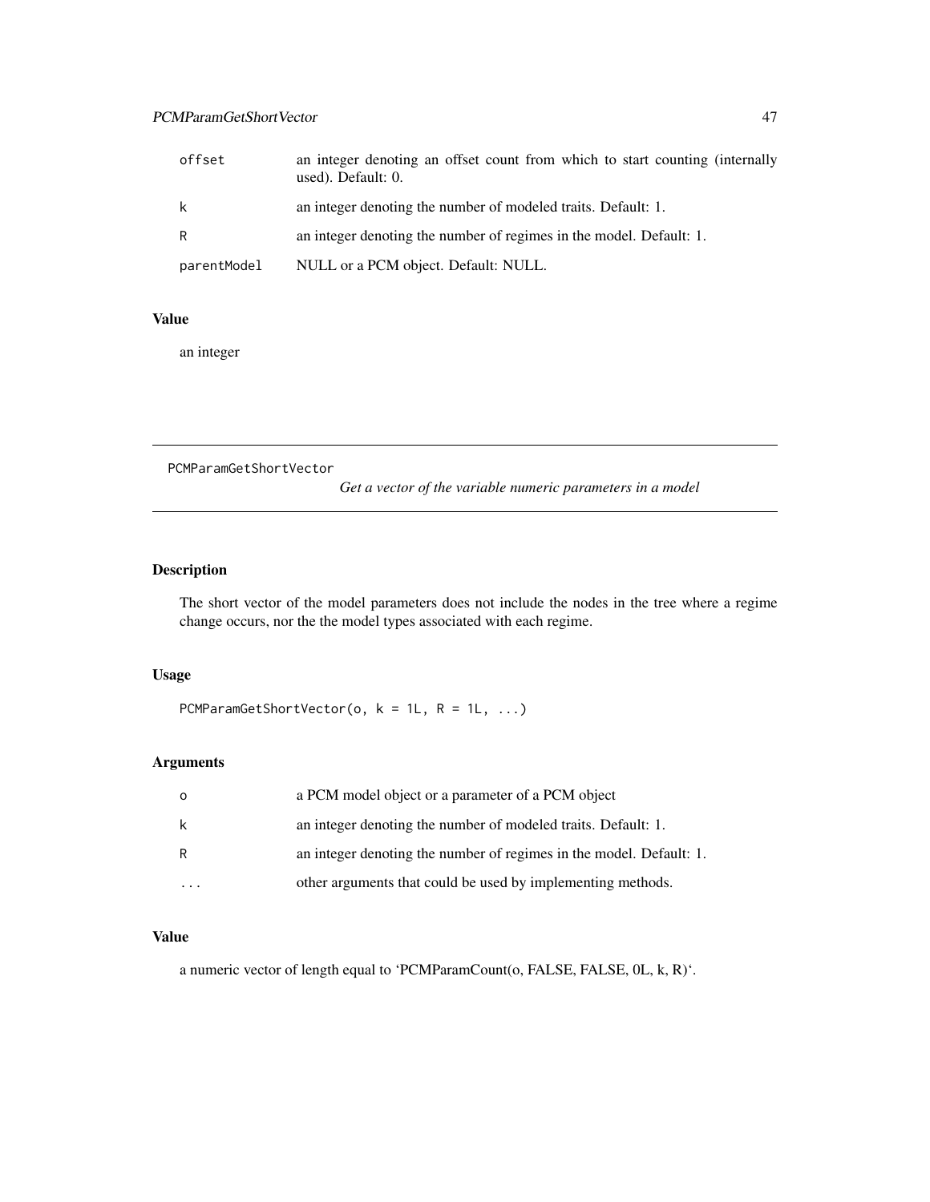| | |
|---|---|
| `offset` | an integer denoting an offset count from which to start counting (internally used). Default: 0. |
| `k` | an integer denoting the number of modeled traits. Default: 1. |
| `R` | an integer denoting the number of regimes in the model. Default: 1. |
| `parentModel` | NULL or a PCM object. Default: NULL. |

### Value

an integer

---

## PCMParamGetShortVector

*Get a vector of the variable numeric parameters in a model*

---

### Description

The short vector of the model parameters does not include the nodes in the tree where a regime change occurs, nor the the model types associated with each regime.

### Usage

```
PCMParamGetShortVector(o, k = 1L, R = 1L, ...)
```

### Arguments

| | |
|---|---|
| `o` | a PCM model object or a parameter of a PCM object |
| `k` | an integer denoting the number of modeled traits. Default: 1. |
| `R` | an integer denoting the number of regimes in the model. Default: 1. |
| `...` | other arguments that could be used by implementing methods. |

### Value

a numeric vector of length equal to 'PCMParamCount(o, FALSE, FALSE, 0L, k, R)'.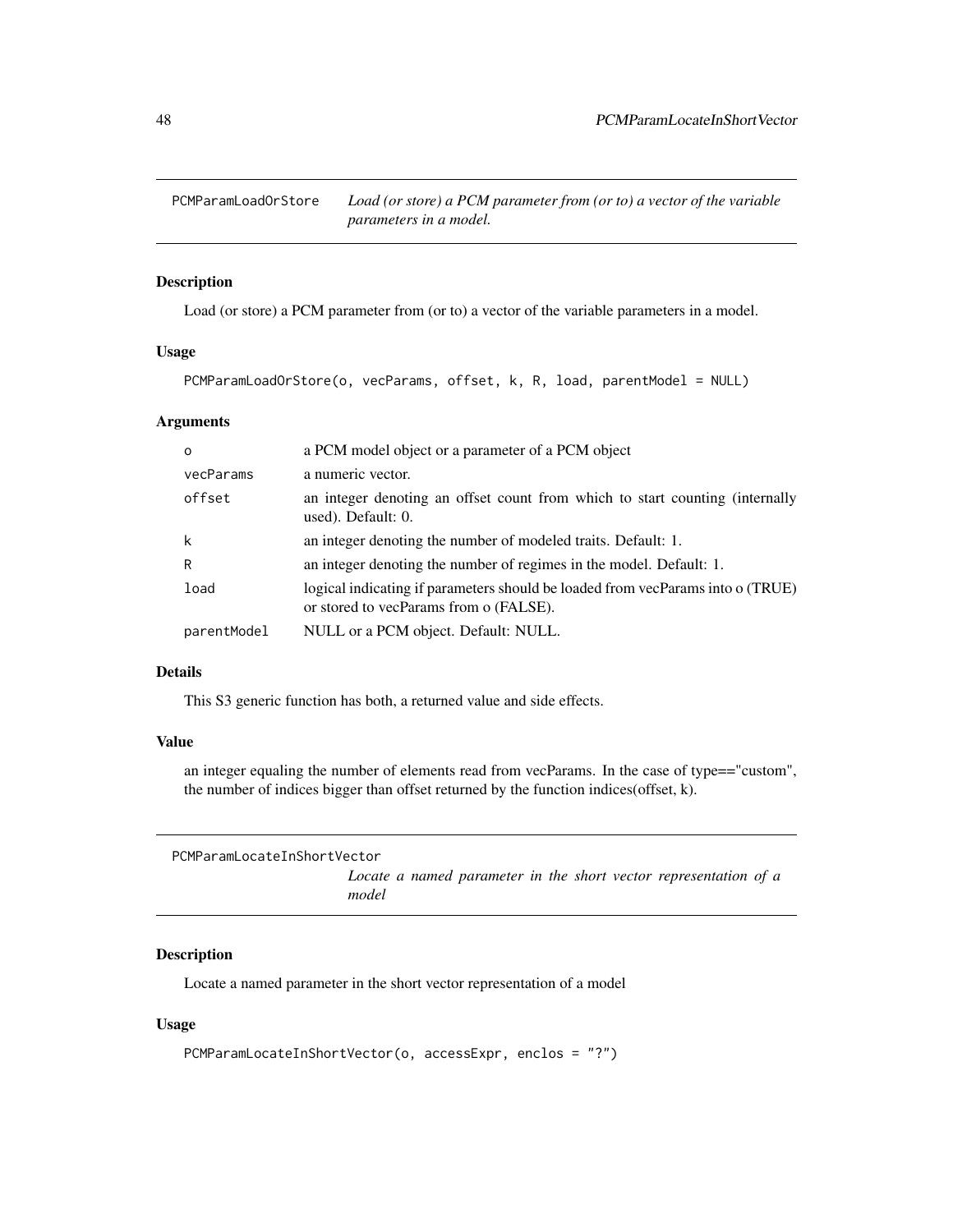## PCMParamLoadOrStore

*Load (or store) a PCM parameter from (or to) a vector of the variable parameters in a model.*

### Description

Load (or store) a PCM parameter from (or to) a vector of the variable parameters in a model.

### Usage

```
PCMParamLoadOrStore(o, vecParams, offset, k, R, load, parentModel = NULL)
```

### Arguments

| | |
|---|---|
| o | a PCM model object or a parameter of a PCM object |
| vecParams | a numeric vector. |
| offset | an integer denoting an offset count from which to start counting (internally used). Default: 0. |
| k | an integer denoting the number of modeled traits. Default: 1. |
| R | an integer denoting the number of regimes in the model. Default: 1. |
| load | logical indicating if parameters should be loaded from vecParams into o (TRUE) or stored to vecParams from o (FALSE). |
| parentModel | NULL or a PCM object. Default: NULL. |

### Details

This S3 generic function has both, a returned value and side effects.

### Value

an integer equaling the number of elements read from vecParams. In the case of type=="custom", the number of indices bigger than offset returned by the function indices(offset, k).

## PCMParamLocateInShortVector

*Locate a named parameter in the short vector representation of a model*

### Description

Locate a named parameter in the short vector representation of a model

### Usage

```
PCMParamLocateInShortVector(o, accessExpr, enclos = "?")
```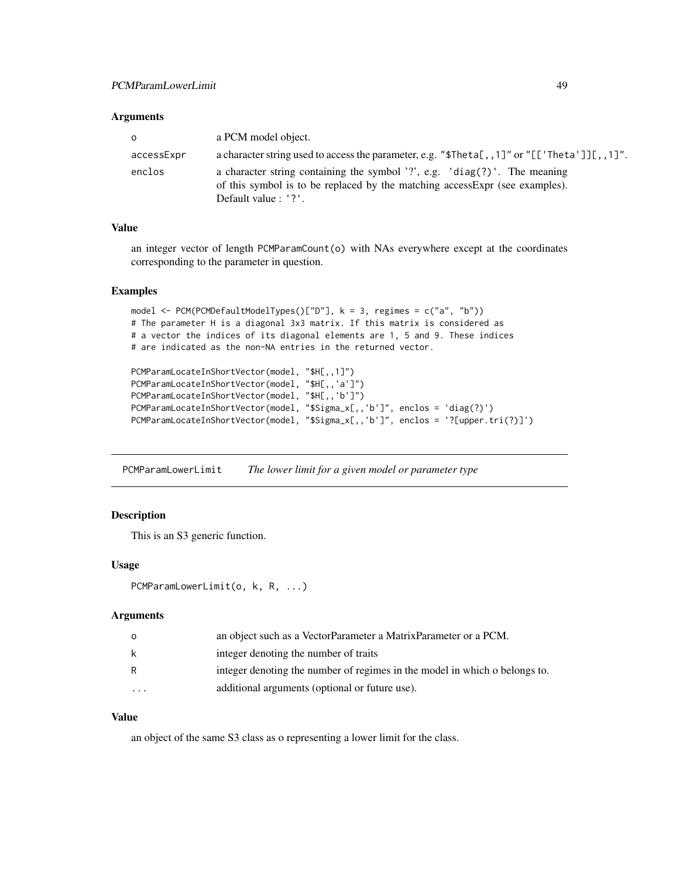### Arguments

| | |
|---|---|
| o | a PCM model object. |
| accessExpr | a character string used to access the parameter, e.g. "$Theta[,,1]" or "[['Theta']][,,1]". |
| enclos | a character string containing the symbol '?', e.g. 'diag(?)'. The meaning of this symbol is to be replaced by the matching accessExpr (see examples). Default value : '?'. |

### Value

an integer vector of length PCMParamCount(o) with NAs everywhere except at the coordinates corresponding to the parameter in question.

### Examples

```
model <- PCM(PCMDefaultModelTypes()["D"], k = 3, regimes = c("a", "b"))
# The parameter H is a diagonal 3x3 matrix. If this matrix is considered as
# a vector the indices of its diagonal elements are 1, 5 and 9. These indices
# are indicated as the non-NA entries in the returned vector.

PCMParamLocateInShortVector(model, "$H[,,1]")
PCMParamLocateInShortVector(model, "$H[,,'a']")
PCMParamLocateInShortVector(model, "$H[,,'b']")
PCMParamLocateInShortVector(model, "$Sigma_x[,,'b']", enclos = 'diag(?)')
PCMParamLocateInShortVector(model, "$Sigma_x[,,'b']", enclos = '?[upper.tri(?)]')
```

---

## PCMParamLowerLimit — *The lower limit for a given model or parameter type*

### Description

This is an S3 generic function.

### Usage

```
PCMParamLowerLimit(o, k, R, ...)
```

### Arguments

| | |
|---|---|
| o | an object such as a VectorParameter a MatrixParameter or a PCM. |
| k | integer denoting the number of traits |
| R | integer denoting the number of regimes in the model in which o belongs to. |
| ... | additional arguments (optional or future use). |

### Value

an object of the same S3 class as o representing a lower limit for the class.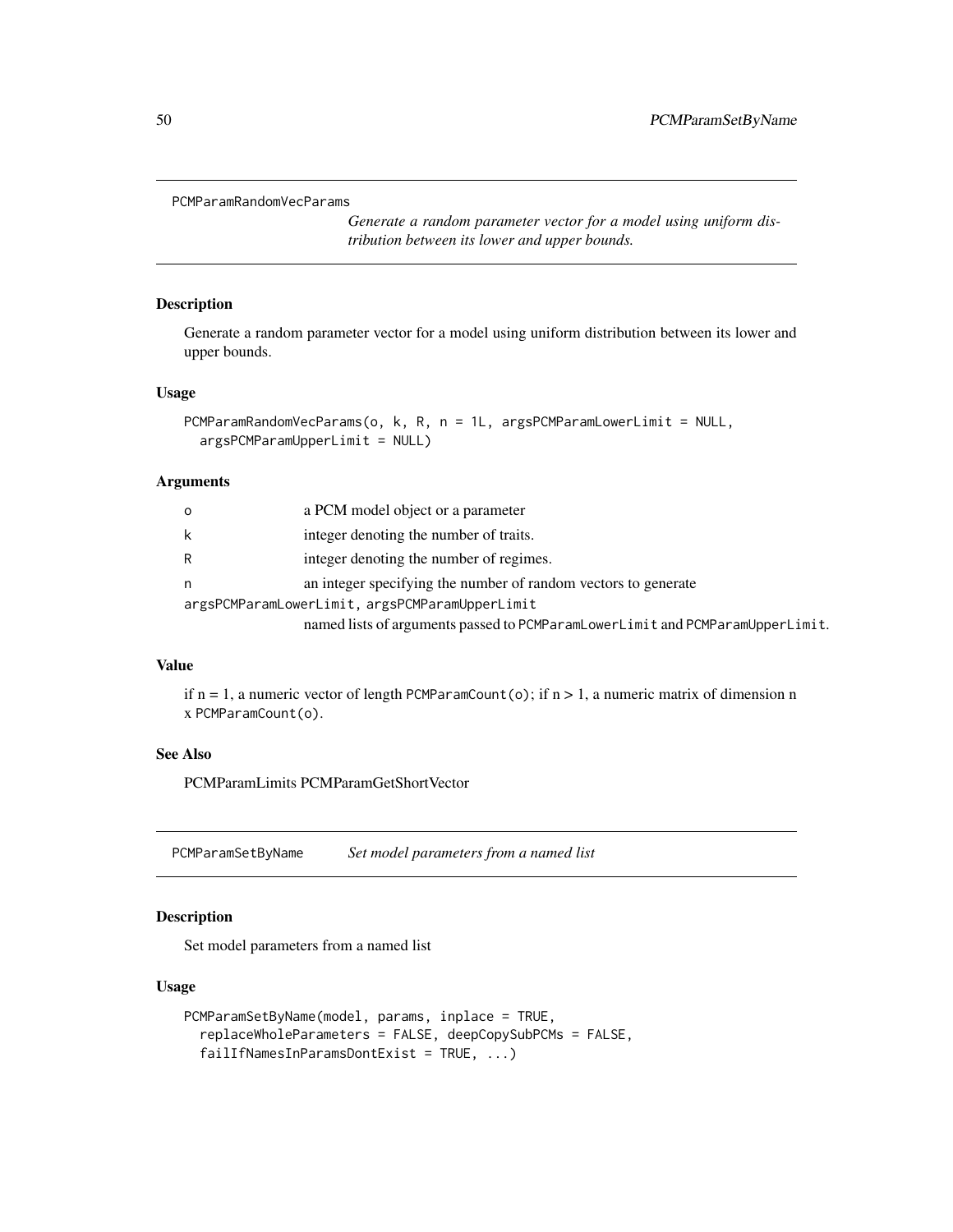## PCMParamRandomVecParams

*Generate a random parameter vector for a model using uniform distribution between its lower and upper bounds.*

### Description

Generate a random parameter vector for a model using uniform distribution between its lower and upper bounds.

### Usage

```
PCMParamRandomVecParams(o, k, R, n = 1L, argsPCMParamLowerLimit = NULL,
  argsPCMParamUpperLimit = NULL)
```

### Arguments

| | |
|---|---|
| o | a PCM model object or a parameter |
| k | integer denoting the number of traits. |
| R | integer denoting the number of regimes. |
| n | an integer specifying the number of random vectors to generate |
| argsPCMParamLowerLimit, argsPCMParamUpperLimit | named lists of arguments passed to `PCMParamLowerLimit` and `PCMParamUpperLimit`. |

### Value

if n = 1, a numeric vector of length `PCMParamCount(o)`; if n > 1, a numeric matrix of dimension n x `PCMParamCount(o)`.

### See Also

PCMParamLimits PCMParamGetShortVector

## PCMParamSetByName

*Set model parameters from a named list*

### Description

Set model parameters from a named list

### Usage

```
PCMParamSetByName(model, params, inplace = TRUE,
  replaceWholeParameters = FALSE, deepCopySubPCMs = FALSE,
  failIfNamesInParamsDontExist = TRUE, ...)
```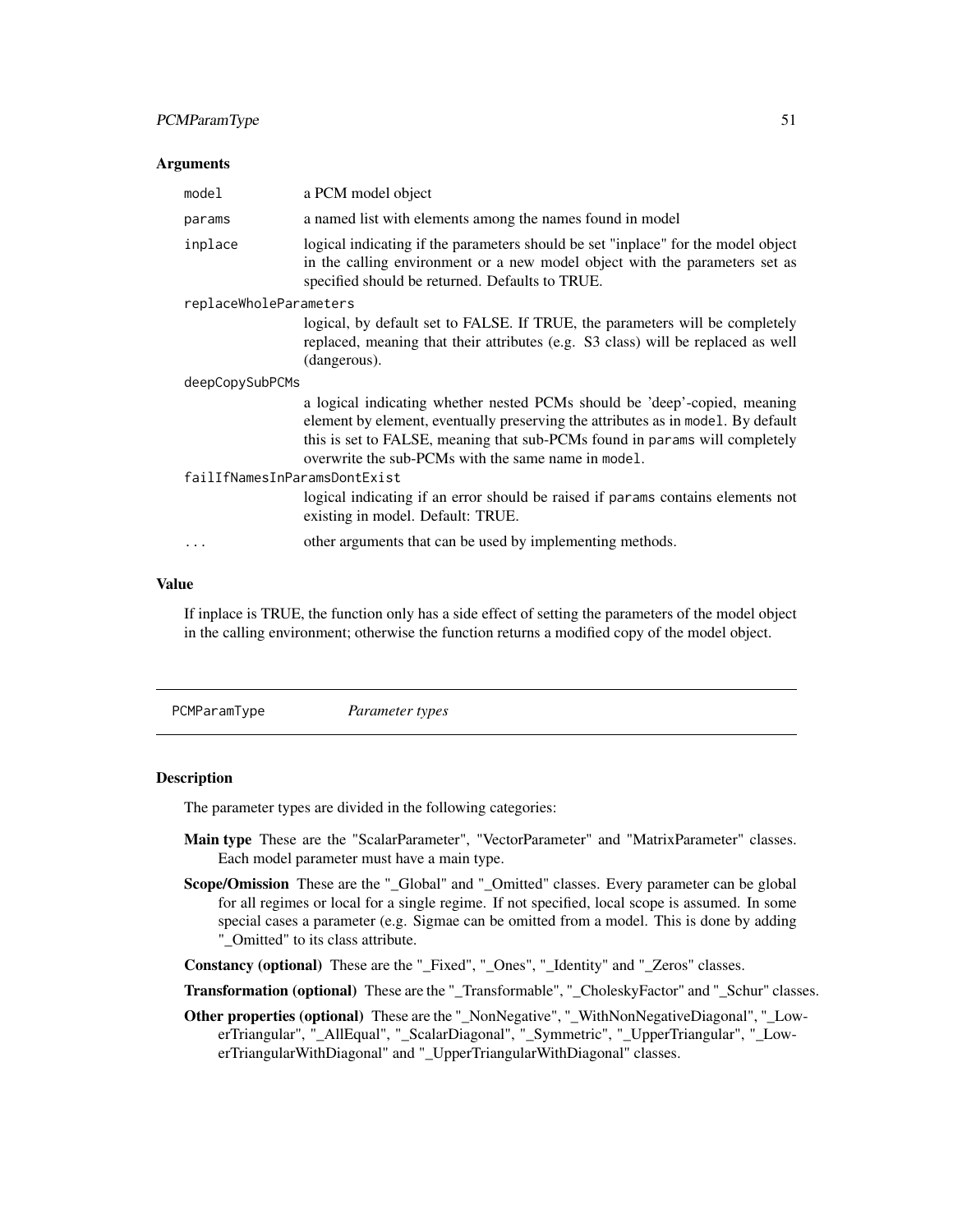### Arguments

| | |
|---|---|
| `model` | a PCM model object |
| `params` | a named list with elements among the names found in model |
| `inplace` | logical indicating if the parameters should be set "inplace" for the model object in the calling environment or a new model object with the parameters set as specified should be returned. Defaults to TRUE. |
| `replaceWholeParameters` | logical, by default set to FALSE. If TRUE, the parameters will be completely replaced, meaning that their attributes (e.g. S3 class) will be replaced as well (dangerous). |
| `deepCopySubPCMs` | a logical indicating whether nested PCMs should be 'deep'-copied, meaning element by element, eventually preserving the attributes as in `model`. By default this is set to FALSE, meaning that sub-PCMs found in `params` will completely overwrite the sub-PCMs with the same name in `model`. |
| `failIfNamesInParamsDontExist` | logical indicating if an error should be raised if `params` contains elements not existing in model. Default: TRUE. |
| `...` | other arguments that can be used by implementing methods. |

### Value

If inplace is TRUE, the function only has a side effect of setting the parameters of the model object in the calling environment; otherwise the function returns a modified copy of the model object.

---

## PCMParamType — *Parameter types*

---

### Description

The parameter types are divided in the following categories:

- **Main type** These are the "ScalarParameter", "VectorParameter" and "MatrixParameter" classes. Each model parameter must have a main type.
- **Scope/Omission** These are the "_Global" and "_Omitted" classes. Every parameter can be global for all regimes or local for a single regime. If not specified, local scope is assumed. In some special cases a parameter (e.g. Sigmae can be omitted from a model. This is done by adding "_Omitted" to its class attribute.
- **Constancy (optional)** These are the "_Fixed", "_Ones", "_Identity" and "_Zeros" classes.
- **Transformation (optional)** These are the "_Transformable", "_CholeskyFactor" and "_Schur" classes.
- **Other properties (optional)** These are the "_NonNegative", "_WithNonNegativeDiagonal", "_LowerTriangular", "_AllEqual", "_ScalarDiagonal", "_Symmetric", "_UpperTriangular", "_LowerTriangularWithDiagonal" and "_UpperTriangularWithDiagonal" classes.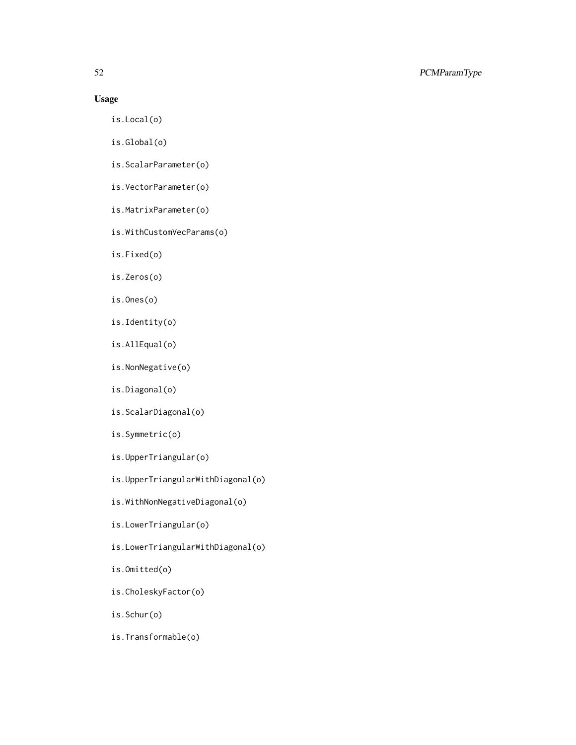### Usage

```
is.Local(o)

is.Global(o)

is.ScalarParameter(o)

is.VectorParameter(o)

is.MatrixParameter(o)

is.WithCustomVecParams(o)

is.Fixed(o)

is.Zeros(o)

is.Ones(o)

is.Identity(o)

is.AllEqual(o)

is.NonNegative(o)

is.Diagonal(o)

is.ScalarDiagonal(o)

is.Symmetric(o)

is.UpperTriangular(o)

is.UpperTriangularWithDiagonal(o)

is.WithNonNegativeDiagonal(o)

is.LowerTriangular(o)

is.LowerTriangularWithDiagonal(o)

is.Omitted(o)

is.CholeskyFactor(o)

is.Schur(o)

is.Transformable(o)
```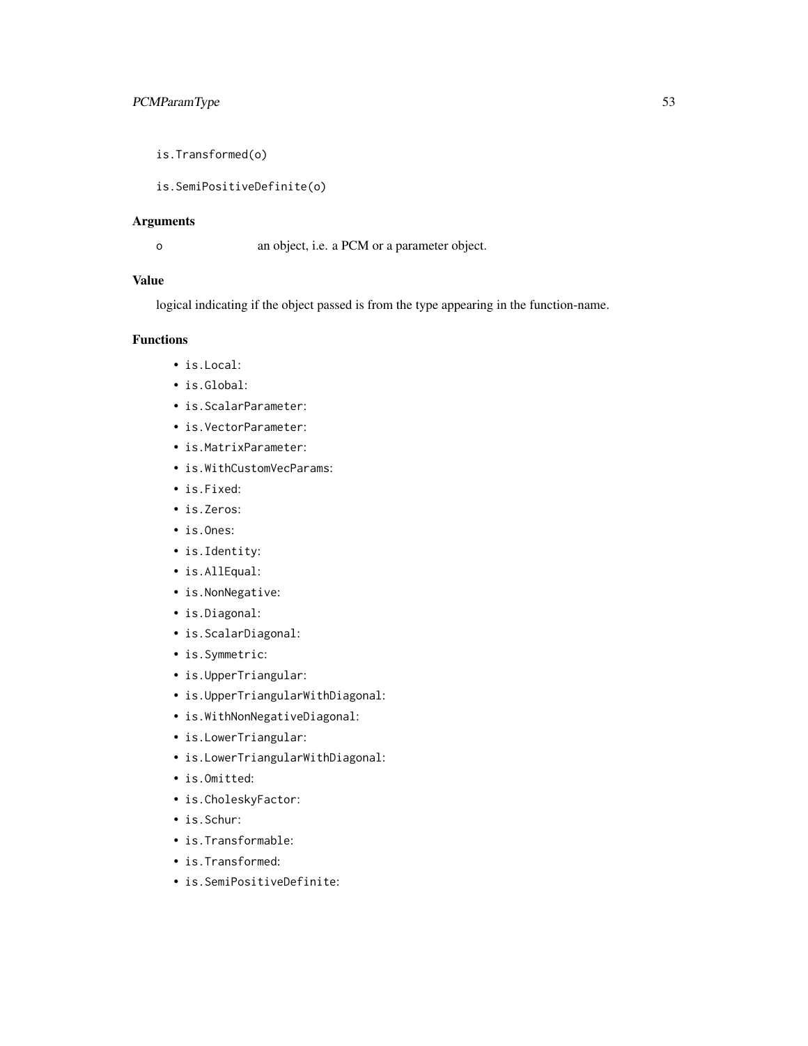```
is.Transformed(o)

is.SemiPositiveDefinite(o)
```

## Arguments

o	an object, i.e. a PCM or a parameter object.

## Value

logical indicating if the object passed is from the type appearing in the function-name.

## Functions

- `is.Local`:
- `is.Global`:
- `is.ScalarParameter`:
- `is.VectorParameter`:
- `is.MatrixParameter`:
- `is.WithCustomVecParams`:
- `is.Fixed`:
- `is.Zeros`:
- `is.Ones`:
- `is.Identity`:
- `is.AllEqual`:
- `is.NonNegative`:
- `is.Diagonal`:
- `is.ScalarDiagonal`:
- `is.Symmetric`:
- `is.UpperTriangular`:
- `is.UpperTriangularWithDiagonal`:
- `is.WithNonNegativeDiagonal`:
- `is.LowerTriangular`:
- `is.LowerTriangularWithDiagonal`:
- `is.Omitted`:
- `is.CholeskyFactor`:
- `is.Schur`:
- `is.Transformable`:
- `is.Transformed`:
- `is.SemiPositiveDefinite`: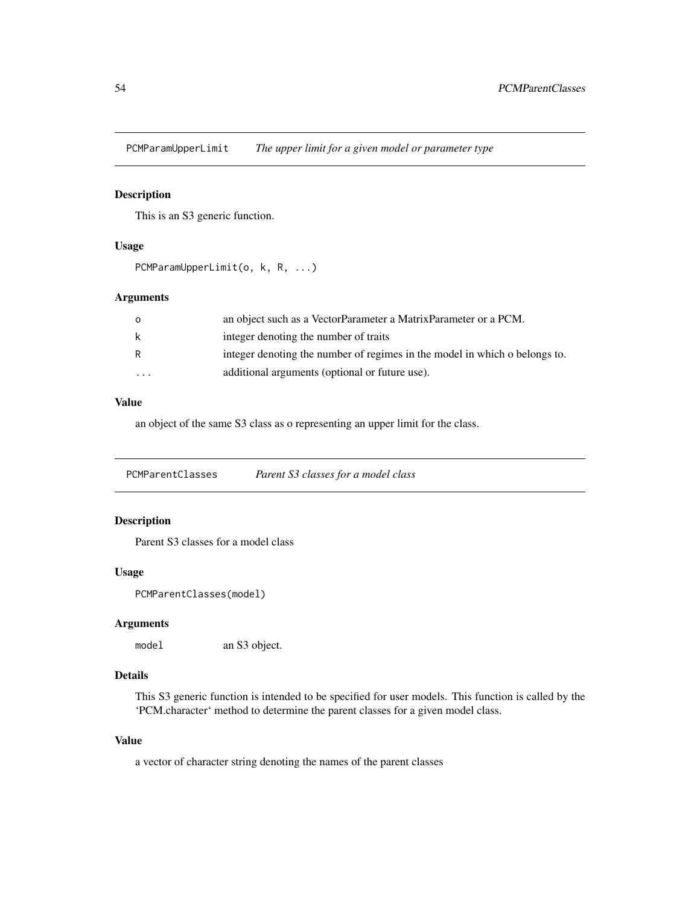## PCMParamUpperLimit *The upper limit for a given model or parameter type*

### Description

This is an S3 generic function.

### Usage

```
PCMParamUpperLimit(o, k, R, ...)
```

### Arguments

| | |
|---|---|
| o | an object such as a VectorParameter a MatrixParameter or a PCM. |
| k | integer denoting the number of traits |
| R | integer denoting the number of regimes in the model in which o belongs to. |
| ... | additional arguments (optional or future use). |

### Value

an object of the same S3 class as o representing an upper limit for the class.

## PCMParentClasses *Parent S3 classes for a model class*

### Description

Parent S3 classes for a model class

### Usage

```
PCMParentClasses(model)
```

### Arguments

| | |
|---|---|
| model | an S3 object. |

### Details

This S3 generic function is intended to be specified for user models. This function is called by the 'PCM.character' method to determine the parent classes for a given model class.

### Value

a vector of character string denoting the names of the parent classes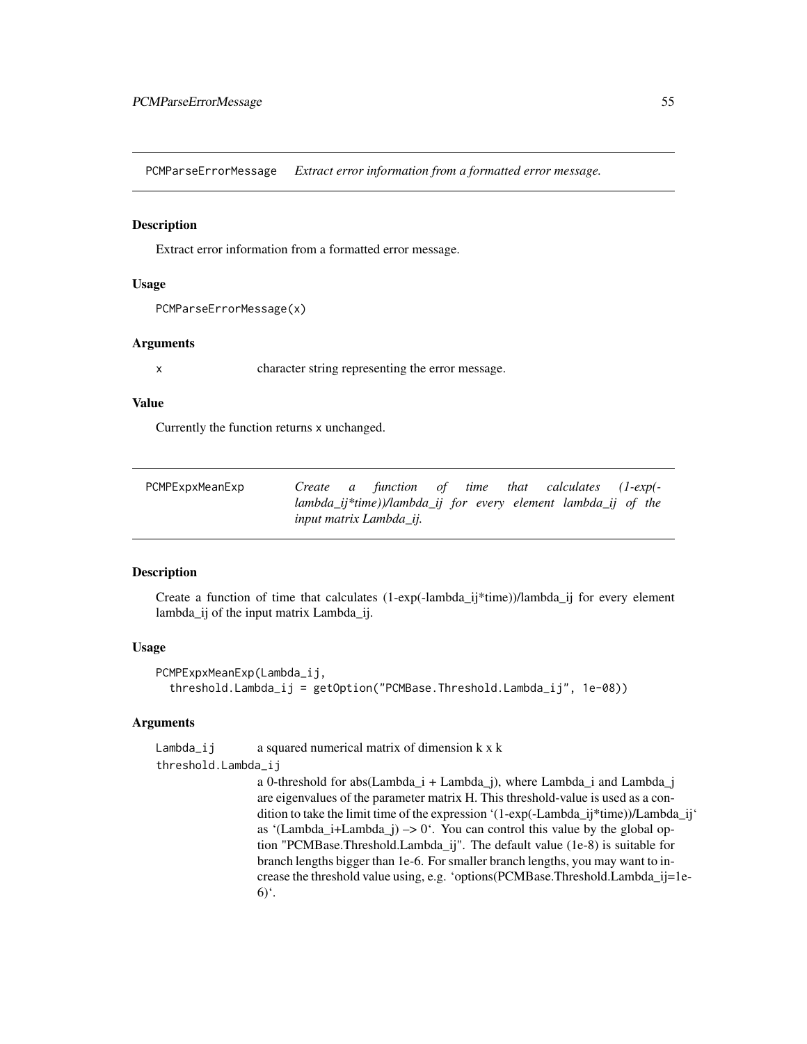## PCMParseErrorMessage *Extract error information from a formatted error message.*

### Description

Extract error information from a formatted error message.

### Usage

```
PCMParseErrorMessage(x)
```

### Arguments

x	character string representing the error message.

### Value

Currently the function returns x unchanged.

## PCMPExpxMeanExp *Create a function of time that calculates (1-exp(-lambda_ij*time))/lambda_ij for every element lambda_ij of the input matrix Lambda_ij.*

### Description

Create a function of time that calculates (1-exp(-lambda_ij*time))/lambda_ij for every element lambda_ij of the input matrix Lambda_ij.

### Usage

```
PCMPExpxMeanExp(Lambda_ij,
  threshold.Lambda_ij = getOption("PCMBase.Threshold.Lambda_ij", 1e-08))
```

### Arguments

Lambda_ij	a squared numerical matrix of dimension k x k

threshold.Lambda_ij
a 0-threshold for abs(Lambda_i + Lambda_j), where Lambda_i and Lambda_j are eigenvalues of the parameter matrix H. This threshold-value is used as a condition to take the limit time of the expression '(1-exp(-Lambda_ij*time))/Lambda_ij' as '(Lambda_i+Lambda_j) –> 0'. You can control this value by the global option "PCMBase.Threshold.Lambda_ij". The default value (1e-8) is suitable for branch lengths bigger than 1e-6. For smaller branch lengths, you may want to increase the threshold value using, e.g. 'options(PCMBase.Threshold.Lambda_ij=1e-6)'.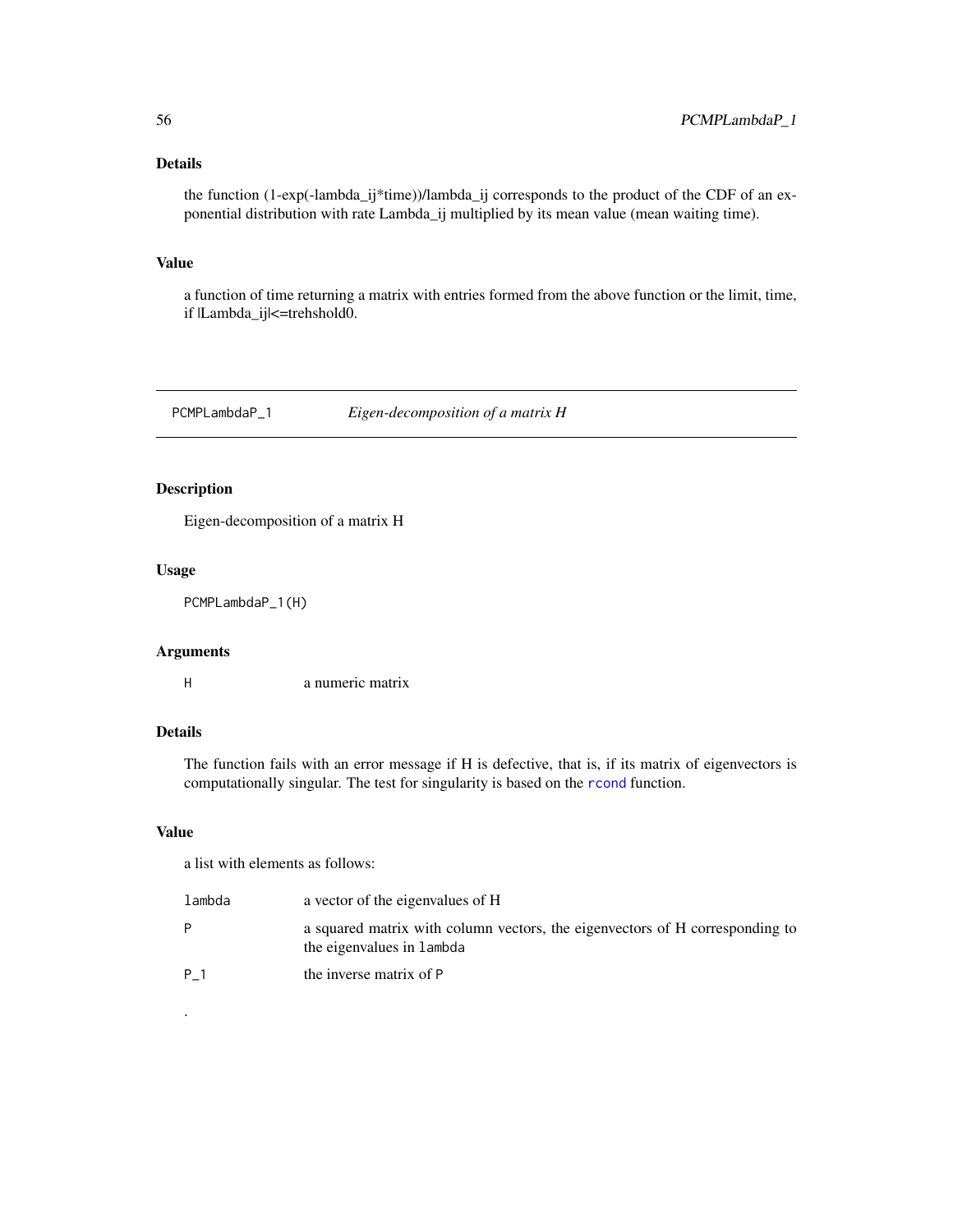## Details

the function (1-exp(-lambda_ij*time))/lambda_ij corresponds to the product of the CDF of an exponential distribution with rate Lambda_ij multiplied by its mean value (mean waiting time).

## Value

a function of time returning a matrix with entries formed from the above function or the limit, time, if |Lambda_ij|<=trehshold0.

---

# PCMPLambdaP_1 *Eigen-decomposition of a matrix H*

## Description

Eigen-decomposition of a matrix H

## Usage

```
PCMPLambdaP_1(H)
```

## Arguments

| | |
|---|---|
| H | a numeric matrix |

## Details

The function fails with an error message if H is defective, that is, if its matrix of eigenvectors is computationally singular. The test for singularity is based on the `rcond` function.

## Value

a list with elements as follows:

| | |
|---|---|
| `lambda` | a vector of the eigenvalues of H |
| `P` | a squared matrix with column vectors, the eigenvectors of H corresponding to the eigenvalues in `lambda` |
| `P_1` | the inverse matrix of `P` |

.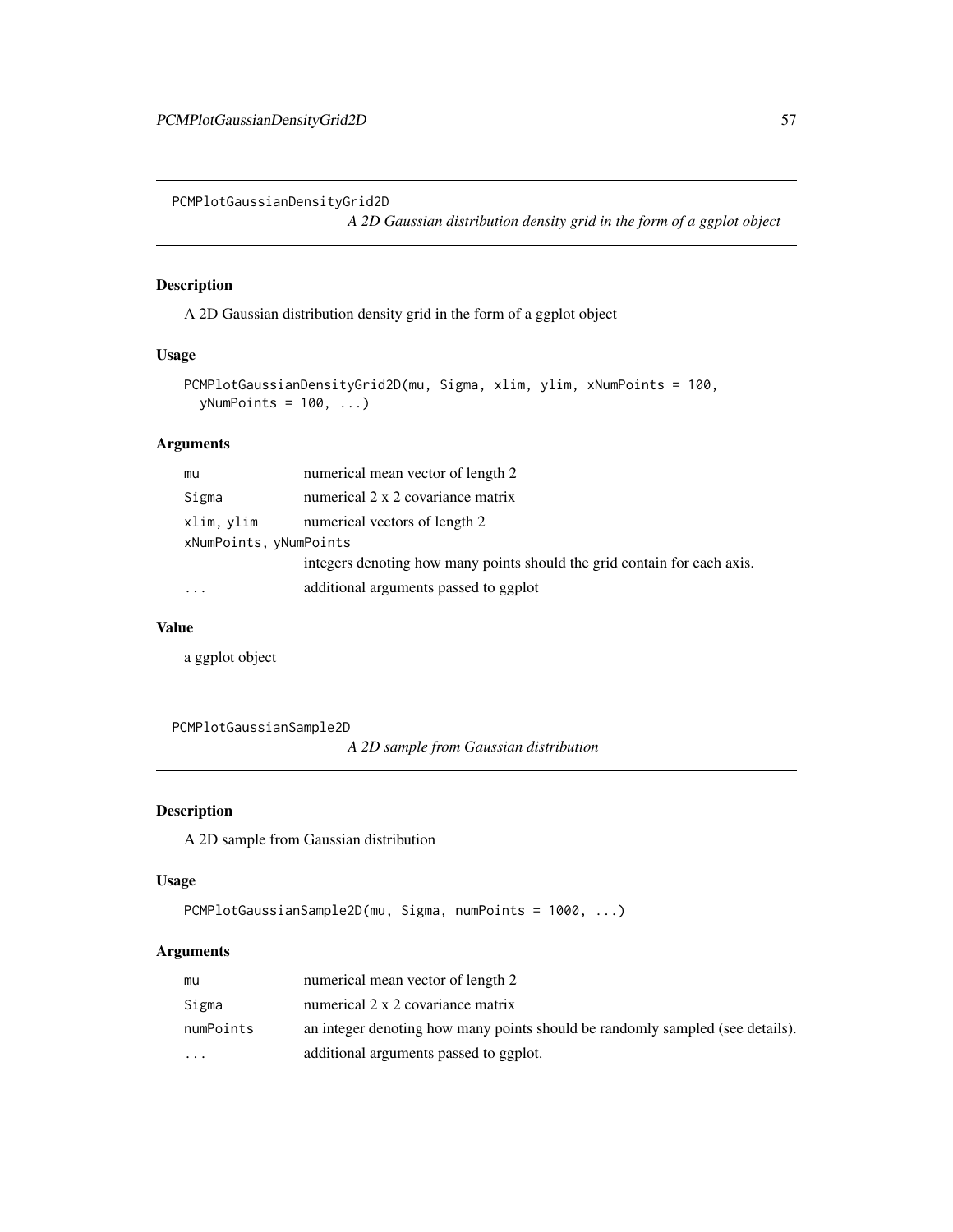## PCMPlotGaussianDensityGrid2D

*A 2D Gaussian distribution density grid in the form of a ggplot object*

### Description

A 2D Gaussian distribution density grid in the form of a ggplot object

### Usage

```
PCMPlotGaussianDensityGrid2D(mu, Sigma, xlim, ylim, xNumPoints = 100,
  yNumPoints = 100, ...)
```

### Arguments

| | |
|---|---|
| `mu` | numerical mean vector of length 2 |
| `Sigma` | numerical 2 x 2 covariance matrix |
| `xlim, ylim` | numerical vectors of length 2 |
| `xNumPoints, yNumPoints` | integers denoting how many points should the grid contain for each axis. |
| `...` | additional arguments passed to ggplot |

### Value

a ggplot object

## PCMPlotGaussianSample2D

*A 2D sample from Gaussian distribution*

### Description

A 2D sample from Gaussian distribution

### Usage

```
PCMPlotGaussianSample2D(mu, Sigma, numPoints = 1000, ...)
```

### Arguments

| | |
|---|---|
| `mu` | numerical mean vector of length 2 |
| `Sigma` | numerical 2 x 2 covariance matrix |
| `numPoints` | an integer denoting how many points should be randomly sampled (see details). |
| `...` | additional arguments passed to ggplot. |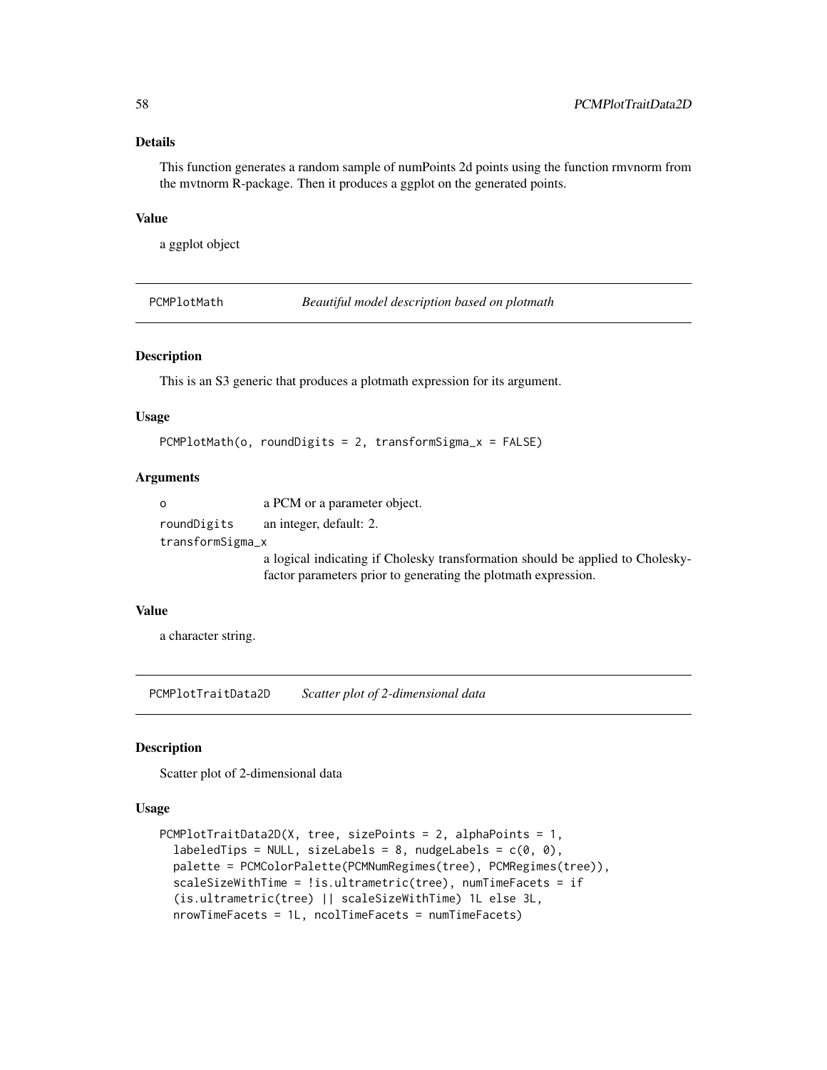### Details

This function generates a random sample of numPoints 2d points using the function rmvnorm from the mvtnorm R-package. Then it produces a ggplot on the generated points.

### Value

a ggplot object

## PCMPlotMath — *Beautiful model description based on plotmath*

### Description

This is an S3 generic that produces a plotmath expression for its argument.

### Usage

```
PCMPlotMath(o, roundDigits = 2, transformSigma_x = FALSE)
```

### Arguments

| | |
|---|---|
| o | a PCM or a parameter object. |
| roundDigits | an integer, default: 2. |
| transformSigma_x | a logical indicating if Cholesky transformation should be applied to Cholesky-factor parameters prior to generating the plotmath expression. |

### Value

a character string.

## PCMPlotTraitData2D — *Scatter plot of 2-dimensional data*

### Description

Scatter plot of 2-dimensional data

### Usage

```
PCMPlotTraitData2D(X, tree, sizePoints = 2, alphaPoints = 1,
  labeledTips = NULL, sizeLabels = 8, nudgeLabels = c(0, 0),
  palette = PCMColorPalette(PCMNumRegimes(tree), PCMRegimes(tree)),
  scaleSizeWithTime = !is.ultrametric(tree), numTimeFacets = if
  (is.ultrametric(tree) || scaleSizeWithTime) 1L else 3L,
  nrowTimeFacets = 1L, ncolTimeFacets = numTimeFacets)
```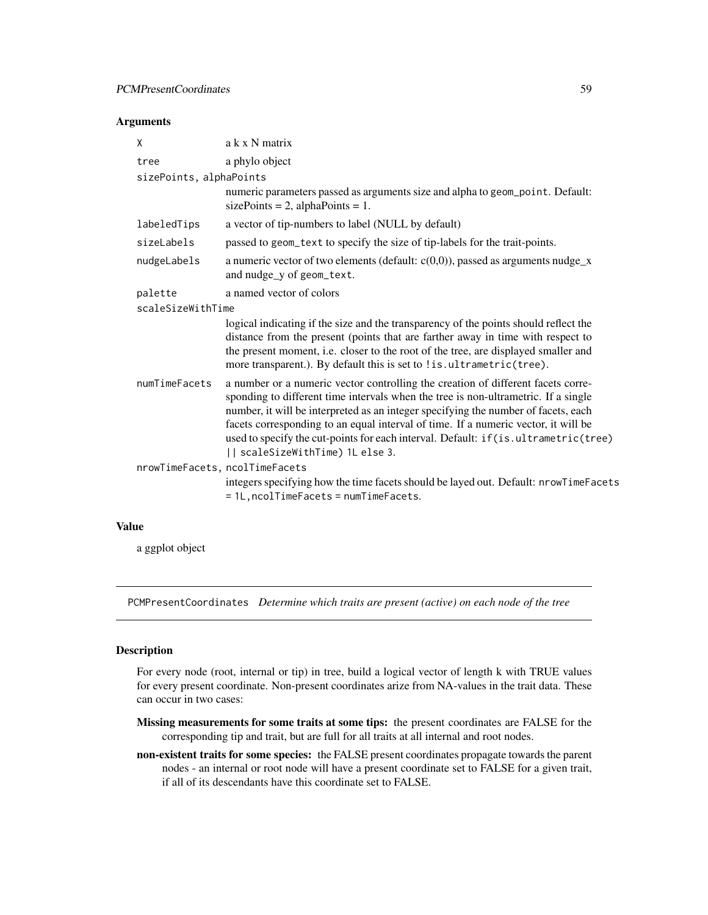### Arguments

| | |
|---|---|
| X | a k x N matrix |
| tree | a phylo object |
| sizePoints, alphaPoints | numeric parameters passed as arguments size and alpha to geom_point. Default: sizePoints = 2, alphaPoints = 1. |
| labeledTips | a vector of tip-numbers to label (NULL by default) |
| sizeLabels | passed to geom_text to specify the size of tip-labels for the trait-points. |
| nudgeLabels | a numeric vector of two elements (default: c(0,0)), passed as arguments nudge_x and nudge_y of geom_text. |
| palette | a named vector of colors |
| scaleSizeWithTime | logical indicating if the size and the transparency of the points should reflect the distance from the present (points that are farther away in time with respect to the present moment, i.e. closer to the root of the tree, are displayed smaller and more transparent.). By default this is set to `!is.ultrametric(tree)`. |
| numTimeFacets | a number or a numeric vector controlling the creation of different facets corresponding to different time intervals when the tree is non-ultrametric. If a single number, it will be interpreted as an integer specifying the number of facets, each facets corresponding to an equal interval of time. If a numeric vector, it will be used to specify the cut-points for each interval. Default: `if(is.ultrametric(tree) || scaleSizeWithTime) 1L else 3`. |
| nrowTimeFacets, ncolTimeFacets | integers specifying how the time facets should be layed out. Default: `nrowTimeFacets = 1L,ncolTimeFacets = numTimeFacets`. |

### Value

a ggplot object

---

## PCMPresentCoordinates *Determine which traits are present (active) on each node of the tree*

---

### Description

For every node (root, internal or tip) in tree, build a logical vector of length k with TRUE values for every present coordinate. Non-present coordinates arize from NA-values in the trait data. These can occur in two cases:

**Missing measurements for some traits at some tips:** the present coordinates are FALSE for the corresponding tip and trait, but are full for all traits at all internal and root nodes.

**non-existent traits for some species:** the FALSE present coordinates propagate towards the parent nodes - an internal or root node will have a present coordinate set to FALSE for a given trait, if all of its descendants have this coordinate set to FALSE.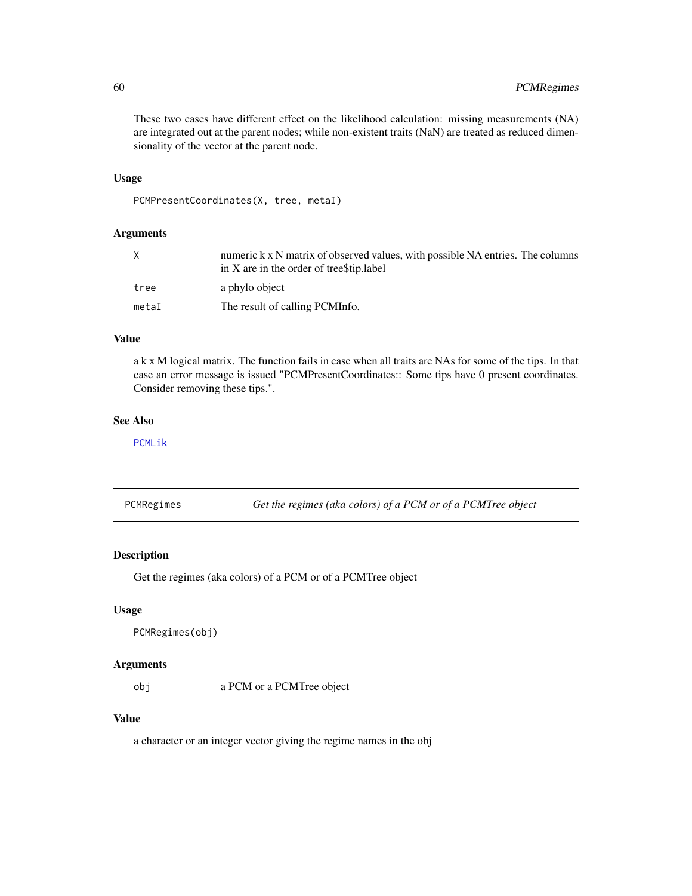These two cases have different effect on the likelihood calculation: missing measurements (NA) are integrated out at the parent nodes; while non-existent traits (NaN) are treated as reduced dimensionality of the vector at the parent node.

### Usage

```
PCMPresentCoordinates(X, tree, metaI)
```

### Arguments

| | |
|---|---|
| X | numeric k x N matrix of observed values, with possible NA entries. The columns in X are in the order of tree$tip.label |
| tree | a phylo object |
| metaI | The result of calling PCMInfo. |

### Value

a k x M logical matrix. The function fails in case when all traits are NAs for some of the tips. In that case an error message is issued "PCMPresentCoordinates:: Some tips have 0 present coordinates. Consider removing these tips.".

### See Also

PCMLik

---

## PCMRegimes — *Get the regimes (aka colors) of a PCM or of a PCMTree object*

### Description

Get the regimes (aka colors) of a PCM or of a PCMTree object

### Usage

```
PCMRegimes(obj)
```

### Arguments

| | |
|---|---|
| obj | a PCM or a PCMTree object |

### Value

a character or an integer vector giving the regime names in the obj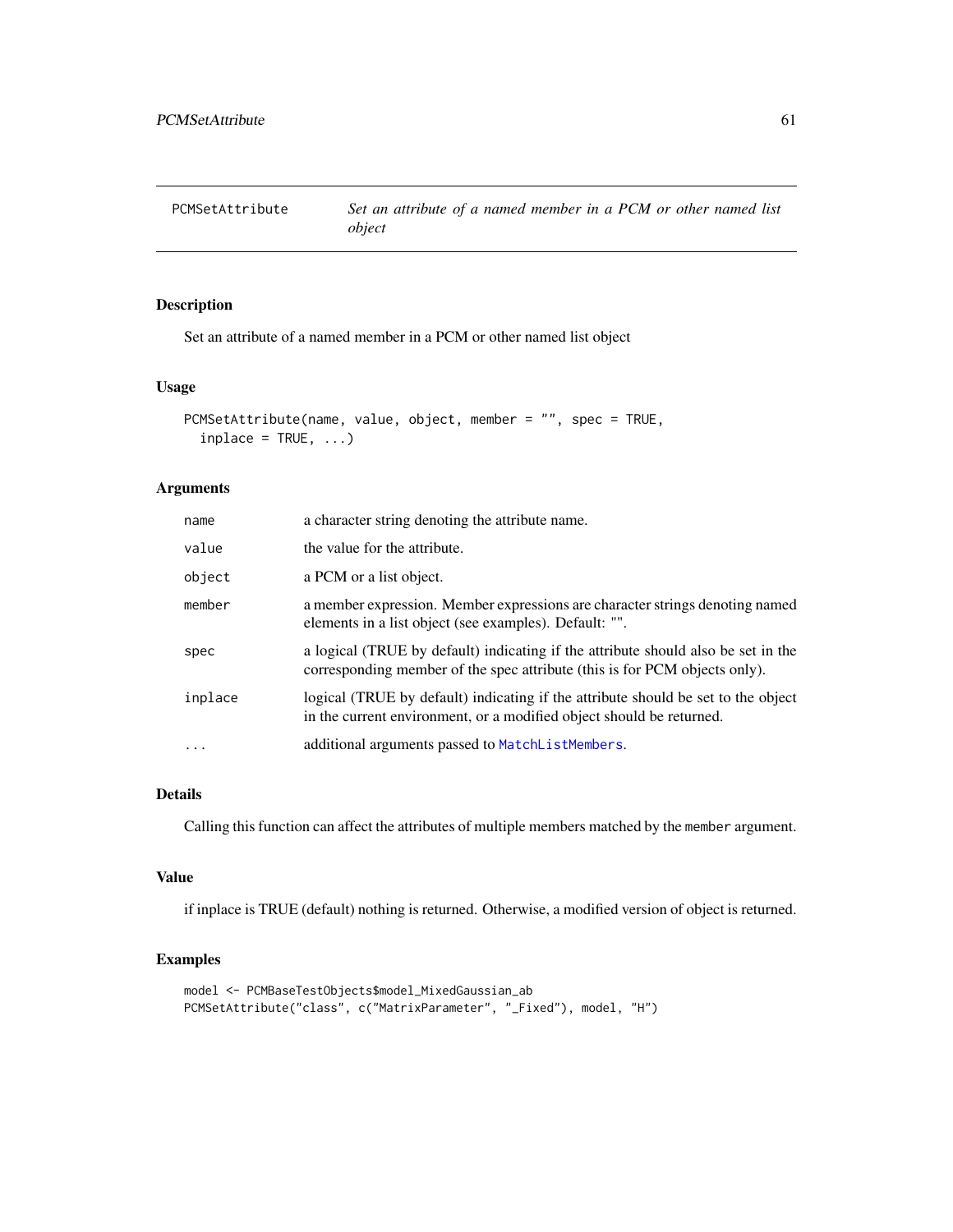# PCMSetAttribute *Set an attribute of a named member in a PCM or other named list object*

## Description

Set an attribute of a named member in a PCM or other named list object

## Usage

```
PCMSetAttribute(name, value, object, member = "", spec = TRUE,
  inplace = TRUE, ...)
```

## Arguments

| | |
|---|---|
| `name` | a character string denoting the attribute name. |
| `value` | the value for the attribute. |
| `object` | a PCM or a list object. |
| `member` | a member expression. Member expressions are character strings denoting named elements in a list object (see examples). Default: "". |
| `spec` | a logical (TRUE by default) indicating if the attribute should also be set in the corresponding member of the spec attribute (this is for PCM objects only). |
| `inplace` | logical (TRUE by default) indicating if the attribute should be set to the object in the current environment, or a modified object should be returned. |
| `...` | additional arguments passed to `MatchListMembers`. |

## Details

Calling this function can affect the attributes of multiple members matched by the `member` argument.

## Value

if inplace is TRUE (default) nothing is returned. Otherwise, a modified version of object is returned.

## Examples

```
model <- PCMBaseTestObjects$model_MixedGaussian_ab
PCMSetAttribute("class", c("MatrixParameter", "_Fixed"), model, "H")
```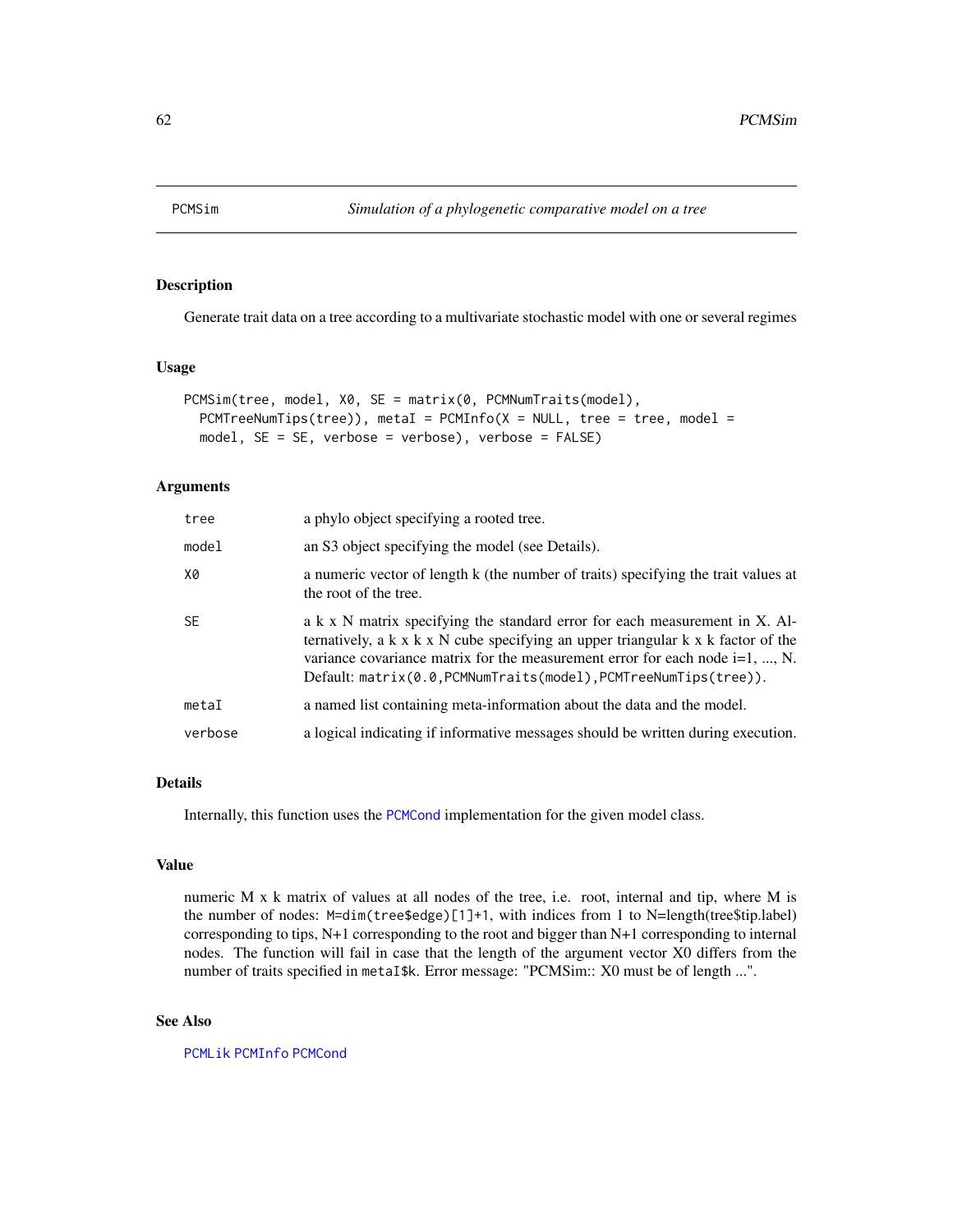# PCMSim — *Simulation of a phylogenetic comparative model on a tree*

## Description

Generate trait data on a tree according to a multivariate stochastic model with one or several regimes

## Usage

```
PCMSim(tree, model, X0, SE = matrix(0, PCMNumTraits(model),
  PCMTreeNumTips(tree)), metaI = PCMInfo(X = NULL, tree = tree, model =
  model, SE = SE, verbose = verbose), verbose = FALSE)
```

## Arguments

| Argument | Description |
|---|---|
| tree | a phylo object specifying a rooted tree. |
| model | an S3 object specifying the model (see Details). |
| X0 | a numeric vector of length k (the number of traits) specifying the trait values at the root of the tree. |
| SE | a k x N matrix specifying the standard error for each measurement in X. Alternatively, a k x k x N cube specifying an upper triangular k x k factor of the variance covariance matrix for the measurement error for each node i=1, ..., N. Default: `matrix(0.0,PCMNumTraits(model),PCMTreeNumTips(tree))`. |
| metaI | a named list containing meta-information about the data and the model. |
| verbose | a logical indicating if informative messages should be written during execution. |

## Details

Internally, this function uses the PCMCond implementation for the given model class.

## Value

numeric M x k matrix of values at all nodes of the tree, i.e. root, internal and tip, where M is the number of nodes: `M=dim(tree$edge)[1]+1`, with indices from 1 to N=length(tree$tip.label) corresponding to tips, N+1 corresponding to the root and bigger than N+1 corresponding to internal nodes. The function will fail in case that the length of the argument vector X0 differs from the number of traits specified in `metaI$k`. Error message: "PCMSim:: X0 must be of length ...".

## See Also

PCMLik PCMInfo PCMCond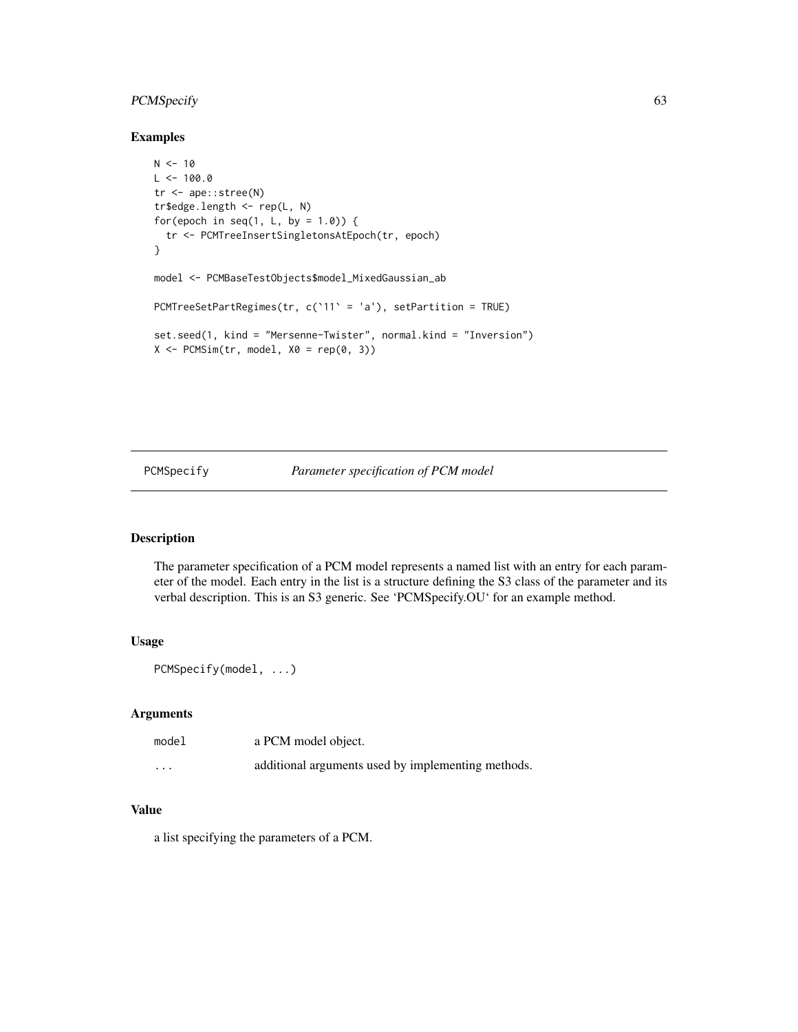## Examples

```
N <- 10
L <- 100.0
tr <- ape::stree(N)
tr$edge.length <- rep(L, N)
for(epoch in seq(1, L, by = 1.0)) {
  tr <- PCMTreeInsertSingletonsAtEpoch(tr, epoch)
}

model <- PCMBaseTestObjects$model_MixedGaussian_ab

PCMTreeSetPartRegimes(tr, c(`11` = 'a'), setPartition = TRUE)

set.seed(1, kind = "Mersenne-Twister", normal.kind = "Inversion")
X <- PCMSim(tr, model, X0 = rep(0, 3))
```

---

# PCMSpecify *Parameter specification of PCM model*

## Description

The parameter specification of a PCM model represents a named list with an entry for each parameter of the model. Each entry in the list is a structure defining the S3 class of the parameter and its verbal description. This is an S3 generic. See 'PCMSpecify.OU' for an example method.

## Usage

```
PCMSpecify(model, ...)
```

## Arguments

| | |
|---|---|
| model | a PCM model object. |
| ... | additional arguments used by implementing methods. |

## Value

a list specifying the parameters of a PCM.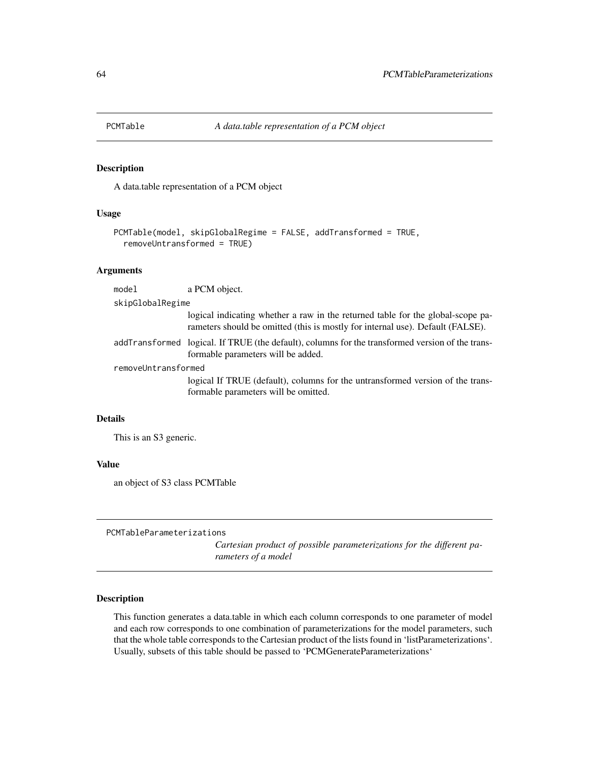## PCMTable — *A data.table representation of a PCM object*

### Description

A data.table representation of a PCM object

### Usage

```
PCMTable(model, skipGlobalRegime = FALSE, addTransformed = TRUE,
  removeUntransformed = TRUE)
```

### Arguments

| | |
|---|---|
| `model` | a PCM object. |
| `skipGlobalRegime` | logical indicating whether a raw in the returned table for the global-scope parameters should be omitted (this is mostly for internal use). Default (FALSE). |
| `addTransformed` | logical. If TRUE (the default), columns for the transformed version of the transformable parameters will be added. |
| `removeUntransformed` | logical If TRUE (default), columns for the untransformed version of the transformable parameters will be omitted. |

### Details

This is an S3 generic.

### Value

an object of S3 class PCMTable

## PCMTableParameterizations — *Cartesian product of possible parameterizations for the different parameters of a model*

### Description

This function generates a data.table in which each column corresponds to one parameter of model and each row corresponds to one combination of parameterizations for the model parameters, such that the whole table corresponds to the Cartesian product of the lists found in 'listParameterizations'. Usually, subsets of this table should be passed to 'PCMGenerateParameterizations'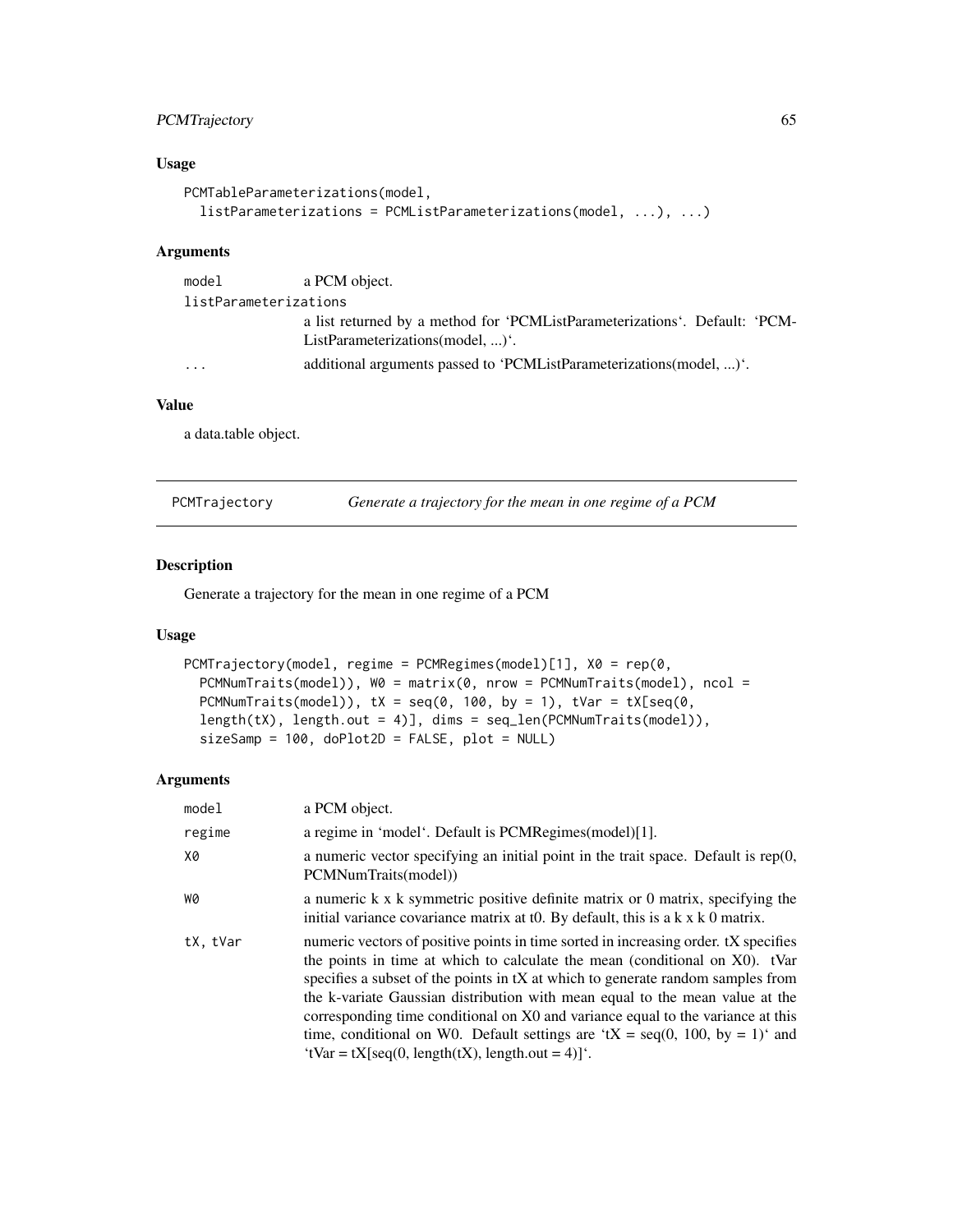### Usage

```
PCMTableParameterizations(model,
  listParameterizations = PCMListParameterizations(model, ...), ...)
```

### Arguments

- `model` — a PCM object.
- `listParameterizations` — a list returned by a method for 'PCMListParameterizations'. Default: 'PCMListParameterizations(model, ...)'.
- `...` — additional arguments passed to 'PCMListParameterizations(model, ...)'.

### Value

a data.table object.

---

## PCMTrajectory — *Generate a trajectory for the mean in one regime of a PCM*

### Description

Generate a trajectory for the mean in one regime of a PCM

### Usage

```
PCMTrajectory(model, regime = PCMRegimes(model)[1], X0 = rep(0,
  PCMNumTraits(model)), W0 = matrix(0, nrow = PCMNumTraits(model), ncol =
  PCMNumTraits(model)), tX = seq(0, 100, by = 1), tVar = tX[seq(0,
  length(tX), length.out = 4)], dims = seq_len(PCMNumTraits(model)),
  sizeSamp = 100, doPlot2D = FALSE, plot = NULL)
```

### Arguments

- `model` — a PCM object.
- `regime` — a regime in 'model'. Default is PCMRegimes(model)[1].
- `X0` — a numeric vector specifying an initial point in the trait space. Default is rep(0, PCMNumTraits(model))
- `W0` — a numeric k x k symmetric positive definite matrix or 0 matrix, specifying the initial variance covariance matrix at t0. By default, this is a k x k 0 matrix.
- `tX, tVar` — numeric vectors of positive points in time sorted in increasing order. tX specifies the points in time at which to calculate the mean (conditional on X0). tVar specifies a subset of the points in tX at which to generate random samples from the k-variate Gaussian distribution with mean equal to the mean value at the corresponding time conditional on X0 and variance equal to the variance at this time, conditional on W0. Default settings are 'tX = seq(0, 100, by = 1)' and 'tVar = tX[seq(0, length(tX), length.out = 4)]'.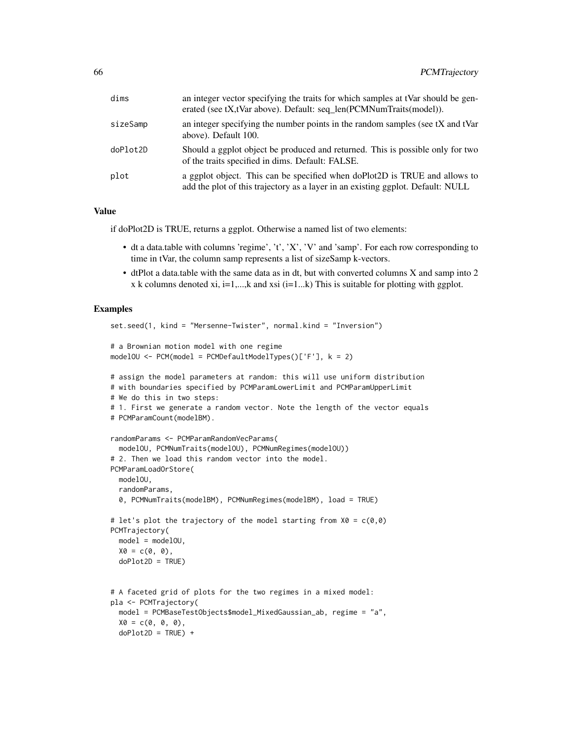| | |
|---|---|
| dims | an integer vector specifying the traits for which samples at tVar should be generated (see tX,tVar above). Default: seq_len(PCMNumTraits(model)). |
| sizeSamp | an integer specifying the number points in the random samples (see tX and tVar above). Default 100. |
| doPlot2D | Should a ggplot object be produced and returned. This is possible only for two of the traits specified in dims. Default: FALSE. |
| plot | a ggplot object. This can be specified when doPlot2D is TRUE and allows to add the plot of this trajectory as a layer in an existing ggplot. Default: NULL |

### Value

if doPlot2D is TRUE, returns a ggplot. Otherwise a named list of two elements:

- dt a data.table with columns 'regime', 't', 'X', 'V' and 'samp'. For each row corresponding to time in tVar, the column samp represents a list of sizeSamp k-vectors.
- dtPlot a data.table with the same data as in dt, but with converted columns X and samp into 2 x k columns denoted xi, i=1,...,k and xsi (i=1...k) This is suitable for plotting with ggplot.

### Examples

```
set.seed(1, kind = "Mersenne-Twister", normal.kind = "Inversion")

# a Brownian motion model with one regime
modelOU <- PCM(model = PCMDefaultModelTypes()['F'], k = 2)

# assign the model parameters at random: this will use uniform distribution
# with boundaries specified by PCMParamLowerLimit and PCMParamUpperLimit
# We do this in two steps:
# 1. First we generate a random vector. Note the length of the vector equals
# PCMParamCount(modelBM).

randomParams <- PCMParamRandomVecParams(
  modelOU, PCMNumTraits(modelOU), PCMNumRegimes(modelOU))
# 2. Then we load this random vector into the model.
PCMParamLoadOrStore(
  modelOU,
  randomParams,
  0, PCMNumTraits(modelBM), PCMNumRegimes(modelBM), load = TRUE)

# let's plot the trajectory of the model starting from X0 = c(0,0)
PCMTrajectory(
  model = modelOU,
  X0 = c(0, 0),
  doPlot2D = TRUE)


# A faceted grid of plots for the two regimes in a mixed model:
pla <- PCMTrajectory(
  model = PCMBaseTestObjects$model_MixedGaussian_ab, regime = "a",
  X0 = c(0, 0, 0),
  doPlot2D = TRUE) +
```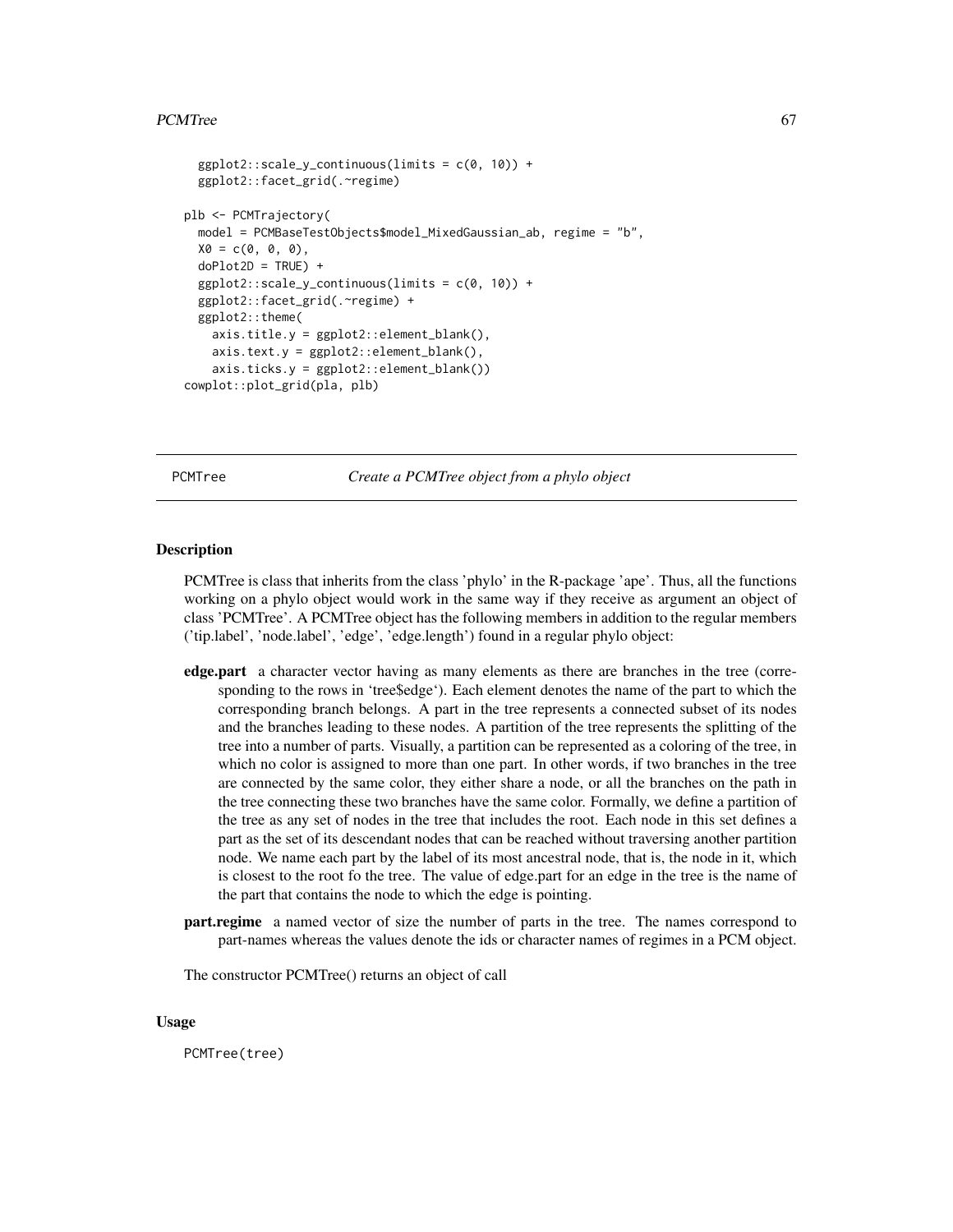```
  ggplot2::scale_y_continuous(limits = c(0, 10)) +
  ggplot2::facet_grid(.~regime)

plb <- PCMTrajectory(
  model = PCMBaseTestObjects$model_MixedGaussian_ab, regime = "b",
  X0 = c(0, 0, 0),
  doPlot2D = TRUE) +
  ggplot2::scale_y_continuous(limits = c(0, 10)) +
  ggplot2::facet_grid(.~regime) +
  ggplot2::theme(
    axis.title.y = ggplot2::element_blank(),
    axis.text.y = ggplot2::element_blank(),
    axis.ticks.y = ggplot2::element_blank())
cowplot::plot_grid(pla, plb)
```

---

## PCMTree — *Create a PCMTree object from a phylo object*

### Description

PCMTree is class that inherits from the class 'phylo' in the R-package 'ape'. Thus, all the functions working on a phylo object would work in the same way if they receive as argument an object of class 'PCMTree'. A PCMTree object has the following members in addition to the regular members ('tip.label', 'node.label', 'edge', 'edge.length') found in a regular phylo object:

**edge.part** a character vector having as many elements as there are branches in the tree (corresponding to the rows in 'tree$edge'). Each element denotes the name of the part to which the corresponding branch belongs. A part in the tree represents a connected subset of its nodes and the branches leading to these nodes. A partition of the tree represents the splitting of the tree into a number of parts. Visually, a partition can be represented as a coloring of the tree, in which no color is assigned to more than one part. In other words, if two branches in the tree are connected by the same color, they either share a node, or all the branches on the path in the tree connecting these two branches have the same color. Formally, we define a partition of the tree as any set of nodes in the tree that includes the root. Each node in this set defines a part as the set of its descendant nodes that can be reached without traversing another partition node. We name each part by the label of its most ancestral node, that is, the node in it, which is closest to the root fo the tree. The value of edge.part for an edge in the tree is the name of the part that contains the node to which the edge is pointing.

**part.regime** a named vector of size the number of parts in the tree. The names correspond to part-names whereas the values denote the ids or character names of regimes in a PCM object.

The constructor PCMTree() returns an object of call

### Usage

```
PCMTree(tree)
```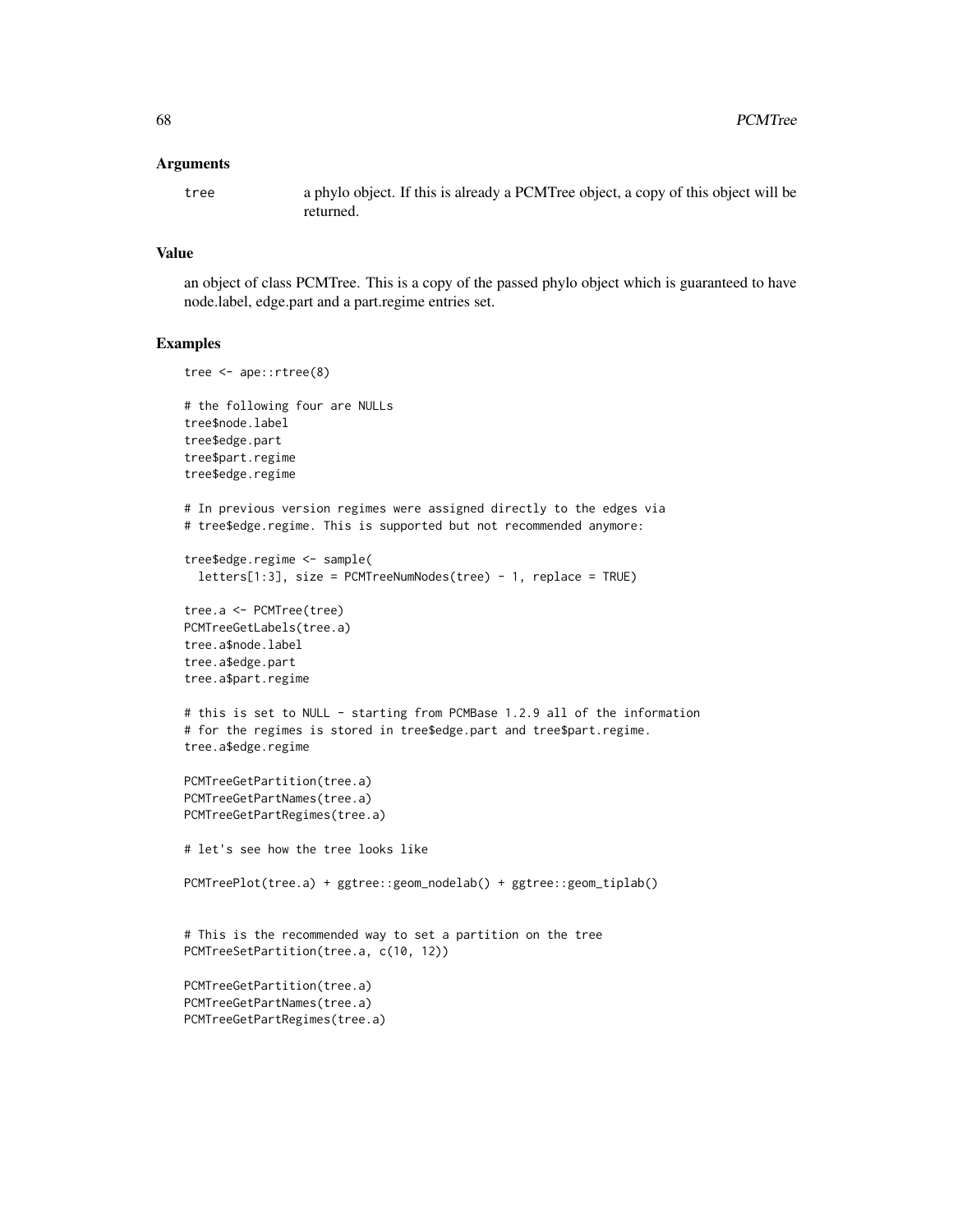### Arguments

tree — a phylo object. If this is already a PCMTree object, a copy of this object will be returned.

### Value

an object of class PCMTree. This is a copy of the passed phylo object which is guaranteed to have node.label, edge.part and a part.regime entries set.

### Examples

```
tree <- ape::rtree(8)

# the following four are NULLs
tree$node.label
tree$edge.part
tree$part.regime
tree$edge.regime

# In previous version regimes were assigned directly to the edges via
# tree$edge.regime. This is supported but not recommended anymore:

tree$edge.regime <- sample(
  letters[1:3], size = PCMTreeNumNodes(tree) - 1, replace = TRUE)

tree.a <- PCMTree(tree)
PCMTreeGetLabels(tree.a)
tree.a$node.label
tree.a$edge.part
tree.a$part.regime

# this is set to NULL - starting from PCMBase 1.2.9 all of the information
# for the regimes is stored in tree$edge.part and tree$part.regime.
tree.a$edge.regime

PCMTreeGetPartition(tree.a)
PCMTreeGetPartNames(tree.a)
PCMTreeGetPartRegimes(tree.a)

# let's see how the tree looks like

PCMTreePlot(tree.a) + ggtree::geom_nodelab() + ggtree::geom_tiplab()


# This is the recommended way to set a partition on the tree
PCMTreeSetPartition(tree.a, c(10, 12))

PCMTreeGetPartition(tree.a)
PCMTreeGetPartNames(tree.a)
PCMTreeGetPartRegimes(tree.a)
```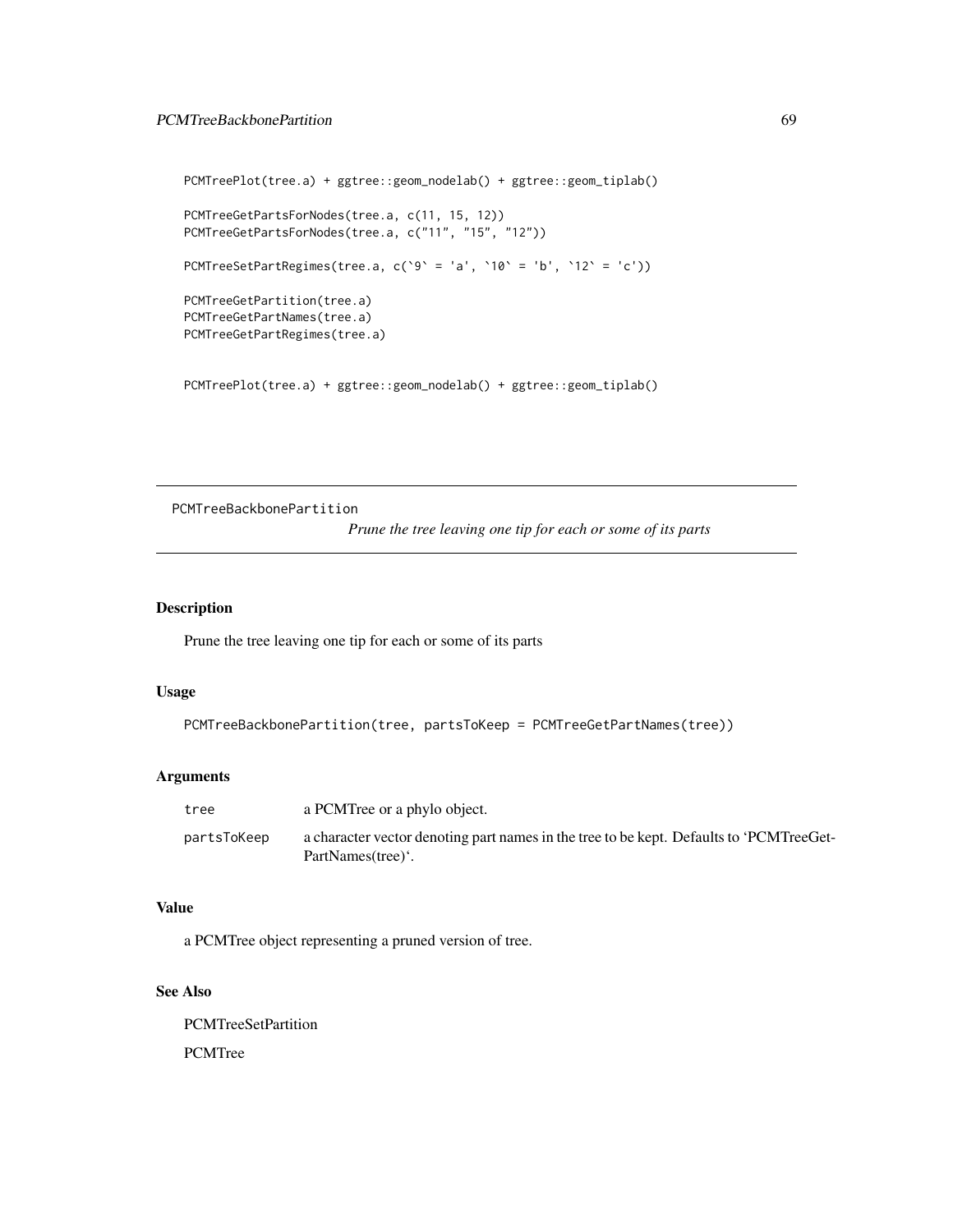```
PCMTreePlot(tree.a) + ggtree::geom_nodelab() + ggtree::geom_tiplab()

PCMTreeGetPartsForNodes(tree.a, c(11, 15, 12))
PCMTreeGetPartsForNodes(tree.a, c("11", "15", "12"))

PCMTreeSetPartRegimes(tree.a, c(`9` = 'a', `10` = 'b', `12` = 'c'))

PCMTreeGetPartition(tree.a)
PCMTreeGetPartNames(tree.a)
PCMTreeGetPartRegimes(tree.a)


PCMTreePlot(tree.a) + ggtree::geom_nodelab() + ggtree::geom_tiplab()
```

---

## PCMTreeBackbonePartition

*Prune the tree leaving one tip for each or some of its parts*

---

### Description

Prune the tree leaving one tip for each or some of its parts

### Usage

```
PCMTreeBackbonePartition(tree, partsToKeep = PCMTreeGetPartNames(tree))
```

### Arguments

| | |
|---|---|
| tree | a PCMTree or a phylo object. |
| partsToKeep | a character vector denoting part names in the tree to be kept. Defaults to 'PCMTreeGetPartNames(tree)'. |

### Value

a PCMTree object representing a pruned version of tree.

### See Also

PCMTreeSetPartition

PCMTree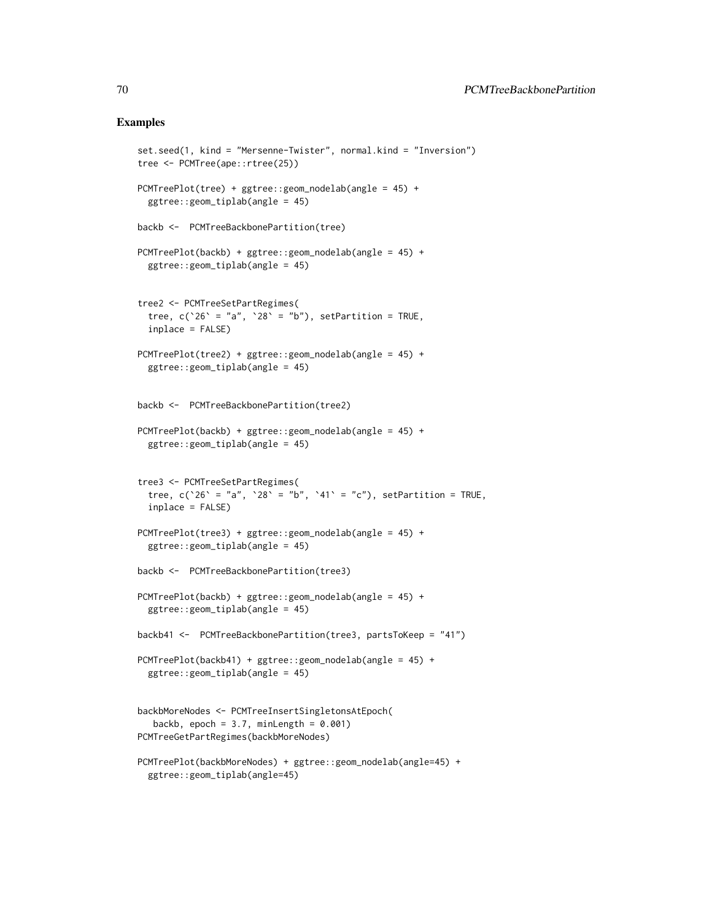## Examples

```
set.seed(1, kind = "Mersenne-Twister", normal.kind = "Inversion")
tree <- PCMTree(ape::rtree(25))

PCMTreePlot(tree) + ggtree::geom_nodelab(angle = 45) +
  ggtree::geom_tiplab(angle = 45)

backb <-  PCMTreeBackbonePartition(tree)

PCMTreePlot(backb) + ggtree::geom_nodelab(angle = 45) +
  ggtree::geom_tiplab(angle = 45)


tree2 <- PCMTreeSetPartRegimes(
  tree, c(`26` = "a", `28` = "b"), setPartition = TRUE,
  inplace = FALSE)

PCMTreePlot(tree2) + ggtree::geom_nodelab(angle = 45) +
  ggtree::geom_tiplab(angle = 45)


backb <-  PCMTreeBackbonePartition(tree2)

PCMTreePlot(backb) + ggtree::geom_nodelab(angle = 45) +
  ggtree::geom_tiplab(angle = 45)


tree3 <- PCMTreeSetPartRegimes(
  tree, c(`26` = "a", `28` = "b", `41` = "c"), setPartition = TRUE,
  inplace = FALSE)

PCMTreePlot(tree3) + ggtree::geom_nodelab(angle = 45) +
  ggtree::geom_tiplab(angle = 45)

backb <-  PCMTreeBackbonePartition(tree3)

PCMTreePlot(backb) + ggtree::geom_nodelab(angle = 45) +
  ggtree::geom_tiplab(angle = 45)

backb41 <-  PCMTreeBackbonePartition(tree3, partsToKeep = "41")

PCMTreePlot(backb41) + ggtree::geom_nodelab(angle = 45) +
  ggtree::geom_tiplab(angle = 45)


backbMoreNodes <- PCMTreeInsertSingletonsAtEpoch(
   backb, epoch = 3.7, minLength = 0.001)
PCMTreeGetPartRegimes(backbMoreNodes)

PCMTreePlot(backbMoreNodes) + ggtree::geom_nodelab(angle=45) +
  ggtree::geom_tiplab(angle=45)
```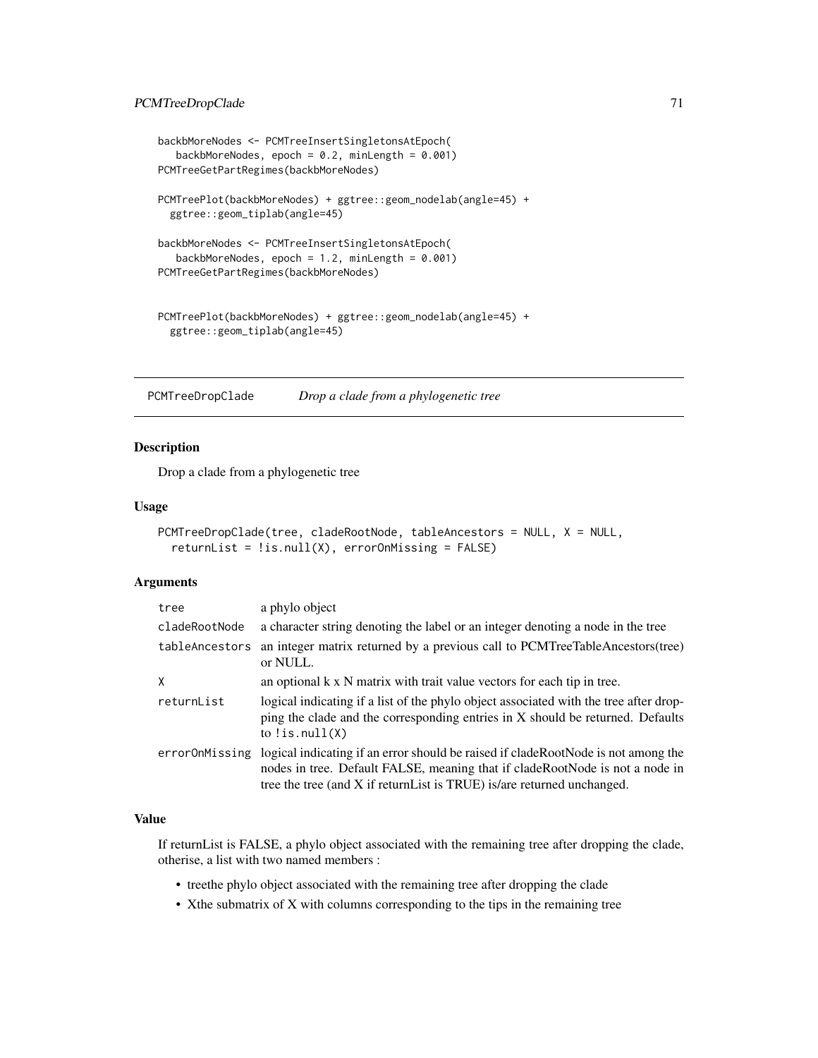```
backbMoreNodes <- PCMTreeInsertSingletonsAtEpoch(
   backbMoreNodes, epoch = 0.2, minLength = 0.001)
PCMTreeGetPartRegimes(backbMoreNodes)

PCMTreePlot(backbMoreNodes) + ggtree::geom_nodelab(angle=45) +
  ggtree::geom_tiplab(angle=45)

backbMoreNodes <- PCMTreeInsertSingletonsAtEpoch(
   backbMoreNodes, epoch = 1.2, minLength = 0.001)
PCMTreeGetPartRegimes(backbMoreNodes)


PCMTreePlot(backbMoreNodes) + ggtree::geom_nodelab(angle=45) +
  ggtree::geom_tiplab(angle=45)
```

## PCMTreeDropClade *Drop a clade from a phylogenetic tree*

### Description

Drop a clade from a phylogenetic tree

### Usage

```
PCMTreeDropClade(tree, cladeRootNode, tableAncestors = NULL, X = NULL,
  returnList = !is.null(X), errorOnMissing = FALSE)
```

### Arguments

| | |
|---|---|
| `tree` | a phylo object |
| `cladeRootNode` | a character string denoting the label or an integer denoting a node in the tree |
| `tableAncestors` | an integer matrix returned by a previous call to PCMTreeTableAncestors(tree) or NULL. |
| `X` | an optional k x N matrix with trait value vectors for each tip in tree. |
| `returnList` | logical indicating if a list of the phylo object associated with the tree after dropping the clade and the corresponding entries in X should be returned. Defaults to `!is.null(X)` |
| `errorOnMissing` | logical indicating if an error should be raised if cladeRootNode is not among the nodes in tree. Default FALSE, meaning that if cladeRootNode is not a node in tree the tree (and X if returnList is TRUE) is/are returned unchanged. |

### Value

If returnList is FALSE, a phylo object associated with the remaining tree after dropping the clade, otherise, a list with two named members :

- treethe phylo object associated with the remaining tree after dropping the clade
- Xthe submatrix of X with columns corresponding to the tips in the remaining tree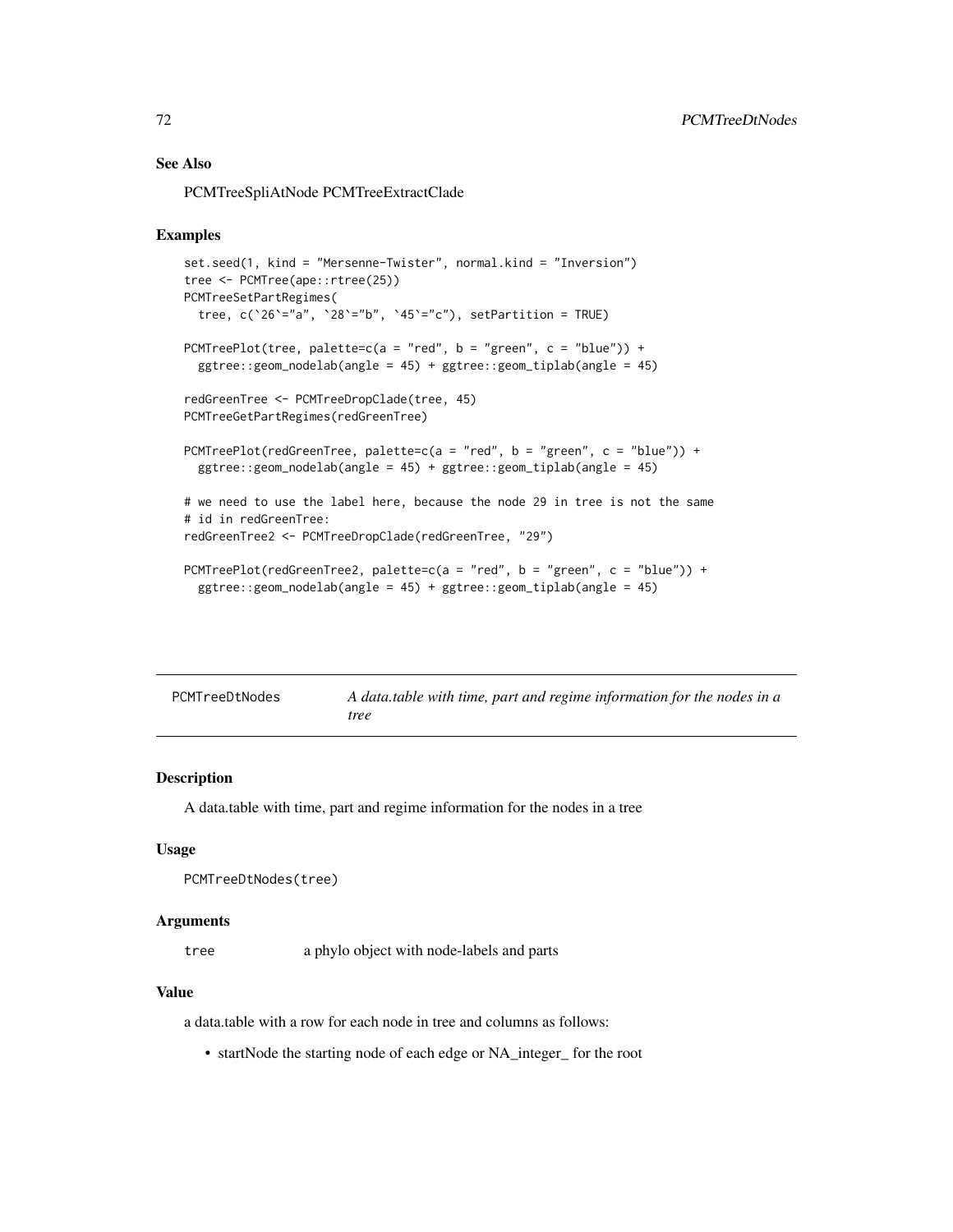### See Also

PCMTreeSpliAtNode PCMTreeExtractClade

### Examples

```
set.seed(1, kind = "Mersenne-Twister", normal.kind = "Inversion")
tree <- PCMTree(ape::rtree(25))
PCMTreeSetPartRegimes(
  tree, c(`26`="a", `28`="b", `45`="c"), setPartition = TRUE)

PCMTreePlot(tree, palette=c(a = "red", b = "green", c = "blue")) +
  ggtree::geom_nodelab(angle = 45) + ggtree::geom_tiplab(angle = 45)

redGreenTree <- PCMTreeDropClade(tree, 45)
PCMTreeGetPartRegimes(redGreenTree)

PCMTreePlot(redGreenTree, palette=c(a = "red", b = "green", c = "blue")) +
  ggtree::geom_nodelab(angle = 45) + ggtree::geom_tiplab(angle = 45)

# we need to use the label here, because the node 29 in tree is not the same
# id in redGreenTree:
redGreenTree2 <- PCMTreeDropClade(redGreenTree, "29")

PCMTreePlot(redGreenTree2, palette=c(a = "red", b = "green", c = "blue")) +
  ggtree::geom_nodelab(angle = 45) + ggtree::geom_tiplab(angle = 45)
```

---

## PCMTreeDtNodes — *A data.table with time, part and regime information for the nodes in a tree*

### Description

A data.table with time, part and regime information for the nodes in a tree

### Usage

```
PCMTreeDtNodes(tree)
```

### Arguments

| | |
|---|---|
| tree | a phylo object with node-labels and parts |

### Value

a data.table with a row for each node in tree and columns as follows:

- startNode the starting node of each edge or NA_integer_ for the root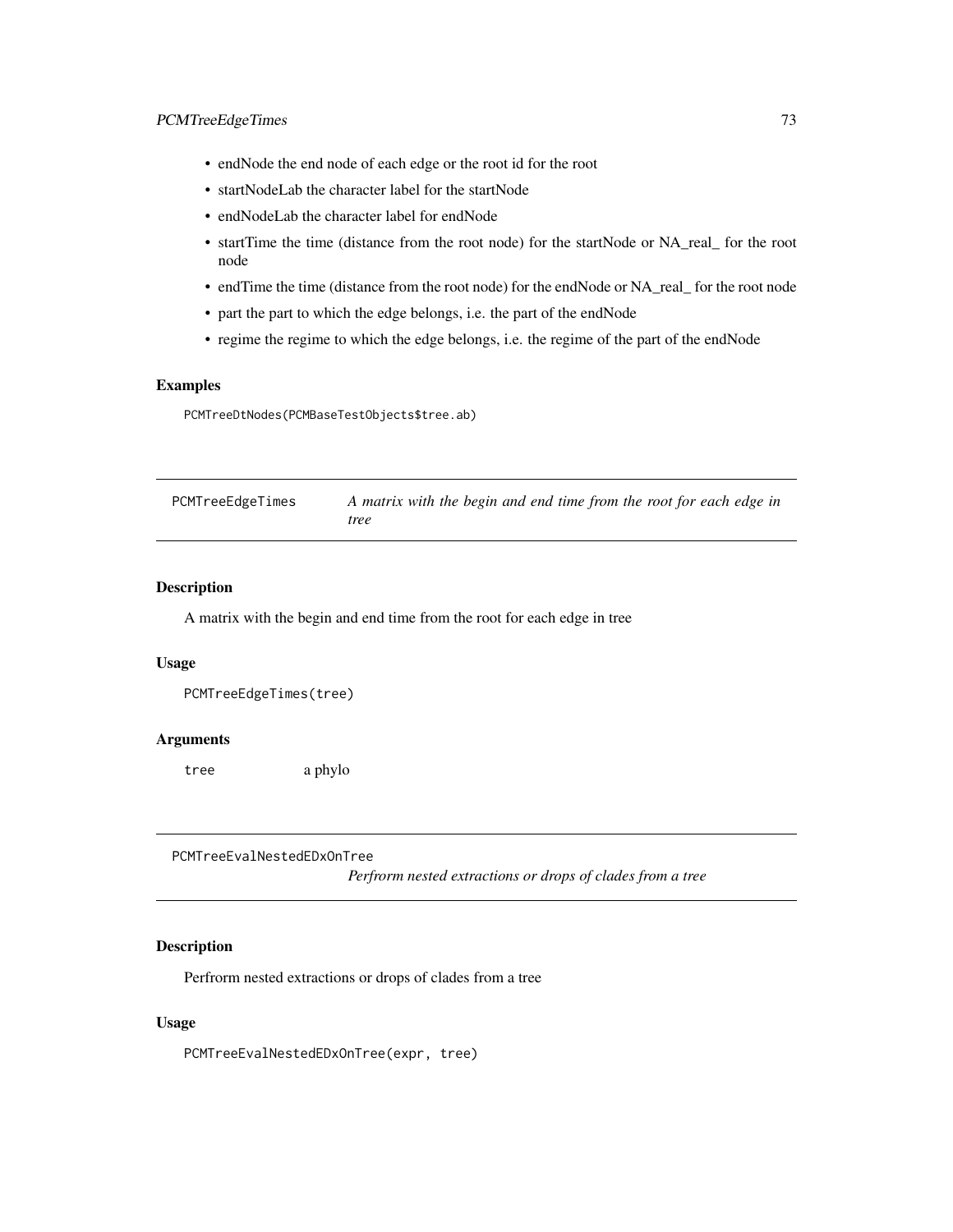- endNode the end node of each edge or the root id for the root
- startNodeLab the character label for the startNode
- endNodeLab the character label for endNode
- startTime the time (distance from the root node) for the startNode or NA_real_ for the root node
- endTime the time (distance from the root node) for the endNode or NA_real_ for the root node
- part the part to which the edge belongs, i.e. the part of the endNode
- regime the regime to which the edge belongs, i.e. the regime of the part of the endNode

### Examples

```
PCMTreeDtNodes(PCMBaseTestObjects$tree.ab)
```

---

## PCMTreeEdgeTimes — *A matrix with the begin and end time from the root for each edge in tree*

---

### Description

A matrix with the begin and end time from the root for each edge in tree

### Usage

```
PCMTreeEdgeTimes(tree)
```

### Arguments

| | |
|---|---|
| tree | a phylo |

---

## PCMTreeEvalNestedEDxOnTree — *Perfrorm nested extractions or drops of clades from a tree*

---

### Description

Perfrorm nested extractions or drops of clades from a tree

### Usage

```
PCMTreeEvalNestedEDxOnTree(expr, tree)
```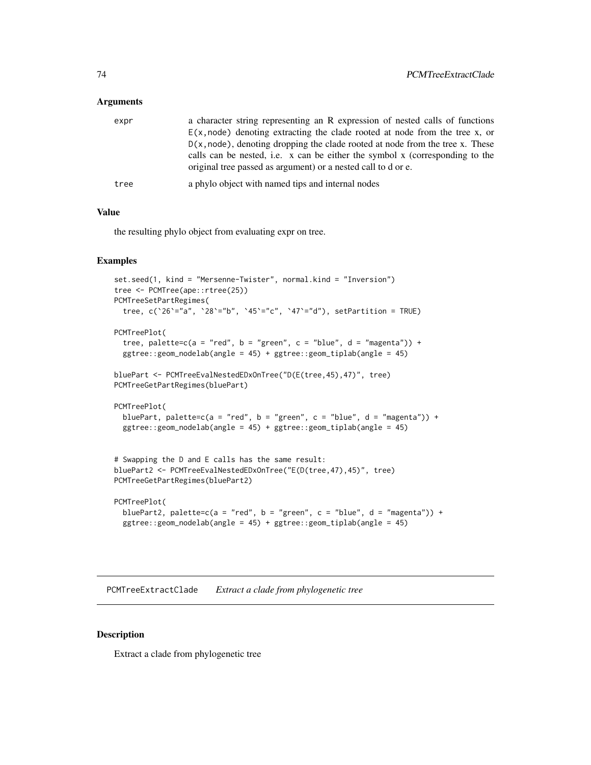### Arguments

| | |
|---|---|
| expr | a character string representing an R expression of nested calls of functions `E(x,node)` denoting extracting the clade rooted at node from the tree x, or `D(x,node)`, denoting dropping the clade rooted at node from the tree x. These calls can be nested, i.e. x can be either the symbol x (corresponding to the original tree passed as argument) or a nested call to d or e. |
| tree | a phylo object with named tips and internal nodes |

### Value

the resulting phylo object from evaluating expr on tree.

### Examples

```
set.seed(1, kind = "Mersenne-Twister", normal.kind = "Inversion")
tree <- PCMTree(ape::rtree(25))
PCMTreeSetPartRegimes(
  tree, c(`26`="a", `28`="b", `45`="c", `47`="d"), setPartition = TRUE)

PCMTreePlot(
  tree, palette=c(a = "red", b = "green", c = "blue", d = "magenta")) +
  ggtree::geom_nodelab(angle = 45) + ggtree::geom_tiplab(angle = 45)

bluePart <- PCMTreeEvalNestedEDxOnTree("D(E(tree,45),47)", tree)
PCMTreeGetPartRegimes(bluePart)

PCMTreePlot(
  bluePart, palette=c(a = "red", b = "green", c = "blue", d = "magenta")) +
  ggtree::geom_nodelab(angle = 45) + ggtree::geom_tiplab(angle = 45)


# Swapping the D and E calls has the same result:
bluePart2 <- PCMTreeEvalNestedEDxOnTree("E(D(tree,47),45)", tree)
PCMTreeGetPartRegimes(bluePart2)

PCMTreePlot(
  bluePart2, palette=c(a = "red", b = "green", c = "blue", d = "magenta")) +
  ggtree::geom_nodelab(angle = 45) + ggtree::geom_tiplab(angle = 45)
```

---

## PCMTreeExtractClade *Extract a clade from phylogenetic tree*

---

### Description

Extract a clade from phylogenetic tree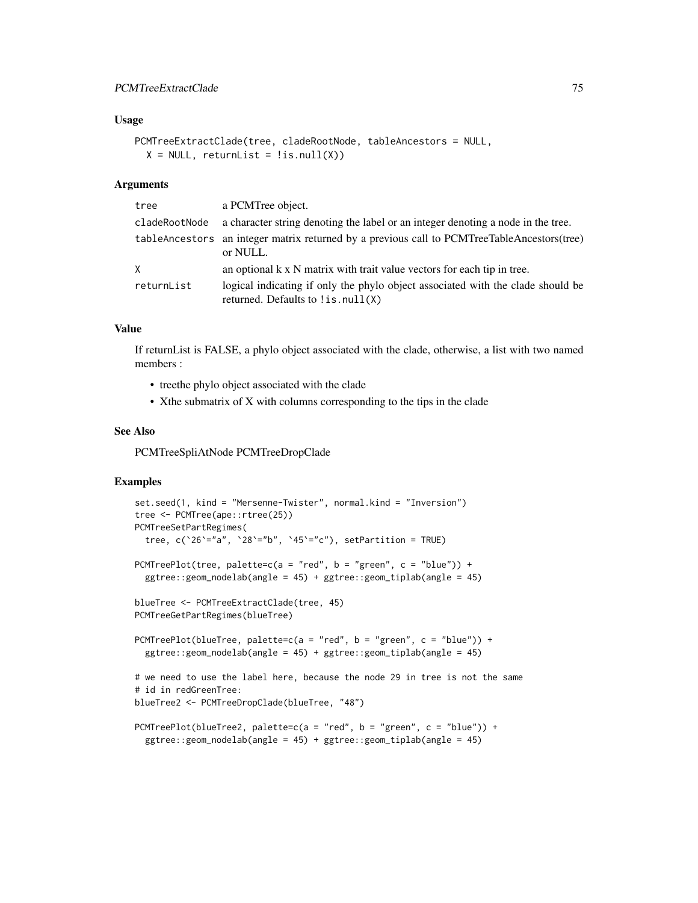### Usage

```
PCMTreeExtractClade(tree, cladeRootNode, tableAncestors = NULL,
  X = NULL, returnList = !is.null(X))
```

### Arguments

| | |
|---|---|
| tree | a PCMTree object. |
| cladeRootNode | a character string denoting the label or an integer denoting a node in the tree. |
| tableAncestors | an integer matrix returned by a previous call to PCMTreeTableAncestors(tree) or NULL. |
| X | an optional k x N matrix with trait value vectors for each tip in tree. |
| returnList | logical indicating if only the phylo object associated with the clade should be returned. Defaults to `!is.null(X)` |

### Value

If returnList is FALSE, a phylo object associated with the clade, otherwise, a list with two named members :

- treethe phylo object associated with the clade
- Xthe submatrix of X with columns corresponding to the tips in the clade

### See Also

PCMTreeSpliAtNode PCMTreeDropClade

### Examples

```
set.seed(1, kind = "Mersenne-Twister", normal.kind = "Inversion")
tree <- PCMTree(ape::rtree(25))
PCMTreeSetPartRegimes(
  tree, c(`26`="a", `28`="b", `45`="c"), setPartition = TRUE)

PCMTreePlot(tree, palette=c(a = "red", b = "green", c = "blue")) +
  ggtree::geom_nodelab(angle = 45) + ggtree::geom_tiplab(angle = 45)

blueTree <- PCMTreeExtractClade(tree, 45)
PCMTreeGetPartRegimes(blueTree)

PCMTreePlot(blueTree, palette=c(a = "red", b = "green", c = "blue")) +
  ggtree::geom_nodelab(angle = 45) + ggtree::geom_tiplab(angle = 45)

# we need to use the label here, because the node 29 in tree is not the same
# id in redGreenTree:
blueTree2 <- PCMTreeDropClade(blueTree, "48")

PCMTreePlot(blueTree2, palette=c(a = "red", b = "green", c = "blue")) +
  ggtree::geom_nodelab(angle = 45) + ggtree::geom_tiplab(angle = 45)
```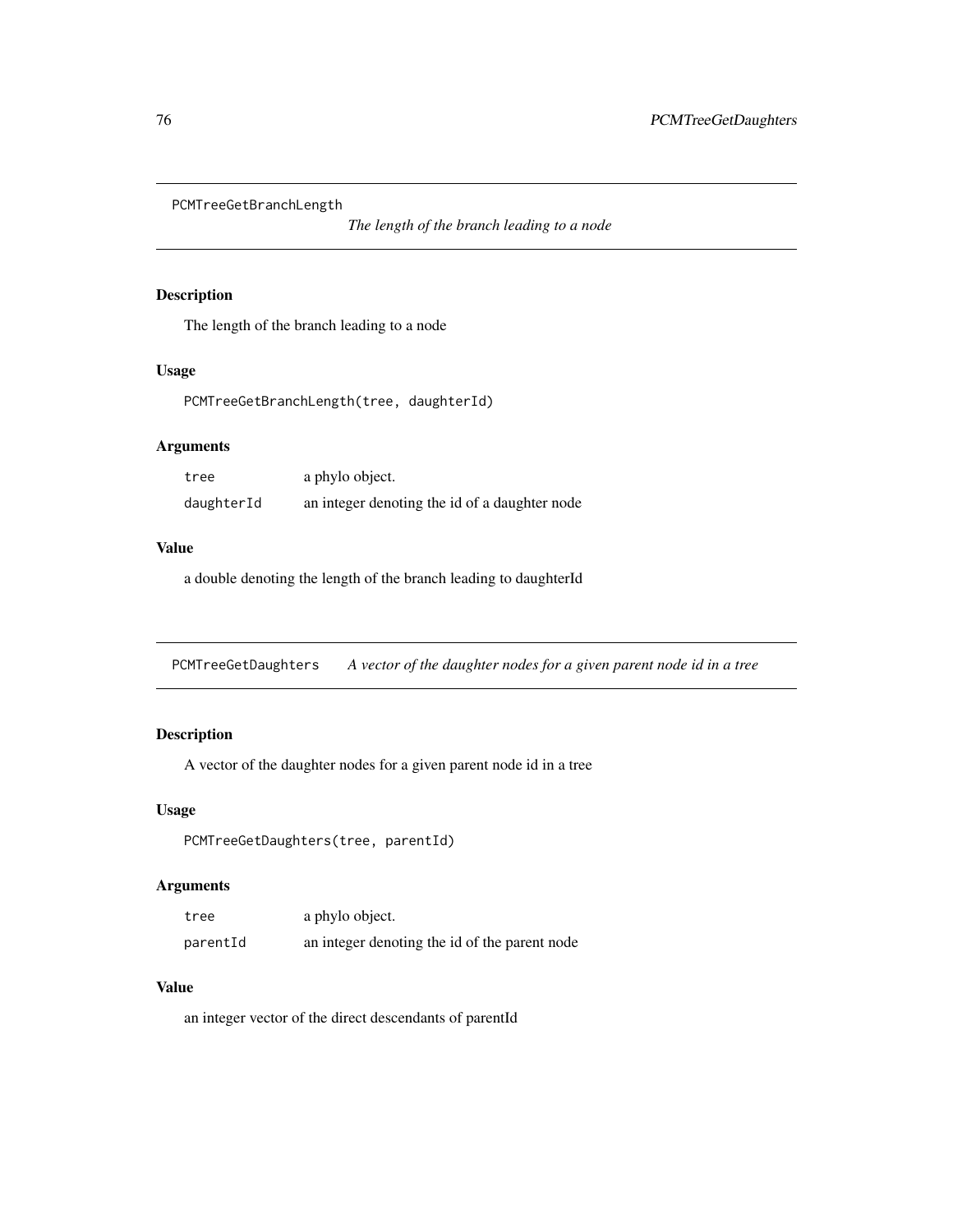## PCMTreeGetBranchLength

*The length of the branch leading to a node*

### Description

The length of the branch leading to a node

### Usage

```
PCMTreeGetBranchLength(tree, daughterId)
```

### Arguments

| | |
|---|---|
| tree | a phylo object. |
| daughterId | an integer denoting the id of a daughter node |

### Value

a double denoting the length of the branch leading to daughterId

## PCMTreeGetDaughters

*A vector of the daughter nodes for a given parent node id in a tree*

### Description

A vector of the daughter nodes for a given parent node id in a tree

### Usage

```
PCMTreeGetDaughters(tree, parentId)
```

### Arguments

| | |
|---|---|
| tree | a phylo object. |
| parentId | an integer denoting the id of the parent node |

### Value

an integer vector of the direct descendants of parentId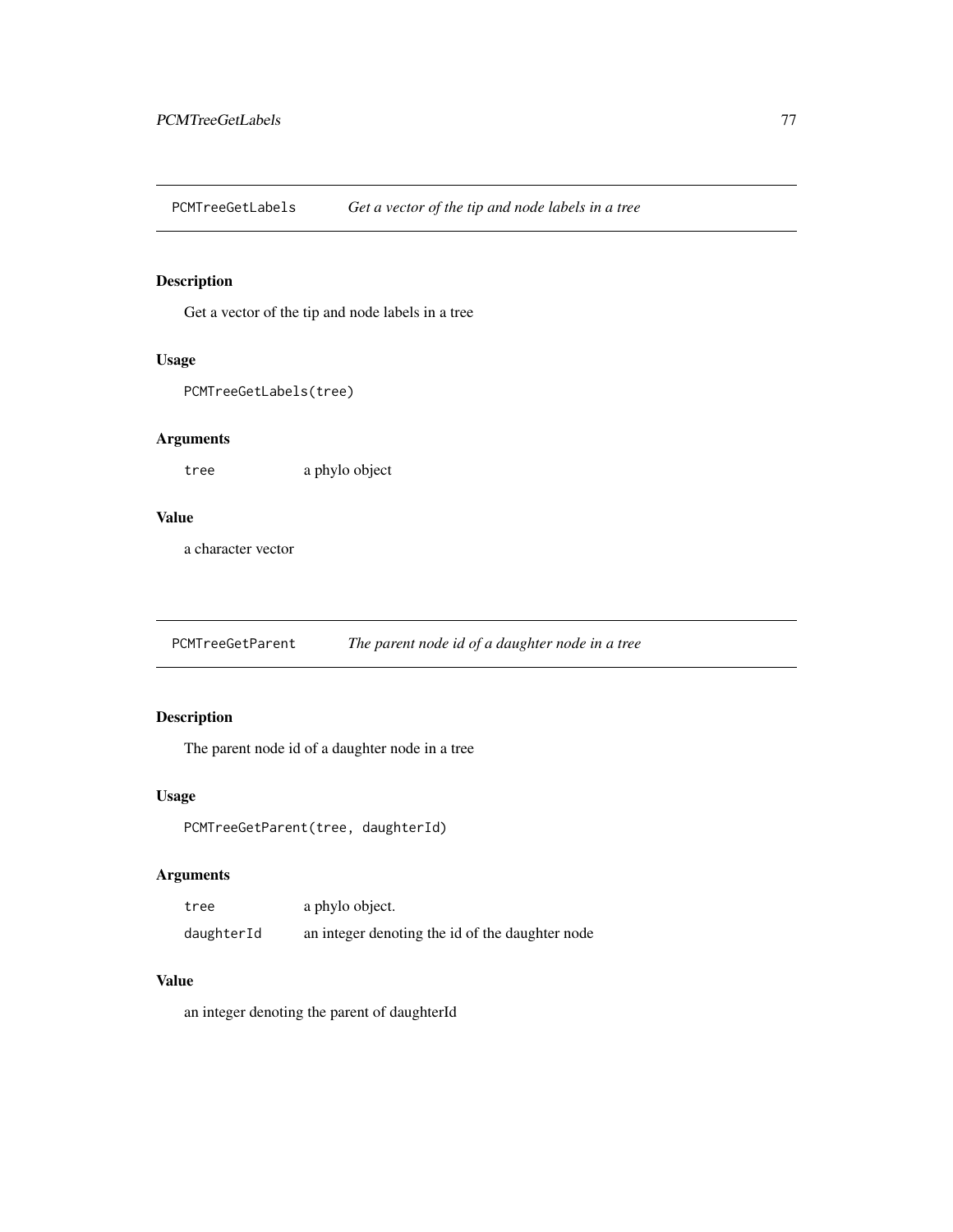## PCMTreeGetLabels *Get a vector of the tip and node labels in a tree*

### Description

Get a vector of the tip and node labels in a tree

### Usage

```
PCMTreeGetLabels(tree)
```

### Arguments

| | |
|---|---|
| `tree` | a phylo object |

### Value

a character vector

## PCMTreeGetParent *The parent node id of a daughter node in a tree*

### Description

The parent node id of a daughter node in a tree

### Usage

```
PCMTreeGetParent(tree, daughterId)
```

### Arguments

| | |
|---|---|
| `tree` | a phylo object. |
| `daughterId` | an integer denoting the id of the daughter node |

### Value

an integer denoting the parent of daughterId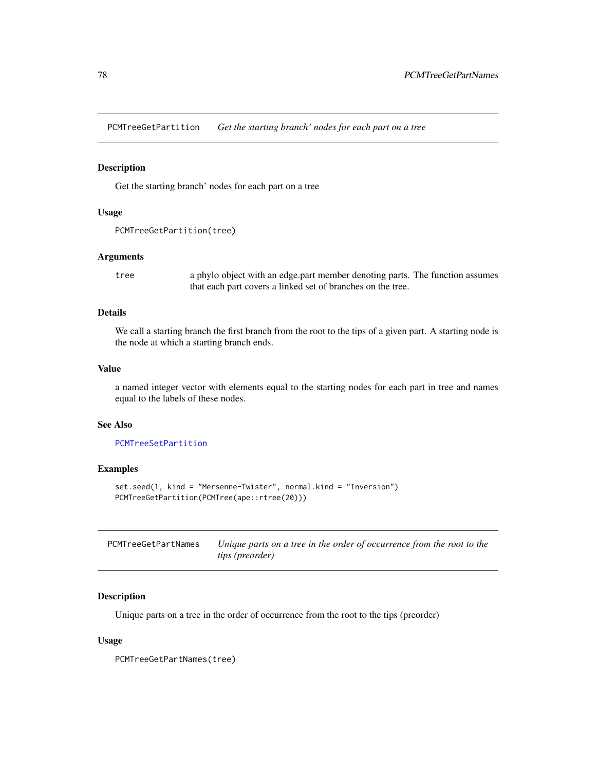## PCMTreeGetPartition — *Get the starting branch' nodes for each part on a tree*

### Description

Get the starting branch' nodes for each part on a tree

### Usage

```
PCMTreeGetPartition(tree)
```

### Arguments

| | |
|---|---|
| tree | a phylo object with an edge.part member denoting parts. The function assumes that each part covers a linked set of branches on the tree. |

### Details

We call a starting branch the first branch from the root to the tips of a given part. A starting node is the node at which a starting branch ends.

### Value

a named integer vector with elements equal to the starting nodes for each part in tree and names equal to the labels of these nodes.

### See Also

PCMTreeSetPartition

### Examples

```
set.seed(1, kind = "Mersenne-Twister", normal.kind = "Inversion")
PCMTreeGetPartition(PCMTree(ape::rtree(20)))
```

## PCMTreeGetPartNames — *Unique parts on a tree in the order of occurrence from the root to the tips (preorder)*

### Description

Unique parts on a tree in the order of occurrence from the root to the tips (preorder)

### Usage

```
PCMTreeGetPartNames(tree)
```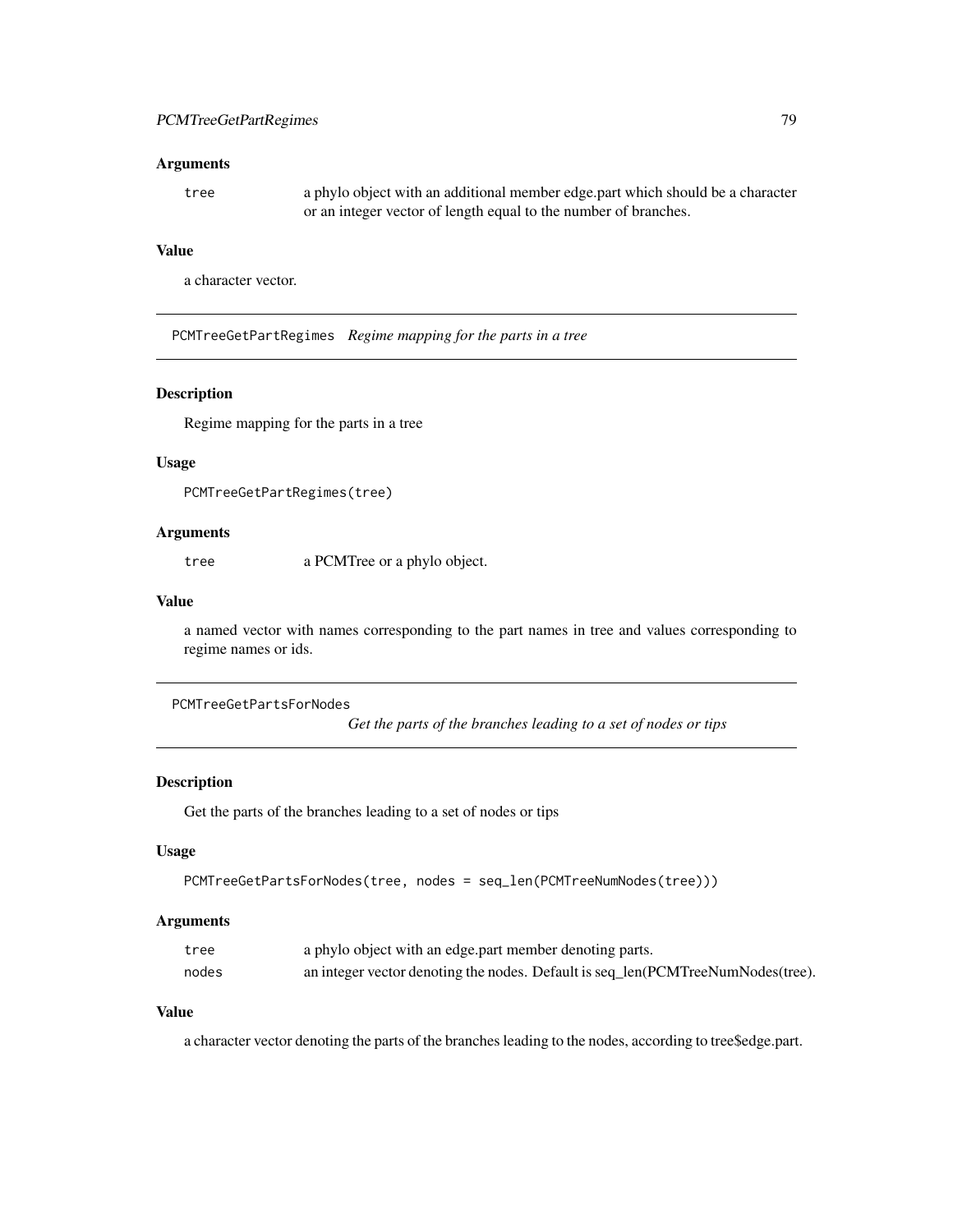### Arguments

| | |
|---|---|
| `tree` | a phylo object with an additional member edge.part which should be a character or an integer vector of length equal to the number of branches. |

### Value

a character vector.

---

## PCMTreeGetPartRegimes *Regime mapping for the parts in a tree*

### Description

Regime mapping for the parts in a tree

### Usage

```
PCMTreeGetPartRegimes(tree)
```

### Arguments

| | |
|---|---|
| `tree` | a PCMTree or a phylo object. |

### Value

a named vector with names corresponding to the part names in tree and values corresponding to regime names or ids.

---

## PCMTreeGetPartsForNodes *Get the parts of the branches leading to a set of nodes or tips*

### Description

Get the parts of the branches leading to a set of nodes or tips

### Usage

```
PCMTreeGetPartsForNodes(tree, nodes = seq_len(PCMTreeNumNodes(tree)))
```

### Arguments

| | |
|---|---|
| `tree` | a phylo object with an edge.part member denoting parts. |
| `nodes` | an integer vector denoting the nodes. Default is seq_len(PCMTreeNumNodes(tree). |

### Value

a character vector denoting the parts of the branches leading to the nodes, according to tree$edge.part.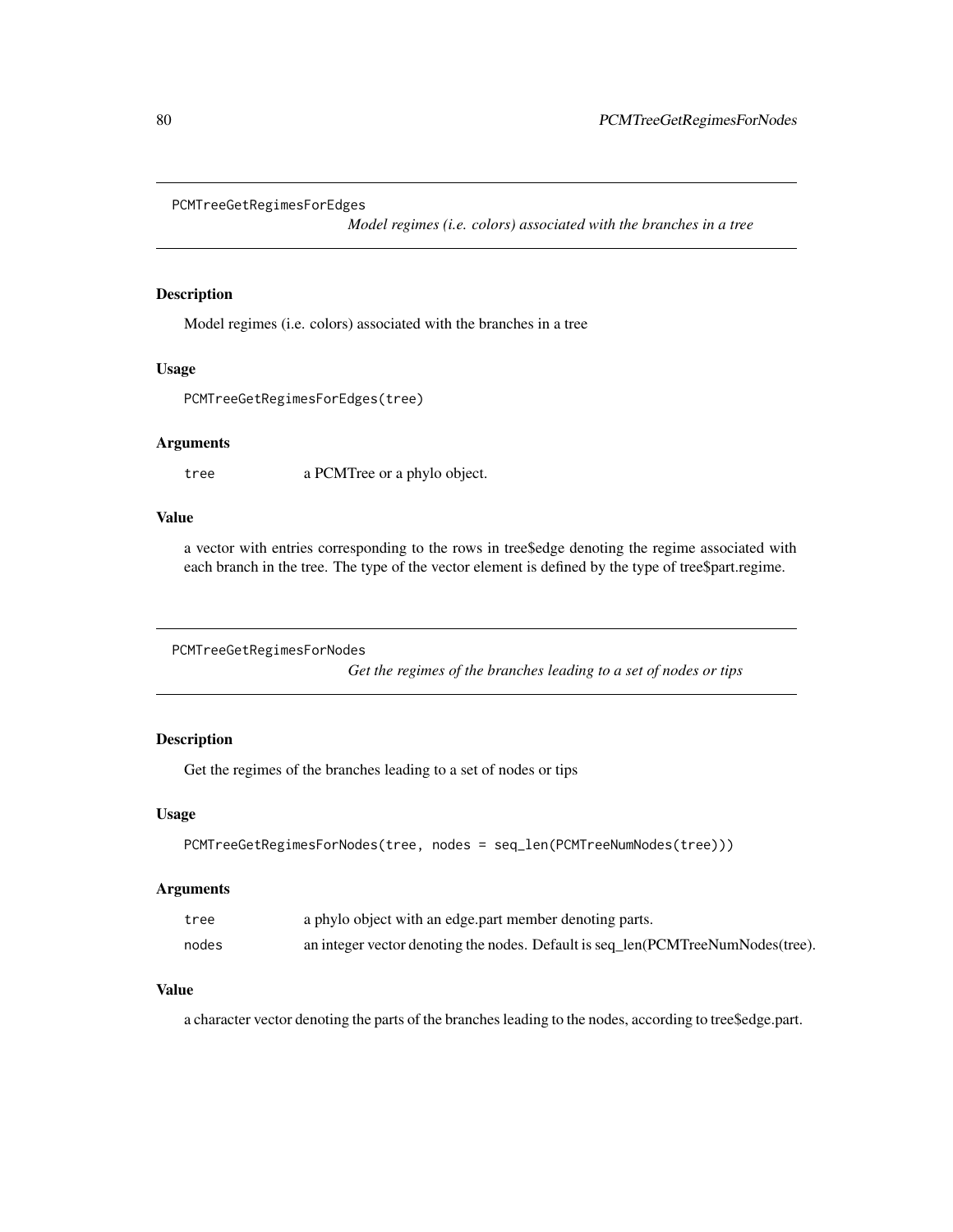## PCMTreeGetRegimesForEdges

*Model regimes (i.e. colors) associated with the branches in a tree*

### Description

Model regimes (i.e. colors) associated with the branches in a tree

### Usage

```
PCMTreeGetRegimesForEdges(tree)
```

### Arguments

| | |
|---|---|
| `tree` | a PCMTree or a phylo object. |

### Value

a vector with entries corresponding to the rows in tree$edge denoting the regime associated with each branch in the tree. The type of the vector element is defined by the type of tree$part.regime.

## PCMTreeGetRegimesForNodes

*Get the regimes of the branches leading to a set of nodes or tips*

### Description

Get the regimes of the branches leading to a set of nodes or tips

### Usage

```
PCMTreeGetRegimesForNodes(tree, nodes = seq_len(PCMTreeNumNodes(tree)))
```

### Arguments

| | |
|---|---|
| `tree` | a phylo object with an edge.part member denoting parts. |
| `nodes` | an integer vector denoting the nodes. Default is seq_len(PCMTreeNumNodes(tree). |

### Value

a character vector denoting the parts of the branches leading to the nodes, according to tree$edge.part.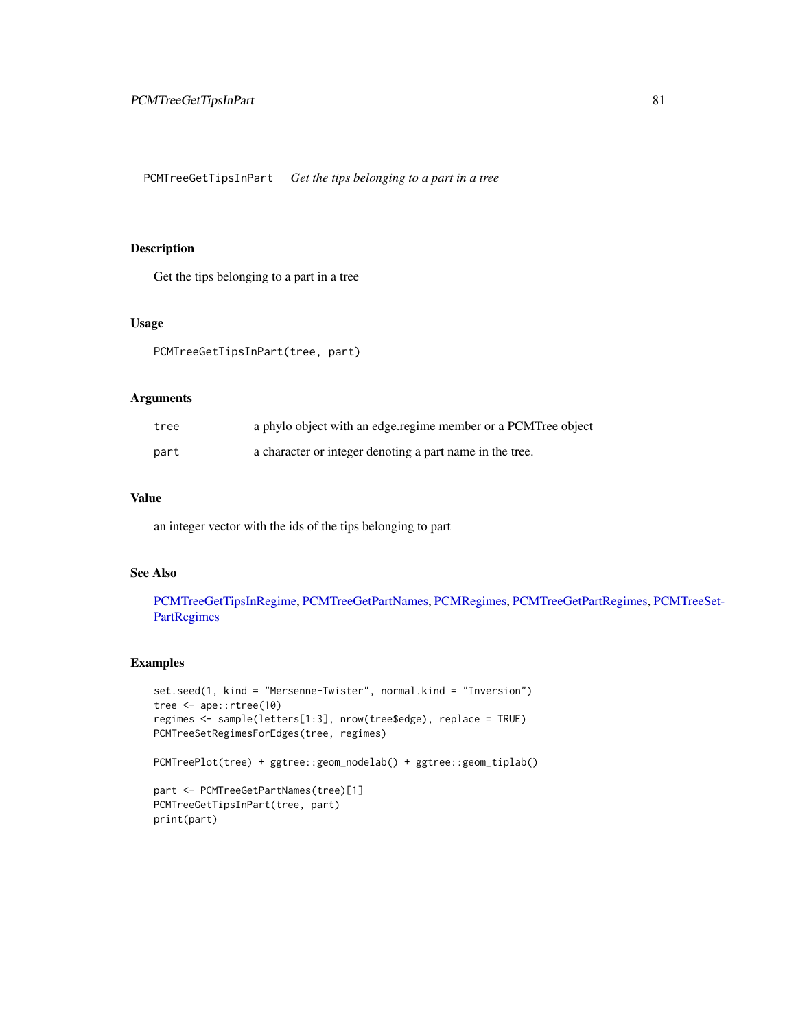# PCMTreeGetTipsInPart — *Get the tips belonging to a part in a tree*

## Description

Get the tips belonging to a part in a tree

## Usage

```
PCMTreeGetTipsInPart(tree, part)
```

## Arguments

| | |
|---|---|
| tree | a phylo object with an edge.regime member or a PCMTree object |
| part | a character or integer denoting a part name in the tree. |

## Value

an integer vector with the ids of the tips belonging to part

## See Also

PCMTreeGetTipsInRegime, PCMTreeGetPartNames, PCMRegimes, PCMTreeGetPartRegimes, PCMTreeSetPartRegimes

## Examples

```
set.seed(1, kind = "Mersenne-Twister", normal.kind = "Inversion")
tree <- ape::rtree(10)
regimes <- sample(letters[1:3], nrow(tree$edge), replace = TRUE)
PCMTreeSetRegimesForEdges(tree, regimes)

PCMTreePlot(tree) + ggtree::geom_nodelab() + ggtree::geom_tiplab()

part <- PCMTreeGetPartNames(tree)[1]
PCMTreeGetTipsInPart(tree, part)
print(part)
```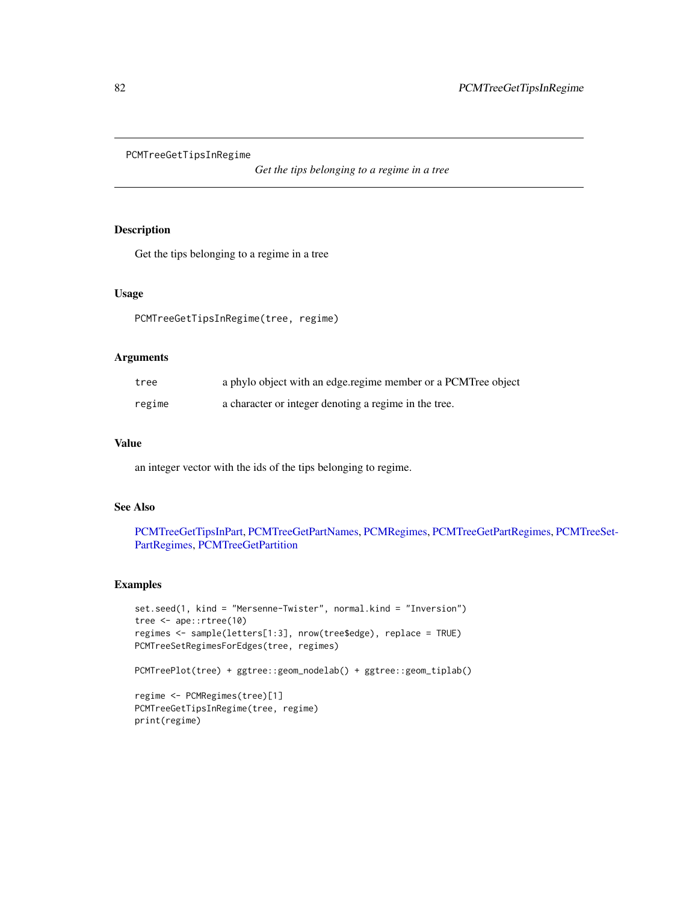PCMTreeGetTipsInRegime

*Get the tips belonging to a regime in a tree*

## Description

Get the tips belonging to a regime in a tree

## Usage

```
PCMTreeGetTipsInRegime(tree, regime)
```

## Arguments

| | |
|---|---|
| tree | a phylo object with an edge.regime member or a PCMTree object |
| regime | a character or integer denoting a regime in the tree. |

## Value

an integer vector with the ids of the tips belonging to regime.

## See Also

PCMTreeGetTipsInPart, PCMTreeGetPartNames, PCMRegimes, PCMTreeGetPartRegimes, PCMTreeSetPartRegimes, PCMTreeGetPartition

## Examples

```
set.seed(1, kind = "Mersenne-Twister", normal.kind = "Inversion")
tree <- ape::rtree(10)
regimes <- sample(letters[1:3], nrow(tree$edge), replace = TRUE)
PCMTreeSetRegimesForEdges(tree, regimes)

PCMTreePlot(tree) + ggtree::geom_nodelab() + ggtree::geom_tiplab()

regime <- PCMRegimes(tree)[1]
PCMTreeGetTipsInRegime(tree, regime)
print(regime)
```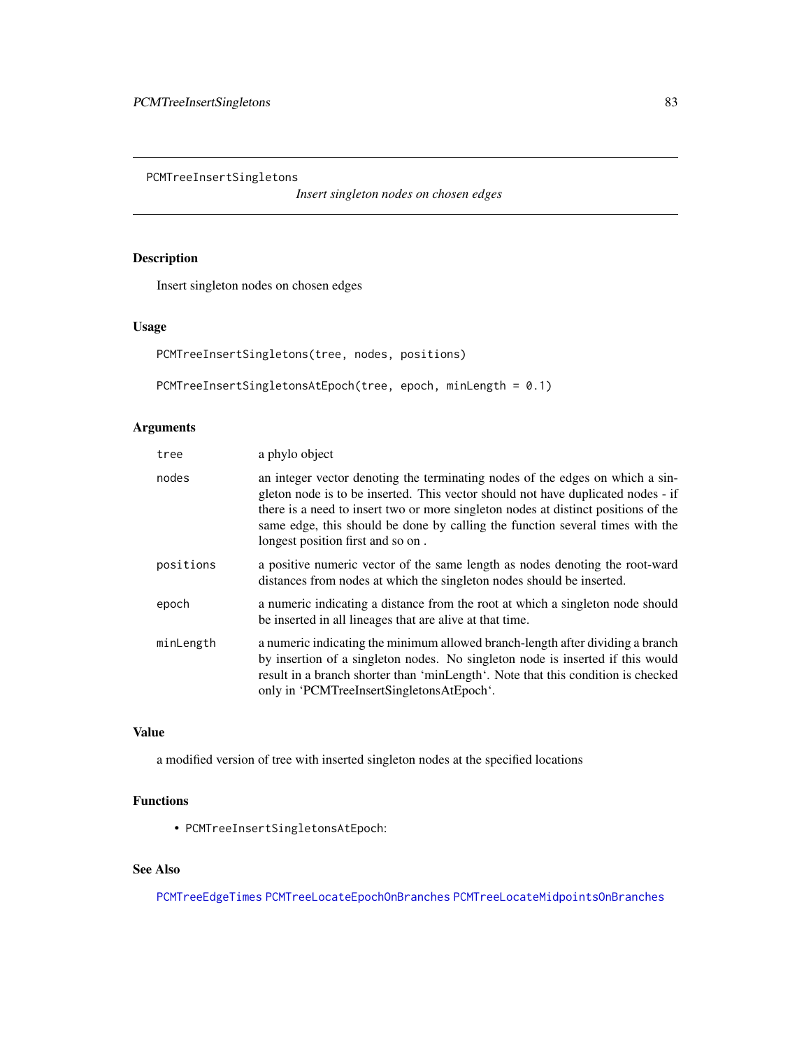## PCMTreeInsertSingletons

*Insert singleton nodes on chosen edges*

### Description

Insert singleton nodes on chosen edges

### Usage

```
PCMTreeInsertSingletons(tree, nodes, positions)

PCMTreeInsertSingletonsAtEpoch(tree, epoch, minLength = 0.1)
```

### Arguments

| | |
|---|---|
| tree | a phylo object |
| nodes | an integer vector denoting the terminating nodes of the edges on which a singleton node is to be inserted. This vector should not have duplicated nodes - if there is a need to insert two or more singleton nodes at distinct positions of the same edge, this should be done by calling the function several times with the longest position first and so on . |
| positions | a positive numeric vector of the same length as nodes denoting the root-ward distances from nodes at which the singleton nodes should be inserted. |
| epoch | a numeric indicating a distance from the root at which a singleton node should be inserted in all lineages that are alive at that time. |
| minLength | a numeric indicating the minimum allowed branch-length after dividing a branch by insertion of a singleton nodes. No singleton node is inserted if this would result in a branch shorter than 'minLength'. Note that this condition is checked only in 'PCMTreeInsertSingletonsAtEpoch'. |

### Value

a modified version of tree with inserted singleton nodes at the specified locations

### Functions

- PCMTreeInsertSingletonsAtEpoch:

### See Also

PCMTreeEdgeTimes PCMTreeLocateEpochOnBranches PCMTreeLocateMidpointsOnBranches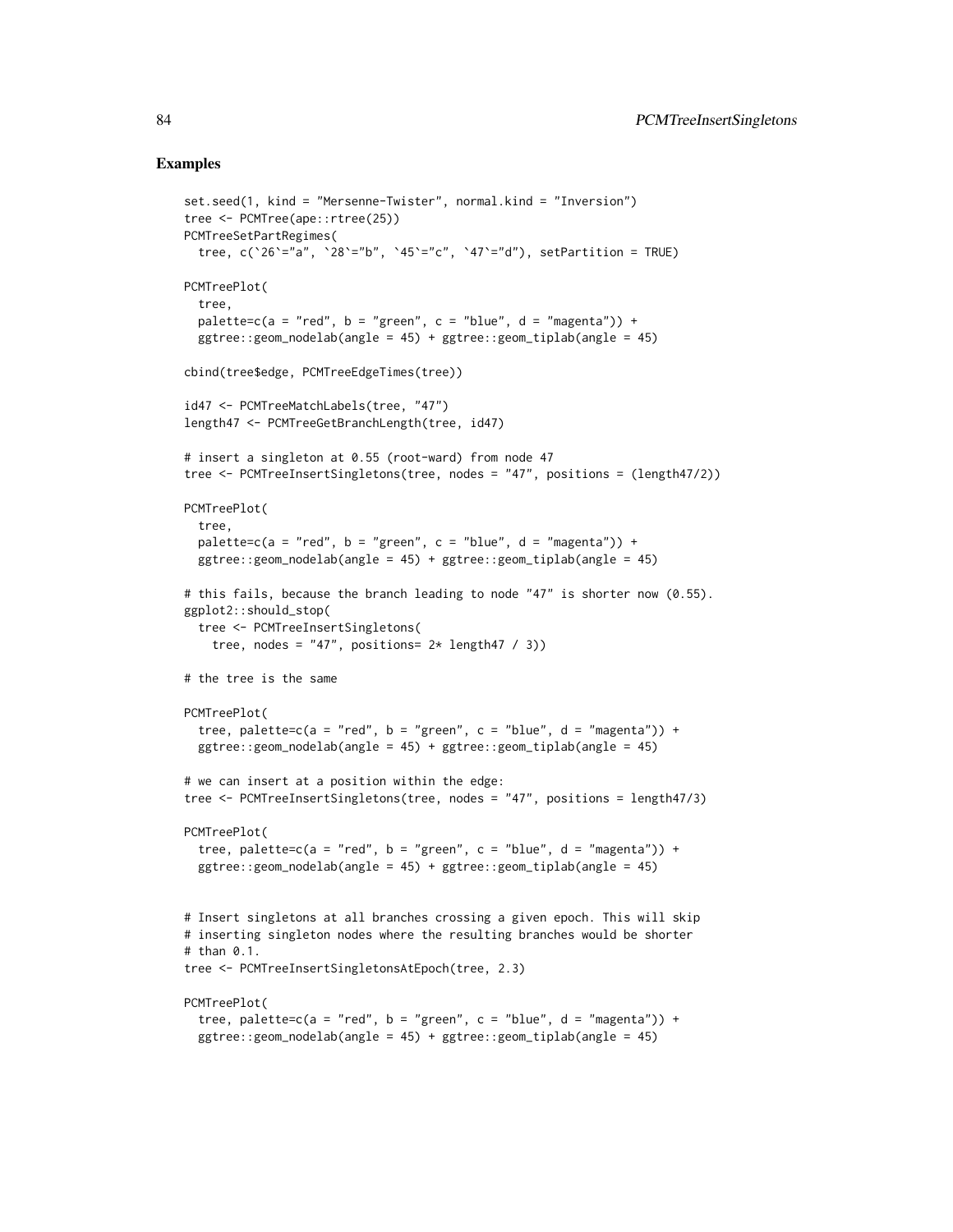## Examples

```
set.seed(1, kind = "Mersenne-Twister", normal.kind = "Inversion")
tree <- PCMTree(ape::rtree(25))
PCMTreeSetPartRegimes(
  tree, c(`26`="a", `28`="b", `45`="c", `47`="d"), setPartition = TRUE)

PCMTreePlot(
  tree,
  palette=c(a = "red", b = "green", c = "blue", d = "magenta")) +
  ggtree::geom_nodelab(angle = 45) + ggtree::geom_tiplab(angle = 45)

cbind(tree$edge, PCMTreeEdgeTimes(tree))

id47 <- PCMTreeMatchLabels(tree, "47")
length47 <- PCMTreeGetBranchLength(tree, id47)

# insert a singleton at 0.55 (root-ward) from node 47
tree <- PCMTreeInsertSingletons(tree, nodes = "47", positions = (length47/2))

PCMTreePlot(
  tree,
  palette=c(a = "red", b = "green", c = "blue", d = "magenta")) +
  ggtree::geom_nodelab(angle = 45) + ggtree::geom_tiplab(angle = 45)

# this fails, because the branch leading to node "47" is shorter now (0.55).
ggplot2::should_stop(
  tree <- PCMTreeInsertSingletons(
    tree, nodes = "47", positions= 2* length47 / 3))

# the tree is the same

PCMTreePlot(
  tree, palette=c(a = "red", b = "green", c = "blue", d = "magenta")) +
  ggtree::geom_nodelab(angle = 45) + ggtree::geom_tiplab(angle = 45)

# we can insert at a position within the edge:
tree <- PCMTreeInsertSingletons(tree, nodes = "47", positions = length47/3)

PCMTreePlot(
  tree, palette=c(a = "red", b = "green", c = "blue", d = "magenta")) +
  ggtree::geom_nodelab(angle = 45) + ggtree::geom_tiplab(angle = 45)


# Insert singletons at all branches crossing a given epoch. This will skip
# inserting singleton nodes where the resulting branches would be shorter
# than 0.1.
tree <- PCMTreeInsertSingletonsAtEpoch(tree, 2.3)

PCMTreePlot(
  tree, palette=c(a = "red", b = "green", c = "blue", d = "magenta")) +
  ggtree::geom_nodelab(angle = 45) + ggtree::geom_tiplab(angle = 45)
```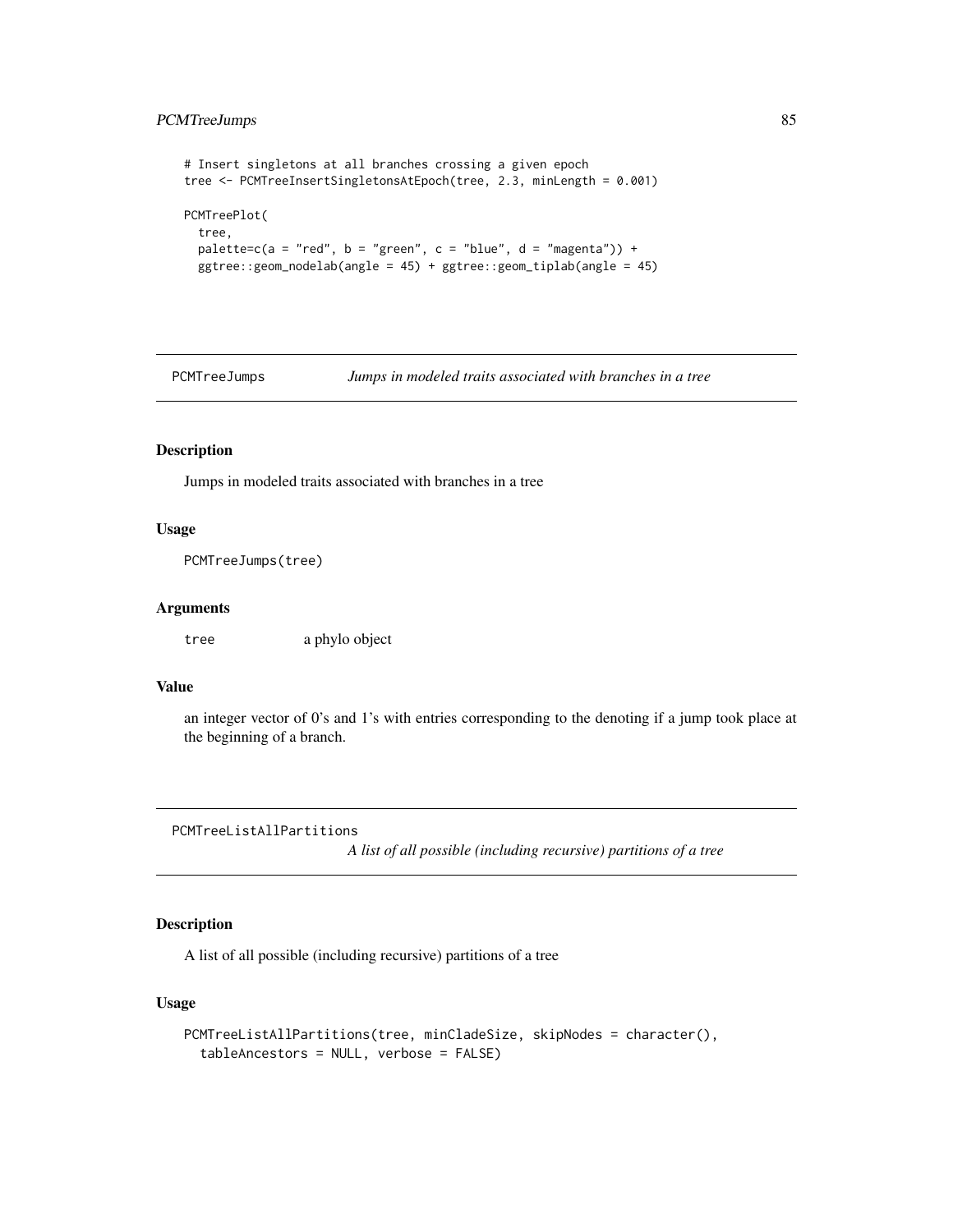```
# Insert singletons at all branches crossing a given epoch
tree <- PCMTreeInsertSingletonsAtEpoch(tree, 2.3, minLength = 0.001)

PCMTreePlot(
  tree,
  palette=c(a = "red", b = "green", c = "blue", d = "magenta")) +
  ggtree::geom_nodelab(angle = 45) + ggtree::geom_tiplab(angle = 45)
```

## PCMTreeJumps — *Jumps in modeled traits associated with branches in a tree*

### Description

Jumps in modeled traits associated with branches in a tree

### Usage

```
PCMTreeJumps(tree)
```

### Arguments

`tree` a phylo object

### Value

an integer vector of 0's and 1's with entries corresponding to the denoting if a jump took place at the beginning of a branch.

## PCMTreeListAllPartitions — *A list of all possible (including recursive) partitions of a tree*

### Description

A list of all possible (including recursive) partitions of a tree

### Usage

```
PCMTreeListAllPartitions(tree, minCladeSize, skipNodes = character(),
  tableAncestors = NULL, verbose = FALSE)
```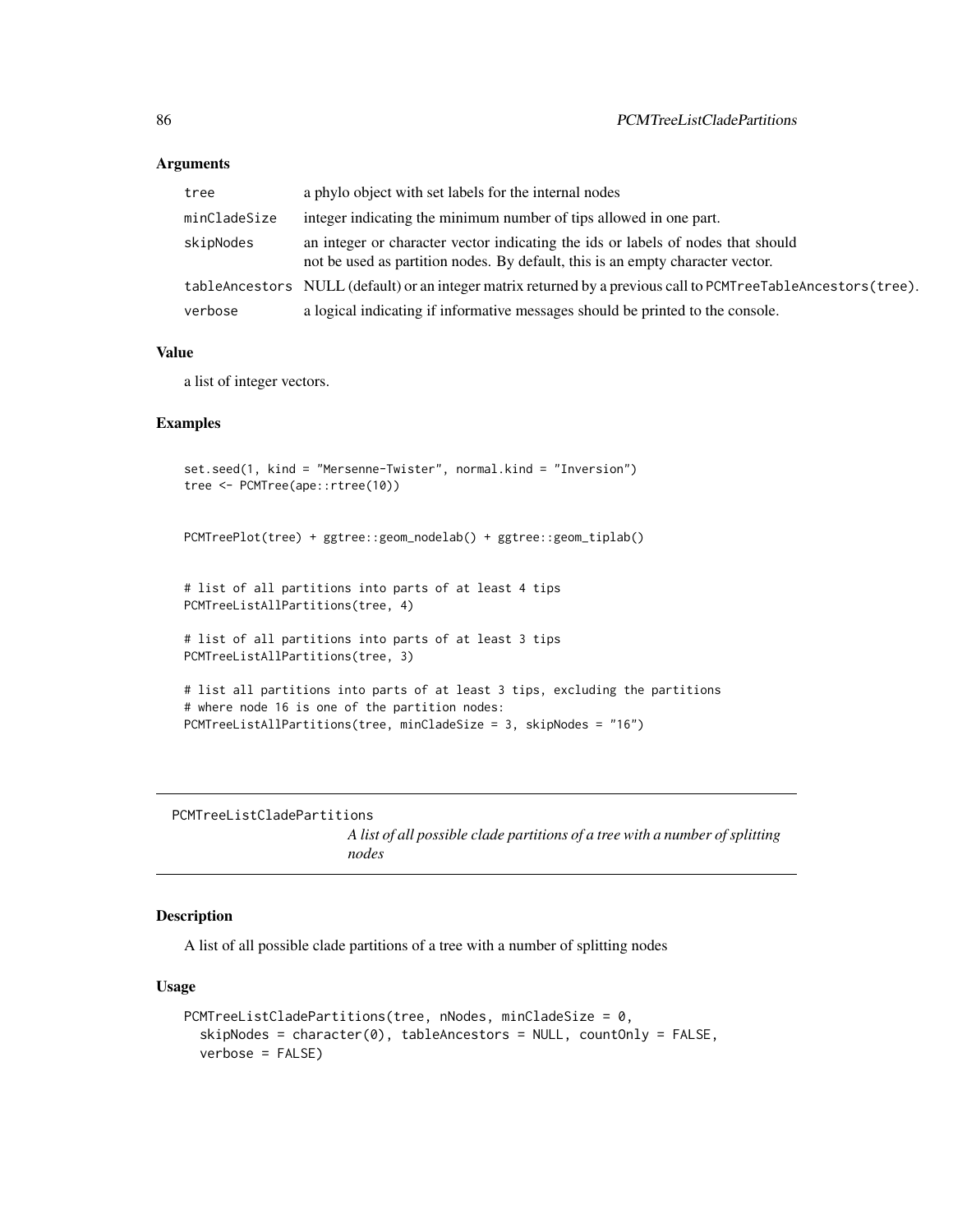### Arguments

| | |
|---|---|
| tree | a phylo object with set labels for the internal nodes |
| minCladeSize | integer indicating the minimum number of tips allowed in one part. |
| skipNodes | an integer or character vector indicating the ids or labels of nodes that should not be used as partition nodes. By default, this is an empty character vector. |
| tableAncestors | NULL (default) or an integer matrix returned by a previous call to `PCMTreeTableAncestors(tree)`. |
| verbose | a logical indicating if informative messages should be printed to the console. |

### Value

a list of integer vectors.

### Examples

```
set.seed(1, kind = "Mersenne-Twister", normal.kind = "Inversion")
tree <- PCMTree(ape::rtree(10))


PCMTreePlot(tree) + ggtree::geom_nodelab() + ggtree::geom_tiplab()


# list of all partitions into parts of at least 4 tips
PCMTreeListAllPartitions(tree, 4)

# list of all partitions into parts of at least 3 tips
PCMTreeListAllPartitions(tree, 3)

# list all partitions into parts of at least 3 tips, excluding the partitions
# where node 16 is one of the partition nodes:
PCMTreeListAllPartitions(tree, minCladeSize = 3, skipNodes = "16")
```

---

## PCMTreeListCladePartitions

*A list of all possible clade partitions of a tree with a number of splitting nodes*

---

### Description

A list of all possible clade partitions of a tree with a number of splitting nodes

### Usage

```
PCMTreeListCladePartitions(tree, nNodes, minCladeSize = 0,
  skipNodes = character(0), tableAncestors = NULL, countOnly = FALSE,
  verbose = FALSE)
```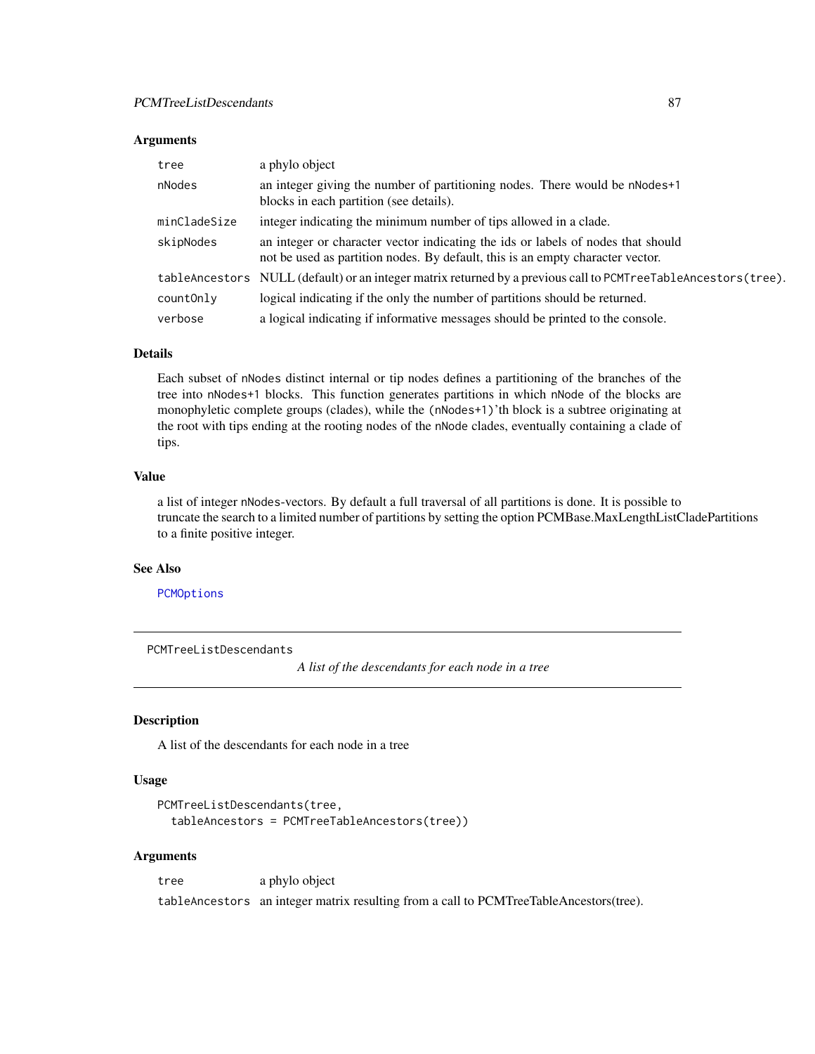### Arguments

| | |
|---|---|
| `tree` | a phylo object |
| `nNodes` | an integer giving the number of partitioning nodes. There would be `nNodes+1` blocks in each partition (see details). |
| `minCladeSize` | integer indicating the minimum number of tips allowed in a clade. |
| `skipNodes` | an integer or character vector indicating the ids or labels of nodes that should not be used as partition nodes. By default, this is an empty character vector. |
| `tableAncestors` | NULL (default) or an integer matrix returned by a previous call to `PCMTreeTableAncestors(tree)`. |
| `countOnly` | logical indicating if the only the number of partitions should be returned. |
| `verbose` | a logical indicating if informative messages should be printed to the console. |

### Details

Each subset of `nNodes` distinct internal or tip nodes defines a partitioning of the branches of the tree into `nNodes+1` blocks. This function generates partitions in which `nNode` of the blocks are monophyletic complete groups (clades), while the `(nNodes+1)`'th block is a subtree originating at the root with tips ending at the rooting nodes of the `nNode` clades, eventually containing a clade of tips.

### Value

a list of integer `nNodes`-vectors. By default a full traversal of all partitions is done. It is possible to truncate the search to a limited number of partitions by setting the option PCMBase.MaxLengthListCladePartitions to a finite positive integer.

### See Also

`PCMOptions`

---

## PCMTreeListDescendants

*A list of the descendants for each node in a tree*

### Description

A list of the descendants for each node in a tree

### Usage

```
PCMTreeListDescendants(tree,
  tableAncestors = PCMTreeTableAncestors(tree))
```

### Arguments

| | |
|---|---|
| `tree` | a phylo object |
| `tableAncestors` | an integer matrix resulting from a call to PCMTreeTableAncestors(tree). |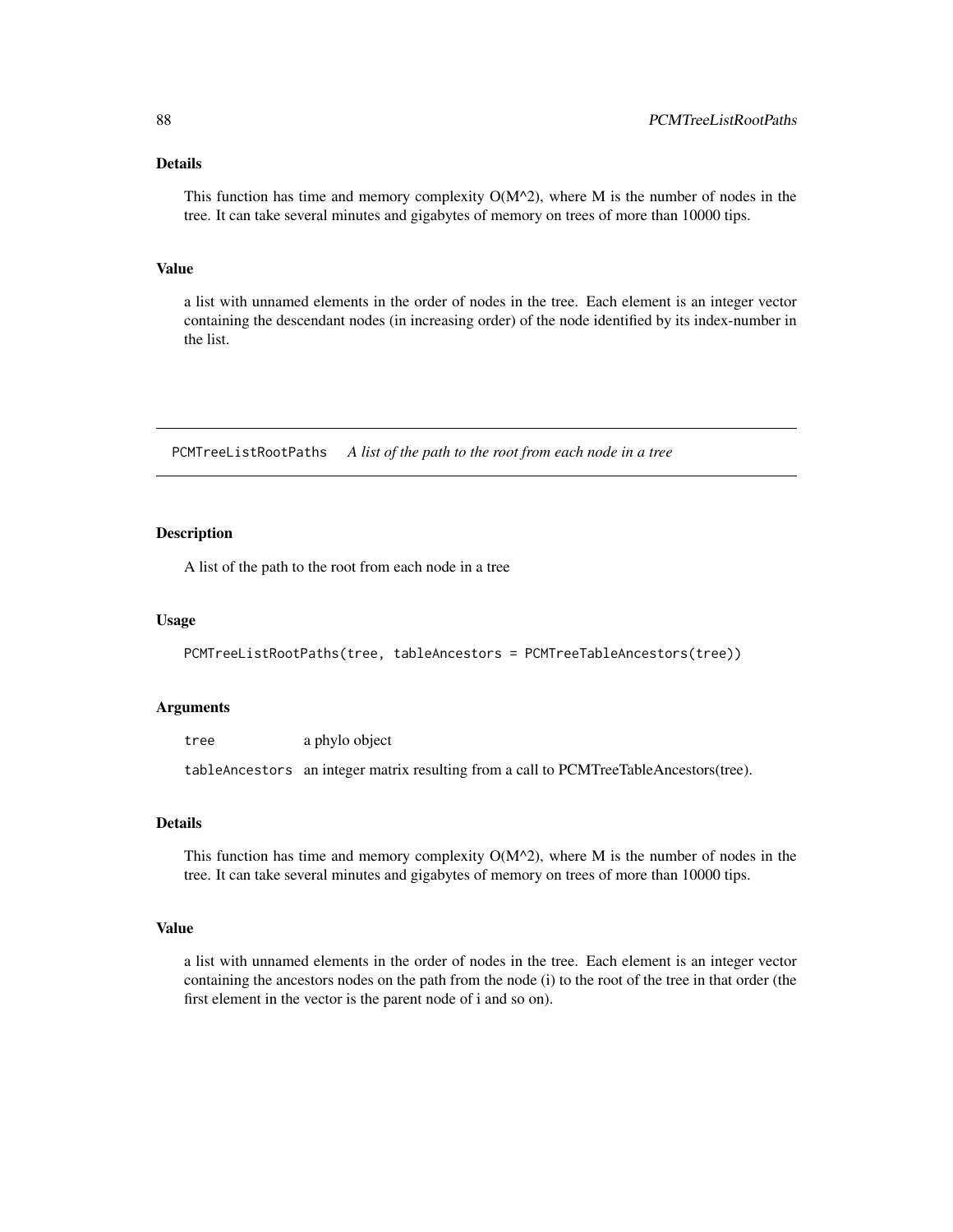### Details

This function has time and memory complexity O(M^2), where M is the number of nodes in the tree. It can take several minutes and gigabytes of memory on trees of more than 10000 tips.

### Value

a list with unnamed elements in the order of nodes in the tree. Each element is an integer vector containing the descendant nodes (in increasing order) of the node identified by its index-number in the list.

---

## PCMTreeListRootPaths    *A list of the path to the root from each node in a tree*

---

### Description

A list of the path to the root from each node in a tree

### Usage

```
PCMTreeListRootPaths(tree, tableAncestors = PCMTreeTableAncestors(tree))
```

### Arguments

| | |
|---|---|
| `tree` | a phylo object |
| `tableAncestors` | an integer matrix resulting from a call to PCMTreeTableAncestors(tree). |

### Details

This function has time and memory complexity O(M^2), where M is the number of nodes in the tree. It can take several minutes and gigabytes of memory on trees of more than 10000 tips.

### Value

a list with unnamed elements in the order of nodes in the tree. Each element is an integer vector containing the ancestors nodes on the path from the node (i) to the root of the tree in that order (the first element in the vector is the parent node of i and so on).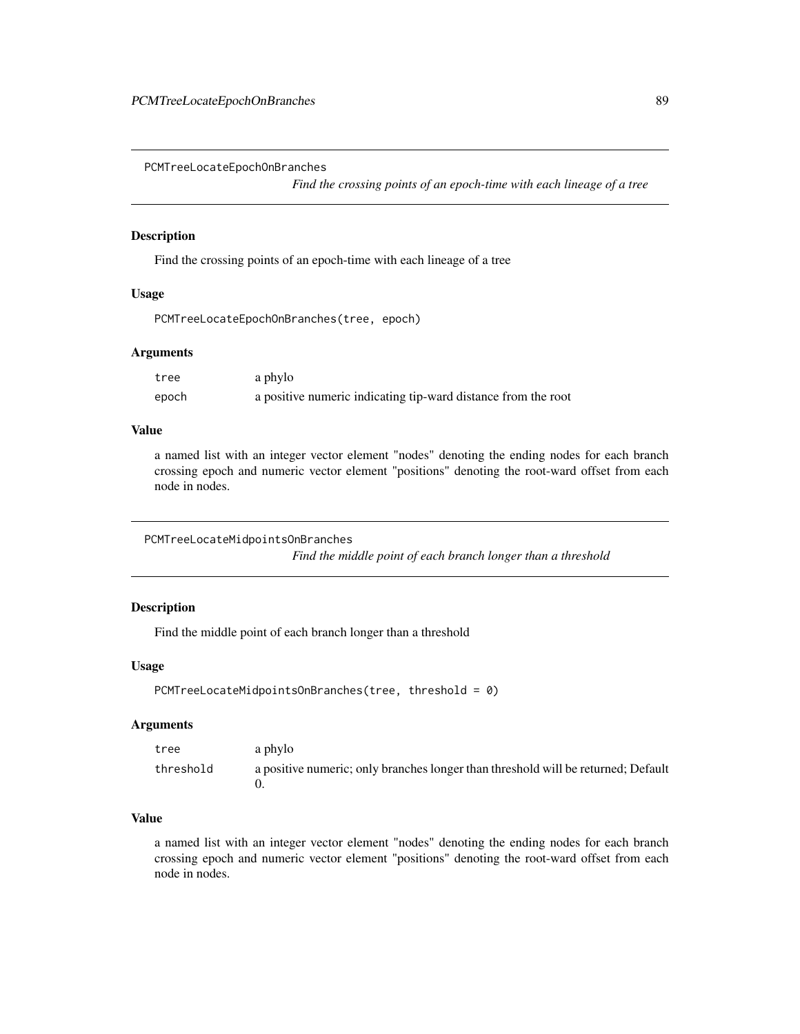## PCMTreeLocateEpochOnBranches

*Find the crossing points of an epoch-time with each lineage of a tree*

### Description

Find the crossing points of an epoch-time with each lineage of a tree

### Usage

```
PCMTreeLocateEpochOnBranches(tree, epoch)
```

### Arguments

| | |
|---|---|
| `tree` | a phylo |
| `epoch` | a positive numeric indicating tip-ward distance from the root |

### Value

a named list with an integer vector element "nodes" denoting the ending nodes for each branch crossing epoch and numeric vector element "positions" denoting the root-ward offset from each node in nodes.

## PCMTreeLocateMidpointsOnBranches

*Find the middle point of each branch longer than a threshold*

### Description

Find the middle point of each branch longer than a threshold

### Usage

```
PCMTreeLocateMidpointsOnBranches(tree, threshold = 0)
```

### Arguments

| | |
|---|---|
| `tree` | a phylo |
| `threshold` | a positive numeric; only branches longer than threshold will be returned; Default 0. |

### Value

a named list with an integer vector element "nodes" denoting the ending nodes for each branch crossing epoch and numeric vector element "positions" denoting the root-ward offset from each node in nodes.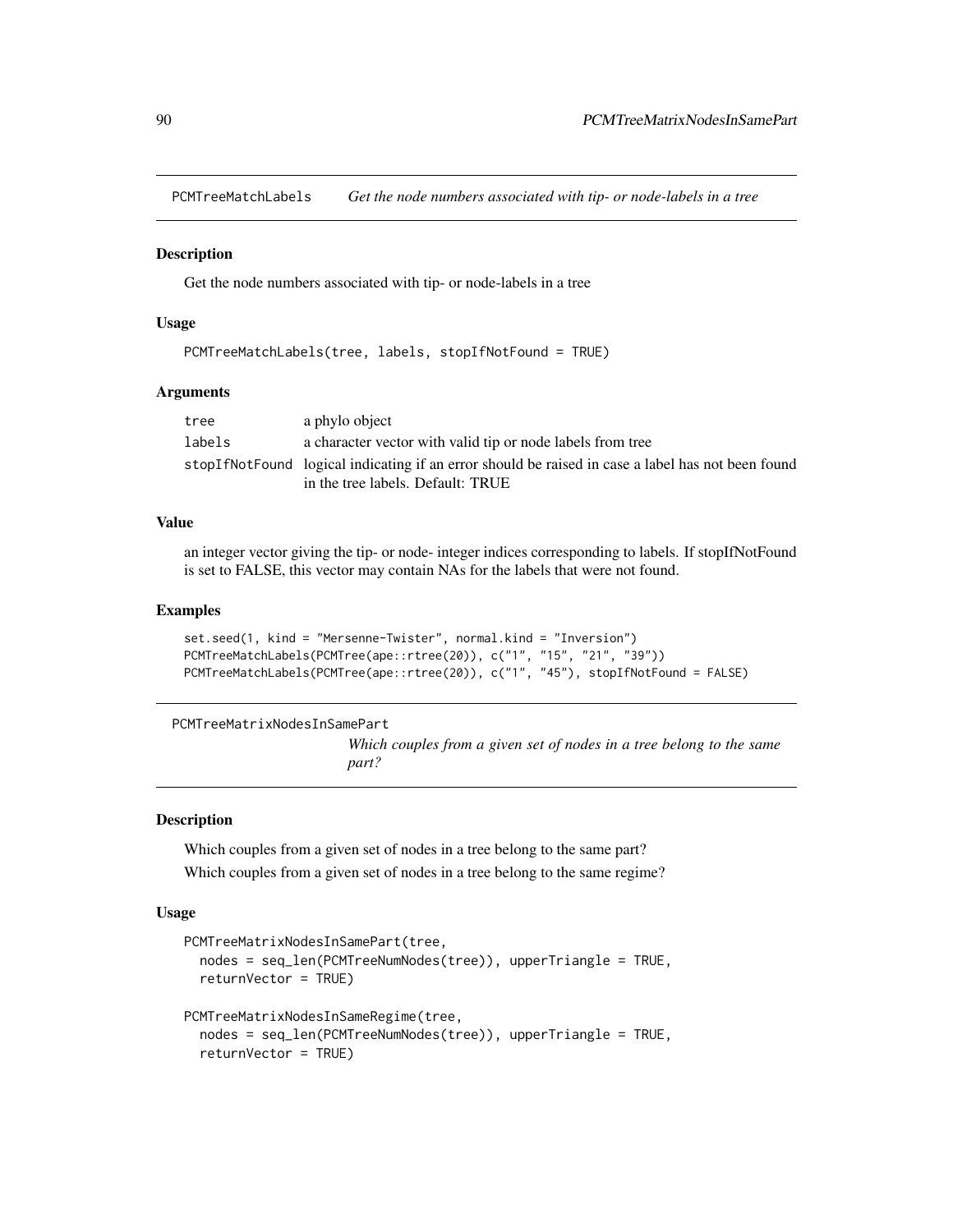## PCMTreeMatchLabels — *Get the node numbers associated with tip- or node-labels in a tree*

### Description

Get the node numbers associated with tip- or node-labels in a tree

### Usage

```
PCMTreeMatchLabels(tree, labels, stopIfNotFound = TRUE)
```

### Arguments

| | |
|---|---|
| tree | a phylo object |
| labels | a character vector with valid tip or node labels from tree |
| stopIfNotFound | logical indicating if an error should be raised in case a label has not been found in the tree labels. Default: TRUE |

### Value

an integer vector giving the tip- or node- integer indices corresponding to labels. If stopIfNotFound is set to FALSE, this vector may contain NAs for the labels that were not found.

### Examples

```
set.seed(1, kind = "Mersenne-Twister", normal.kind = "Inversion")
PCMTreeMatchLabels(PCMTree(ape::rtree(20)), c("1", "15", "21", "39"))
PCMTreeMatchLabels(PCMTree(ape::rtree(20)), c("1", "45"), stopIfNotFound = FALSE)
```

## PCMTreeMatrixNodesInSamePart — *Which couples from a given set of nodes in a tree belong to the same part?*

### Description

Which couples from a given set of nodes in a tree belong to the same part?

Which couples from a given set of nodes in a tree belong to the same regime?

### Usage

```
PCMTreeMatrixNodesInSamePart(tree,
  nodes = seq_len(PCMTreeNumNodes(tree)), upperTriangle = TRUE,
  returnVector = TRUE)

PCMTreeMatrixNodesInSameRegime(tree,
  nodes = seq_len(PCMTreeNumNodes(tree)), upperTriangle = TRUE,
  returnVector = TRUE)
```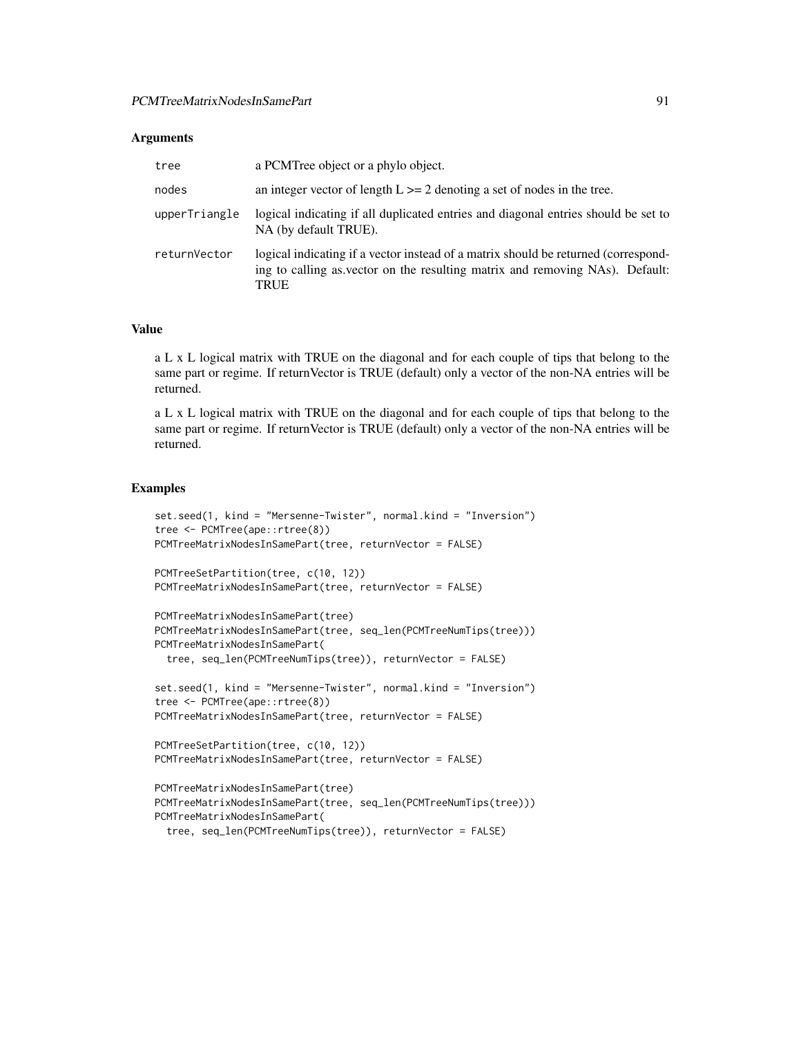### Arguments

| | |
|---|---|
| `tree` | a PCMTree object or a phylo object. |
| `nodes` | an integer vector of length L >= 2 denoting a set of nodes in the tree. |
| `upperTriangle` | logical indicating if all duplicated entries and diagonal entries should be set to NA (by default TRUE). |
| `returnVector` | logical indicating if a vector instead of a matrix should be returned (corresponding to calling as.vector on the resulting matrix and removing NAs). Default: TRUE |

### Value

a L x L logical matrix with TRUE on the diagonal and for each couple of tips that belong to the same part or regime. If returnVector is TRUE (default) only a vector of the non-NA entries will be returned.

a L x L logical matrix with TRUE on the diagonal and for each couple of tips that belong to the same part or regime. If returnVector is TRUE (default) only a vector of the non-NA entries will be returned.

### Examples

```
set.seed(1, kind = "Mersenne-Twister", normal.kind = "Inversion")
tree <- PCMTree(ape::rtree(8))
PCMTreeMatrixNodesInSamePart(tree, returnVector = FALSE)

PCMTreeSetPartition(tree, c(10, 12))
PCMTreeMatrixNodesInSamePart(tree, returnVector = FALSE)

PCMTreeMatrixNodesInSamePart(tree)
PCMTreeMatrixNodesInSamePart(tree, seq_len(PCMTreeNumTips(tree)))
PCMTreeMatrixNodesInSamePart(
  tree, seq_len(PCMTreeNumTips(tree)), returnVector = FALSE)

set.seed(1, kind = "Mersenne-Twister", normal.kind = "Inversion")
tree <- PCMTree(ape::rtree(8))
PCMTreeMatrixNodesInSamePart(tree, returnVector = FALSE)

PCMTreeSetPartition(tree, c(10, 12))
PCMTreeMatrixNodesInSamePart(tree, returnVector = FALSE)

PCMTreeMatrixNodesInSamePart(tree)
PCMTreeMatrixNodesInSamePart(tree, seq_len(PCMTreeNumTips(tree)))
PCMTreeMatrixNodesInSamePart(
  tree, seq_len(PCMTreeNumTips(tree)), returnVector = FALSE)
```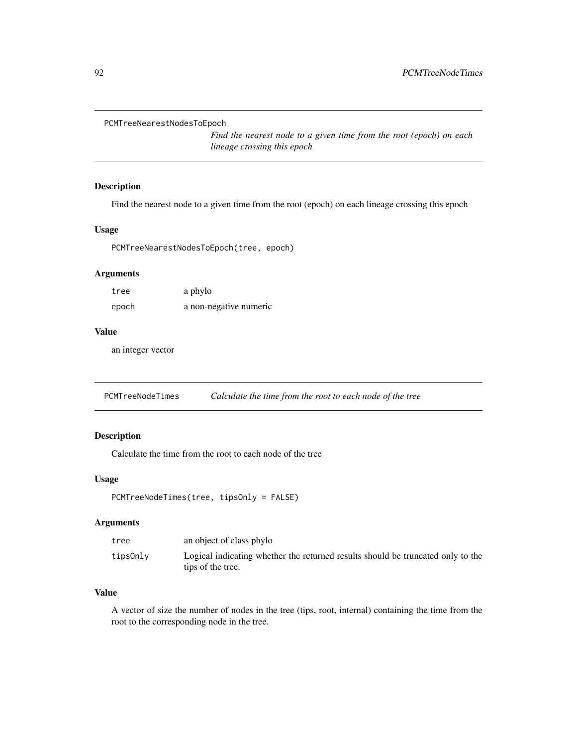## PCMTreeNearestNodesToEpoch

*Find the nearest node to a given time from the root (epoch) on each lineage crossing this epoch*

### Description

Find the nearest node to a given time from the root (epoch) on each lineage crossing this epoch

### Usage

```
PCMTreeNearestNodesToEpoch(tree, epoch)
```

### Arguments

| | |
|---|---|
| `tree` | a phylo |
| `epoch` | a non-negative numeric |

### Value

an integer vector

## PCMTreeNodeTimes

*Calculate the time from the root to each node of the tree*

### Description

Calculate the time from the root to each node of the tree

### Usage

```
PCMTreeNodeTimes(tree, tipsOnly = FALSE)
```

### Arguments

| | |
|---|---|
| `tree` | an object of class phylo |
| `tipsOnly` | Logical indicating whether the returned results should be truncated only to the tips of the tree. |

### Value

A vector of size the number of nodes in the tree (tips, root, internal) containing the time from the root to the corresponding node in the tree.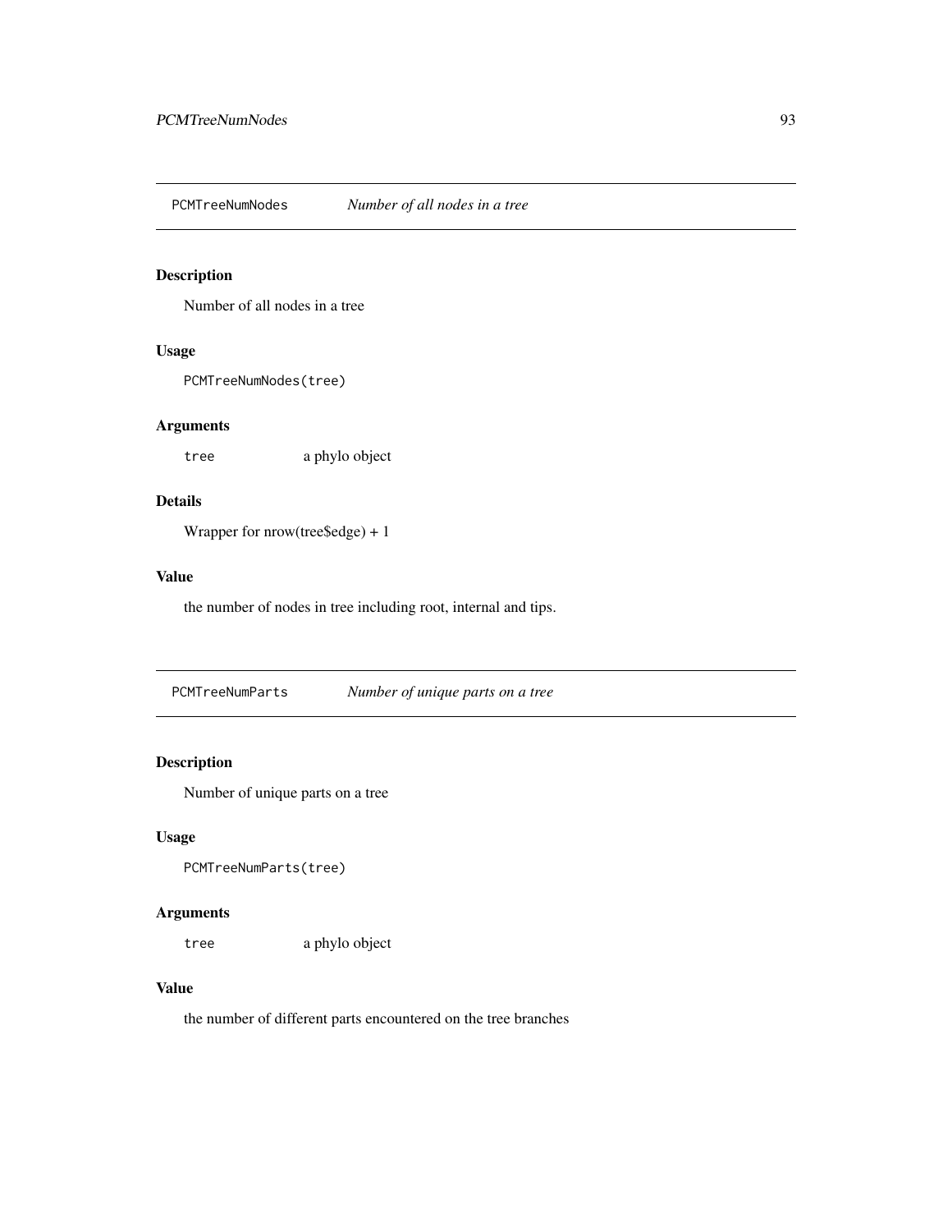## PCMTreeNumNodes *Number of all nodes in a tree*

### Description

Number of all nodes in a tree

### Usage

```
PCMTreeNumNodes(tree)
```

### Arguments

`tree` a phylo object

### Details

Wrapper for nrow(tree$edge) + 1

### Value

the number of nodes in tree including root, internal and tips.

## PCMTreeNumParts *Number of unique parts on a tree*

### Description

Number of unique parts on a tree

### Usage

```
PCMTreeNumParts(tree)
```

### Arguments

`tree` a phylo object

### Value

the number of different parts encountered on the tree branches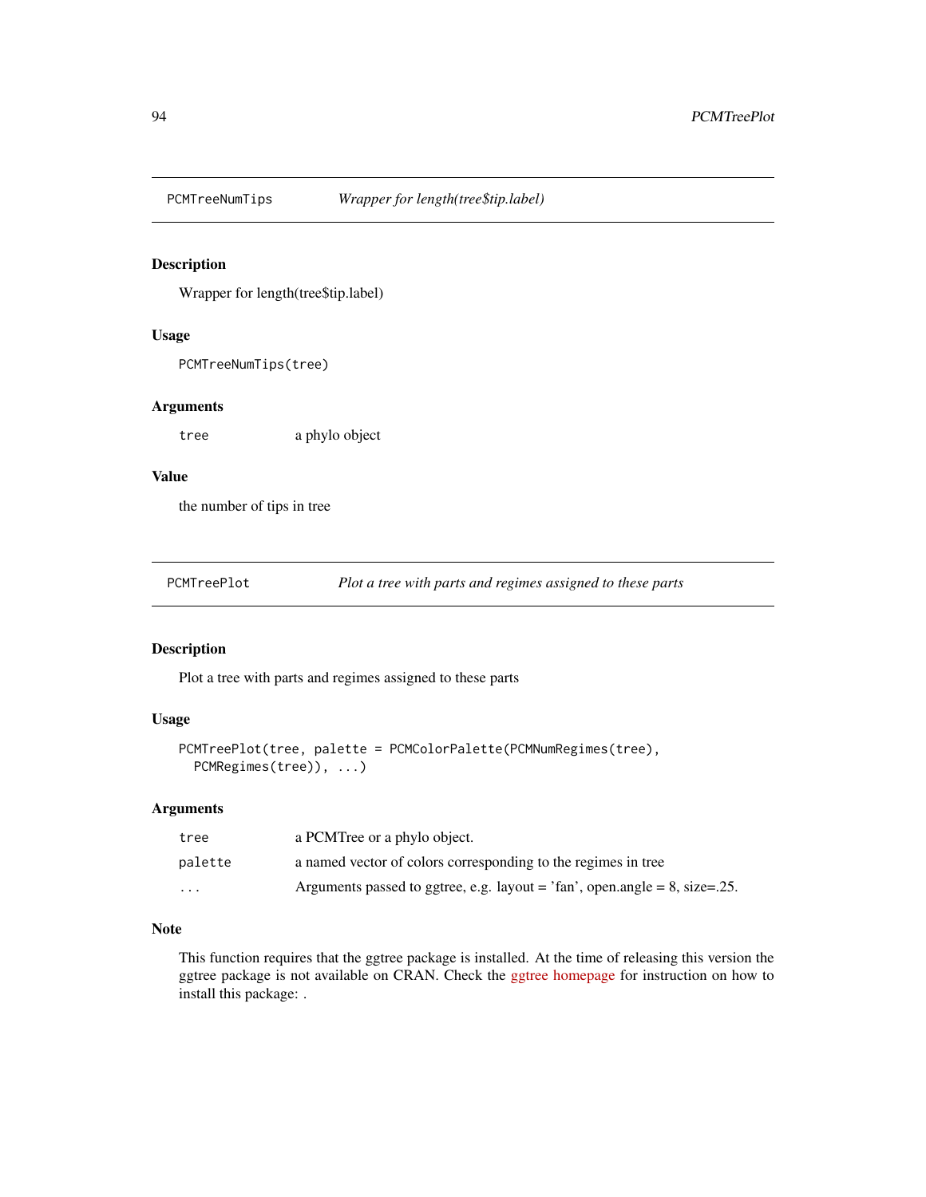## PCMTreeNumTips — *Wrapper for length(tree$tip.label)*

### Description

Wrapper for length(tree$tip.label)

### Usage

```
PCMTreeNumTips(tree)
```

### Arguments

| | |
|---|---|
| tree | a phylo object |

### Value

the number of tips in tree

## PCMTreePlot — *Plot a tree with parts and regimes assigned to these parts*

### Description

Plot a tree with parts and regimes assigned to these parts

### Usage

```
PCMTreePlot(tree, palette = PCMColorPalette(PCMNumRegimes(tree),
  PCMRegimes(tree)), ...)
```

### Arguments

| | |
|---|---|
| tree | a PCMTree or a phylo object. |
| palette | a named vector of colors corresponding to the regimes in tree |
| ... | Arguments passed to ggtree, e.g. layout = 'fan', open.angle = 8, size=.25. |

### Note

This function requires that the ggtree package is installed. At the time of releasing this version the ggtree package is not available on CRAN. Check the ggtree homepage for instruction on how to install this package: .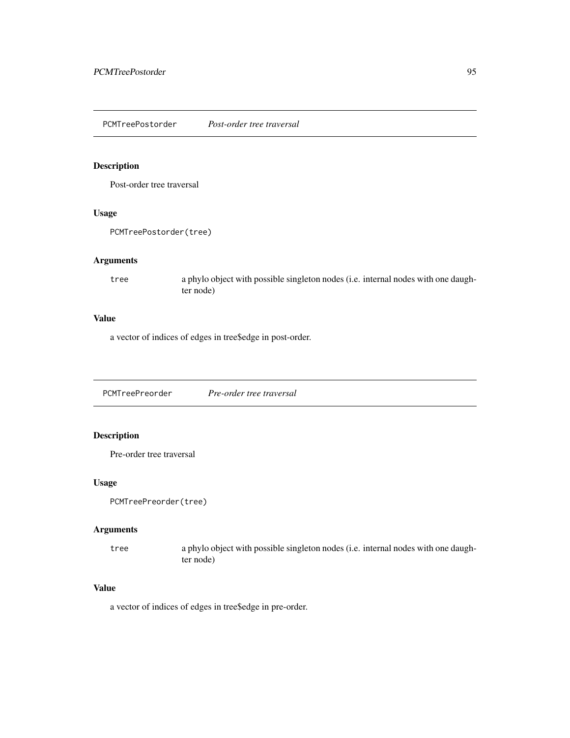## PCMTreePostorder *Post-order tree traversal*

### Description

Post-order tree traversal

### Usage

```
PCMTreePostorder(tree)
```

### Arguments

| | |
|---|---|
| tree | a phylo object with possible singleton nodes (i.e. internal nodes with one daughter node) |

### Value

a vector of indices of edges in tree$edge in post-order.

## PCMTreePreorder *Pre-order tree traversal*

### Description

Pre-order tree traversal

### Usage

```
PCMTreePreorder(tree)
```

### Arguments

| | |
|---|---|
| tree | a phylo object with possible singleton nodes (i.e. internal nodes with one daughter node) |

### Value

a vector of indices of edges in tree$edge in pre-order.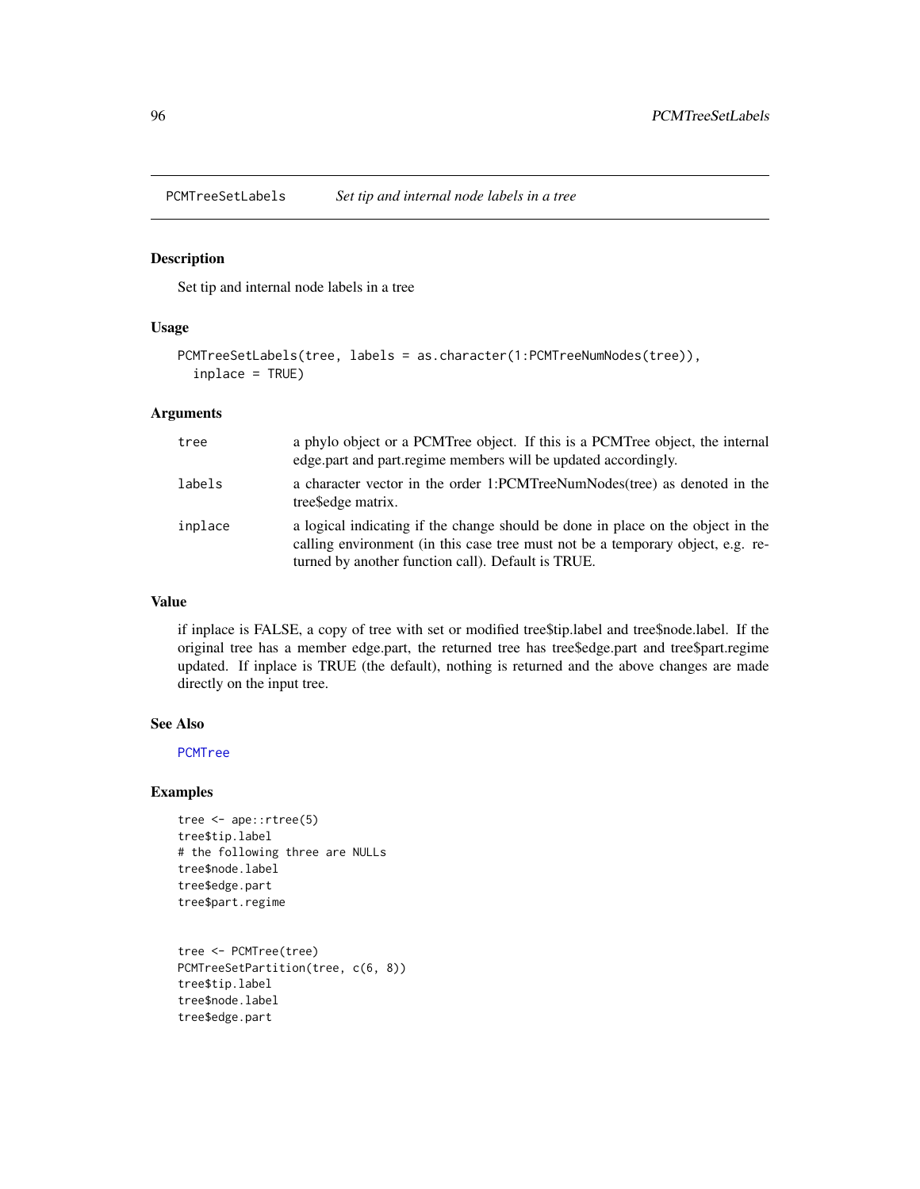## PCMTreeSetLabels *Set tip and internal node labels in a tree*

### Description

Set tip and internal node labels in a tree

### Usage

```
PCMTreeSetLabels(tree, labels = as.character(1:PCMTreeNumNodes(tree)),
  inplace = TRUE)
```

### Arguments

| | |
|---|---|
| tree | a phylo object or a PCMTree object. If this is a PCMTree object, the internal edge.part and part.regime members will be updated accordingly. |
| labels | a character vector in the order 1:PCMTreeNumNodes(tree) as denoted in the tree$edge matrix. |
| inplace | a logical indicating if the change should be done in place on the object in the calling environment (in this case tree must not be a temporary object, e.g. returned by another function call). Default is TRUE. |

### Value

if inplace is FALSE, a copy of tree with set or modified tree$tip.label and tree$node.label. If the original tree has a member edge.part, the returned tree has tree$edge.part and tree$part.regime updated. If inplace is TRUE (the default), nothing is returned and the above changes are made directly on the input tree.

### See Also

PCMTree

### Examples

```
tree <- ape::rtree(5)
tree$tip.label
# the following three are NULLs
tree$node.label
tree$edge.part
tree$part.regime


tree <- PCMTree(tree)
PCMTreeSetPartition(tree, c(6, 8))
tree$tip.label
tree$node.label
tree$edge.part
```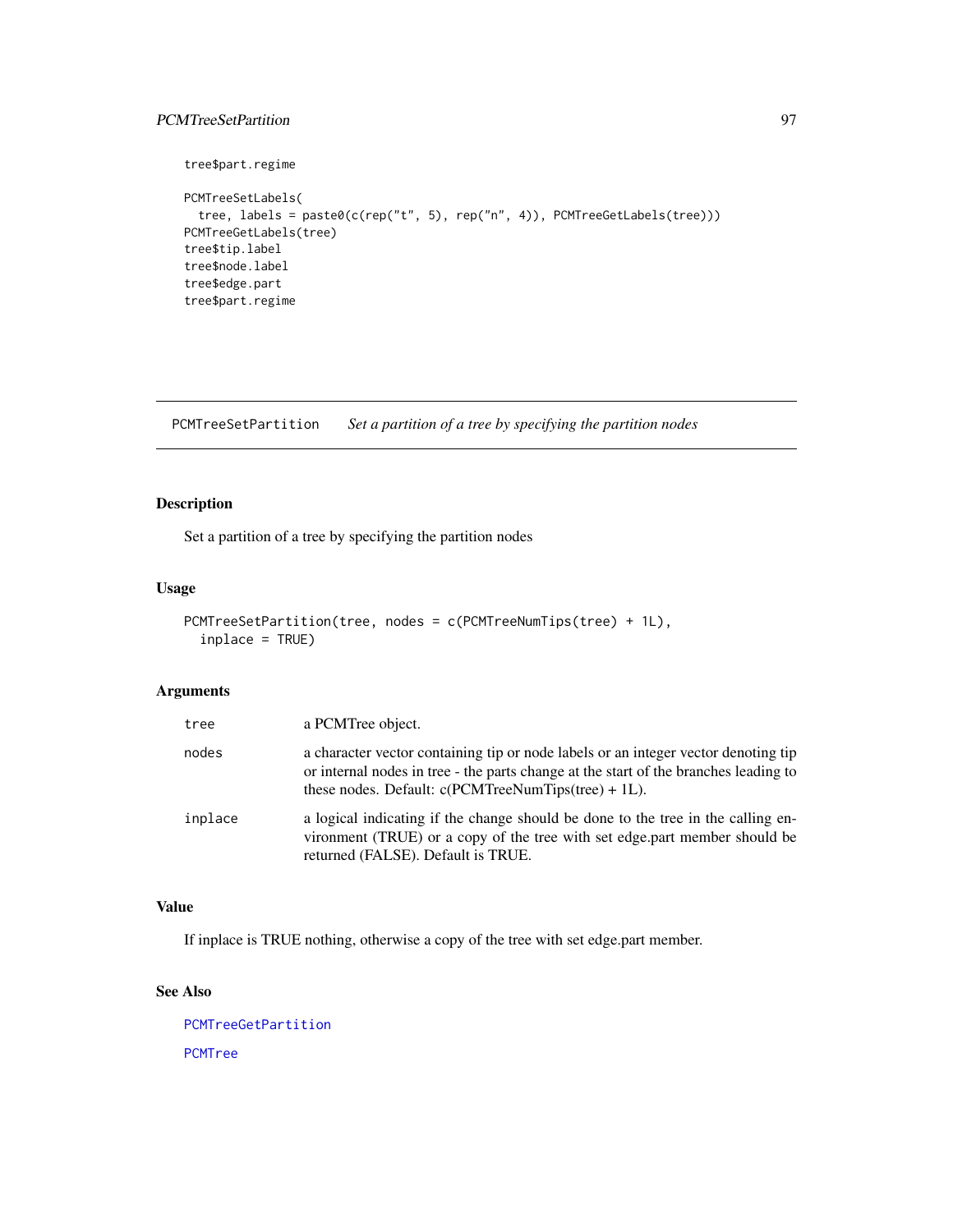```
tree$part.regime

PCMTreeSetLabels(
  tree, labels = paste0(c(rep("t", 5), rep("n", 4)), PCMTreeGetLabels(tree)))
PCMTreeGetLabels(tree)
tree$tip.label
tree$node.label
tree$edge.part
tree$part.regime
```

---

## PCMTreeSetPartition    *Set a partition of a tree by specifying the partition nodes*

---

### Description

Set a partition of a tree by specifying the partition nodes

### Usage

```
PCMTreeSetPartition(tree, nodes = c(PCMTreeNumTips(tree) + 1L),
  inplace = TRUE)
```

### Arguments

| | |
|---|---|
| `tree` | a PCMTree object. |
| `nodes` | a character vector containing tip or node labels or an integer vector denoting tip or internal nodes in tree - the parts change at the start of the branches leading to these nodes. Default: c(PCMTreeNumTips(tree) + 1L). |
| `inplace` | a logical indicating if the change should be done to the tree in the calling environment (TRUE) or a copy of the tree with set edge.part member should be returned (FALSE). Default is TRUE. |

### Value

If inplace is TRUE nothing, otherwise a copy of the tree with set edge.part member.

### See Also

`PCMTreeGetPartition`

`PCMTree`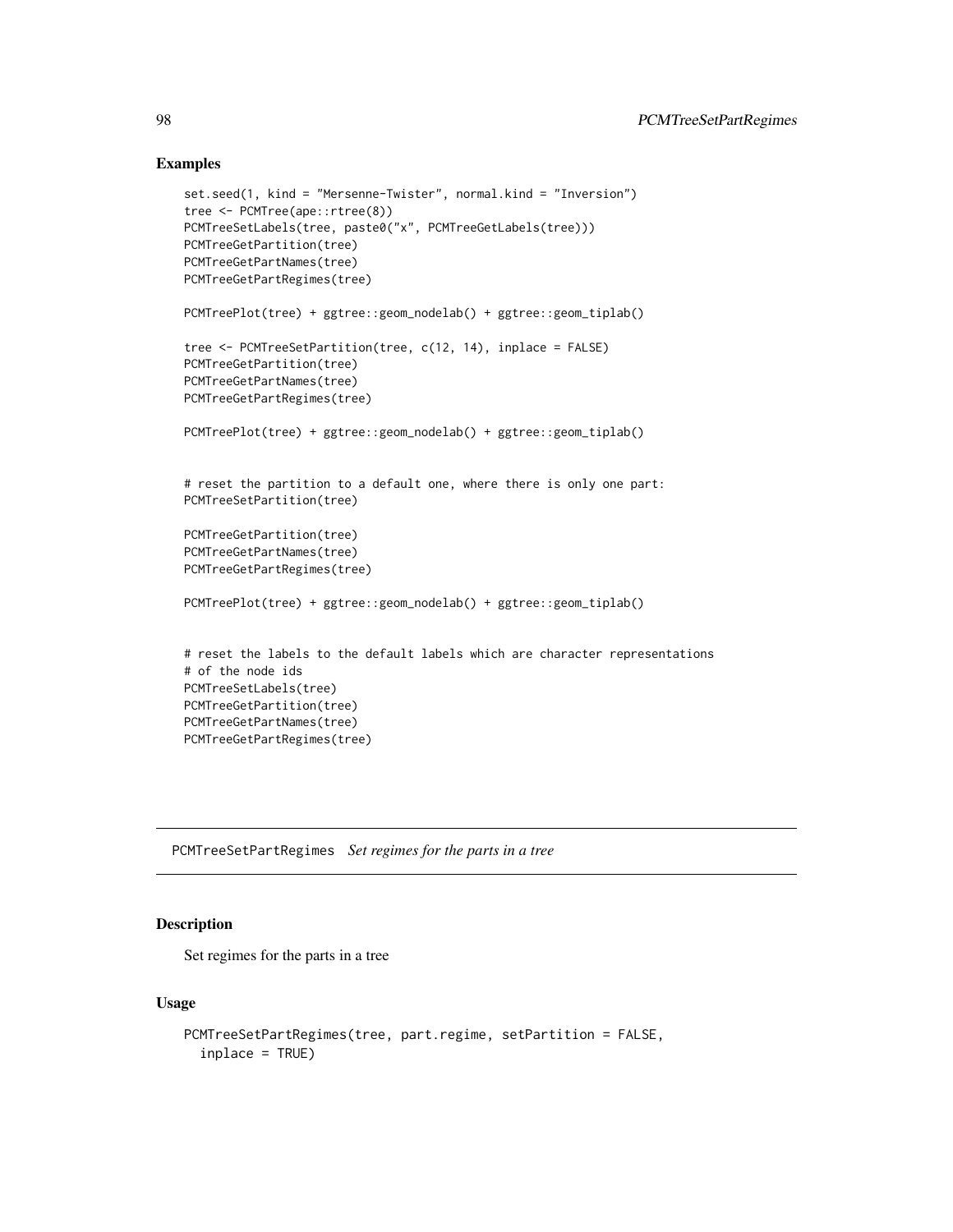## Examples

```
set.seed(1, kind = "Mersenne-Twister", normal.kind = "Inversion")
tree <- PCMTree(ape::rtree(8))
PCMTreeSetLabels(tree, paste0("x", PCMTreeGetLabels(tree)))
PCMTreeGetPartition(tree)
PCMTreeGetPartNames(tree)
PCMTreeGetPartRegimes(tree)

PCMTreePlot(tree) + ggtree::geom_nodelab() + ggtree::geom_tiplab()

tree <- PCMTreeSetPartition(tree, c(12, 14), inplace = FALSE)
PCMTreeGetPartition(tree)
PCMTreeGetPartNames(tree)
PCMTreeGetPartRegimes(tree)

PCMTreePlot(tree) + ggtree::geom_nodelab() + ggtree::geom_tiplab()


# reset the partition to a default one, where there is only one part:
PCMTreeSetPartition(tree)

PCMTreeGetPartition(tree)
PCMTreeGetPartNames(tree)
PCMTreeGetPartRegimes(tree)

PCMTreePlot(tree) + ggtree::geom_nodelab() + ggtree::geom_tiplab()


# reset the labels to the default labels which are character representations
# of the node ids
PCMTreeSetLabels(tree)
PCMTreeGetPartition(tree)
PCMTreeGetPartNames(tree)
PCMTreeGetPartRegimes(tree)
```

---

# PCMTreeSetPartRegimes *Set regimes for the parts in a tree*

## Description

Set regimes for the parts in a tree

## Usage

```
PCMTreeSetPartRegimes(tree, part.regime, setPartition = FALSE,
  inplace = TRUE)
```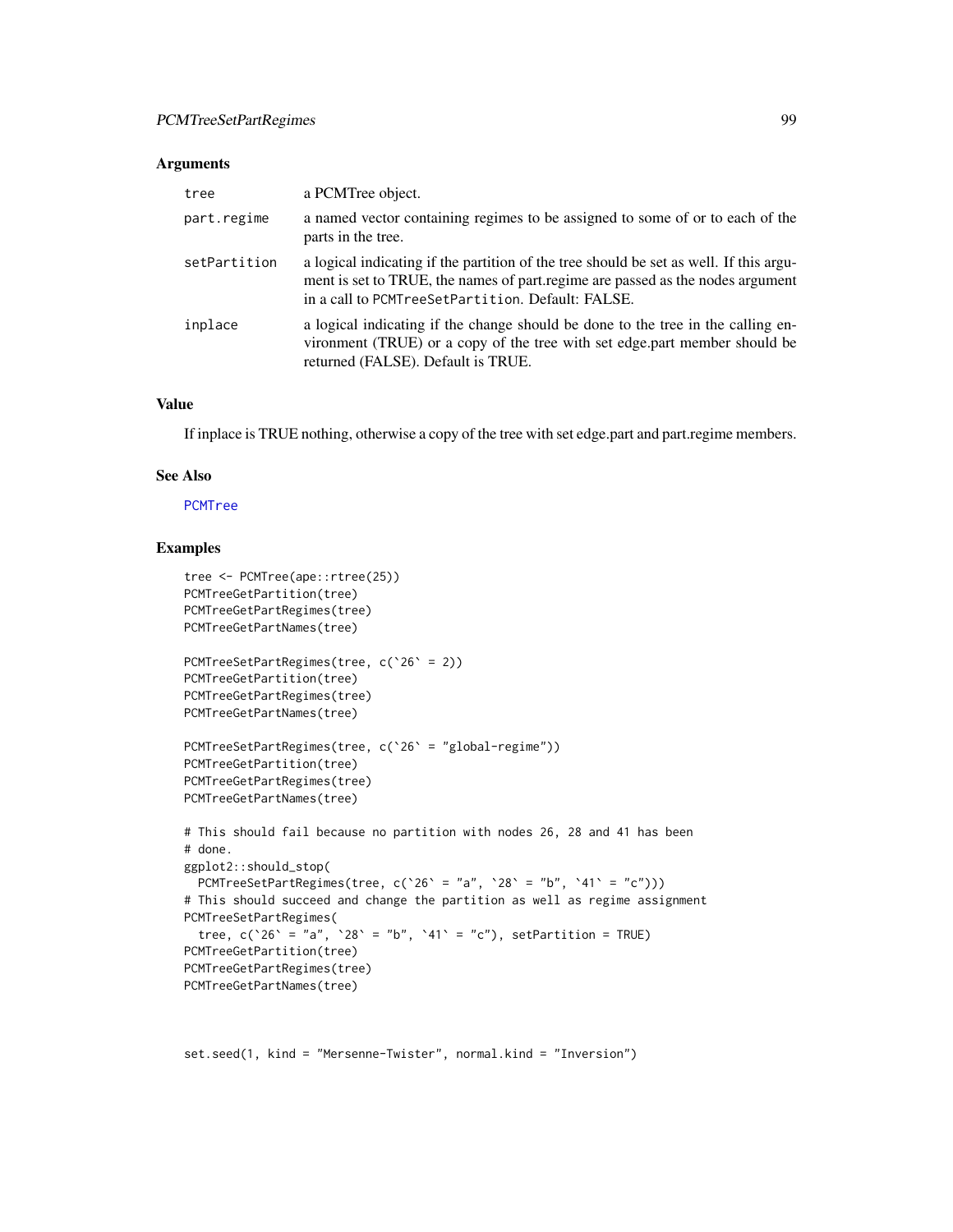## Arguments

| | |
|---|---|
| tree | a PCMTree object. |
| part.regime | a named vector containing regimes to be assigned to some of or to each of the parts in the tree. |
| setPartition | a logical indicating if the partition of the tree should be set as well. If this argument is set to TRUE, the names of part.regime are passed as the nodes argument in a call to `PCMTreeSetPartition`. Default: FALSE. |
| inplace | a logical indicating if the change should be done to the tree in the calling environment (TRUE) or a copy of the tree with set edge.part member should be returned (FALSE). Default is TRUE. |

## Value

If inplace is TRUE nothing, otherwise a copy of the tree with set edge.part and part.regime members.

## See Also

PCMTree

## Examples

```
tree <- PCMTree(ape::rtree(25))
PCMTreeGetPartition(tree)
PCMTreeGetPartRegimes(tree)
PCMTreeGetPartNames(tree)

PCMTreeSetPartRegimes(tree, c(`26` = 2))
PCMTreeGetPartition(tree)
PCMTreeGetPartRegimes(tree)
PCMTreeGetPartNames(tree)

PCMTreeSetPartRegimes(tree, c(`26` = "global-regime"))
PCMTreeGetPartition(tree)
PCMTreeGetPartRegimes(tree)
PCMTreeGetPartNames(tree)

# This should fail because no partition with nodes 26, 28 and 41 has been
# done.
ggplot2::should_stop(
  PCMTreeSetPartRegimes(tree, c(`26` = "a", `28` = "b", `41` = "c")))
# This should succeed and change the partition as well as regime assignment
PCMTreeSetPartRegimes(
  tree, c(`26` = "a", `28` = "b", `41` = "c"), setPartition = TRUE)
PCMTreeGetPartition(tree)
PCMTreeGetPartRegimes(tree)
PCMTreeGetPartNames(tree)


set.seed(1, kind = "Mersenne-Twister", normal.kind = "Inversion")
```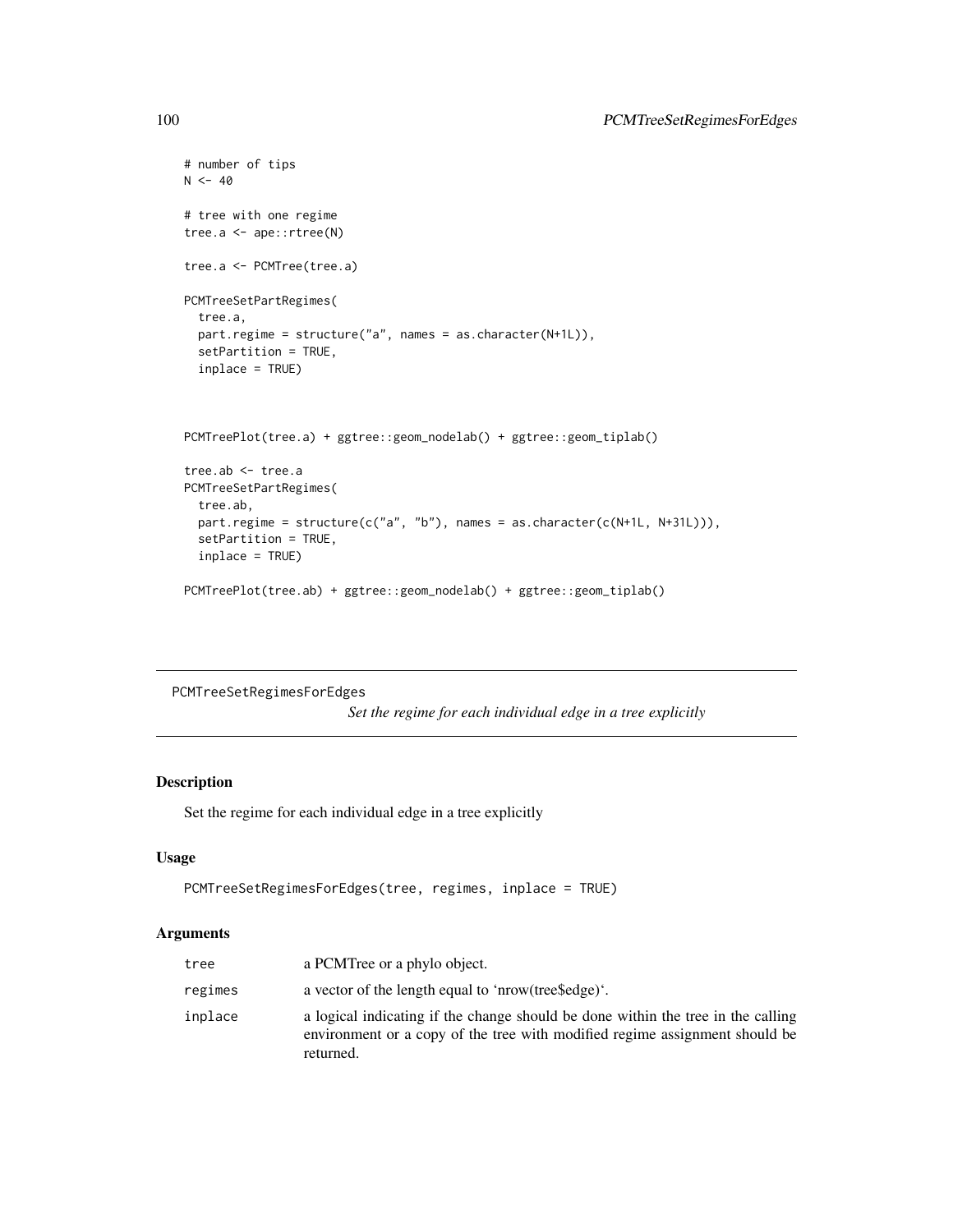```
# number of tips
N <- 40

# tree with one regime
tree.a <- ape::rtree(N)

tree.a <- PCMTree(tree.a)

PCMTreeSetPartRegimes(
  tree.a,
  part.regime = structure("a", names = as.character(N+1L)),
  setPartition = TRUE,
  inplace = TRUE)



PCMTreePlot(tree.a) + ggtree::geom_nodelab() + ggtree::geom_tiplab()

tree.ab <- tree.a
PCMTreeSetPartRegimes(
  tree.ab,
  part.regime = structure(c("a", "b"), names = as.character(c(N+1L, N+31L))),
  setPartition = TRUE,
  inplace = TRUE)

PCMTreePlot(tree.ab) + ggtree::geom_nodelab() + ggtree::geom_tiplab()
```

---

## PCMTreeSetRegimesForEdges

*Set the regime for each individual edge in a tree explicitly*

---

### Description

Set the regime for each individual edge in a tree explicitly

### Usage

```
PCMTreeSetRegimesForEdges(tree, regimes, inplace = TRUE)
```

### Arguments

| | |
|---|---|
| `tree` | a PCMTree or a phylo object. |
| `regimes` | a vector of the length equal to 'nrow(tree$edge)'. |
| `inplace` | a logical indicating if the change should be done within the tree in the calling environment or a copy of the tree with modified regime assignment should be returned. |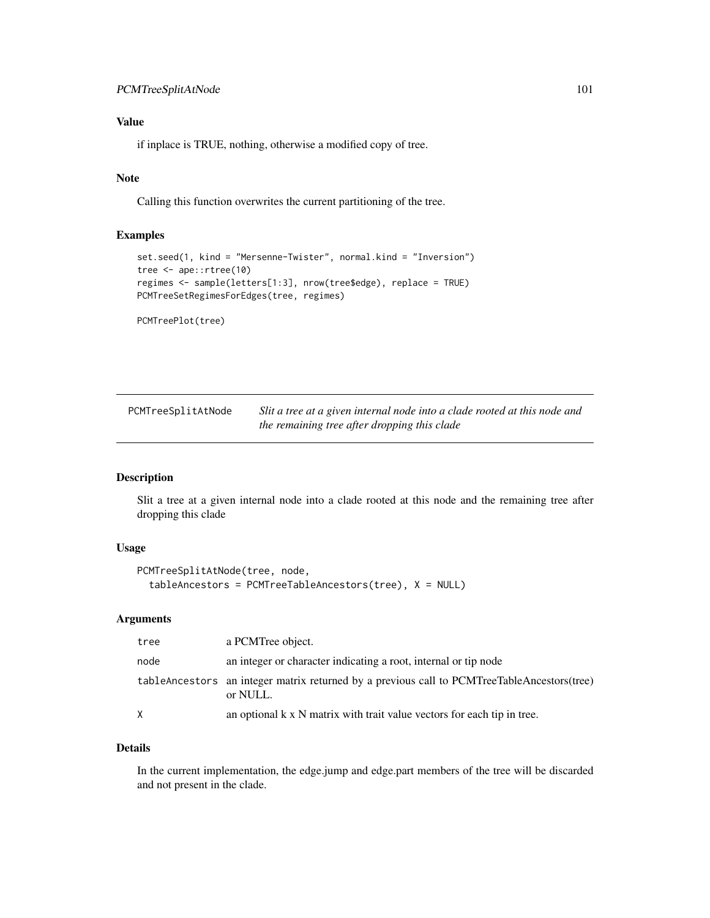### Value

if inplace is TRUE, nothing, otherwise a modified copy of tree.

### Note

Calling this function overwrites the current partitioning of the tree.

### Examples

```
set.seed(1, kind = "Mersenne-Twister", normal.kind = "Inversion")
tree <- ape::rtree(10)
regimes <- sample(letters[1:3], nrow(tree$edge), replace = TRUE)
PCMTreeSetRegimesForEdges(tree, regimes)

PCMTreePlot(tree)
```

---

## PCMTreeSplitAtNode — *Slit a tree at a given internal node into a clade rooted at this node and the remaining tree after dropping this clade*

---

### Description

Slit a tree at a given internal node into a clade rooted at this node and the remaining tree after dropping this clade

### Usage

```
PCMTreeSplitAtNode(tree, node,
  tableAncestors = PCMTreeTableAncestors(tree), X = NULL)
```

### Arguments

| | |
|---|---|
| tree | a PCMTree object. |
| node | an integer or character indicating a root, internal or tip node |
| tableAncestors | an integer matrix returned by a previous call to PCMTreeTableAncestors(tree) or NULL. |
| X | an optional k x N matrix with trait value vectors for each tip in tree. |

### Details

In the current implementation, the edge.jump and edge.part members of the tree will be discarded and not present in the clade.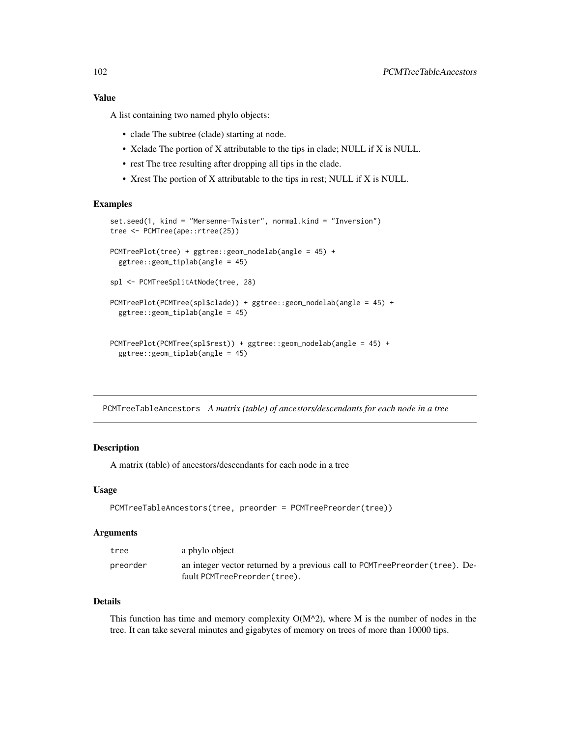### Value

A list containing two named phylo objects:

- clade The subtree (clade) starting at node.
- Xclade The portion of X attributable to the tips in clade; NULL if X is NULL.
- rest The tree resulting after dropping all tips in the clade.
- Xrest The portion of X attributable to the tips in rest; NULL if X is NULL.

### Examples

```
set.seed(1, kind = "Mersenne-Twister", normal.kind = "Inversion")
tree <- PCMTree(ape::rtree(25))

PCMTreePlot(tree) + ggtree::geom_nodelab(angle = 45) +
  ggtree::geom_tiplab(angle = 45)

spl <- PCMTreeSplitAtNode(tree, 28)

PCMTreePlot(PCMTree(spl$clade)) + ggtree::geom_nodelab(angle = 45) +
  ggtree::geom_tiplab(angle = 45)


PCMTreePlot(PCMTree(spl$rest)) + ggtree::geom_nodelab(angle = 45) +
  ggtree::geom_tiplab(angle = 45)
```

---

## PCMTreeTableAncestors *A matrix (table) of ancestors/descendants for each node in a tree*

### Description

A matrix (table) of ancestors/descendants for each node in a tree

### Usage

```
PCMTreeTableAncestors(tree, preorder = PCMTreePreorder(tree))
```

### Arguments

| | |
|---|---|
| tree | a phylo object |
| preorder | an integer vector returned by a previous call to PCMTreePreorder(tree). Default PCMTreePreorder(tree). |

### Details

This function has time and memory complexity O(M^2), where M is the number of nodes in the tree. It can take several minutes and gigabytes of memory on trees of more than 10000 tips.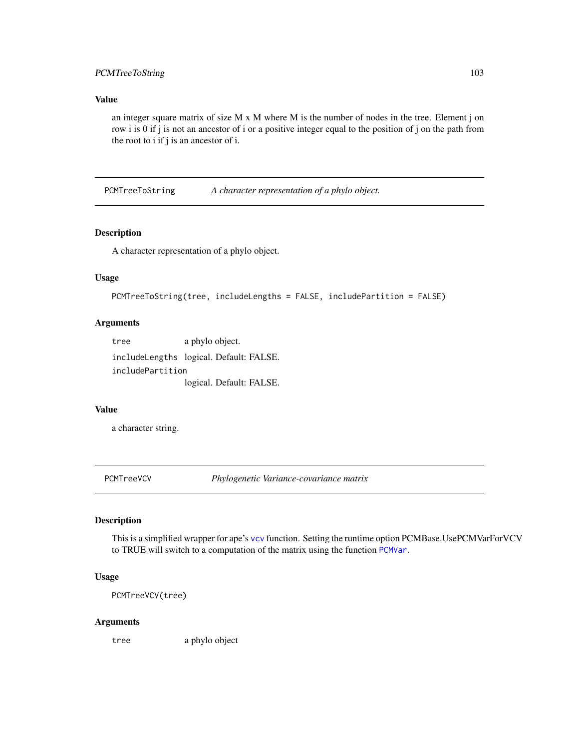## Value

an integer square matrix of size M x M where M is the number of nodes in the tree. Element j on row i is 0 if j is not an ancestor of i or a positive integer equal to the position of j on the path from the root to i if j is an ancestor of i.

---

# PCMTreeToString — *A character representation of a phylo object.*

## Description

A character representation of a phylo object.

## Usage

```
PCMTreeToString(tree, includeLengths = FALSE, includePartition = FALSE)
```

## Arguments

| | |
|---|---|
| `tree` | a phylo object. |
| `includeLengths` | logical. Default: FALSE. |
| `includePartition` | logical. Default: FALSE. |

## Value

a character string.

---

# PCMTreeVCV — *Phylogenetic Variance-covariance matrix*

## Description

This is a simplified wrapper for ape's `vcv` function. Setting the runtime option PCMBase.UsePCMVarForVCV to TRUE will switch to a computation of the matrix using the function `PCMVar`.

## Usage

```
PCMTreeVCV(tree)
```

## Arguments

| | |
|---|---|
| `tree` | a phylo object |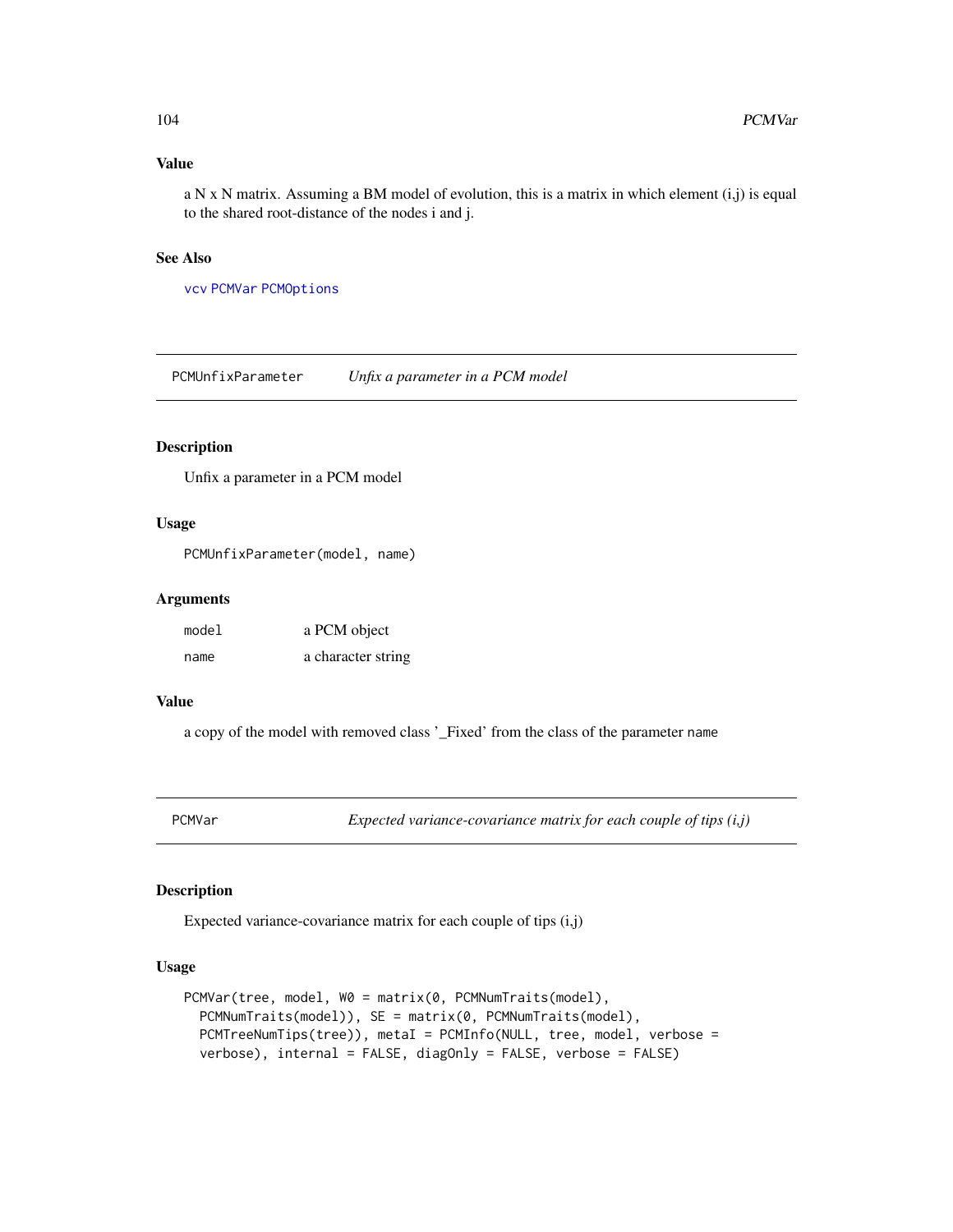### Value

a N x N matrix. Assuming a BM model of evolution, this is a matrix in which element (i,j) is equal to the shared root-distance of the nodes i and j.

### See Also

vcv PCMVar PCMOptions

## PCMUnfixParameter *Unfix a parameter in a PCM model*

### Description

Unfix a parameter in a PCM model

### Usage

```
PCMUnfixParameter(model, name)
```

### Arguments

| | |
|---|---|
| model | a PCM object |
| name | a character string |

### Value

a copy of the model with removed class '_Fixed' from the class of the parameter name

## PCMVar *Expected variance-covariance matrix for each couple of tips (i,j)*

### Description

Expected variance-covariance matrix for each couple of tips (i,j)

### Usage

```
PCMVar(tree, model, W0 = matrix(0, PCMNumTraits(model),
  PCMNumTraits(model)), SE = matrix(0, PCMNumTraits(model),
  PCMTreeNumTips(tree)), metaI = PCMInfo(NULL, tree, model, verbose =
  verbose), internal = FALSE, diagOnly = FALSE, verbose = FALSE)
```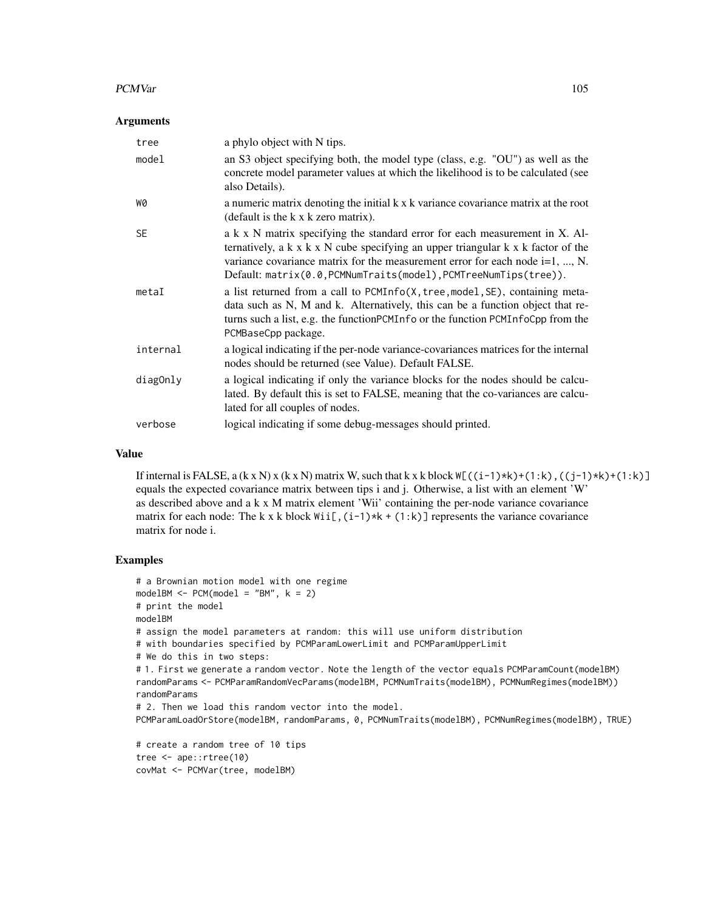### Arguments

| | |
|---|---|
| tree | a phylo object with N tips. |
| model | an S3 object specifying both, the model type (class, e.g. "OU") as well as the concrete model parameter values at which the likelihood is to be calculated (see also Details). |
| W0 | a numeric matrix denoting the initial k x k variance covariance matrix at the root (default is the k x k zero matrix). |
| SE | a k x N matrix specifying the standard error for each measurement in X. Alternatively, a k x k x N cube specifying an upper triangular k x k factor of the variance covariance matrix for the measurement error for each node i=1, ..., N. Default: `matrix(0.0,PCMNumTraits(model),PCMTreeNumTips(tree))`. |
| metaI | a list returned from a call to `PCMInfo(X,tree,model,SE)`, containing meta-data such as N, M and k. Alternatively, this can be a function object that returns such a list, e.g. the function`PCMInfo` or the function `PCMInfoCpp` from the `PCMBaseCpp` package. |
| internal | a logical indicating if the per-node variance-covariances matrices for the internal nodes should be returned (see Value). Default FALSE. |
| diagOnly | a logical indicating if only the variance blocks for the nodes should be calculated. By default this is set to FALSE, meaning that the co-variances are calculated for all couples of nodes. |
| verbose | logical indicating if some debug-messages should printed. |

### Value

If internal is FALSE, a (k x N) x (k x N) matrix W, such that k x k block `W[((i-1)*k)+(1:k),((j-1)*k)+(1:k)]` equals the expected covariance matrix between tips i and j. Otherwise, a list with an element 'W' as described above and a k x M matrix element 'Wii' containing the per-node variance covariance matrix for each node: The k x k block `Wii[,(i-1)*k + (1:k)]` represents the variance covariance matrix for node i.

### Examples

```
# a Brownian motion model with one regime
modelBM <- PCM(model = "BM", k = 2)
# print the model
modelBM
# assign the model parameters at random: this will use uniform distribution
# with boundaries specified by PCMParamLowerLimit and PCMParamUpperLimit
# We do this in two steps:
# 1. First we generate a random vector. Note the length of the vector equals PCMParamCount(modelBM)
randomParams <- PCMParamRandomVecParams(modelBM, PCMNumTraits(modelBM), PCMNumRegimes(modelBM))
randomParams
# 2. Then we load this random vector into the model.
PCMParamLoadOrStore(modelBM, randomParams, 0, PCMNumTraits(modelBM), PCMNumRegimes(modelBM), TRUE)

# create a random tree of 10 tips
tree <- ape::rtree(10)
covMat <- PCMVar(tree, modelBM)
```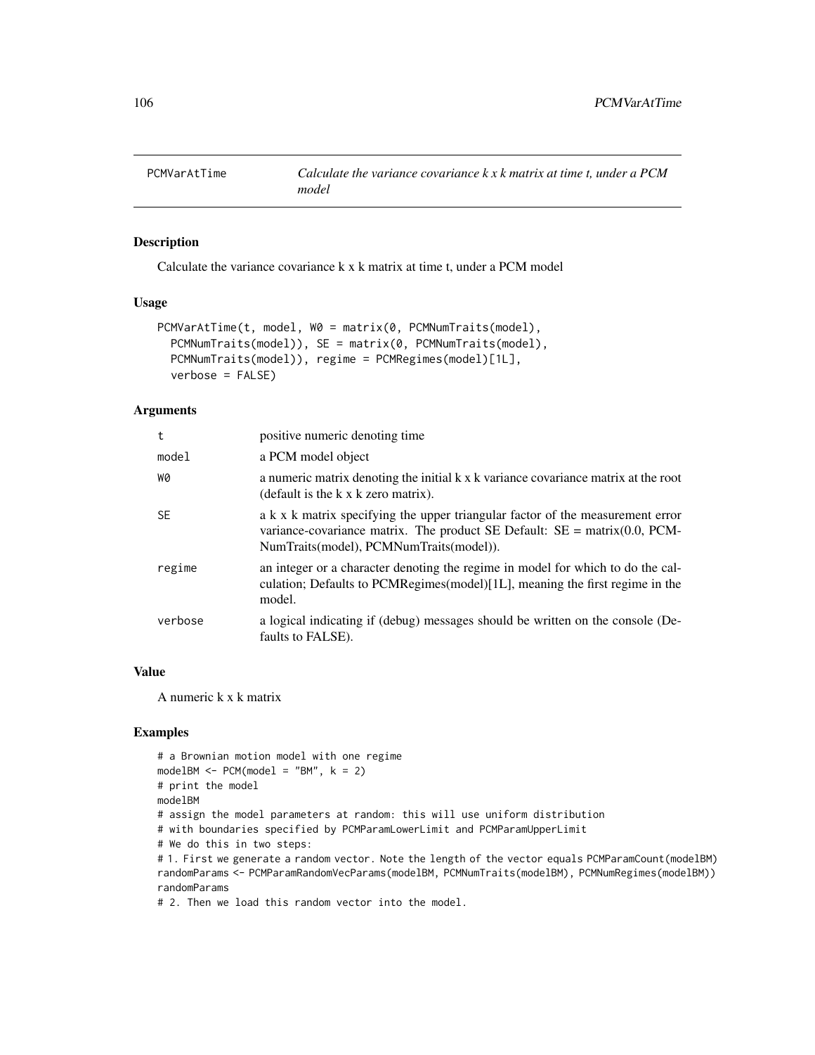## PCMVarAtTime

*Calculate the variance covariance k x k matrix at time t, under a PCM model*

### Description

Calculate the variance covariance k x k matrix at time t, under a PCM model

### Usage

```
PCMVarAtTime(t, model, W0 = matrix(0, PCMNumTraits(model),
  PCMNumTraits(model)), SE = matrix(0, PCMNumTraits(model),
  PCMNumTraits(model)), regime = PCMRegimes(model)[1L],
  verbose = FALSE)
```

### Arguments

| | |
|---|---|
| t | positive numeric denoting time |
| model | a PCM model object |
| W0 | a numeric matrix denoting the initial k x k variance covariance matrix at the root (default is the k x k zero matrix). |
| SE | a k x k matrix specifying the upper triangular factor of the measurement error variance-covariance matrix. The product SE Default: SE = matrix(0.0, PCMNumTraits(model), PCMNumTraits(model)). |
| regime | an integer or a character denoting the regime in model for which to do the calculation; Defaults to PCMRegimes(model)[1L], meaning the first regime in the model. |
| verbose | a logical indicating if (debug) messages should be written on the console (Defaults to FALSE). |

### Value

A numeric k x k matrix

### Examples

```
# a Brownian motion model with one regime
modelBM <- PCM(model = "BM", k = 2)
# print the model
modelBM
# assign the model parameters at random: this will use uniform distribution
# with boundaries specified by PCMParamLowerLimit and PCMParamUpperLimit
# We do this in two steps:
# 1. First we generate a random vector. Note the length of the vector equals PCMParamCount(modelBM)
randomParams <- PCMParamRandomVecParams(modelBM, PCMNumTraits(modelBM), PCMNumRegimes(modelBM))
randomParams
# 2. Then we load this random vector into the model.
```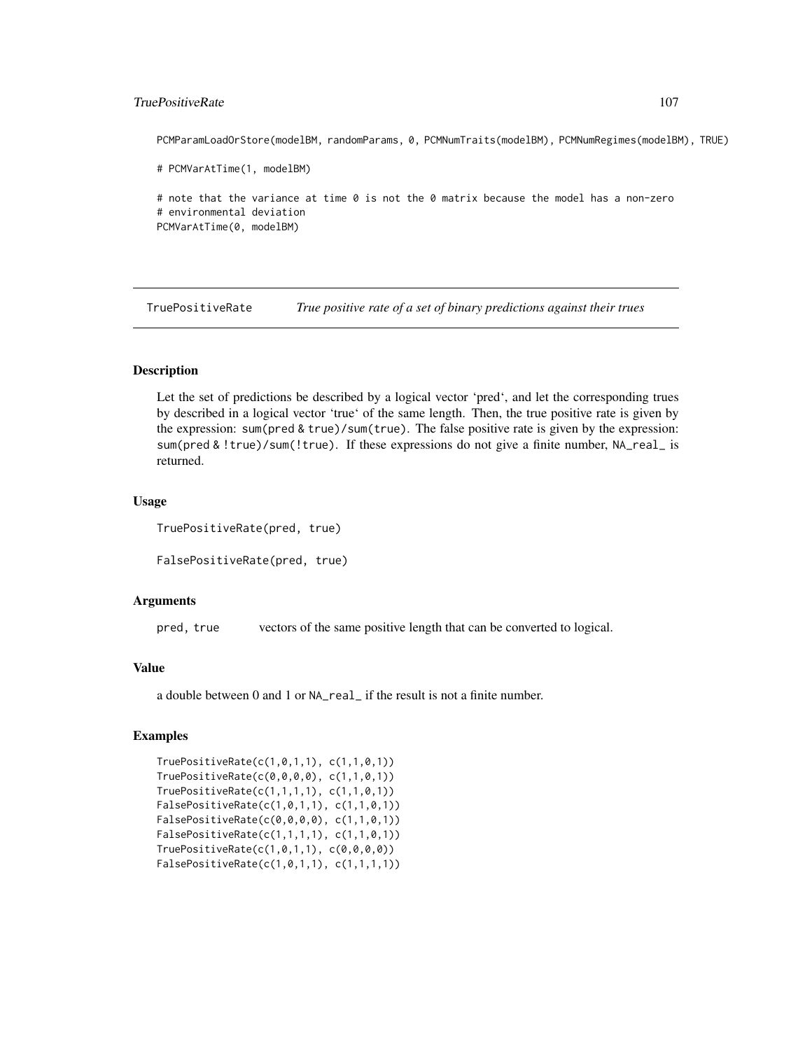```
PCMParamLoadOrStore(modelBM, randomParams, 0, PCMNumTraits(modelBM), PCMNumRegimes(modelBM), TRUE)

# PCMVarAtTime(1, modelBM)

# note that the variance at time 0 is not the 0 matrix because the model has a non-zero
# environmental deviation
PCMVarAtTime(0, modelBM)
```

## TruePositiveRate *True positive rate of a set of binary predictions against their trues*

### Description

Let the set of predictions be described by a logical vector 'pred', and let the corresponding trues by described in a logical vector 'true' of the same length. Then, the true positive rate is given by the expression: `sum(pred & true)/sum(true)`. The false positive rate is given by the expression: `sum(pred & !true)/sum(!true)`. If these expressions do not give a finite number, `NA_real_` is returned.

### Usage

```
TruePositiveRate(pred, true)

FalsePositiveRate(pred, true)
```

### Arguments

| | |
|---|---|
| `pred, true` | vectors of the same positive length that can be converted to logical. |

### Value

a double between 0 and 1 or `NA_real_` if the result is not a finite number.

### Examples

```
TruePositiveRate(c(1,0,1,1), c(1,1,0,1))
TruePositiveRate(c(0,0,0,0), c(1,1,0,1))
TruePositiveRate(c(1,1,1,1), c(1,1,0,1))
FalsePositiveRate(c(1,0,1,1), c(1,1,0,1))
FalsePositiveRate(c(0,0,0,0), c(1,1,0,1))
FalsePositiveRate(c(1,1,1,1), c(1,1,0,1))
TruePositiveRate(c(1,0,1,1), c(0,0,0,0))
FalsePositiveRate(c(1,0,1,1), c(1,1,1,1))
```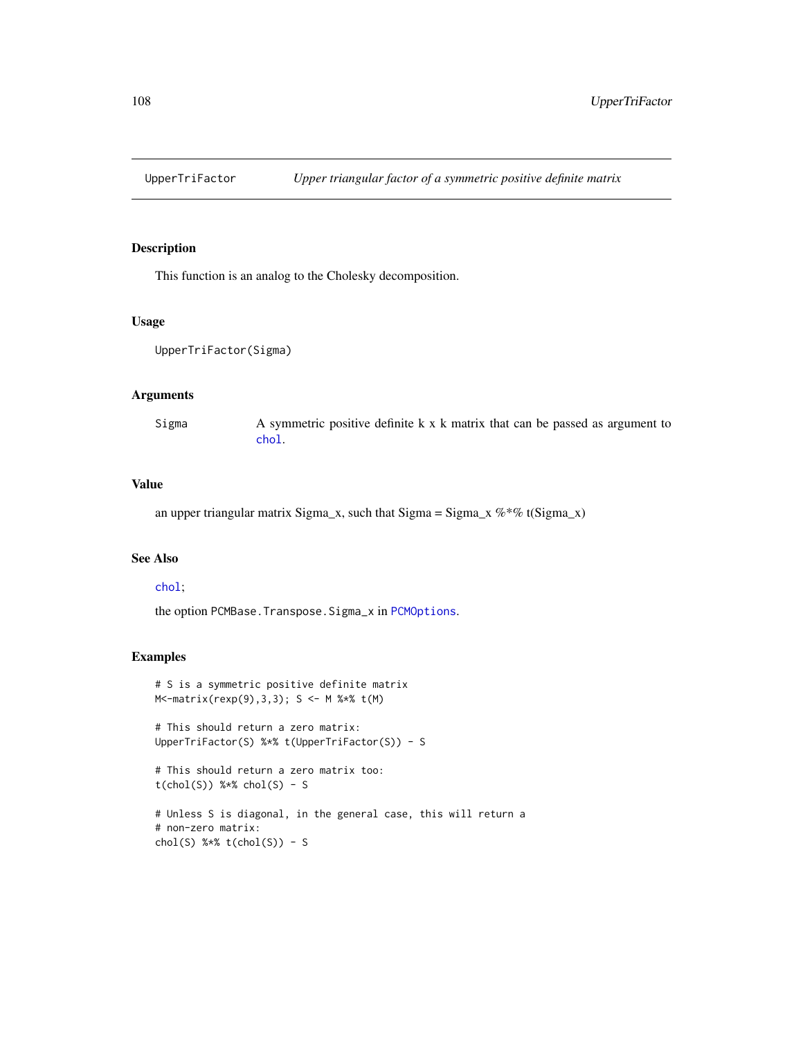UpperTriFactor    *Upper triangular factor of a symmetric positive definite matrix*

## Description

This function is an analog to the Cholesky decomposition.

## Usage

```
UpperTriFactor(Sigma)
```

## Arguments

| | |
|---|---|
| Sigma | A symmetric positive definite k x k matrix that can be passed as argument to chol. |

## Value

an upper triangular matrix Sigma_x, such that Sigma = Sigma_x %*% t(Sigma_x)

## See Also

chol;

the option PCMBase.Transpose.Sigma_x in PCMOptions.

## Examples

```
# S is a symmetric positive definite matrix
M<-matrix(rexp(9),3,3); S <- M %*% t(M)

# This should return a zero matrix:
UpperTriFactor(S) %*% t(UpperTriFactor(S)) - S

# This should return a zero matrix too:
t(chol(S)) %*% chol(S) - S

# Unless S is diagonal, in the general case, this will return a
# non-zero matrix:
chol(S) %*% t(chol(S)) - S
```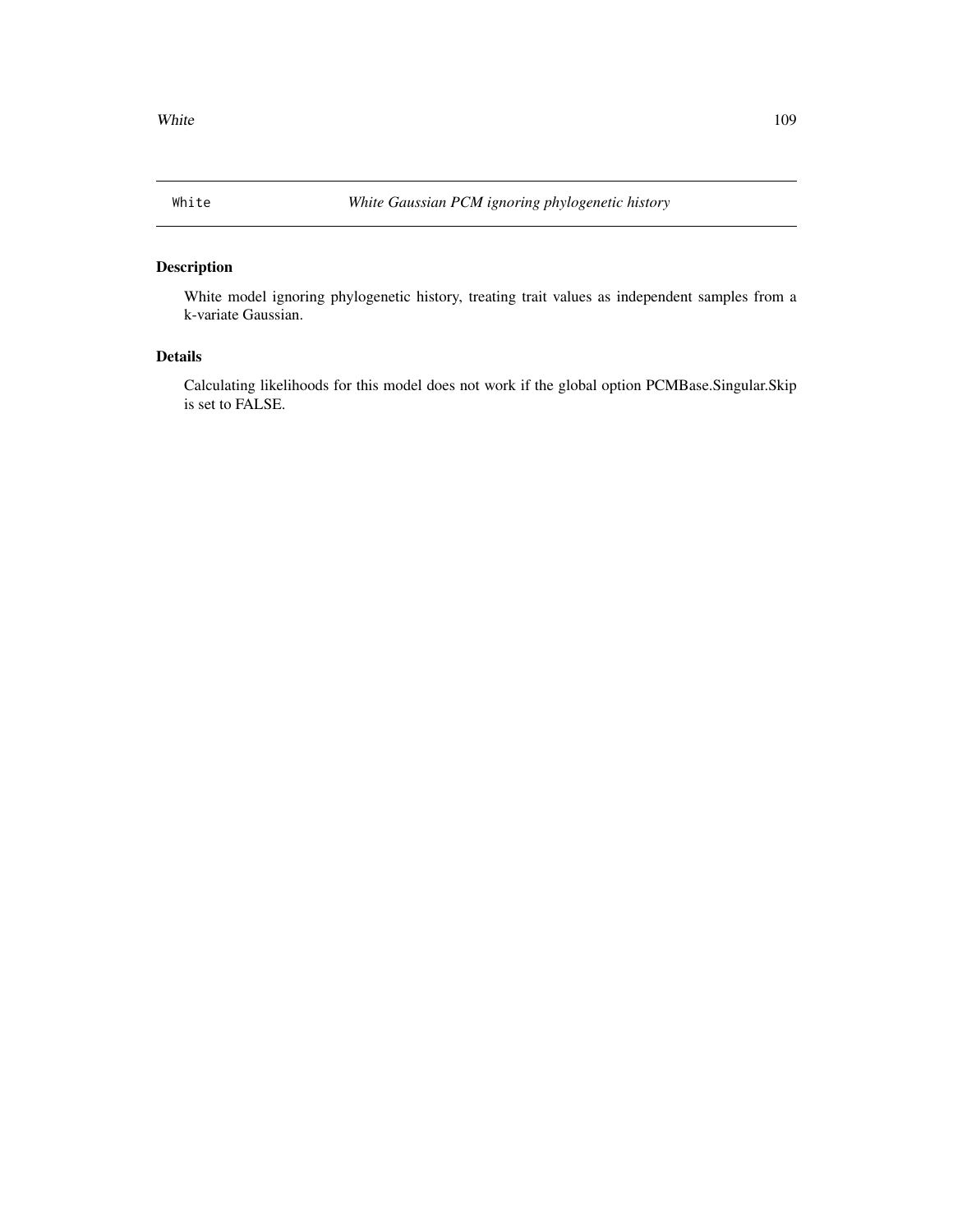White *White Gaussian PCM ignoring phylogenetic history*

## Description

White model ignoring phylogenetic history, treating trait values as independent samples from a k-variate Gaussian.

## Details

Calculating likelihoods for this model does not work if the global option PCMBase.Singular.Skip is set to FALSE.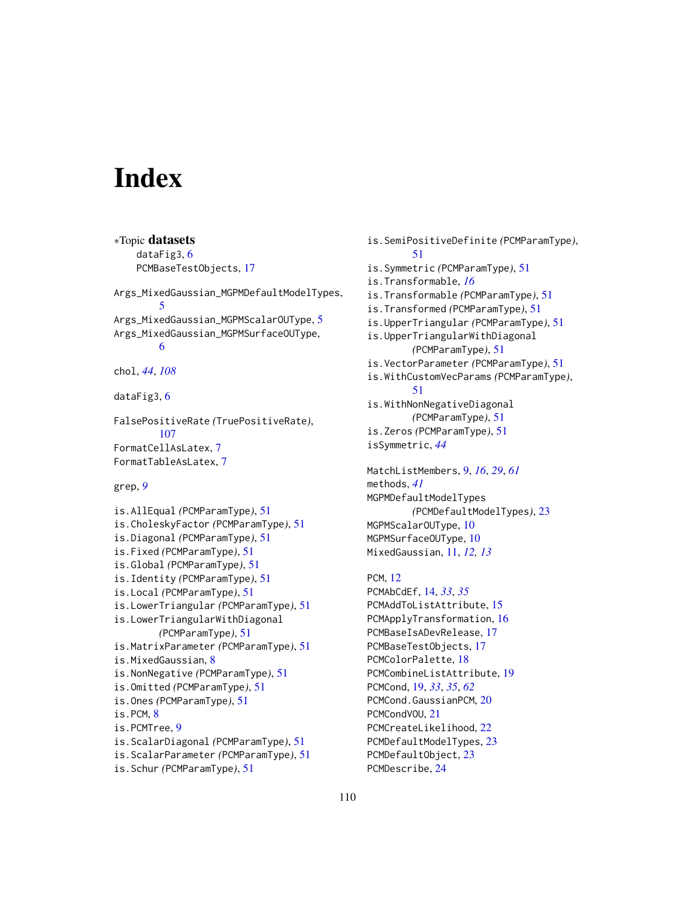# Index

*Topic **datasets**

dataFig3, 6
PCMBaseTestObjects, 17

Args_MixedGaussian_MGPMDefaultModelTypes, 5
Args_MixedGaussian_MGPMScalarOUType, 5
Args_MixedGaussian_MGPMSurfaceOUType, 6

chol, *44*, *108*

dataFig3, 6

FalsePositiveRate *(*TruePositiveRate*)*, 107
FormatCellAsLatex, 7
FormatTableAsLatex, 7

grep, *9*

is.AllEqual *(*PCMParamType*)*, 51
is.CholeskyFactor *(*PCMParamType*)*, 51
is.Diagonal *(*PCMParamType*)*, 51
is.Fixed *(*PCMParamType*)*, 51
is.Global *(*PCMParamType*)*, 51
is.Identity *(*PCMParamType*)*, 51
is.Local *(*PCMParamType*)*, 51
is.LowerTriangular *(*PCMParamType*)*, 51
is.LowerTriangularWithDiagonal *(*PCMParamType*)*, 51
is.MatrixParameter *(*PCMParamType*)*, 51
is.MixedGaussian, 8
is.NonNegative *(*PCMParamType*)*, 51
is.Omitted *(*PCMParamType*)*, 51
is.Ones *(*PCMParamType*)*, 51
is.PCM, 8
is.PCMTree, 9
is.ScalarDiagonal *(*PCMParamType*)*, 51
is.ScalarParameter *(*PCMParamType*)*, 51
is.Schur *(*PCMParamType*)*, 51
is.SemiPositiveDefinite *(*PCMParamType*)*, 51
is.Symmetric *(*PCMParamType*)*, 51
is.Transformable, *16*
is.Transformable *(*PCMParamType*)*, 51
is.Transformed *(*PCMParamType*)*, 51
is.UpperTriangular *(*PCMParamType*)*, 51
is.UpperTriangularWithDiagonal *(*PCMParamType*)*, 51
is.VectorParameter *(*PCMParamType*)*, 51
is.WithCustomVecParams *(*PCMParamType*)*, 51
is.WithNonNegativeDiagonal *(*PCMParamType*)*, 51
is.Zeros *(*PCMParamType*)*, 51
isSymmetric, *44*

MatchListMembers, 9, *16*, *29*, *61*
methods, *41*
MGPMDefaultModelTypes *(*PCMDefaultModelTypes*)*, 23
MGPMScalarOUType, 10
MGPMSurfaceOUType, 10
MixedGaussian, 11, *12*, *13*

PCM, 12
PCMAbCdEf, 14, *33*, *35*
PCMAddToListAttribute, 15
PCMApplyTransformation, 16
PCMBaseIsADevRelease, 17
PCMBaseTestObjects, 17
PCMColorPalette, 18
PCMCombineListAttribute, 19
PCMCond, 19, *33*, *35*, *62*
PCMCond.GaussianPCM, 20
PCMCondVOU, 21
PCMCreateLikelihood, 22
PCMDefaultModelTypes, 23
PCMDefaultObject, 23
PCMDescribe, 24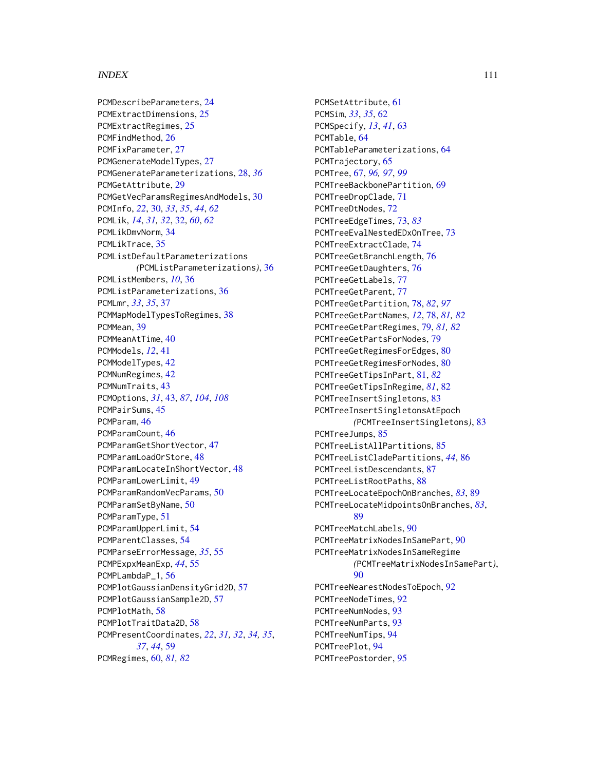PCMDescribeParameters, 24
PCMExtractDimensions, 25
PCMExtractRegimes, 25
PCMFindMethod, 26
PCMFixParameter, 27
PCMGenerateModelTypes, 27
PCMGenerateParameterizations, 28, *36*
PCMGetAttribute, 29
PCMGetVecParamsRegimesAndModels, 30
PCMInfo, *22*, 30, *33*, *35*, *44*, *62*
PCMLik, *14*, *31, 32*, 32, *60*, *62*
PCMLikDmvNorm, 34
PCMLikTrace, 35
PCMListDefaultParameterizations
    *(*PCMListParameterizations*)*, 36
PCMListMembers, *10*, 36
PCMListParameterizations, 36
PCMLmr, *33*, *35*, 37
PCMMapModelTypesToRegimes, 38
PCMMean, 39
PCMMeanAtTime, 40
PCMModels, *12*, 41
PCMModelTypes, 42
PCMNumRegimes, 42
PCMNumTraits, 43
PCMOptions, *31*, 43, *87*, *104*, *108*
PCMPairSums, 45
PCMParam, 46
PCMParamCount, 46
PCMParamGetShortVector, 47
PCMParamLoadOrStore, 48
PCMParamLocateInShortVector, 48
PCMParamLowerLimit, 49
PCMParamRandomVecParams, 50
PCMParamSetByName, 50
PCMParamType, 51
PCMParamUpperLimit, 54
PCMParentClasses, 54
PCMParseErrorMessage, *35*, 55
PCMPExpxMeanExp, *44*, 55
PCMPLambdaP_1, 56
PCMPlotGaussianDensityGrid2D, 57
PCMPlotGaussianSample2D, 57
PCMPlotMath, 58
PCMPlotTraitData2D, 58
PCMPresentCoordinates, *22*, *31, 32*, *34, 35*,
    *37*, *44*, 59
PCMRegimes, 60, *81, 82*
PCMSetAttribute, 61
PCMSim, *33*, *35*, 62
PCMSpecify, *13*, *41*, 63
PCMTable, 64
PCMTableParameterizations, 64
PCMTrajectory, 65
PCMTree, 67, *96, 97*, *99*
PCMTreeBackbonePartition, 69
PCMTreeDropClade, 71
PCMTreeDtNodes, 72
PCMTreeEdgeTimes, 73, *83*
PCMTreeEvalNestedEDxOnTree, 73
PCMTreeExtractClade, 74
PCMTreeGetBranchLength, 76
PCMTreeGetDaughters, 76
PCMTreeGetLabels, 77
PCMTreeGetParent, 77
PCMTreeGetPartition, 78, *82*, *97*
PCMTreeGetPartNames, *12*, 78, *81, 82*
PCMTreeGetPartRegimes, 79, *81, 82*
PCMTreeGetPartsForNodes, 79
PCMTreeGetRegimesForEdges, 80
PCMTreeGetRegimesForNodes, 80
PCMTreeGetTipsInPart, 81, *82*
PCMTreeGetTipsInRegime, *81*, 82
PCMTreeInsertSingletons, 83
PCMTreeInsertSingletonsAtEpoch
    *(*PCMTreeInsertSingletons*)*, 83
PCMTreeJumps, 85
PCMTreeListAllPartitions, 85
PCMTreeListCladePartitions, *44*, 86
PCMTreeListDescendants, 87
PCMTreeListRootPaths, 88
PCMTreeLocateEpochOnBranches, *83*, 89
PCMTreeLocateMidpointsOnBranches, *83*,
    89
PCMTreeMatchLabels, 90
PCMTreeMatrixNodesInSamePart, 90
PCMTreeMatrixNodesInSameRegime
    *(*PCMTreeMatrixNodesInSamePart*)*,
    90
PCMTreeNearestNodesToEpoch, 92
PCMTreeNodeTimes, 92
PCMTreeNumNodes, 93
PCMTreeNumParts, 93
PCMTreeNumTips, 94
PCMTreePlot, 94
PCMTreePostorder, 95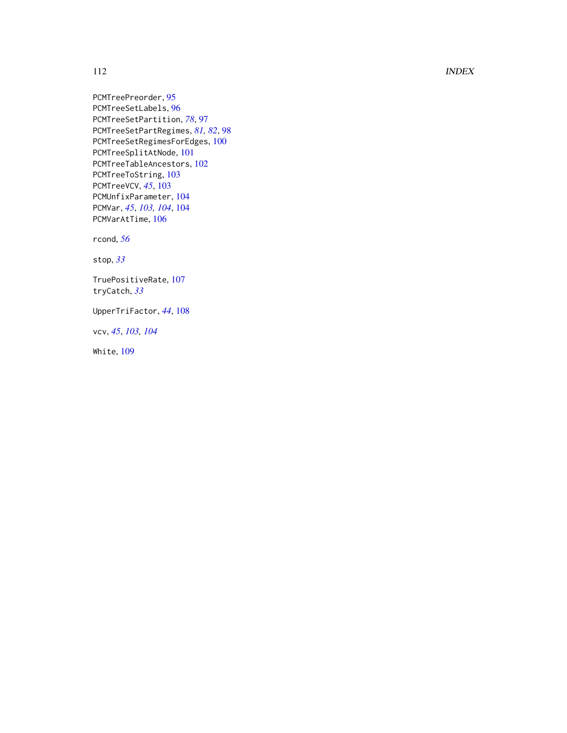PCMTreePreorder, 95
PCMTreeSetLabels, 96
PCMTreeSetPartition, *78*, 97
PCMTreeSetPartRegimes, *81, 82*, 98
PCMTreeSetRegimesForEdges, 100
PCMTreeSplitAtNode, 101
PCMTreeTableAncestors, 102
PCMTreeToString, 103
PCMTreeVCV, *45*, 103
PCMUnfixParameter, 104
PCMVar, *45*, *103, 104*, 104
PCMVarAtTime, 106

rcond, *56*

stop, *33*

TruePositiveRate, 107
tryCatch, *33*

UpperTriFactor, *44*, 108

vcv, *45*, *103, 104*

White, 109